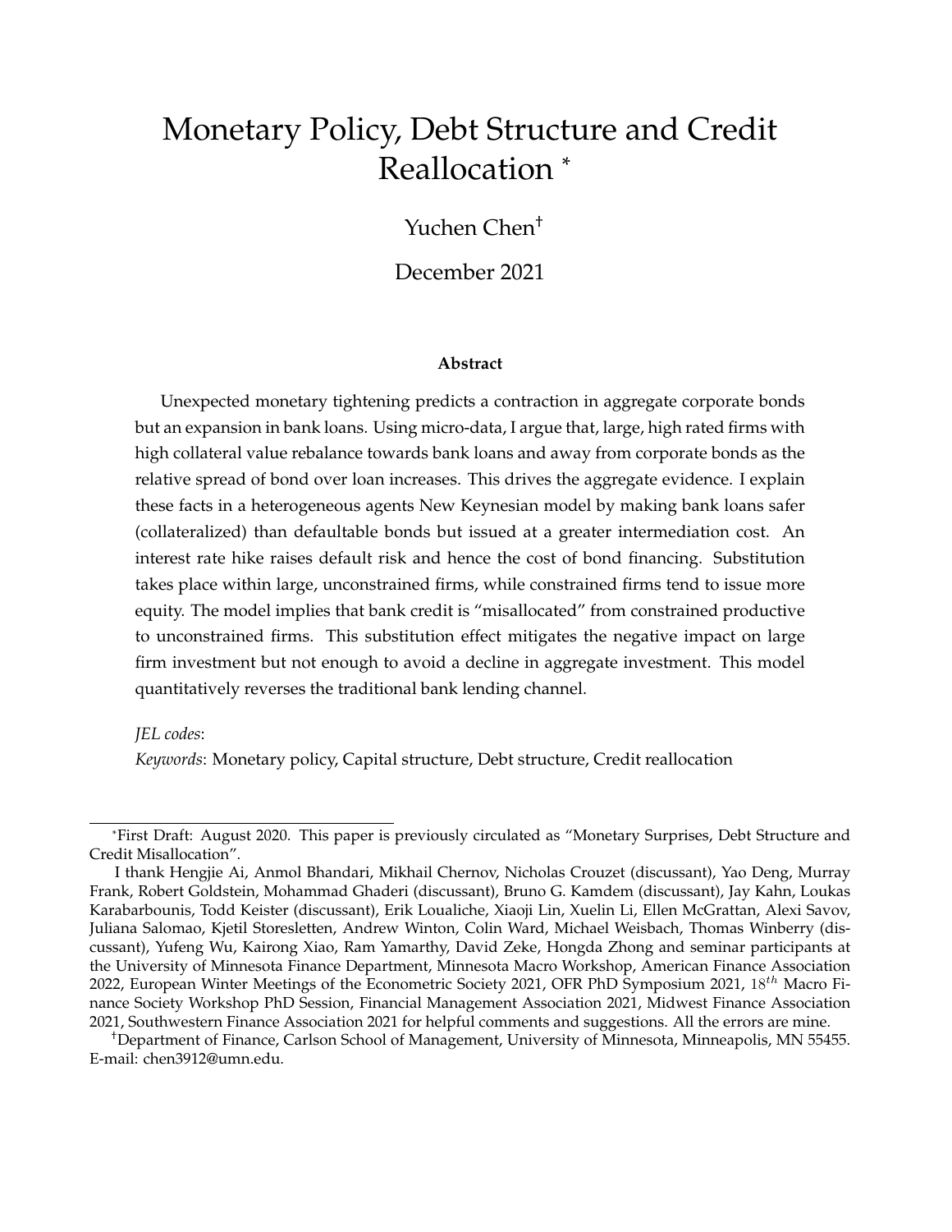# Monetary Policy, Debt Structure and Credit Reallocation *

Yuchen Chen†

December 2021

### Abstract

Unexpected monetary tightening predicts a contraction in aggregate corporate bonds but an expansion in bank loans. Using micro-data, I argue that, large, high rated firms with high collateral value rebalance towards bank loans and away from corporate bonds as the relative spread of bond over loan increases. This drives the aggregate evidence. I explain these facts in a heterogeneous agents New Keynesian model by making bank loans safer (collateralized) than defaultable bonds but issued at a greater intermediation cost. An interest rate hike raises default risk and hence the cost of bond financing. Substitution takes place within large, unconstrained firms, while constrained firms tend to issue more equity. The model implies that bank credit is "misallocated" from constrained productive to unconstrained firms. This substitution effect mitigates the negative impact on large firm investment but not enough to avoid a decline in aggregate investment. This model quantitatively reverses the traditional bank lending channel.

*JEL codes*:

*Keywords*: Monetary policy, Capital structure, Debt structure, Credit reallocation

---

*First Draft: August 2020. This paper is previously circulated as "Monetary Surprises, Debt Structure and Credit Misallocation".

I thank Hengjie Ai, Anmol Bhandari, Mikhail Chernov, Nicholas Crouzet (discussant), Yao Deng, Murray Frank, Robert Goldstein, Mohammad Ghaderi (discussant), Bruno G. Kamdem (discussant), Jay Kahn, Loukas Karabarbounis, Todd Keister (discussant), Erik Loualiche, Xiaoji Lin, Xuelin Li, Ellen McGrattan, Alexi Savov, Juliana Salomao, Kjetil Storesletten, Andrew Winton, Colin Ward, Michael Weisbach, Thomas Winberry (discussant), Yufeng Wu, Kairong Xiao, Ram Yamarthy, David Zeke, Hongda Zhong and seminar participants at the University of Minnesota Finance Department, Minnesota Macro Workshop, American Finance Association 2022, European Winter Meetings of the Econometric Society 2021, OFR PhD Symposium 2021, $18^{th}$ Macro Finance Society Workshop PhD Session, Financial Management Association 2021, Midwest Finance Association 2021, Southwestern Finance Association 2021 for helpful comments and suggestions. All the errors are mine.

†Department of Finance, Carlson School of Management, University of Minnesota, Minneapolis, MN 55455. E-mail: chen3912@umn.edu.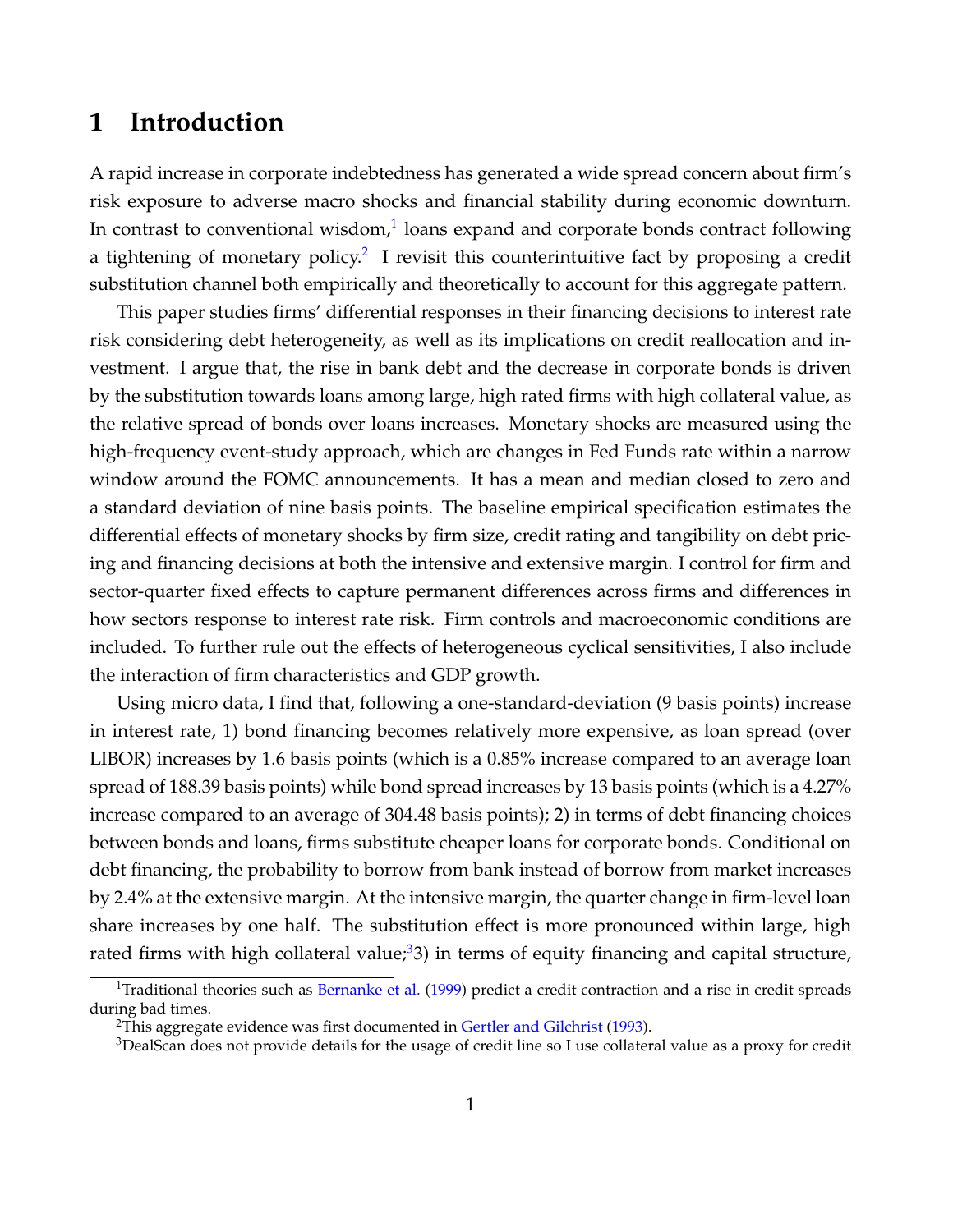# 1 Introduction

A rapid increase in corporate indebtedness has generated a wide spread concern about firm's risk exposure to adverse macro shocks and financial stability during economic downturn. In contrast to conventional wisdom,[1] loans expand and corporate bonds contract following a tightening of monetary policy.[2] I revisit this counterintuitive fact by proposing a credit substitution channel both empirically and theoretically to account for this aggregate pattern.

This paper studies firms' differential responses in their financing decisions to interest rate risk considering debt heterogeneity, as well as its implications on credit reallocation and investment. I argue that, the rise in bank debt and the decrease in corporate bonds is driven by the substitution towards loans among large, high rated firms with high collateral value, as the relative spread of bonds over loans increases. Monetary shocks are measured using the high-frequency event-study approach, which are changes in Fed Funds rate within a narrow window around the FOMC announcements. It has a mean and median closed to zero and a standard deviation of nine basis points. The baseline empirical specification estimates the differential effects of monetary shocks by firm size, credit rating and tangibility on debt pricing and financing decisions at both the intensive and extensive margin. I control for firm and sector-quarter fixed effects to capture permanent differences across firms and differences in how sectors response to interest rate risk. Firm controls and macroeconomic conditions are included. To further rule out the effects of heterogeneous cyclical sensitivities, I also include the interaction of firm characteristics and GDP growth.

Using micro data, I find that, following a one-standard-deviation (9 basis points) increase in interest rate, 1) bond financing becomes relatively more expensive, as loan spread (over LIBOR) increases by 1.6 basis points (which is a 0.85% increase compared to an average loan spread of 188.39 basis points) while bond spread increases by 13 basis points (which is a 4.27% increase compared to an average of 304.48 basis points); 2) in terms of debt financing choices between bonds and loans, firms substitute cheaper loans for corporate bonds. Conditional on debt financing, the probability to borrow from bank instead of borrow from market increases by 2.4% at the extensive margin. At the intensive margin, the quarter change in firm-level loan share increases by one half. The substitution effect is more pronounced within large, high rated firms with high collateral value;[3] 3) in terms of equity financing and capital structure,

---

[1] Traditional theories such as Bernanke et al. (1999) predict a credit contraction and a rise in credit spreads during bad times.

[2] This aggregate evidence was first documented in Gertler and Gilchrist (1993).

[3] DealScan does not provide details for the usage of credit line so I use collateral value as a proxy for credit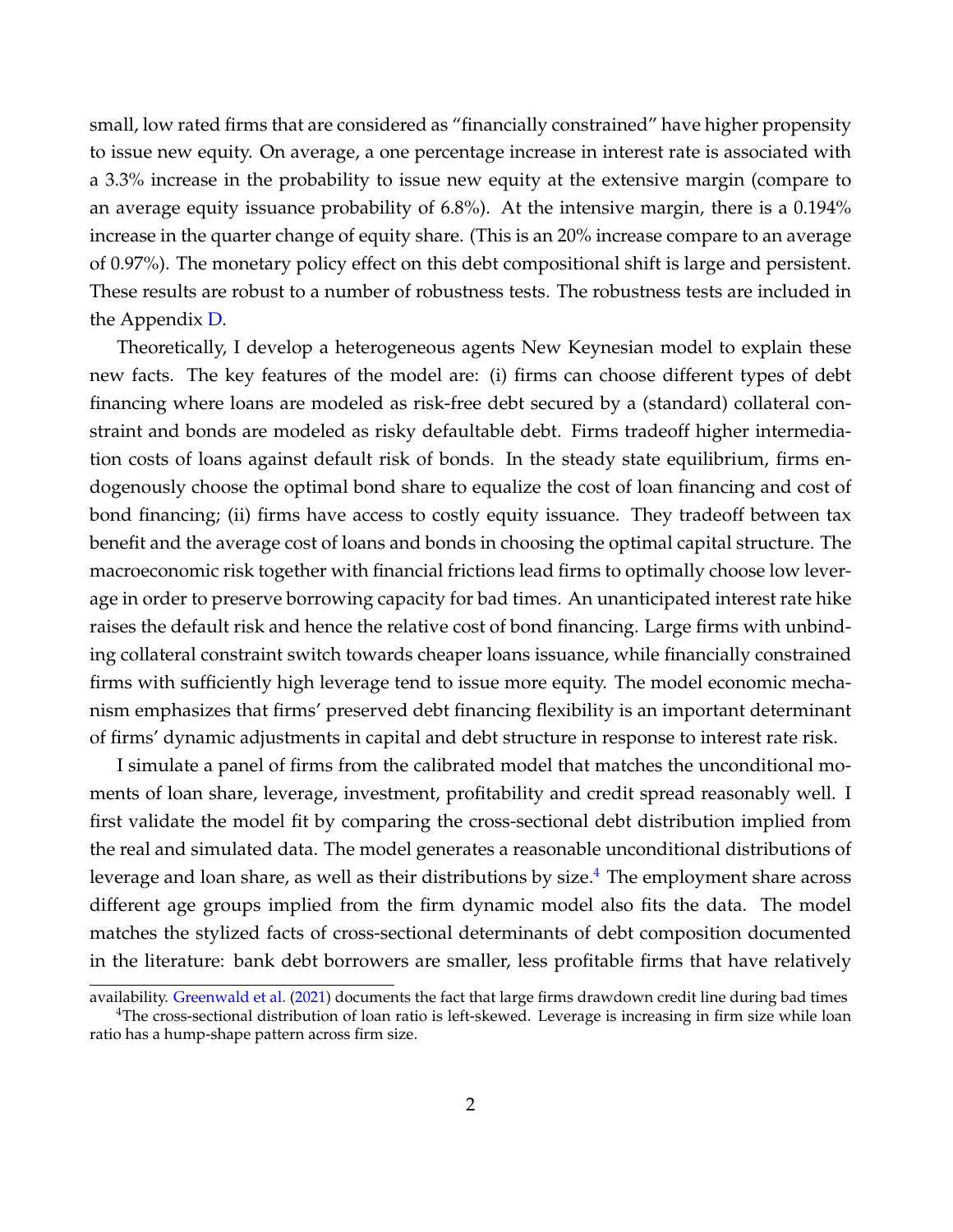small, low rated firms that are considered as "financially constrained" have higher propensity to issue new equity. On average, a one percentage increase in interest rate is associated with a 3.3% increase in the probability to issue new equity at the extensive margin (compare to an average equity issuance probability of 6.8%). At the intensive margin, there is a 0.194% increase in the quarter change of equity share. (This is an 20% increase compare to an average of 0.97%). The monetary policy effect on this debt compositional shift is large and persistent. These results are robust to a number of robustness tests. The robustness tests are included in the Appendix D.

Theoretically, I develop a heterogeneous agents New Keynesian model to explain these new facts. The key features of the model are: (i) firms can choose different types of debt financing where loans are modeled as risk-free debt secured by a (standard) collateral constraint and bonds are modeled as risky defaultable debt. Firms tradeoff higher intermediation costs of loans against default risk of bonds. In the steady state equilibrium, firms endogenously choose the optimal bond share to equalize the cost of loan financing and cost of bond financing; (ii) firms have access to costly equity issuance. They tradeoff between tax benefit and the average cost of loans and bonds in choosing the optimal capital structure. The macroeconomic risk together with financial frictions lead firms to optimally choose low leverage in order to preserve borrowing capacity for bad times. An unanticipated interest rate hike raises the default risk and hence the relative cost of bond financing. Large firms with unbinding collateral constraint switch towards cheaper loans issuance, while financially constrained firms with sufficiently high leverage tend to issue more equity. The model economic mechanism emphasizes that firms' preserved debt financing flexibility is an important determinant of firms' dynamic adjustments in capital and debt structure in response to interest rate risk.

I simulate a panel of firms from the calibrated model that matches the unconditional moments of loan share, leverage, investment, profitability and credit spread reasonably well. I first validate the model fit by comparing the cross-sectional debt distribution implied from the real and simulated data. The model generates a reasonable unconditional distributions of leverage and loan share, as well as their distributions by size.[4] The employment share across different age groups implied from the firm dynamic model also fits the data. The model matches the stylized facts of cross-sectional determinants of debt composition documented in the literature: bank debt borrowers are smaller, less profitable firms that have relatively

availability. Greenwald et al. (2021) documents the fact that large firms drawdown credit line during bad times

[4]The cross-sectional distribution of loan ratio is left-skewed. Leverage is increasing in firm size while loan ratio has a hump-shape pattern across firm size.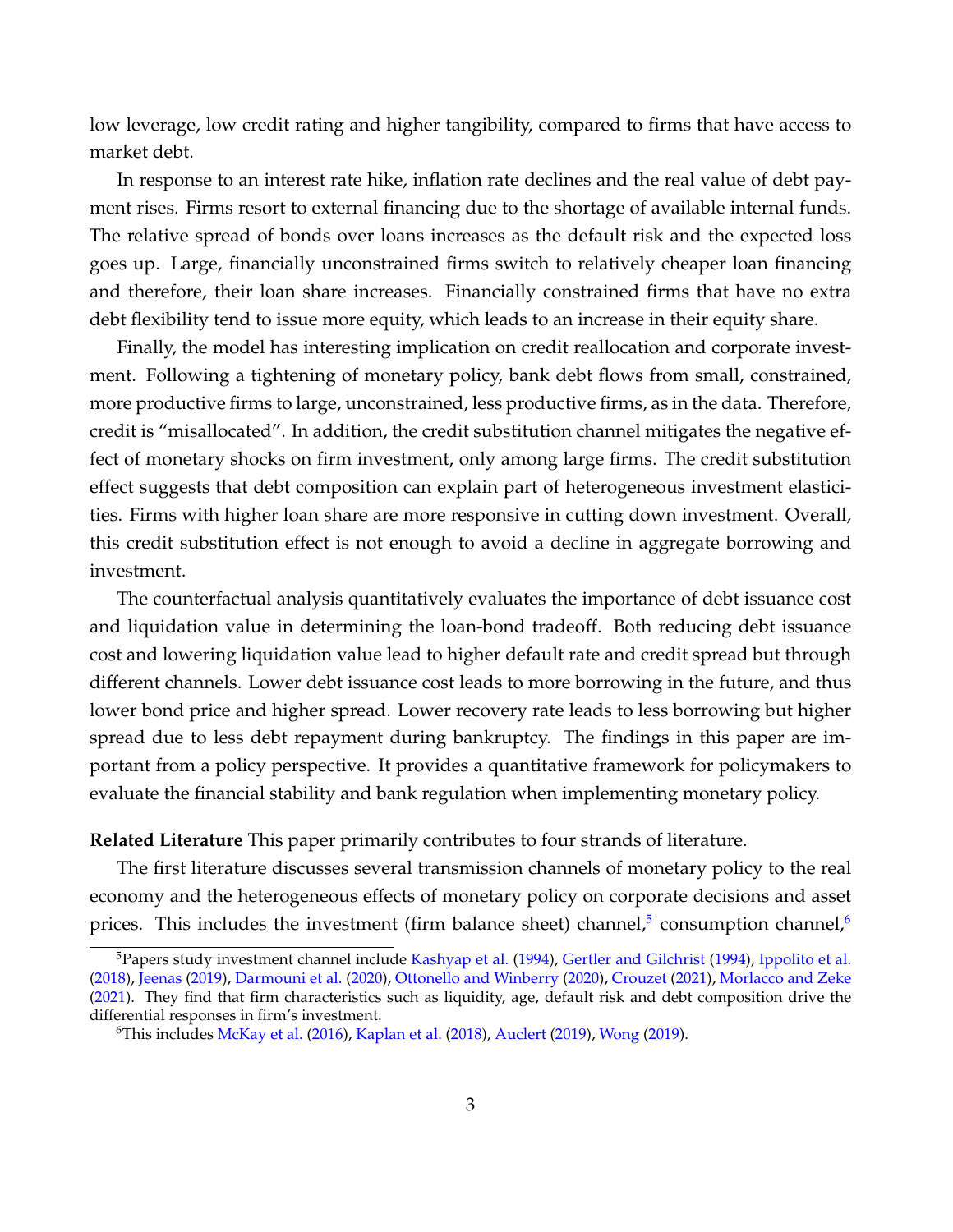low leverage, low credit rating and higher tangibility, compared to firms that have access to market debt.

In response to an interest rate hike, inflation rate declines and the real value of debt payment rises. Firms resort to external financing due to the shortage of available internal funds. The relative spread of bonds over loans increases as the default risk and the expected loss goes up. Large, financially unconstrained firms switch to relatively cheaper loan financing and therefore, their loan share increases. Financially constrained firms that have no extra debt flexibility tend to issue more equity, which leads to an increase in their equity share.

Finally, the model has interesting implication on credit reallocation and corporate investment. Following a tightening of monetary policy, bank debt flows from small, constrained, more productive firms to large, unconstrained, less productive firms, as in the data. Therefore, credit is "misallocated". In addition, the credit substitution channel mitigates the negative effect of monetary shocks on firm investment, only among large firms. The credit substitution effect suggests that debt composition can explain part of heterogeneous investment elasticities. Firms with higher loan share are more responsive in cutting down investment. Overall, this credit substitution effect is not enough to avoid a decline in aggregate borrowing and investment.

The counterfactual analysis quantitatively evaluates the importance of debt issuance cost and liquidation value in determining the loan-bond tradeoff. Both reducing debt issuance cost and lowering liquidation value lead to higher default rate and credit spread but through different channels. Lower debt issuance cost leads to more borrowing in the future, and thus lower bond price and higher spread. Lower recovery rate leads to less borrowing but higher spread due to less debt repayment during bankruptcy. The findings in this paper are important from a policy perspective. It provides a quantitative framework for policymakers to evaluate the financial stability and bank regulation when implementing monetary policy.

**Related Literature** This paper primarily contributes to four strands of literature.

The first literature discusses several transmission channels of monetary policy to the real economy and the heterogeneous effects of monetary policy on corporate decisions and asset prices. This includes the investment (firm balance sheet) channel,[5] consumption channel,[6]

[5] Papers study investment channel include Kashyap et al. (1994), Gertler and Gilchrist (1994), Ippolito et al. (2018), Jeenas (2019), Darmouni et al. (2020), Ottonello and Winberry (2020), Crouzet (2021), Morlacco and Zeke (2021). They find that firm characteristics such as liquidity, age, default risk and debt composition drive the differential responses in firm's investment.

[6] This includes McKay et al. (2016), Kaplan et al. (2018), Auclert (2019), Wong (2019).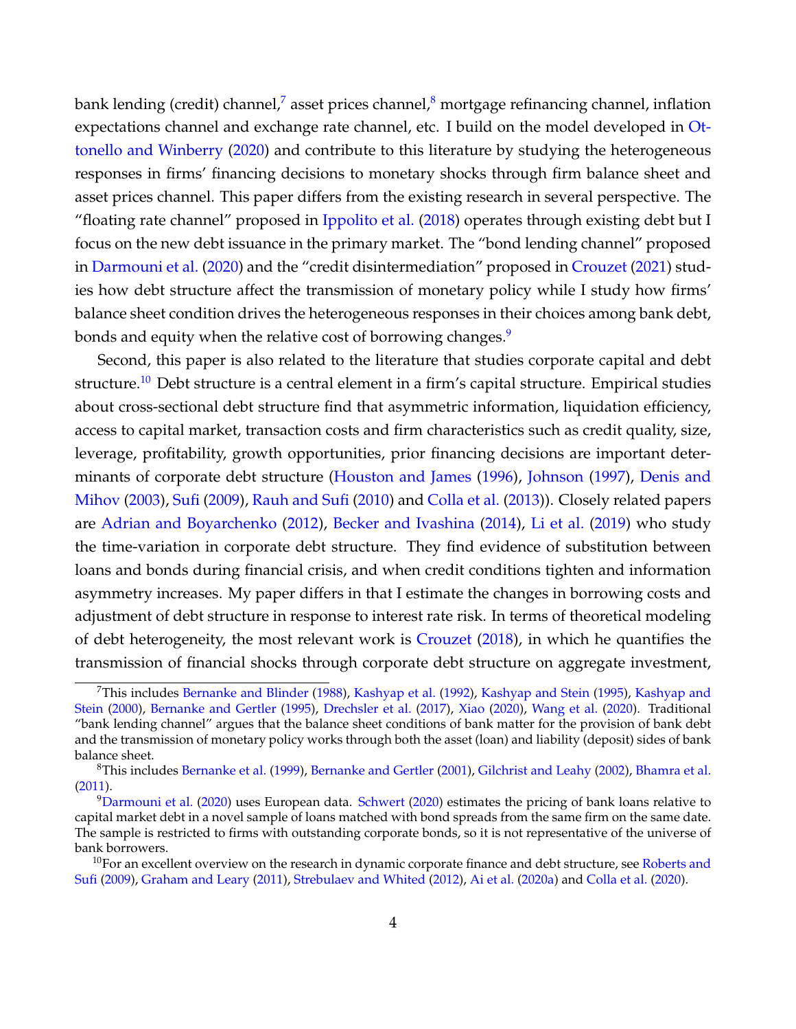bank lending (credit) channel,[7] asset prices channel,[8] mortgage refinancing channel, inflation expectations channel and exchange rate channel, etc. I build on the model developed in Ottonello and Winberry (2020) and contribute to this literature by studying the heterogeneous responses in firms' financing decisions to monetary shocks through firm balance sheet and asset prices channel. This paper differs from the existing research in several perspective. The "floating rate channel" proposed in Ippolito et al. (2018) operates through existing debt but I focus on the new debt issuance in the primary market. The "bond lending channel" proposed in Darmouni et al. (2020) and the "credit disintermediation" proposed in Crouzet (2021) studies how debt structure affect the transmission of monetary policy while I study how firms' balance sheet condition drives the heterogeneous responses in their choices among bank debt, bonds and equity when the relative cost of borrowing changes.[9]

Second, this paper is also related to the literature that studies corporate capital and debt structure.[10] Debt structure is a central element in a firm's capital structure. Empirical studies about cross-sectional debt structure find that asymmetric information, liquidation efficiency, access to capital market, transaction costs and firm characteristics such as credit quality, size, leverage, profitability, growth opportunities, prior financing decisions are important determinants of corporate debt structure (Houston and James (1996), Johnson (1997), Denis and Mihov (2003), Sufi (2009), Rauh and Sufi (2010) and Colla et al. (2013)). Closely related papers are Adrian and Boyarchenko (2012), Becker and Ivashina (2014), Li et al. (2019) who study the time-variation in corporate debt structure. They find evidence of substitution between loans and bonds during financial crisis, and when credit conditions tighten and information asymmetry increases. My paper differs in that I estimate the changes in borrowing costs and adjustment of debt structure in response to interest rate risk. In terms of theoretical modeling of debt heterogeneity, the most relevant work is Crouzet (2018), in which he quantifies the transmission of financial shocks through corporate debt structure on aggregate investment,

---

[7] This includes Bernanke and Blinder (1988), Kashyap et al. (1992), Kashyap and Stein (1995), Kashyap and Stein (2000), Bernanke and Gertler (1995), Drechsler et al. (2017), Xiao (2020), Wang et al. (2020). Traditional "bank lending channel" argues that the balance sheet conditions of bank matter for the provision of bank debt and the transmission of monetary policy works through both the asset (loan) and liability (deposit) sides of bank balance sheet.

[8] This includes Bernanke et al. (1999), Bernanke and Gertler (2001), Gilchrist and Leahy (2002), Bhamra et al. (2011).

[9] Darmouni et al. (2020) uses European data. Schwert (2020) estimates the pricing of bank loans relative to capital market debt in a novel sample of loans matched with bond spreads from the same firm on the same date. The sample is restricted to firms with outstanding corporate bonds, so it is not representative of the universe of bank borrowers.

[10] For an excellent overview on the research in dynamic corporate finance and debt structure, see Roberts and Sufi (2009), Graham and Leary (2011), Strebulaev and Whited (2012), Ai et al. (2020a) and Colla et al. (2020).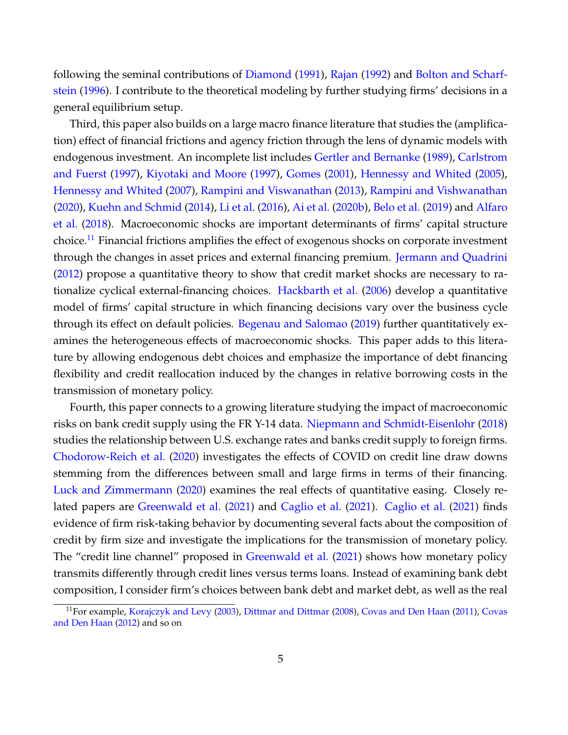following the seminal contributions of Diamond (1991), Rajan (1992) and Bolton and Scharfstein (1996). I contribute to the theoretical modeling by further studying firms' decisions in a general equilibrium setup.

Third, this paper also builds on a large macro finance literature that studies the (amplification) effect of financial frictions and agency friction through the lens of dynamic models with endogenous investment. An incomplete list includes Gertler and Bernanke (1989), Carlstrom and Fuerst (1997), Kiyotaki and Moore (1997), Gomes (2001), Hennessy and Whited (2005), Hennessy and Whited (2007), Rampini and Viswanathan (2013), Rampini and Vishwanathan (2020), Kuehn and Schmid (2014), Li et al. (2016), Ai et al. (2020b), Belo et al. (2019) and Alfaro et al. (2018). Macroeconomic shocks are important determinants of firms' capital structure choice.[11] Financial frictions amplifies the effect of exogenous shocks on corporate investment through the changes in asset prices and external financing premium. Jermann and Quadrini (2012) propose a quantitative theory to show that credit market shocks are necessary to rationalize cyclical external-financing choices. Hackbarth et al. (2006) develop a quantitative model of firms' capital structure in which financing decisions vary over the business cycle through its effect on default policies. Begenau and Salomao (2019) further quantitatively examines the heterogeneous effects of macroeconomic shocks. This paper adds to this literature by allowing endogenous debt choices and emphasize the importance of debt financing flexibility and credit reallocation induced by the changes in relative borrowing costs in the transmission of monetary policy.

Fourth, this paper connects to a growing literature studying the impact of macroeconomic risks on bank credit supply using the FR Y-14 data. Niepmann and Schmidt-Eisenlohr (2018) studies the relationship between U.S. exchange rates and banks credit supply to foreign firms. Chodorow-Reich et al. (2020) investigates the effects of COVID on credit line draw downs stemming from the differences between small and large firms in terms of their financing. Luck and Zimmermann (2020) examines the real effects of quantitative easing. Closely related papers are Greenwald et al. (2021) and Caglio et al. (2021). Caglio et al. (2021) finds evidence of firm risk-taking behavior by documenting several facts about the composition of credit by firm size and investigate the implications for the transmission of monetary policy. The "credit line channel" proposed in Greenwald et al. (2021) shows how monetary policy transmits differently through credit lines versus terms loans. Instead of examining bank debt composition, I consider firm's choices between bank debt and market debt, as well as the real

[11] For example, Korajczyk and Levy (2003), Dittmar and Dittmar (2008), Covas and Den Haan (2011), Covas and Den Haan (2012) and so on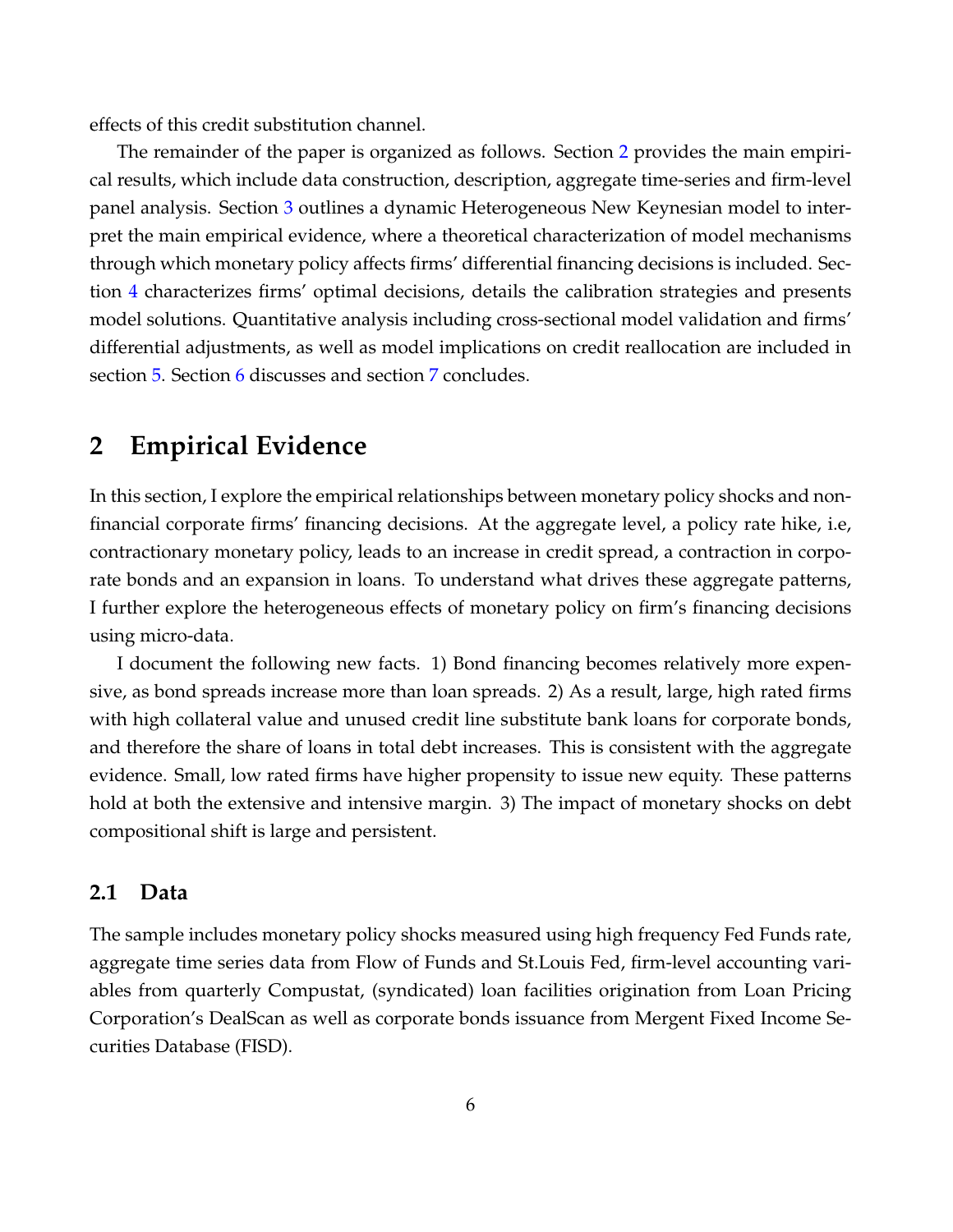effects of this credit substitution channel.

The remainder of the paper is organized as follows. Section 2 provides the main empirical results, which include data construction, description, aggregate time-series and firm-level panel analysis. Section 3 outlines a dynamic Heterogeneous New Keynesian model to interpret the main empirical evidence, where a theoretical characterization of model mechanisms through which monetary policy affects firms' differential financing decisions is included. Section 4 characterizes firms' optimal decisions, details the calibration strategies and presents model solutions. Quantitative analysis including cross-sectional model validation and firms' differential adjustments, as well as model implications on credit reallocation are included in section 5. Section 6 discusses and section 7 concludes.

## 2 Empirical Evidence

In this section, I explore the empirical relationships between monetary policy shocks and non-financial corporate firms' financing decisions. At the aggregate level, a policy rate hike, i.e, contractionary monetary policy, leads to an increase in credit spread, a contraction in corporate bonds and an expansion in loans. To understand what drives these aggregate patterns, I further explore the heterogeneous effects of monetary policy on firm's financing decisions using micro-data.

I document the following new facts. 1) Bond financing becomes relatively more expensive, as bond spreads increase more than loan spreads. 2) As a result, large, high rated firms with high collateral value and unused credit line substitute bank loans for corporate bonds, and therefore the share of loans in total debt increases. This is consistent with the aggregate evidence. Small, low rated firms have higher propensity to issue new equity. These patterns hold at both the extensive and intensive margin. 3) The impact of monetary shocks on debt compositional shift is large and persistent.

### 2.1 Data

The sample includes monetary policy shocks measured using high frequency Fed Funds rate, aggregate time series data from Flow of Funds and St.Louis Fed, firm-level accounting variables from quarterly Compustat, (syndicated) loan facilities origination from Loan Pricing Corporation's DealScan as well as corporate bonds issuance from Mergent Fixed Income Securities Database (FISD).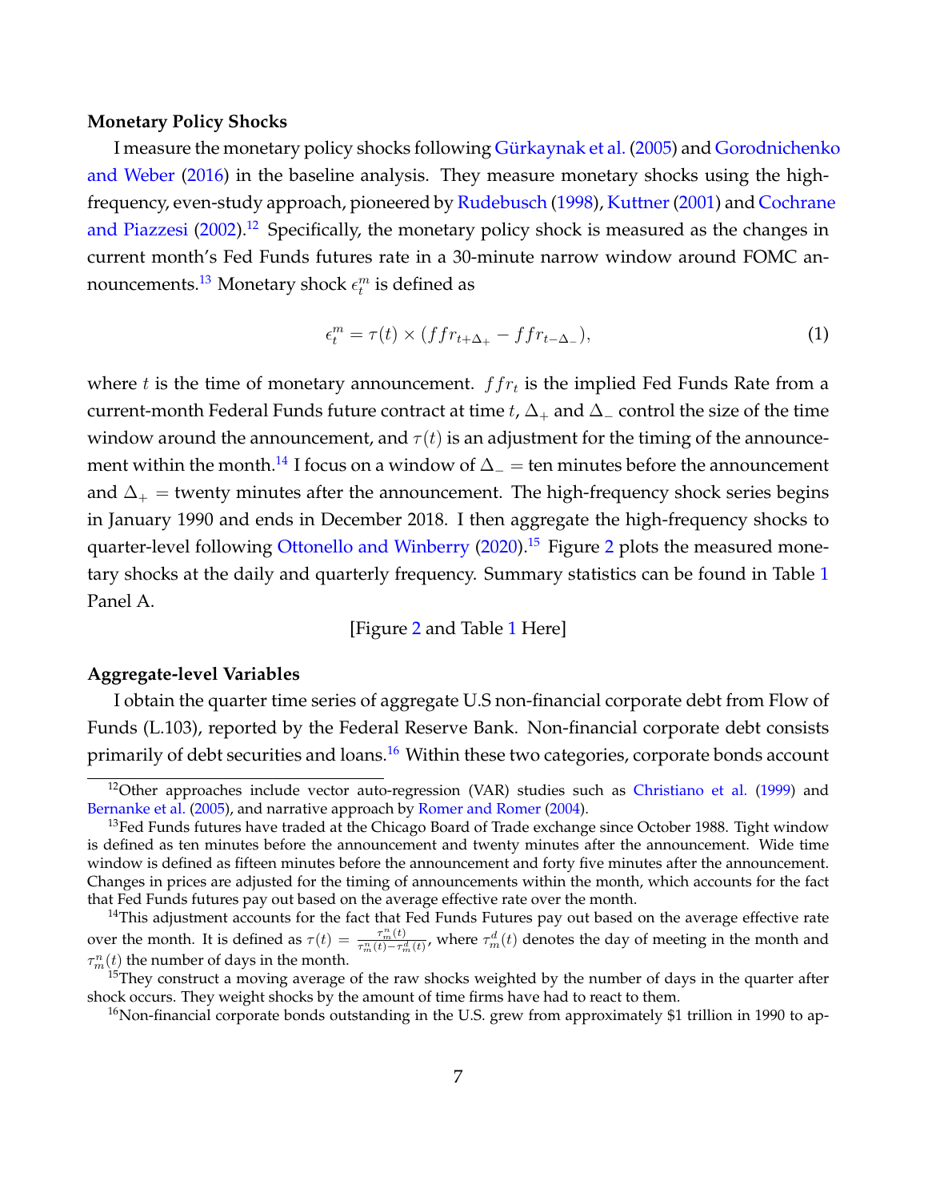**Monetary Policy Shocks**

I measure the monetary policy shocks following Gürkaynak et al. (2005) and Gorodnichenko and Weber (2016) in the baseline analysis. They measure monetary shocks using the high-frequency, even-study approach, pioneered by Rudebusch (1998), Kuttner (2001) and Cochrane and Piazzesi (2002).[12] Specifically, the monetary policy shock is measured as the changes in current month's Fed Funds futures rate in a 30-minute narrow window around FOMC announcements.[13] Monetary shock $\epsilon_t^m$ is defined as

$$\epsilon_t^m = \tau(t) \times (ffr_{t+\Delta_+} - ffr_{t-\Delta_-}), \tag{1}$$

where $t$ is the time of monetary announcement. $ffr_t$ is the implied Fed Funds Rate from a current-month Federal Funds future contract at time $t$, $\Delta_+$ and $\Delta_-$ control the size of the time window around the announcement, and $\tau(t)$ is an adjustment for the timing of the announcement within the month.[14] I focus on a window of $\Delta_-$ = ten minutes before the announcement and $\Delta_+$ = twenty minutes after the announcement. The high-frequency shock series begins in January 1990 and ends in December 2018. I then aggregate the high-frequency shocks to quarter-level following Ottonello and Winberry (2020).[15] Figure 2 plots the measured monetary shocks at the daily and quarterly frequency. Summary statistics can be found in Table 1 Panel A.

[Figure 2 and Table 1 Here]

**Aggregate-level Variables**

I obtain the quarter time series of aggregate U.S non-financial corporate debt from Flow of Funds (L.103), reported by the Federal Reserve Bank. Non-financial corporate debt consists primarily of debt securities and loans.[16] Within these two categories, corporate bonds account

---

[12] Other approaches include vector auto-regression (VAR) studies such as Christiano et al. (1999) and Bernanke et al. (2005), and narrative approach by Romer and Romer (2004).

[13] Fed Funds futures have traded at the Chicago Board of Trade exchange since October 1988. Tight window is defined as ten minutes before the announcement and twenty minutes after the announcement. Wide time window is defined as fifteen minutes before the announcement and forty five minutes after the announcement. Changes in prices are adjusted for the timing of announcements within the month, which accounts for the fact that Fed Funds futures pay out based on the average effective rate over the month.

[14] This adjustment accounts for the fact that Fed Funds Futures pay out based on the average effective rate over the month. It is defined as $\tau(t) = \frac{\tau_m^n(t)}{\tau_m^n(t) - \tau_m^d(t)}$, where $\tau_m^d(t)$ denotes the day of meeting in the month and $\tau_m^n(t)$ the number of days in the month.

[15] They construct a moving average of the raw shocks weighted by the number of days in the quarter after shock occurs. They weight shocks by the amount of time firms have had to react to them.

[16] Non-financial corporate bonds outstanding in the U.S. grew from approximately $1 trillion in 1990 to ap-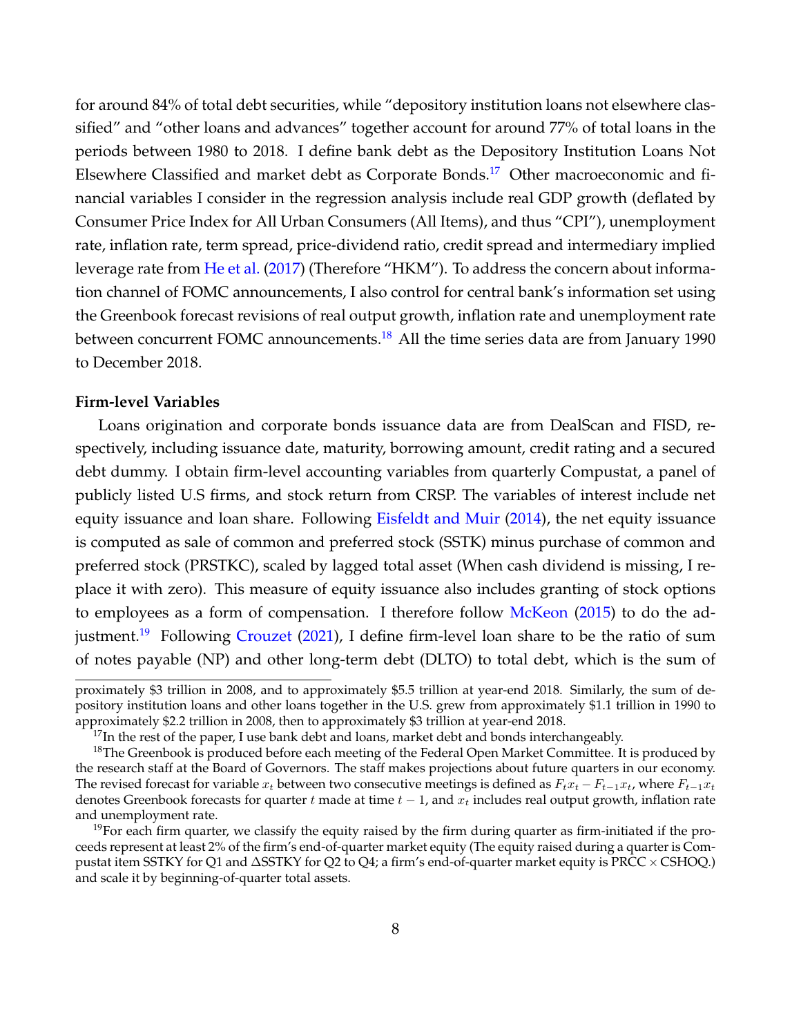for around 84% of total debt securities, while "depository institution loans not elsewhere classified" and "other loans and advances" together account for around 77% of total loans in the periods between 1980 to 2018. I define bank debt as the Depository Institution Loans Not Elsewhere Classified and market debt as Corporate Bonds.[17] Other macroeconomic and financial variables I consider in the regression analysis include real GDP growth (deflated by Consumer Price Index for All Urban Consumers (All Items), and thus "CPI"), unemployment rate, inflation rate, term spread, price-dividend ratio, credit spread and intermediary implied leverage rate from He et al. (2017) (Therefore "HKM"). To address the concern about information channel of FOMC announcements, I also control for central bank's information set using the Greenbook forecast revisions of real output growth, inflation rate and unemployment rate between concurrent FOMC announcements.[18] All the time series data are from January 1990 to December 2018.

**Firm-level Variables**

Loans origination and corporate bonds issuance data are from DealScan and FISD, respectively, including issuance date, maturity, borrowing amount, credit rating and a secured debt dummy. I obtain firm-level accounting variables from quarterly Compustat, a panel of publicly listed U.S firms, and stock return from CRSP. The variables of interest include net equity issuance and loan share. Following Eisfeldt and Muir (2014), the net equity issuance is computed as sale of common and preferred stock (SSTK) minus purchase of common and preferred stock (PRSTKC), scaled by lagged total asset (When cash dividend is missing, I replace it with zero). This measure of equity issuance also includes granting of stock options to employees as a form of compensation. I therefore follow McKeon (2015) to do the adjustment.[19] Following Crouzet (2021), I define firm-level loan share to be the ratio of sum of notes payable (NP) and other long-term debt (DLTO) to total debt, which is the sum of

---

proximately $3 trillion in 2008, and to approximately $5.5 trillion at year-end 2018. Similarly, the sum of depository institution loans and other loans together in the U.S. grew from approximately $1.1 trillion in 1990 to approximately $2.2 trillion in 2008, then to approximately $3 trillion at year-end 2018.

[17] In the rest of the paper, I use bank debt and loans, market debt and bonds interchangeably.

[18] The Greenbook is produced before each meeting of the Federal Open Market Committee. It is produced by the research staff at the Board of Governors. The staff makes projections about future quarters in our economy. The revised forecast for variable $x_t$ between two consecutive meetings is defined as $F_t x_t - F_{t-1} x_t$, where $F_{t-1} x_t$ denotes Greenbook forecasts for quarter $t$ made at time $t-1$, and $x_t$ includes real output growth, inflation rate and unemployment rate.

[19] For each firm quarter, we classify the equity raised by the firm during quarter as firm-initiated if the proceeds represent at least 2% of the firm's end-of-quarter market equity (The equity raised during a quarter is Compustat item SSTKY for Q1 and $\Delta$SSTKY for Q2 to Q4; a firm's end-of-quarter market equity is PRCC $\times$ CSHOQ.) and scale it by beginning-of-quarter total assets.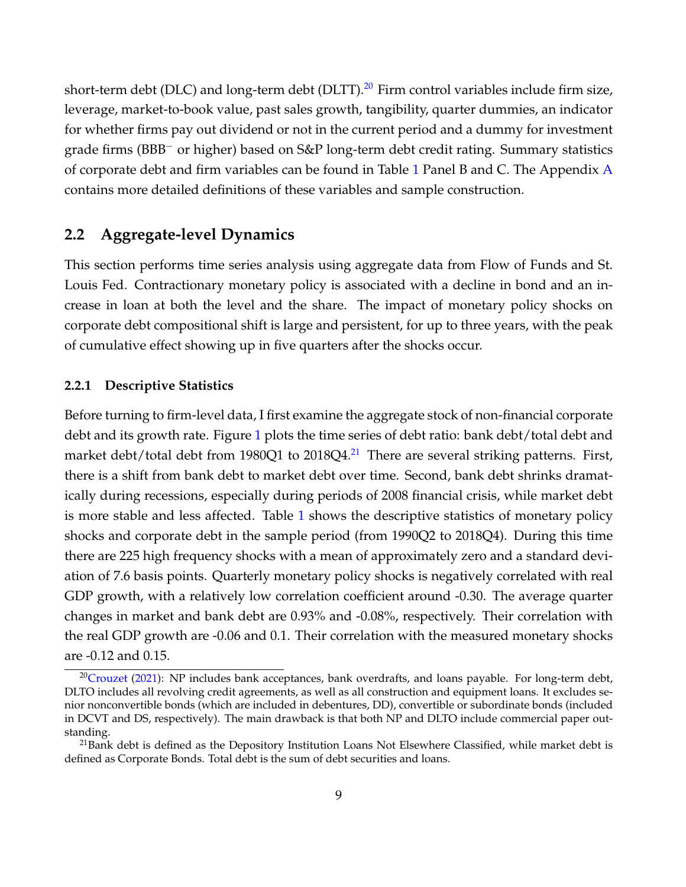short-term debt (DLC) and long-term debt (DLTT).[20] Firm control variables include firm size, leverage, market-to-book value, past sales growth, tangibility, quarter dummies, an indicator for whether firms pay out dividend or not in the current period and a dummy for investment grade firms (BBB$^-$ or higher) based on S&P long-term debt credit rating. Summary statistics of corporate debt and firm variables can be found in Table 1 Panel B and C. The Appendix A contains more detailed definitions of these variables and sample construction.

## 2.2 Aggregate-level Dynamics

This section performs time series analysis using aggregate data from Flow of Funds and St. Louis Fed. Contractionary monetary policy is associated with a decline in bond and an increase in loan at both the level and the share. The impact of monetary policy shocks on corporate debt compositional shift is large and persistent, for up to three years, with the peak of cumulative effect showing up in five quarters after the shocks occur.

### 2.2.1 Descriptive Statistics

Before turning to firm-level data, I first examine the aggregate stock of non-financial corporate debt and its growth rate. Figure 1 plots the time series of debt ratio: bank debt/total debt and market debt/total debt from 1980Q1 to 2018Q4.[21] There are several striking patterns. First, there is a shift from bank debt to market debt over time. Second, bank debt shrinks dramatically during recessions, especially during periods of 2008 financial crisis, while market debt is more stable and less affected. Table 1 shows the descriptive statistics of monetary policy shocks and corporate debt in the sample period (from 1990Q2 to 2018Q4). During this time there are 225 high frequency shocks with a mean of approximately zero and a standard deviation of 7.6 basis points. Quarterly monetary policy shocks is negatively correlated with real GDP growth, with a relatively low correlation coefficient around -0.30. The average quarter changes in market and bank debt are 0.93% and -0.08%, respectively. Their correlation with the real GDP growth are -0.06 and 0.1. Their correlation with the measured monetary shocks are -0.12 and 0.15.

[20] Crouzet (2021): NP includes bank acceptances, bank overdrafts, and loans payable. For long-term debt, DLTO includes all revolving credit agreements, as well as all construction and equipment loans. It excludes senior nonconvertible bonds (which are included in debentures, DD), convertible or subordinate bonds (included in DCVT and DS, respectively). The main drawback is that both NP and DLTO include commercial paper outstanding.

[21] Bank debt is defined as the Depository Institution Loans Not Elsewhere Classified, while market debt is defined as Corporate Bonds. Total debt is the sum of debt securities and loans.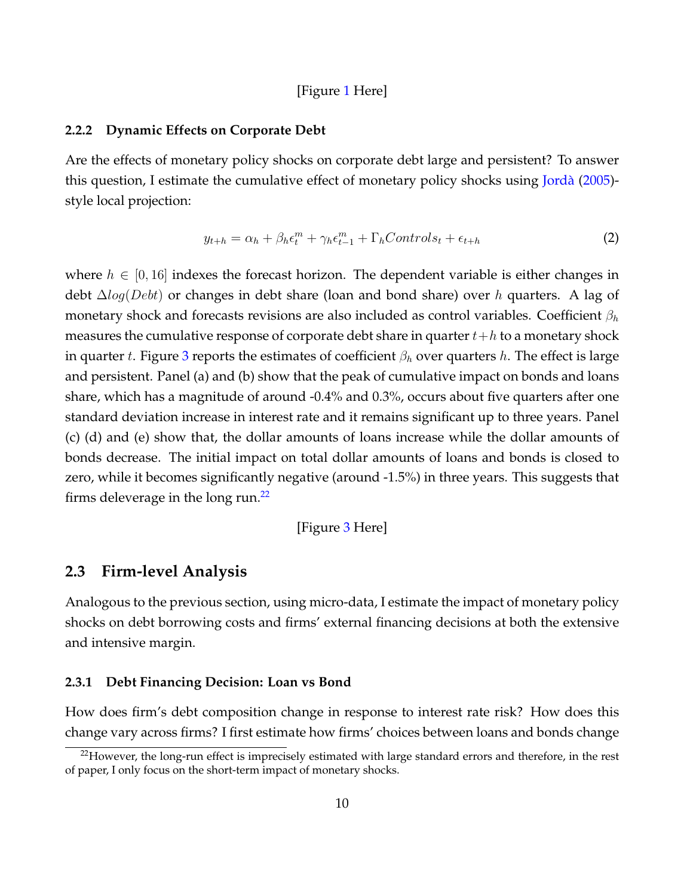[Figure 1 Here]

### 2.2.2 Dynamic Effects on Corporate Debt

Are the effects of monetary policy shocks on corporate debt large and persistent? To answer this question, I estimate the cumulative effect of monetary policy shocks using Jordà (2005)-style local projection:

$$y_{t+h} = \alpha_h + \beta_h \epsilon_t^m + \gamma_h \epsilon_{t-1}^m + \Gamma_h Controls_t + \epsilon_{t+h} \tag{2}$$

where $h \in [0, 16]$ indexes the forecast horizon. The dependent variable is either changes in debt $\Delta log(Debt)$ or changes in debt share (loan and bond share) over $h$ quarters. A lag of monetary shock and forecasts revisions are also included as control variables. Coefficient $\beta_h$ measures the cumulative response of corporate debt share in quarter $t+h$ to a monetary shock in quarter $t$. Figure 3 reports the estimates of coefficient $\beta_h$ over quarters $h$. The effect is large and persistent. Panel (a) and (b) show that the peak of cumulative impact on bonds and loans share, which has a magnitude of around -0.4% and 0.3%, occurs about five quarters after one standard deviation increase in interest rate and it remains significant up to three years. Panel (c) (d) and (e) show that, the dollar amounts of loans increase while the dollar amounts of bonds decrease. The initial impact on total dollar amounts of loans and bonds is closed to zero, while it becomes significantly negative (around -1.5%) in three years. This suggests that firms deleverage in the long run.[22]

[Figure 3 Here]

## 2.3 Firm-level Analysis

Analogous to the previous section, using micro-data, I estimate the impact of monetary policy shocks on debt borrowing costs and firms' external financing decisions at both the extensive and intensive margin.

### 2.3.1 Debt Financing Decision: Loan vs Bond

How does firm's debt composition change in response to interest rate risk? How does this change vary across firms? I first estimate how firms' choices between loans and bonds change

[22] However, the long-run effect is imprecisely estimated with large standard errors and therefore, in the rest of paper, I only focus on the short-term impact of monetary shocks.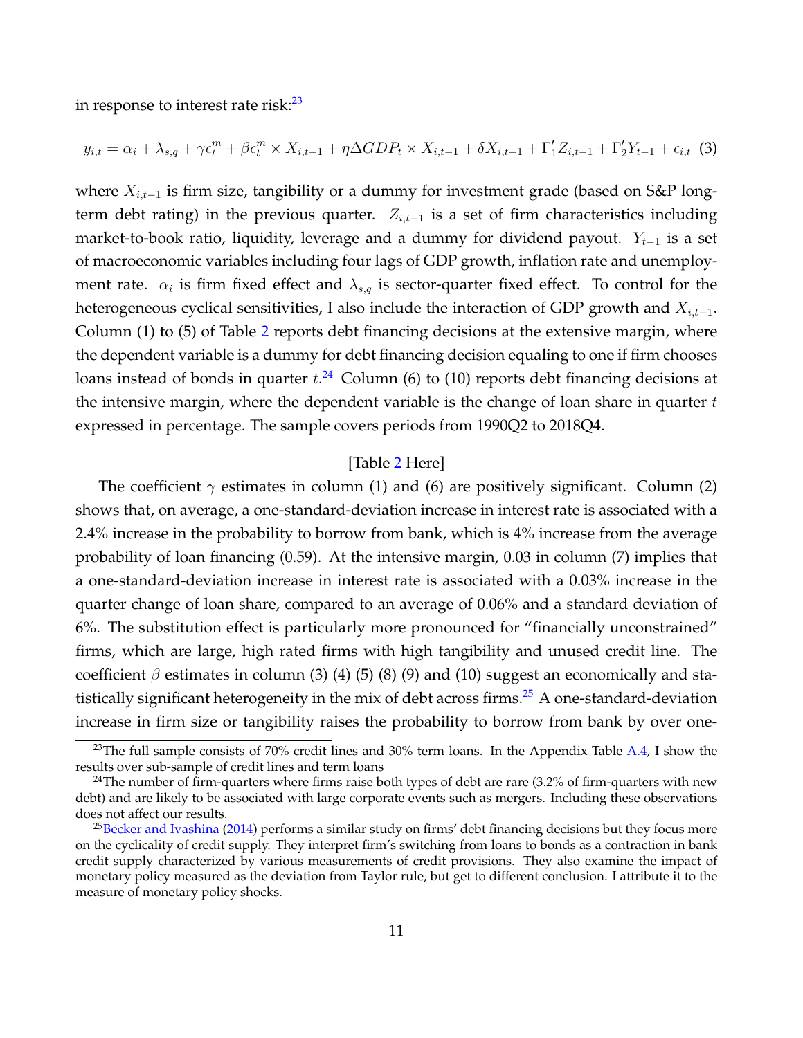in response to interest rate risk:[23]

$$y_{i,t} = \alpha_i + \lambda_{s,q} + \gamma \epsilon_t^m + \beta \epsilon_t^m \times X_{i,t-1} + \eta \Delta GDP_t \times X_{i,t-1} + \delta X_{i,t-1} + \Gamma_1' Z_{i,t-1} + \Gamma_2' Y_{t-1} + \epsilon_{i,t} \quad (3)$$

where $X_{i,t-1}$ is firm size, tangibility or a dummy for investment grade (based on S&P long-term debt rating) in the previous quarter. $Z_{i,t-1}$ is a set of firm characteristics including market-to-book ratio, liquidity, leverage and a dummy for dividend payout. $Y_{t-1}$ is a set of macroeconomic variables including four lags of GDP growth, inflation rate and unemployment rate. $\alpha_i$ is firm fixed effect and $\lambda_{s,q}$ is sector-quarter fixed effect. To control for the heterogeneous cyclical sensitivities, I also include the interaction of GDP growth and $X_{i,t-1}$. Column (1) to (5) of Table 2 reports debt financing decisions at the extensive margin, where the dependent variable is a dummy for debt financing decision equaling to one if firm chooses loans instead of bonds in quarter $t$.[24] Column (6) to (10) reports debt financing decisions at the intensive margin, where the dependent variable is the change of loan share in quarter $t$ expressed in percentage. The sample covers periods from 1990Q2 to 2018Q4.

[Table 2 Here]

The coefficient $\gamma$ estimates in column (1) and (6) are positively significant. Column (2) shows that, on average, a one-standard-deviation increase in interest rate is associated with a 2.4% increase in the probability to borrow from bank, which is 4% increase from the average probability of loan financing (0.59). At the intensive margin, 0.03 in column (7) implies that a one-standard-deviation increase in interest rate is associated with a 0.03% increase in the quarter change of loan share, compared to an average of 0.06% and a standard deviation of 6%. The substitution effect is particularly more pronounced for "financially unconstrained" firms, which are large, high rated firms with high tangibility and unused credit line. The coefficient $\beta$ estimates in column (3) (4) (5) (8) (9) and (10) suggest an economically and statistically significant heterogeneity in the mix of debt across firms.[25] A one-standard-deviation increase in firm size or tangibility raises the probability to borrow from bank by over one-

[23] The full sample consists of 70% credit lines and 30% term loans. In the Appendix Table A.4, I show the results over sub-sample of credit lines and term loans

[24] The number of firm-quarters where firms raise both types of debt are rare (3.2% of firm-quarters with new debt) and are likely to be associated with large corporate events such as mergers. Including these observations does not affect our results.

[25] Becker and Ivashina (2014) performs a similar study on firms' debt financing decisions but they focus more on the cyclicality of credit supply. They interpret firm's switching from loans to bonds as a contraction in bank credit supply characterized by various measurements of credit provisions. They also examine the impact of monetary policy measured as the deviation from Taylor rule, but get to different conclusion. I attribute it to the measure of monetary policy shocks.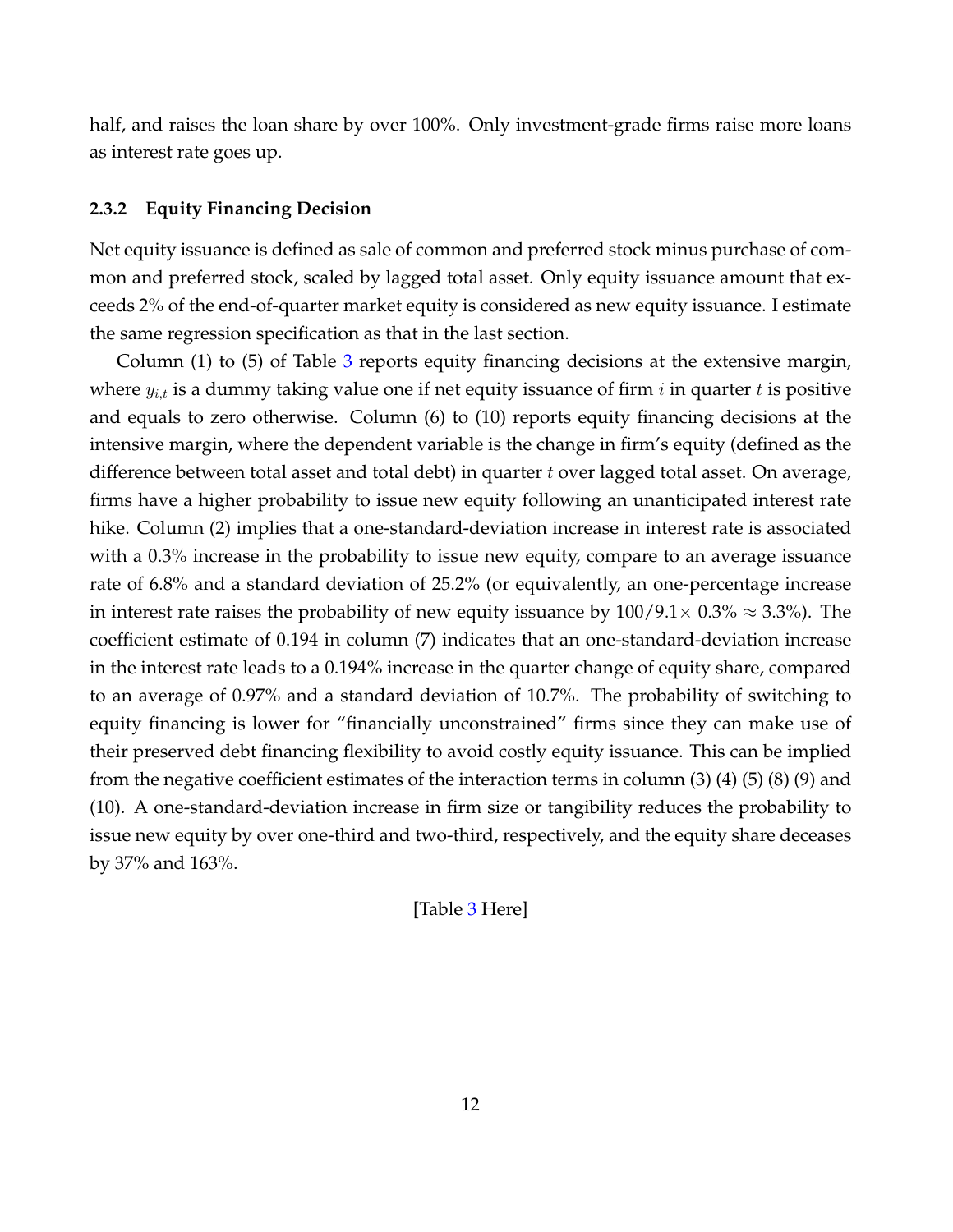half, and raises the loan share by over 100%. Only investment-grade firms raise more loans as interest rate goes up.

### 2.3.2 Equity Financing Decision

Net equity issuance is defined as sale of common and preferred stock minus purchase of common and preferred stock, scaled by lagged total asset. Only equity issuance amount that exceeds 2% of the end-of-quarter market equity is considered as new equity issuance. I estimate the same regression specification as that in the last section.

Column (1) to (5) of Table 3 reports equity financing decisions at the extensive margin, where $y_{i,t}$ is a dummy taking value one if net equity issuance of firm $i$ in quarter $t$ is positive and equals to zero otherwise. Column (6) to (10) reports equity financing decisions at the intensive margin, where the dependent variable is the change in firm's equity (defined as the difference between total asset and total debt) in quarter $t$ over lagged total asset. On average, firms have a higher probability to issue new equity following an unanticipated interest rate hike. Column (2) implies that a one-standard-deviation increase in interest rate is associated with a 0.3% increase in the probability to issue new equity, compare to an average issuance rate of 6.8% and a standard deviation of 25.2% (or equivalently, an one-percentage increase in interest rate raises the probability of new equity issuance by $100/9.1 \times 0.3\% \approx 3.3\%$). The coefficient estimate of 0.194 in column (7) indicates that an one-standard-deviation increase in the interest rate leads to a 0.194% increase in the quarter change of equity share, compared to an average of 0.97% and a standard deviation of 10.7%. The probability of switching to equity financing is lower for "financially unconstrained" firms since they can make use of their preserved debt financing flexibility to avoid costly equity issuance. This can be implied from the negative coefficient estimates of the interaction terms in column (3) (4) (5) (8) (9) and (10). A one-standard-deviation increase in firm size or tangibility reduces the probability to issue new equity by over one-third and two-third, respectively, and the equity share deceases by 37% and 163%.

[Table 3 Here]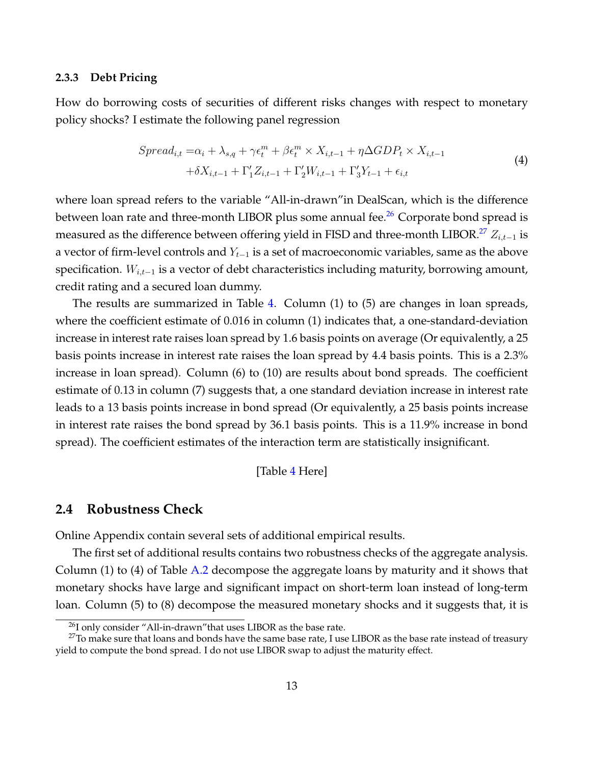### 2.3.3 Debt Pricing

How do borrowing costs of securities of different risks changes with respect to monetary policy shocks? I estimate the following panel regression

$$
\begin{aligned}
Spread_{i,t} =& \alpha_i + \lambda_{s,q} + \gamma\epsilon_t^m + \beta\epsilon_t^m \times X_{i,t-1} + \eta\Delta GDP_t \times X_{i,t-1} \\
&+ \delta X_{i,t-1} + \Gamma_1' Z_{i,t-1} + \Gamma_2' W_{i,t-1} + \Gamma_3' Y_{t-1} + \epsilon_{i,t}
\end{aligned}
\tag{4}
$$

where loan spread refers to the variable "All-in-drawn"in DealScan, which is the difference between loan rate and three-month LIBOR plus some annual fee.[26] Corporate bond spread is measured as the difference between offering yield in FISD and three-month LIBOR.[27] $Z_{i,t-1}$ is a vector of firm-level controls and $Y_{t-1}$ is a set of macroeconomic variables, same as the above specification. $W_{i,t-1}$ is a vector of debt characteristics including maturity, borrowing amount, credit rating and a secured loan dummy.

The results are summarized in Table 4. Column (1) to (5) are changes in loan spreads, where the coefficient estimate of 0.016 in column (1) indicates that, a one-standard-deviation increase in interest rate raises loan spread by 1.6 basis points on average (Or equivalently, a 25 basis points increase in interest rate raises the loan spread by 4.4 basis points. This is a 2.3% increase in loan spread). Column (6) to (10) are results about bond spreads. The coefficient estimate of 0.13 in column (7) suggests that, a one standard deviation increase in interest rate leads to a 13 basis points increase in bond spread (Or equivalently, a 25 basis points increase in interest rate raises the bond spread by 36.1 basis points. This is a 11.9% increase in bond spread). The coefficient estimates of the interaction term are statistically insignificant.

[Table 4 Here]

## 2.4 Robustness Check

Online Appendix contain several sets of additional empirical results.

The first set of additional results contains two robustness checks of the aggregate analysis. Column (1) to (4) of Table A.2 decompose the aggregate loans by maturity and it shows that monetary shocks have large and significant impact on short-term loan instead of long-term loan. Column (5) to (8) decompose the measured monetary shocks and it suggests that, it is

[26] I only consider "All-in-drawn"that uses LIBOR as the base rate.

[27] To make sure that loans and bonds have the same base rate, I use LIBOR as the base rate instead of treasury yield to compute the bond spread. I do not use LIBOR swap to adjust the maturity effect.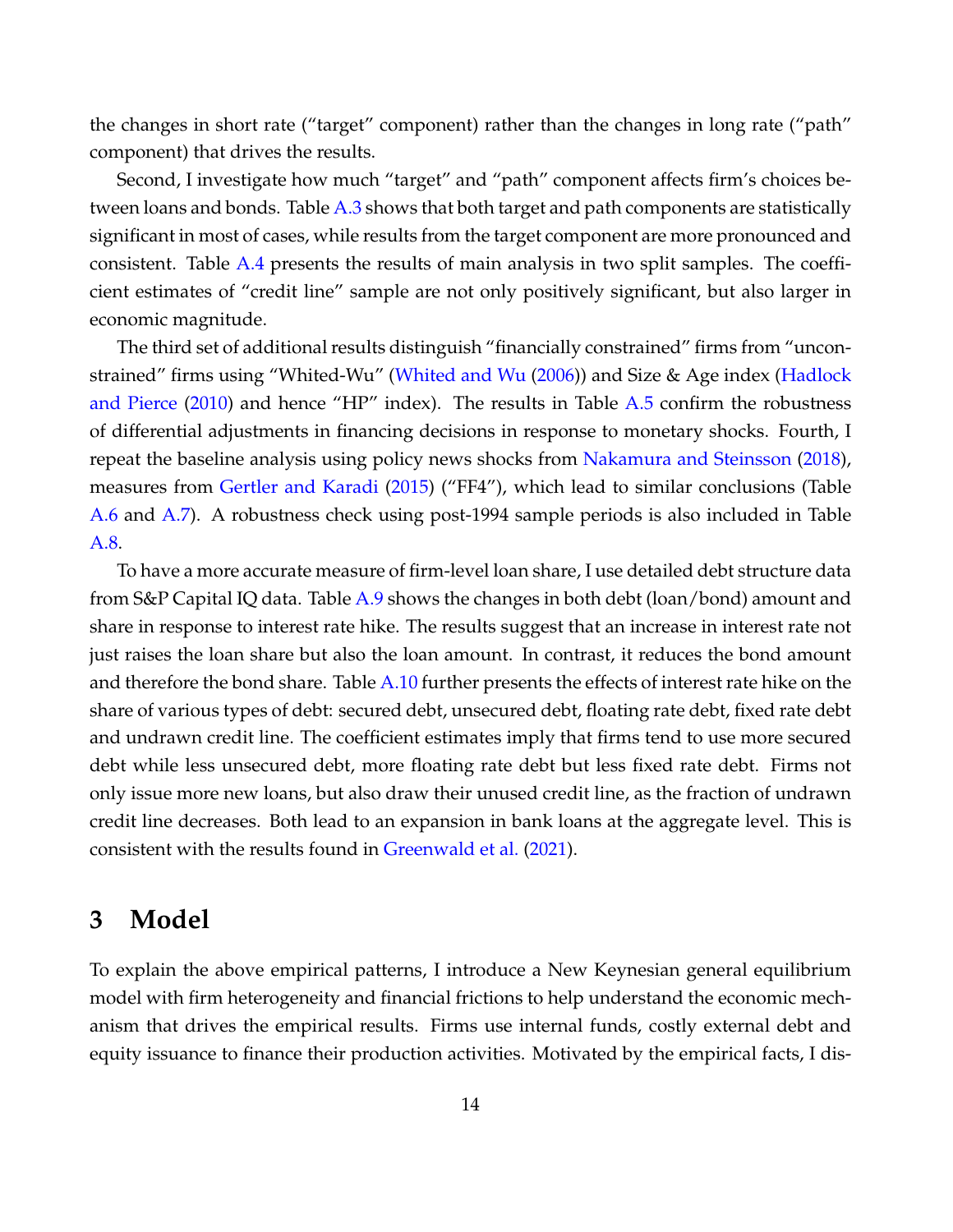the changes in short rate ("target" component) rather than the changes in long rate ("path" component) that drives the results.

Second, I investigate how much "target" and "path" component affects firm's choices between loans and bonds. Table A.3 shows that both target and path components are statistically significant in most of cases, while results from the target component are more pronounced and consistent. Table A.4 presents the results of main analysis in two split samples. The coefficient estimates of "credit line" sample are not only positively significant, but also larger in economic magnitude.

The third set of additional results distinguish "financially constrained" firms from "unconstrained" firms using "Whited-Wu" (Whited and Wu (2006)) and Size & Age index (Hadlock and Pierce (2010) and hence "HP" index). The results in Table A.5 confirm the robustness of differential adjustments in financing decisions in response to monetary shocks. Fourth, I repeat the baseline analysis using policy news shocks from Nakamura and Steinsson (2018), measures from Gertler and Karadi (2015) ("FF4"), which lead to similar conclusions (Table A.6 and A.7). A robustness check using post-1994 sample periods is also included in Table A.8.

To have a more accurate measure of firm-level loan share, I use detailed debt structure data from S&P Capital IQ data. Table A.9 shows the changes in both debt (loan/bond) amount and share in response to interest rate hike. The results suggest that an increase in interest rate not just raises the loan share but also the loan amount. In contrast, it reduces the bond amount and therefore the bond share. Table A.10 further presents the effects of interest rate hike on the share of various types of debt: secured debt, unsecured debt, floating rate debt, fixed rate debt and undrawn credit line. The coefficient estimates imply that firms tend to use more secured debt while less unsecured debt, more floating rate debt but less fixed rate debt. Firms not only issue more new loans, but also draw their unused credit line, as the fraction of undrawn credit line decreases. Both lead to an expansion in bank loans at the aggregate level. This is consistent with the results found in Greenwald et al. (2021).

# 3 Model

To explain the above empirical patterns, I introduce a New Keynesian general equilibrium model with firm heterogeneity and financial frictions to help understand the economic mechanism that drives the empirical results. Firms use internal funds, costly external debt and equity issuance to finance their production activities. Motivated by the empirical facts, I dis-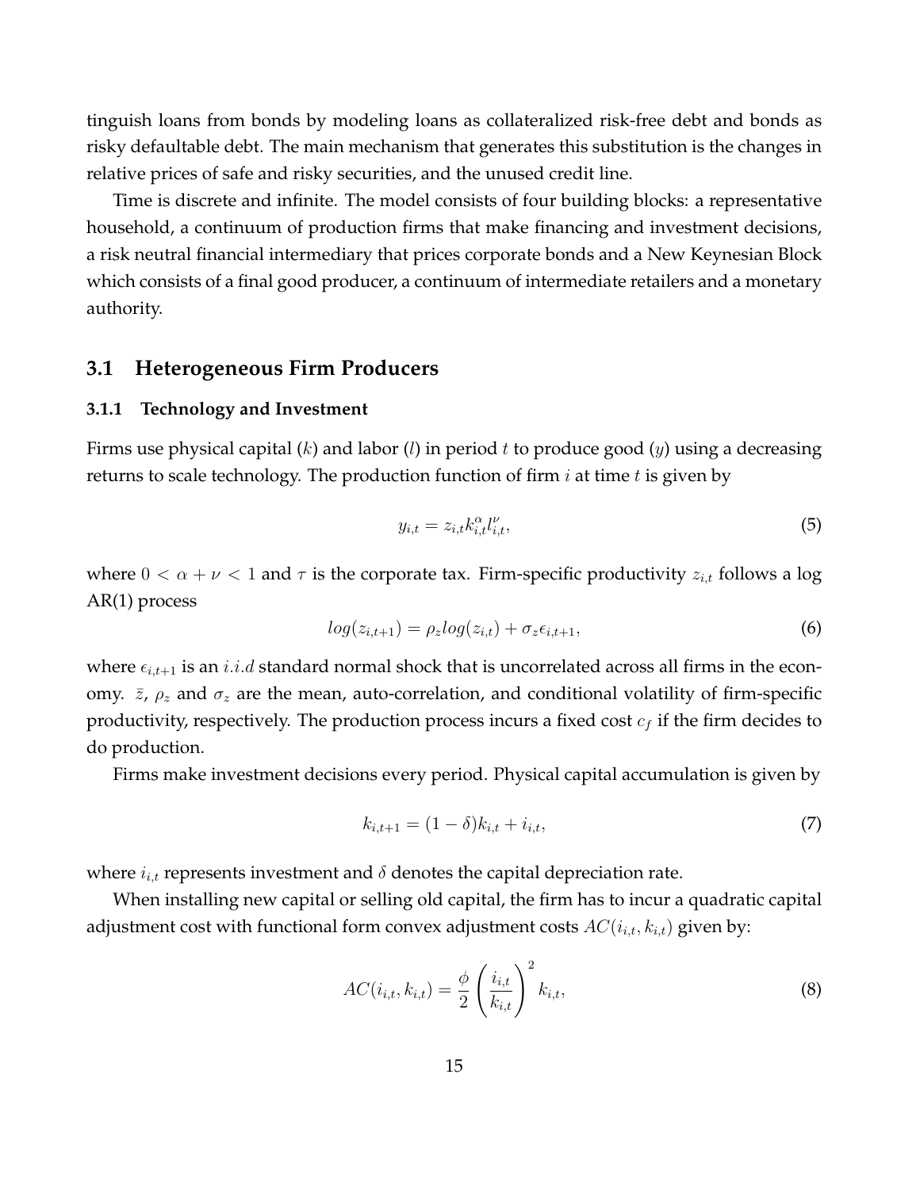tinguish loans from bonds by modeling loans as collateralized risk-free debt and bonds as risky defaultable debt. The main mechanism that generates this substitution is the changes in relative prices of safe and risky securities, and the unused credit line.

Time is discrete and infinite. The model consists of four building blocks: a representative household, a continuum of production firms that make financing and investment decisions, a risk neutral financial intermediary that prices corporate bonds and a New Keynesian Block which consists of a final good producer, a continuum of intermediate retailers and a monetary authority.

## 3.1 Heterogeneous Firm Producers

### 3.1.1 Technology and Investment

Firms use physical capital ($k$) and labor ($l$) in period $t$ to produce good ($y$) using a decreasing returns to scale technology. The production function of firm $i$ at time $t$ is given by

$$y_{i,t} = z_{i,t} k_{i,t}^{\alpha} l_{i,t}^{\nu}, \tag{5}$$

where $0 < \alpha + \nu < 1$ and $\tau$ is the corporate tax. Firm-specific productivity $z_{i,t}$ follows a log AR(1) process

$$log(z_{i,t+1}) = \rho_z log(z_{i,t}) + \sigma_z \epsilon_{i,t+1}, \tag{6}$$

where $\epsilon_{i,t+1}$ is an $i.i.d$ standard normal shock that is uncorrelated across all firms in the economy. $\bar{z}$, $\rho_z$ and $\sigma_z$ are the mean, auto-correlation, and conditional volatility of firm-specific productivity, respectively. The production process incurs a fixed cost $c_f$ if the firm decides to do production.

Firms make investment decisions every period. Physical capital accumulation is given by

$$k_{i,t+1} = (1 - \delta) k_{i,t} + i_{i,t}, \tag{7}$$

where $i_{i,t}$ represents investment and $\delta$ denotes the capital depreciation rate.

When installing new capital or selling old capital, the firm has to incur a quadratic capital adjustment cost with functional form convex adjustment costs $AC(i_{i,t}, k_{i,t})$ given by:

$$AC(i_{i,t}, k_{i,t}) = \frac{\phi}{2} \left( \frac{i_{i,t}}{k_{i,t}} \right)^2 k_{i,t}, \tag{8}$$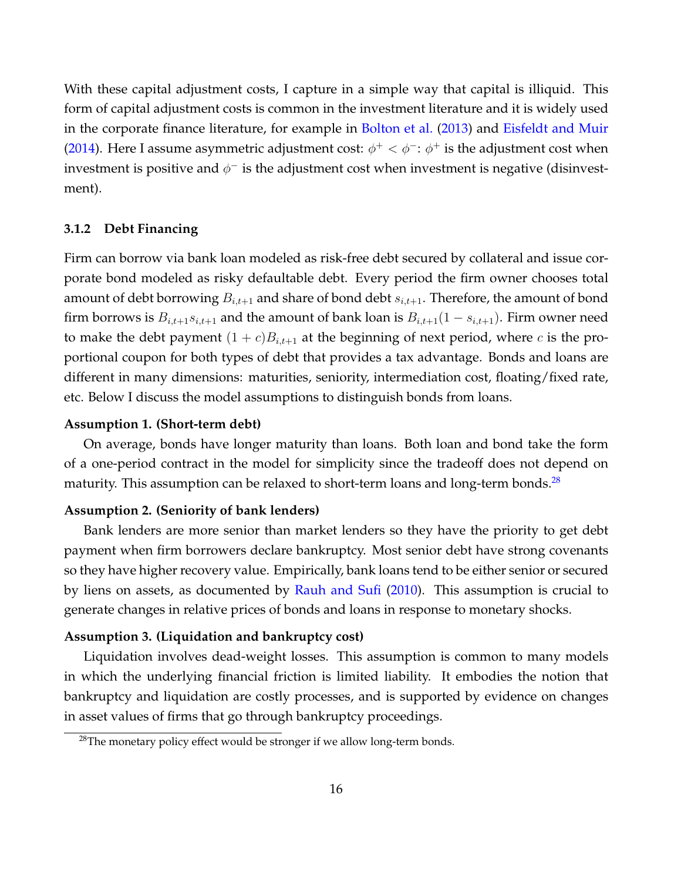With these capital adjustment costs, I capture in a simple way that capital is illiquid. This form of capital adjustment costs is common in the investment literature and it is widely used in the corporate finance literature, for example in Bolton et al. (2013) and Eisfeldt and Muir (2014). Here I assume asymmetric adjustment cost: $\phi^+ < \phi^-$: $\phi^+$ is the adjustment cost when investment is positive and $\phi^-$ is the adjustment cost when investment is negative (disinvestment).

### 3.1.2 Debt Financing

Firm can borrow via bank loan modeled as risk-free debt secured by collateral and issue corporate bond modeled as risky defaultable debt. Every period the firm owner chooses total amount of debt borrowing $B_{i,t+1}$ and share of bond debt $s_{i,t+1}$. Therefore, the amount of bond firm borrows is $B_{i,t+1}s_{i,t+1}$ and the amount of bank loan is $B_{i,t+1}(1 - s_{i,t+1})$. Firm owner need to make the debt payment $(1 + c)B_{i,t+1}$ at the beginning of next period, where $c$ is the proportional coupon for both types of debt that provides a tax advantage. Bonds and loans are different in many dimensions: maturities, seniority, intermediation cost, floating/fixed rate, etc. Below I discuss the model assumptions to distinguish bonds from loans.

**Assumption 1. (Short-term debt)**

On average, bonds have longer maturity than loans. Both loan and bond take the form of a one-period contract in the model for simplicity since the tradeoff does not depend on maturity. This assumption can be relaxed to short-term loans and long-term bonds.[28]

**Assumption 2. (Seniority of bank lenders)**

Bank lenders are more senior than market lenders so they have the priority to get debt payment when firm borrowers declare bankruptcy. Most senior debt have strong covenants so they have higher recovery value. Empirically, bank loans tend to be either senior or secured by liens on assets, as documented by Rauh and Sufi (2010). This assumption is crucial to generate changes in relative prices of bonds and loans in response to monetary shocks.

**Assumption 3. (Liquidation and bankruptcy cost)**

Liquidation involves dead-weight losses. This assumption is common to many models in which the underlying financial friction is limited liability. It embodies the notion that bankruptcy and liquidation are costly processes, and is supported by evidence on changes in asset values of firms that go through bankruptcy proceedings.

[28] The monetary policy effect would be stronger if we allow long-term bonds.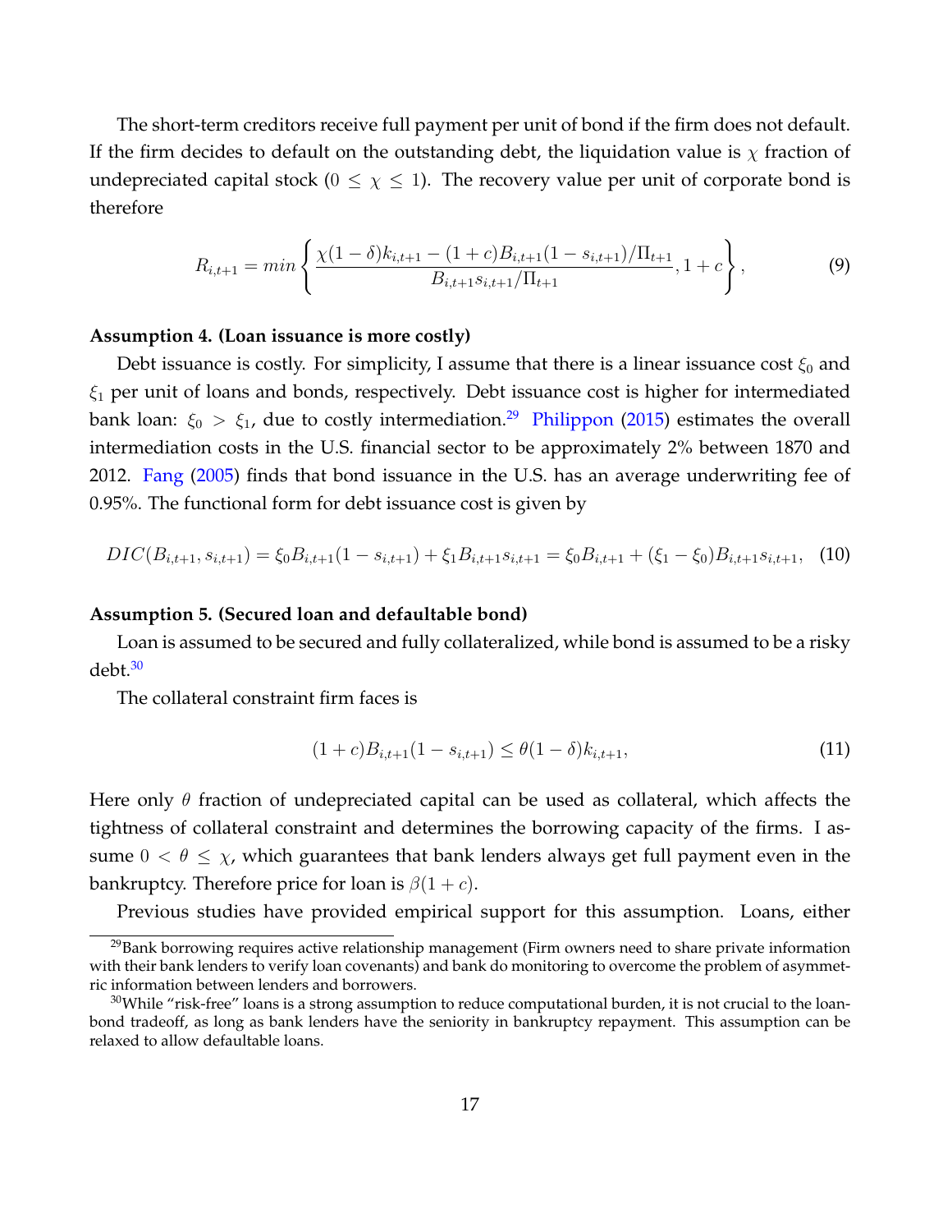The short-term creditors receive full payment per unit of bond if the firm does not default. If the firm decides to default on the outstanding debt, the liquidation value is $\chi$ fraction of undepreciated capital stock ($0 \leq \chi \leq 1$). The recovery value per unit of corporate bond is therefore

$$R_{i,t+1} = min\left\{ \frac{\chi(1-\delta)k_{i,t+1} - (1+c)B_{i,t+1}(1-s_{i,t+1})/\Pi_{t+1}}{B_{i,t+1}s_{i,t+1}/\Pi_{t+1}}, 1+c \right\}, \tag{9}$$

**Assumption 4. (Loan issuance is more costly)**

Debt issuance is costly. For simplicity, I assume that there is a linear issuance cost $\xi_0$ and $\xi_1$ per unit of loans and bonds, respectively. Debt issuance cost is higher for intermediated bank loan: $\xi_0 > \xi_1$, due to costly intermediation.[29] Philippon (2015) estimates the overall intermediation costs in the U.S. financial sector to be approximately 2% between 1870 and 2012. Fang (2005) finds that bond issuance in the U.S. has an average underwriting fee of 0.95%. The functional form for debt issuance cost is given by

$$DIC(B_{i,t+1}, s_{i,t+1}) = \xi_0 B_{i,t+1}(1-s_{i,t+1}) + \xi_1 B_{i,t+1}s_{i,t+1} = \xi_0 B_{i,t+1} + (\xi_1 - \xi_0)B_{i,t+1}s_{i,t+1}, \tag{10}$$

**Assumption 5. (Secured loan and defaultable bond)**

Loan is assumed to be secured and fully collateralized, while bond is assumed to be a risky debt.[30]

The collateral constraint firm faces is

$$(1+c)B_{i,t+1}(1-s_{i,t+1}) \leq \theta(1-\delta)k_{i,t+1}, \tag{11}$$

Here only $\theta$ fraction of undepreciated capital can be used as collateral, which affects the tightness of collateral constraint and determines the borrowing capacity of the firms. I assume $0 < \theta \leq \chi$, which guarantees that bank lenders always get full payment even in the bankruptcy. Therefore price for loan is $\beta(1+c)$.

Previous studies have provided empirical support for this assumption. Loans, either

[29] Bank borrowing requires active relationship management (Firm owners need to share private information with their bank lenders to verify loan covenants) and bank do monitoring to overcome the problem of asymmetric information between lenders and borrowers.

[30] While "risk-free" loans is a strong assumption to reduce computational burden, it is not crucial to the loan-bond tradeoff, as long as bank lenders have the seniority in bankruptcy repayment. This assumption can be relaxed to allow defaultable loans.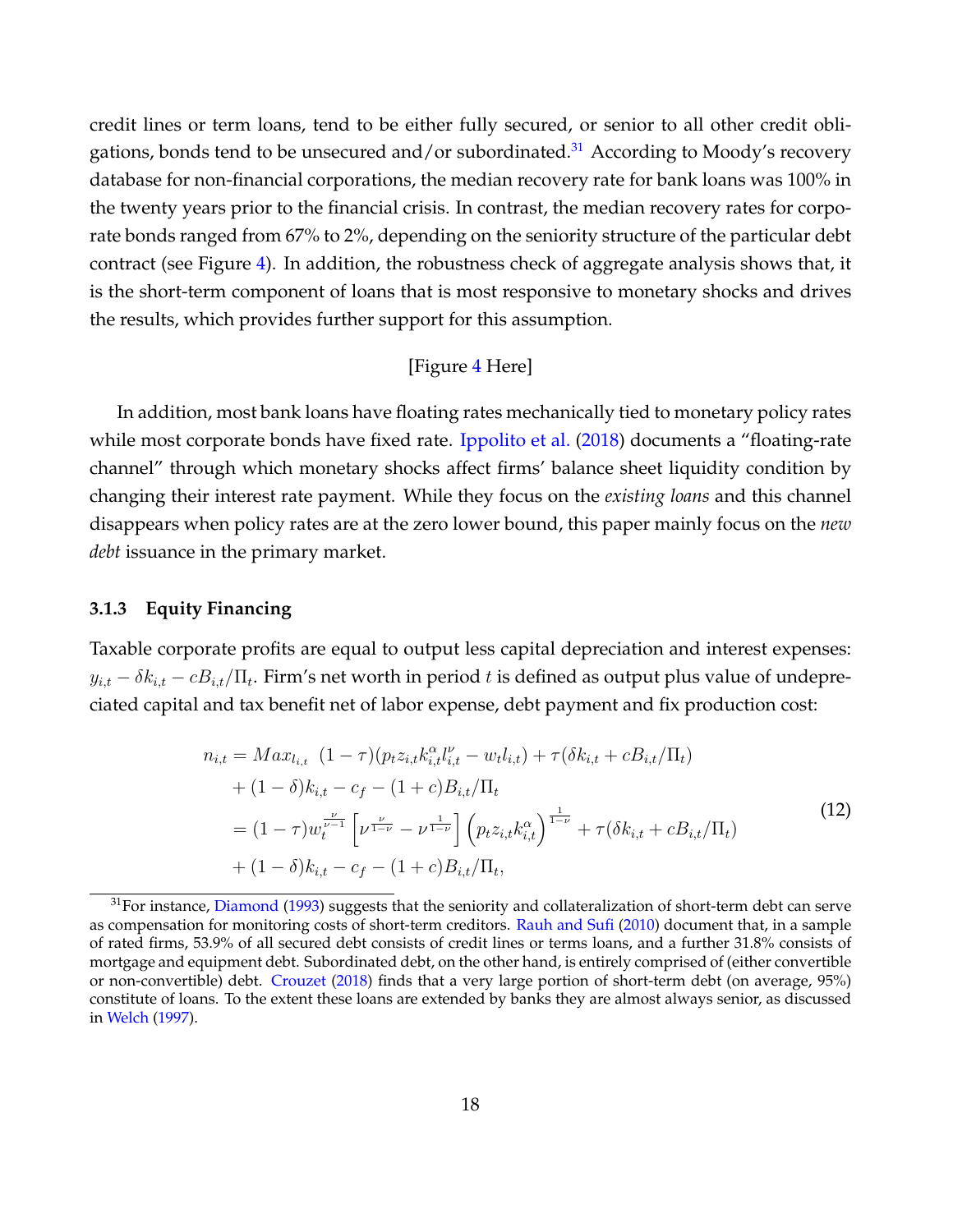credit lines or term loans, tend to be either fully secured, or senior to all other credit obligations, bonds tend to be unsecured and/or subordinated.[31] According to Moody's recovery database for non-financial corporations, the median recovery rate for bank loans was 100% in the twenty years prior to the financial crisis. In contrast, the median recovery rates for corporate bonds ranged from 67% to 2%, depending on the seniority structure of the particular debt contract (see Figure 4). In addition, the robustness check of aggregate analysis shows that, it is the short-term component of loans that is most responsive to monetary shocks and drives the results, which provides further support for this assumption.

[Figure 4 Here]

In addition, most bank loans have floating rates mechanically tied to monetary policy rates while most corporate bonds have fixed rate. Ippolito et al. (2018) documents a "floating-rate channel" through which monetary shocks affect firms' balance sheet liquidity condition by changing their interest rate payment. While they focus on the *existing loans* and this channel disappears when policy rates are at the zero lower bound, this paper mainly focus on the *new debt* issuance in the primary market.

### 3.1.3 Equity Financing

Taxable corporate profits are equal to output less capital depreciation and interest expenses: $y_{i,t} - \delta k_{i,t} - cB_{i,t}/\Pi_t$. Firm's net worth in period $t$ is defined as output plus value of undepreciated capital and tax benefit net of labor expense, debt payment and fix production cost:

$$
\begin{aligned}
n_{i,t} &= Max_{l_{i,t}} \ (1-\tau)(p_t z_{i,t} k_{i,t}^{\alpha} l_{i,t}^{\nu} - w_t l_{i,t}) + \tau(\delta k_{i,t} + cB_{i,t}/\Pi_t) \\
&\quad + (1-\delta)k_{i,t} - c_f - (1+c)B_{i,t}/\Pi_t \\
&= (1-\tau) w_t^{\frac{\nu}{\nu-1}} \left[ \nu^{\frac{\nu}{1-\nu}} - \nu^{\frac{1}{1-\nu}} \right] \left( p_t z_{i,t} k_{i,t}^{\alpha} \right)^{\frac{1}{1-\nu}} + \tau(\delta k_{i,t} + cB_{i,t}/\Pi_t) \\
&\quad + (1-\delta)k_{i,t} - c_f - (1+c)B_{i,t}/\Pi_t,
\end{aligned}
\tag{12}
$$

[31] For instance, Diamond (1993) suggests that the seniority and collateralization of short-term debt can serve as compensation for monitoring costs of short-term creditors. Rauh and Sufi (2010) document that, in a sample of rated firms, 53.9% of all secured debt consists of credit lines or terms loans, and a further 31.8% consists of mortgage and equipment debt. Subordinated debt, on the other hand, is entirely comprised of (either convertible or non-convertible) debt. Crouzet (2018) finds that a very large portion of short-term debt (on average, 95%) constitute of loans. To the extent these loans are extended by banks they are almost always senior, as discussed in Welch (1997).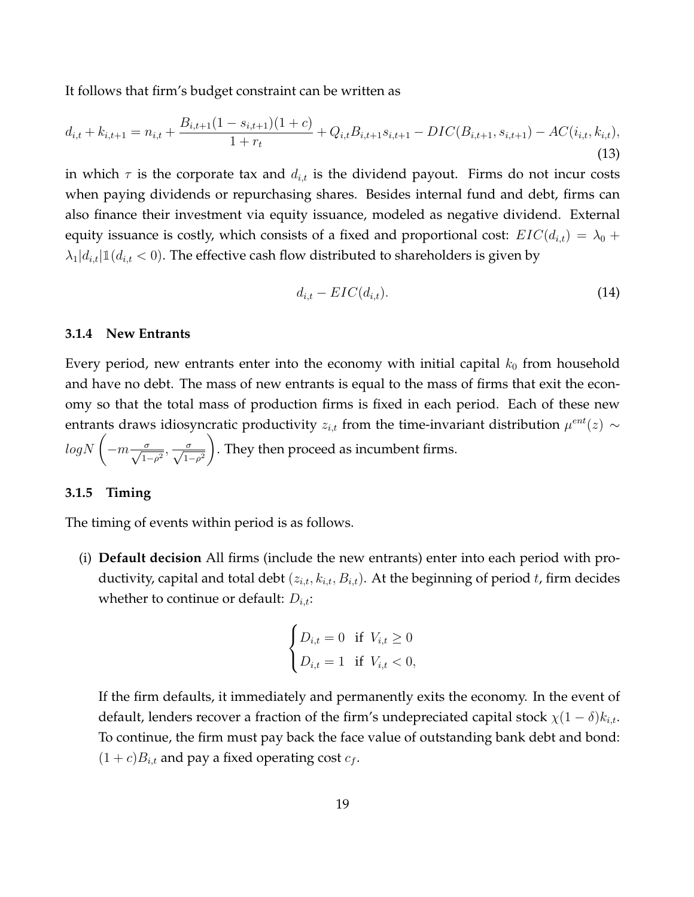It follows that firm's budget constraint can be written as

$$
d_{i,t} + k_{i,t+1} = n_{i,t} + \frac{B_{i,t+1}(1 - s_{i,t+1})(1 + c)}{1 + r_t} + Q_{i,t} B_{i,t+1} s_{i,t+1} - DIC(B_{i,t+1}, s_{i,t+1}) - AC(i_{i,t}, k_{i,t}), \tag{13}
$$

in which $\tau$ is the corporate tax and $d_{i,t}$ is the dividend payout. Firms do not incur costs when paying dividends or repurchasing shares. Besides internal fund and debt, firms can also finance their investment via equity issuance, modeled as negative dividend. External equity issuance is costly, which consists of a fixed and proportional cost: $EIC(d_{i,t}) = \lambda_0 + \lambda_1 |d_{i,t}| \mathbb{1}(d_{i,t} < 0)$. The effective cash flow distributed to shareholders is given by

$$
d_{i,t} - EIC(d_{i,t}). \tag{14}
$$

#### 3.1.4 New Entrants

Every period, new entrants enter into the economy with initial capital $k_0$ from household and have no debt. The mass of new entrants is equal to the mass of firms that exit the economy so that the total mass of production firms is fixed in each period. Each of these new entrants draws idiosyncratic productivity $z_{i,t}$ from the time-invariant distribution $\mu^{ent}(z) \sim logN\left(-m\frac{\sigma}{\sqrt{1-\rho^2}}, \frac{\sigma}{\sqrt{1-\rho^2}}\right)$. They then proceed as incumbent firms.

#### 3.1.5 Timing

The timing of events within period is as follows.

(i) **Default decision** All firms (include the new entrants) enter into each period with productivity, capital and total debt $(z_{i,t}, k_{i,t}, B_{i,t})$. At the beginning of period $t$, firm decides whether to continue or default: $D_{i,t}$:

$$
\begin{cases} D_{i,t} = 0 & \text{if } V_{i,t} \geq 0 \\ D_{i,t} = 1 & \text{if } V_{i,t} < 0, \end{cases}
$$

If the firm defaults, it immediately and permanently exits the economy. In the event of default, lenders recover a fraction of the firm's undepreciated capital stock $\chi(1-\delta)k_{i,t}$. To continue, the firm must pay back the face value of outstanding bank debt and bond: $(1+c)B_{i,t}$ and pay a fixed operating cost $c_f$.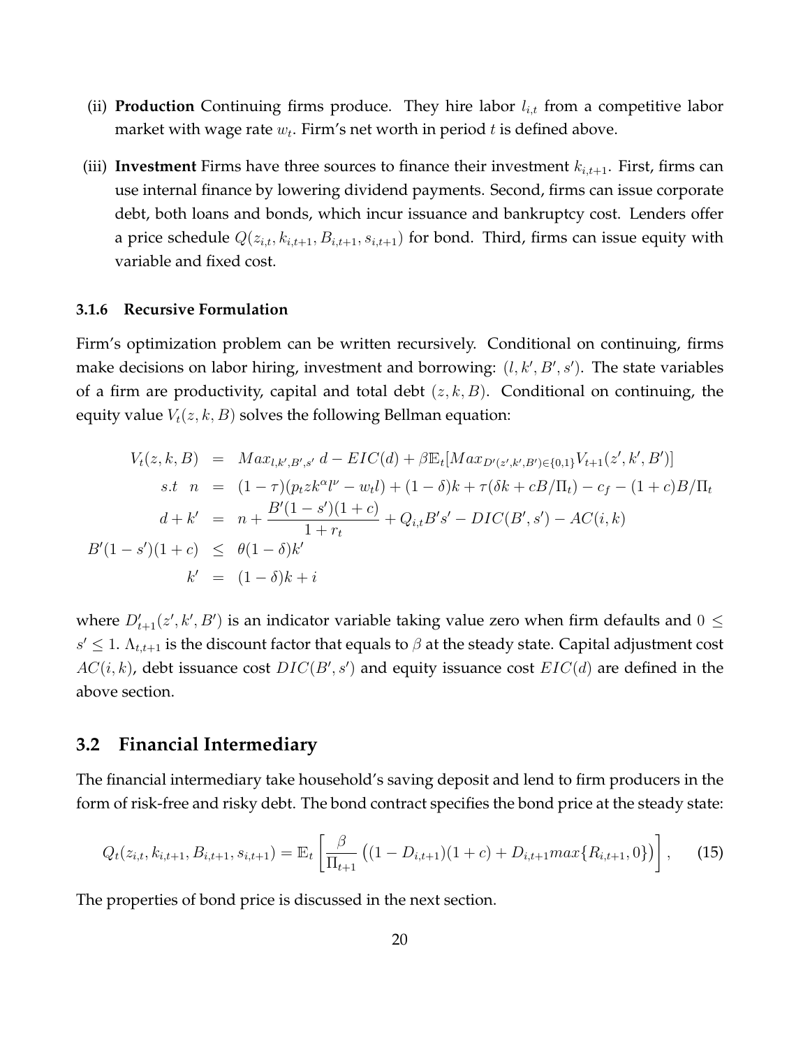(ii) **Production** Continuing firms produce. They hire labor $l_{i,t}$ from a competitive labor market with wage rate $w_t$. Firm's net worth in period $t$ is defined above.

(iii) **Investment** Firms have three sources to finance their investment $k_{i,t+1}$. First, firms can use internal finance by lowering dividend payments. Second, firms can issue corporate debt, both loans and bonds, which incur issuance and bankruptcy cost. Lenders offer a price schedule $Q(z_{i,t}, k_{i,t+1}, B_{i,t+1}, s_{i,t+1})$ for bond. Third, firms can issue equity with variable and fixed cost.

### 3.1.6 Recursive Formulation

Firm's optimization problem can be written recursively. Conditional on continuing, firms make decisions on labor hiring, investment and borrowing: $(l, k', B', s')$. The state variables of a firm are productivity, capital and total debt $(z, k, B)$. Conditional on continuing, the equity value $V_t(z, k, B)$ solves the following Bellman equation:

$$
\begin{aligned}
V_t(z,k,B) &= Max_{l,k',B',s'}\; d - EIC(d) + \beta \mathbb{E}_t[Max_{D'(z',k',B')\in\{0,1\}} V_{t+1}(z',k',B')] \\
s.t\;\; n &= (1-\tau)(p_t z k^{\alpha} l^{\nu} - w_t l) + (1-\delta)k + \tau(\delta k + cB/\Pi_t) - c_f - (1+c)B/\Pi_t \\
d + k' &= n + \frac{B'(1-s')(1+c)}{1+r_t} + Q_{i,t}B's' - DIC(B',s') - AC(i,k) \\
B'(1-s')(1+c) &\leq \theta(1-\delta)k' \\
k' &= (1-\delta)k + i
\end{aligned}
$$

where $D'_{t+1}(z', k', B')$ is an indicator variable taking value zero when firm defaults and $0 \leq s' \leq 1$. $\Lambda_{t,t+1}$ is the discount factor that equals to $\beta$ at the steady state. Capital adjustment cost $AC(i,k)$, debt issuance cost $DIC(B', s')$ and equity issuance cost $EIC(d)$ are defined in the above section.

## 3.2 Financial Intermediary

The financial intermediary take household's saving deposit and lend to firm producers in the form of risk-free and risky debt. The bond contract specifies the bond price at the steady state:

$$
Q_t(z_{i,t}, k_{i,t+1}, B_{i,t+1}, s_{i,t+1}) = \mathbb{E}_t\left[\frac{\beta}{\Pi_{t+1}}\left((1-D_{i,t+1})(1+c) + D_{i,t+1} max\{R_{i,t+1}, 0\}\right)\right], \tag{15}
$$

The properties of bond price is discussed in the next section.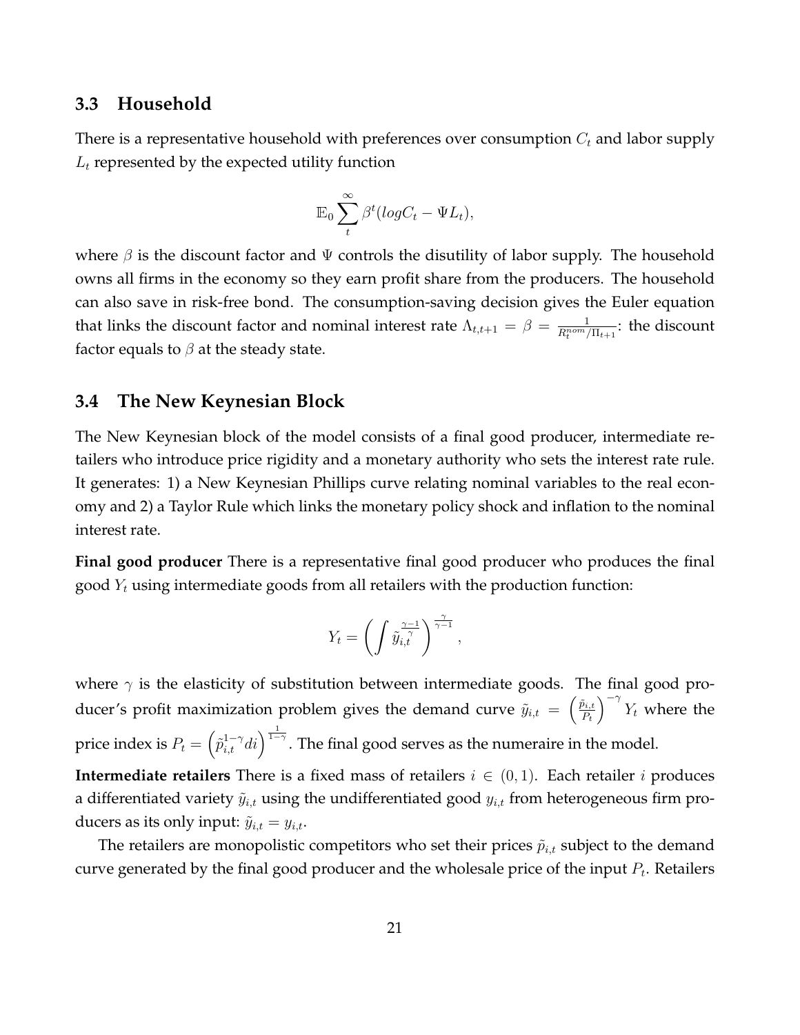### 3.3 Household

There is a representative household with preferences over consumption $C_t$ and labor supply $L_t$ represented by the expected utility function

$$\mathbb{E}_0 \sum_{t}^{\infty} \beta^t (log C_t - \Psi L_t),$$

where $\beta$ is the discount factor and $\Psi$ controls the disutility of labor supply. The household owns all firms in the economy so they earn profit share from the producers. The household can also save in risk-free bond. The consumption-saving decision gives the Euler equation that links the discount factor and nominal interest rate $\Lambda_{t,t+1} = \beta = \frac{1}{R_t^{nom}/\Pi_{t+1}}$: the discount factor equals to $\beta$ at the steady state.

### 3.4 The New Keynesian Block

The New Keynesian block of the model consists of a final good producer, intermediate retailers who introduce price rigidity and a monetary authority who sets the interest rate rule. It generates: 1) a New Keynesian Phillips curve relating nominal variables to the real economy and 2) a Taylor Rule which links the monetary policy shock and inflation to the nominal interest rate.

**Final good producer** There is a representative final good producer who produces the final good $Y_t$ using intermediate goods from all retailers with the production function:

$$Y_t = \left( \int \tilde{y}_{i,t}^{\frac{\gamma-1}{\gamma}} \right)^{\frac{\gamma}{\gamma-1}},$$

where $\gamma$ is the elasticity of substitution between intermediate goods. The final good producer's profit maximization problem gives the demand curve $\tilde{y}_{i,t} = \left(\frac{\tilde{p}_{i,t}}{P_t}\right)^{-\gamma} Y_t$ where the price index is $P_t = \left(\tilde{p}_{i,t}^{1-\gamma} di\right)^{\frac{1}{1-\gamma}}$. The final good serves as the numeraire in the model.

**Intermediate retailers** There is a fixed mass of retailers $i \in (0,1)$. Each retailer $i$ produces a differentiated variety $\tilde{y}_{i,t}$ using the undifferentiated good $y_{i,t}$ from heterogeneous firm producers as its only input: $\tilde{y}_{i,t} = y_{i,t}$.

The retailers are monopolistic competitors who set their prices $\tilde{p}_{i,t}$ subject to the demand curve generated by the final good producer and the wholesale price of the input $P_t$. Retailers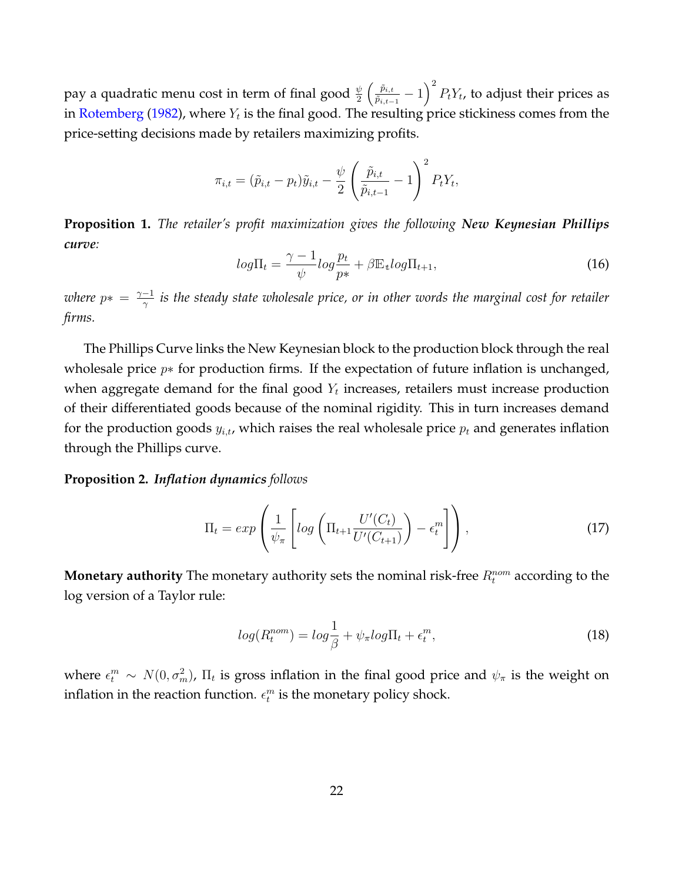pay a quadratic menu cost in term of final good $\frac{\psi}{2}\left(\frac{\tilde{p}_{i,t}}{\tilde{p}_{i,t-1}}-1\right)^2 P_t Y_t$, to adjust their prices as in Rotemberg (1982), where $Y_t$ is the final good. The resulting price stickiness comes from the price-setting decisions made by retailers maximizing profits.

$$\pi_{i,t} = (\tilde{p}_{i,t} - p_t)\tilde{y}_{i,t} - \frac{\psi}{2}\left(\frac{\tilde{p}_{i,t}}{\tilde{p}_{i,t-1}} - 1\right)^2 P_t Y_t,$$

**Proposition 1.** *The retailer's profit maximization gives the following* ***New Keynesian Phillips curve****:*

$$log\Pi_t = \frac{\gamma-1}{\psi} log\frac{p_t}{p*} + \beta \mathbb{E}_t log\Pi_{t+1}, \tag{16}$$

*where* $p* = \frac{\gamma-1}{\gamma}$ *is the steady state wholesale price, or in other words the marginal cost for retailer firms.*

The Phillips Curve links the New Keynesian block to the production block through the real wholesale price $p*$ for production firms. If the expectation of future inflation is unchanged, when aggregate demand for the final good $Y_t$ increases, retailers must increase production of their differentiated goods because of the nominal rigidity. This in turn increases demand for the production goods $y_{i,t}$, which raises the real wholesale price $p_t$ and generates inflation through the Phillips curve.

**Proposition 2.** ***Inflation dynamics*** *follows*

$$\Pi_t = exp\left(\frac{1}{\psi_\pi}\left[log\left(\Pi_{t+1}\frac{U'(C_t)}{U'(C_{t+1})}\right) - \epsilon_t^m\right]\right), \tag{17}$$

**Monetary authority** The monetary authority sets the nominal risk-free $R_t^{nom}$ according to the log version of a Taylor rule:

$$log(R_t^{nom}) = log\frac{1}{\beta} + \psi_\pi log\Pi_t + \epsilon_t^m, \tag{18}$$

where $\epsilon_t^m \sim N(0, \sigma_m^2)$, $\Pi_t$ is gross inflation in the final good price and $\psi_\pi$ is the weight on inflation in the reaction function. $\epsilon_t^m$ is the monetary policy shock.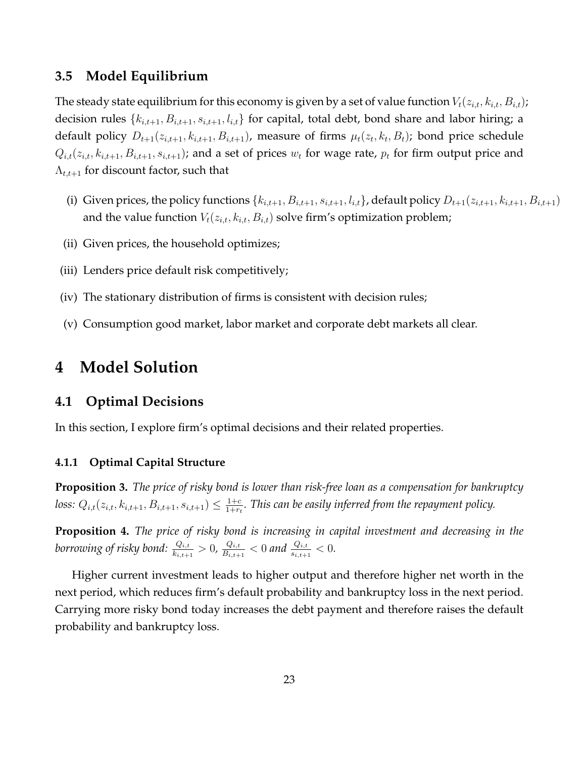### 3.5 Model Equilibrium

The steady state equilibrium for this economy is given by a set of value function $V_t(z_{i,t}, k_{i,t}, B_{i,t})$; decision rules $\{k_{i,t+1}, B_{i,t+1}, s_{i,t+1}, l_{i,t}\}$ for capital, total debt, bond share and labor hiring; a default policy $D_{t+1}(z_{i,t+1}, k_{i,t+1}, B_{i,t+1})$, measure of firms $\mu_t(z_t, k_t, B_t)$; bond price schedule $Q_{i,t}(z_{i,t}, k_{i,t+1}, B_{i,t+1}, s_{i,t+1})$; and a set of prices $w_t$ for wage rate, $p_t$ for firm output price and $\Lambda_{t,t+1}$ for discount factor, such that

- (i) Given prices, the policy functions $\{k_{i,t+1}, B_{i,t+1}, s_{i,t+1}, l_{i,t}\}$, default policy $D_{t+1}(z_{i,t+1}, k_{i,t+1}, B_{i,t+1})$ and the value function $V_t(z_{i,t}, k_{i,t}, B_{i,t})$ solve firm's optimization problem;
- (ii) Given prices, the household optimizes;
- (iii) Lenders price default risk competitively;
- (iv) The stationary distribution of firms is consistent with decision rules;
- (v) Consumption good market, labor market and corporate debt markets all clear.

# 4 Model Solution

## 4.1 Optimal Decisions

In this section, I explore firm's optimal decisions and their related properties.

### 4.1.1 Optimal Capital Structure

**Proposition 3.** *The price of risky bond is lower than risk-free loan as a compensation for bankruptcy loss: $Q_{i,t}(z_{i,t}, k_{i,t+1}, B_{i,t+1}, s_{i,t+1}) \leq \frac{1+c}{1+r_t}$. This can be easily inferred from the repayment policy.*

**Proposition 4.** *The price of risky bond is increasing in capital investment and decreasing in the borrowing of risky bond: $\frac{Q_{i,t}}{k_{i,t+1}} > 0$, $\frac{Q_{i,t}}{B_{i,t+1}} < 0$ and $\frac{Q_{i,t}}{s_{i,t+1}} < 0$.*

Higher current investment leads to higher output and therefore higher net worth in the next period, which reduces firm's default probability and bankruptcy loss in the next period. Carrying more risky bond today increases the debt payment and therefore raises the default probability and bankruptcy loss.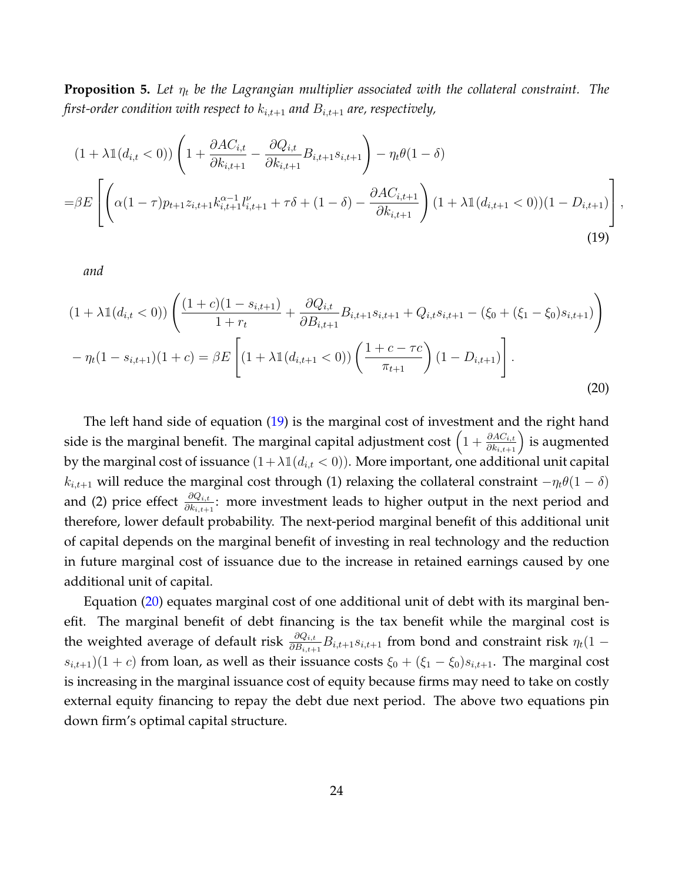**Proposition 5.** *Let $\eta_t$ be the Lagrangian multiplier associated with the collateral constraint. The first-order condition with respect to $k_{i,t+1}$ and $B_{i,t+1}$ are, respectively,*

$$
\begin{aligned}
&(1+\lambda \mathbb{1}(d_{i,t}<0))\left(1+\frac{\partial AC_{i,t}}{\partial k_{i,t+1}}-\frac{\partial Q_{i,t}}{\partial k_{i,t+1}}B_{i,t+1}s_{i,t+1}\right)-\eta_t\theta(1-\delta) \\
=&\beta E\left[\left(\alpha(1-\tau)p_{t+1}z_{i,t+1}k_{i,t+1}^{\alpha-1}l_{i,t+1}^{\nu}+\tau\delta+(1-\delta)-\frac{\partial AC_{i,t+1}}{\partial k_{i,t+1}}\right)(1+\lambda\mathbb{1}(d_{i,t+1}<0))(1-D_{i,t+1})\right],
\end{aligned}
\tag{19}
$$

*and*

$$
\begin{aligned}
&(1+\lambda\mathbb{1}(d_{i,t}<0))\left(\frac{(1+c)(1-s_{i,t+1})}{1+r_t}+\frac{\partial Q_{i,t}}{\partial B_{i,t+1}}B_{i,t+1}s_{i,t+1}+Q_{i,t}s_{i,t+1}-(\xi_0+(\xi_1-\xi_0)s_{i,t+1})\right) \\
&-\eta_t(1-s_{i,t+1})(1+c)=\beta E\left[(1+\lambda\mathbb{1}(d_{i,t+1}<0))\left(\frac{1+c-\tau c}{\pi_{t+1}}\right)(1-D_{i,t+1})\right].
\end{aligned}
\tag{20}
$$

The left hand side of equation (19) is the marginal cost of investment and the right hand side is the marginal benefit. The marginal capital adjustment cost $\left(1+\frac{\partial AC_{i,t}}{\partial k_{i,t+1}}\right)$ is augmented by the marginal cost of issuance $(1+\lambda\mathbb{1}(d_{i,t}<0))$. More important, one additional unit capital $k_{i,t+1}$ will reduce the marginal cost through (1) relaxing the collateral constraint $-\eta_t\theta(1-\delta)$ and (2) price effect $\frac{\partial Q_{i,t}}{\partial k_{i,t+1}}$: more investment leads to higher output in the next period and therefore, lower default probability. The next-period marginal benefit of this additional unit of capital depends on the marginal benefit of investing in real technology and the reduction in future marginal cost of issuance due to the increase in retained earnings caused by one additional unit of capital.

Equation (20) equates marginal cost of one additional unit of debt with its marginal benefit. The marginal benefit of debt financing is the tax benefit while the marginal cost is the weighted average of default risk $\frac{\partial Q_{i,t}}{\partial B_{i,t+1}}B_{i,t+1}s_{i,t+1}$ from bond and constraint risk $\eta_t(1-s_{i,t+1})(1+c)$ from loan, as well as their issuance costs $\xi_0+(\xi_1-\xi_0)s_{i,t+1}$. The marginal cost is increasing in the marginal issuance cost of equity because firms may need to take on costly external equity financing to repay the debt due next period. The above two equations pin down firm's optimal capital structure.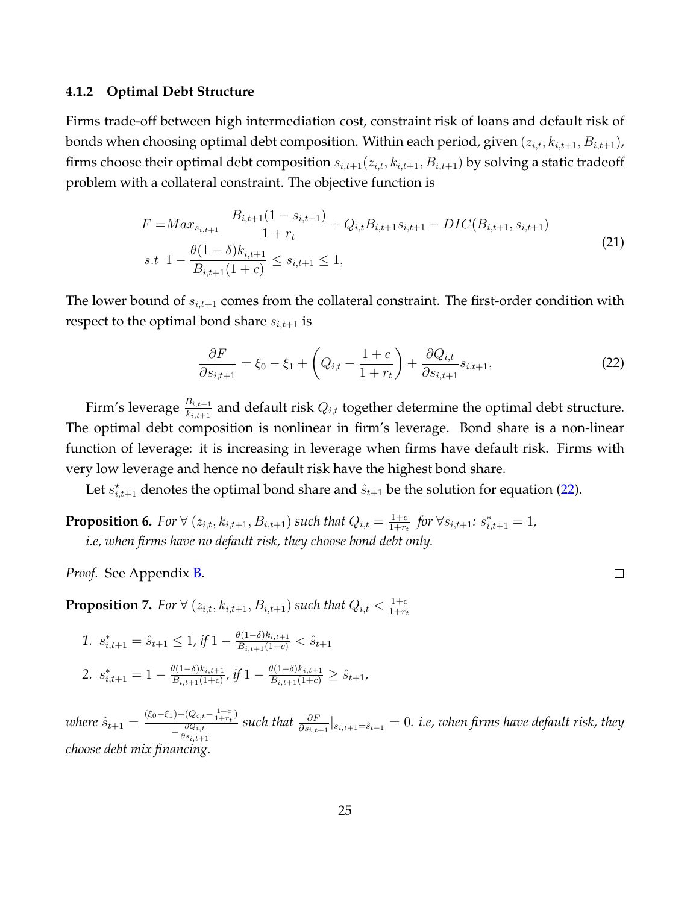### 4.1.2 Optimal Debt Structure

Firms trade-off between high intermediation cost, constraint risk of loans and default risk of bonds when choosing optimal debt composition. Within each period, given $(z_{i,t}, k_{i,t+1}, B_{i,t+1})$, firms choose their optimal debt composition $s_{i,t+1}(z_{i,t}, k_{i,t+1}, B_{i,t+1})$ by solving a static tradeoff problem with a collateral constraint. The objective function is

$$
\begin{aligned}
F = & Max_{s_{i,t+1}} \quad \frac{B_{i,t+1}(1-s_{i,t+1})}{1+r_t} + Q_{i,t}B_{i,t+1}s_{i,t+1} - DIC(B_{i,t+1}, s_{i,t+1}) \\
& s.t \;\; 1 - \frac{\theta(1-\delta)k_{i,t+1}}{B_{i,t+1}(1+c)} \leq s_{i,t+1} \leq 1,
\end{aligned}
\tag{21}
$$

The lower bound of $s_{i,t+1}$ comes from the collateral constraint. The first-order condition with respect to the optimal bond share $s_{i,t+1}$ is

$$
\frac{\partial F}{\partial s_{i,t+1}} = \xi_0 - \xi_1 + \left(Q_{i,t} - \frac{1+c}{1+r_t}\right) + \frac{\partial Q_{i,t}}{\partial s_{i,t+1}} s_{i,t+1},
\tag{22}
$$

Firm's leverage $\frac{B_{i,t+1}}{k_{i,t+1}}$ and default risk $Q_{i,t}$ together determine the optimal debt structure. The optimal debt composition is nonlinear in firm's leverage. Bond share is a non-linear function of leverage: it is increasing in leverage when firms have default risk. Firms with very low leverage and hence no default risk have the highest bond share.

Let $s^{\star}_{i,t+1}$ denotes the optimal bond share and $\hat{s}_{t+1}$ be the solution for equation (22).

**Proposition 6.** *For* $\forall\, (z_{i,t}, k_{i,t+1}, B_{i,t+1})$ *such that* $Q_{i,t} = \frac{1+c}{1+r_t}$ *for* $\forall s_{i,t+1}$*:* $s^{*}_{i,t+1} = 1$*,*
*i.e, when firms have no default risk, they choose bond debt only.*

*Proof.* See Appendix B. ☐

**Proposition 7.** *For* $\forall\, (z_{i,t}, k_{i,t+1}, B_{i,t+1})$ *such that* $Q_{i,t} < \frac{1+c}{1+r_t}$

1. $s^{*}_{i,t+1} = \hat{s}_{t+1} \leq 1$*, if* $1 - \frac{\theta(1-\delta)k_{i,t+1}}{B_{i,t+1}(1+c)} < \hat{s}_{t+1}$
2. $s^{*}_{i,t+1} = 1 - \frac{\theta(1-\delta)k_{i,t+1}}{B_{i,t+1}(1+c)}$*, if* $1 - \frac{\theta(1-\delta)k_{i,t+1}}{B_{i,t+1}(1+c)} \geq \hat{s}_{t+1}$*,*

*where* $\hat{s}_{t+1} = \frac{(\xi_0 - \xi_1) + (Q_{i,t} - \frac{1+c}{1+r_t})}{-\frac{\partial Q_{i,t}}{\partial s_{i,t+1}}}$ *such that* $\frac{\partial F}{\partial s_{i,t+1}}|_{s_{i,t+1} = \hat{s}_{t+1}} = 0$*. i.e, when firms have default risk, they choose debt mix financing.*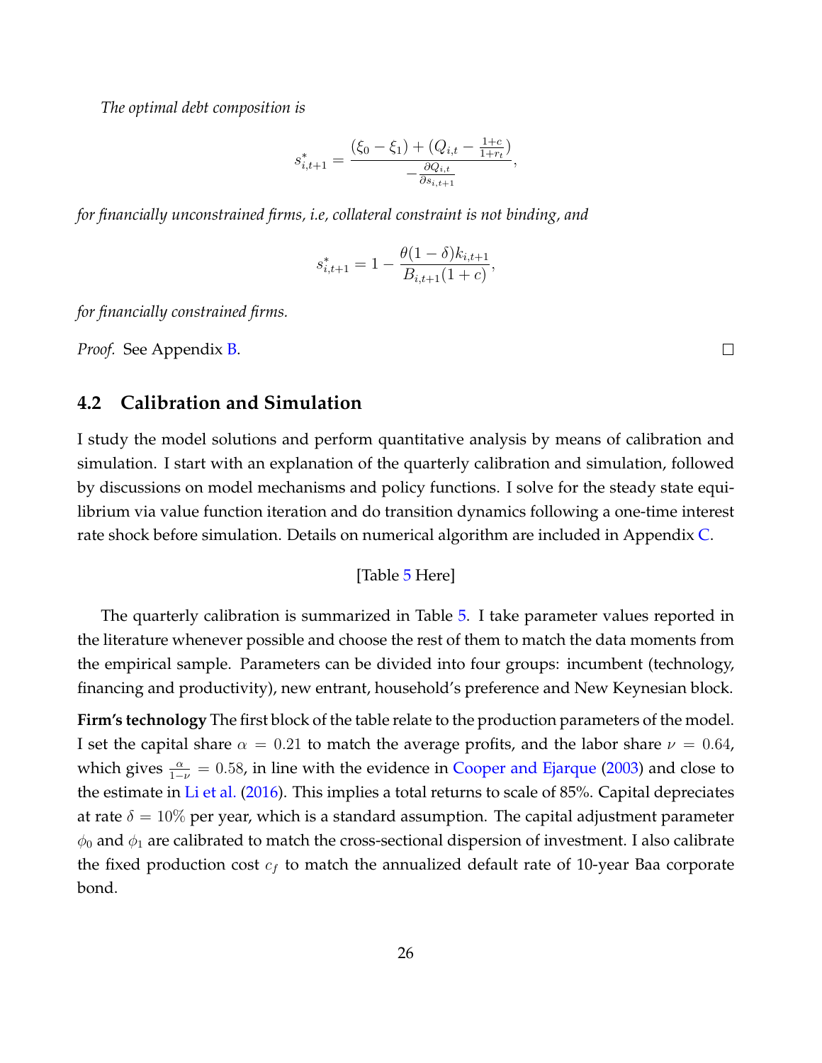*The optimal debt composition is*

$$s^*_{i,t+1} = \frac{(\xi_0 - \xi_1) + (Q_{i,t} - \frac{1+c}{1+r_t})}{-\frac{\partial Q_{i,t}}{\partial s_{i,t+1}}},$$

*for financially unconstrained firms, i.e, collateral constraint is not binding, and*

$$s^*_{i,t+1} = 1 - \frac{\theta(1-\delta)k_{i,t+1}}{B_{i,t+1}(1+c)},$$

*for financially constrained firms.*

*Proof.* See Appendix B. □

## 4.2 Calibration and Simulation

I study the model solutions and perform quantitative analysis by means of calibration and simulation. I start with an explanation of the quarterly calibration and simulation, followed by discussions on model mechanisms and policy functions. I solve for the steady state equilibrium via value function iteration and do transition dynamics following a one-time interest rate shock before simulation. Details on numerical algorithm are included in Appendix C.

[Table 5 Here]

The quarterly calibration is summarized in Table 5. I take parameter values reported in the literature whenever possible and choose the rest of them to match the data moments from the empirical sample. Parameters can be divided into four groups: incumbent (technology, financing and productivity), new entrant, household's preference and New Keynesian block.

**Firm's technology** The first block of the table relate to the production parameters of the model. I set the capital share $\alpha = 0.21$ to match the average profits, and the labor share $\nu = 0.64$, which gives $\frac{\alpha}{1-\nu} = 0.58$, in line with the evidence in Cooper and Ejarque (2003) and close to the estimate in Li et al. (2016). This implies a total returns to scale of 85%. Capital depreciates at rate $\delta = 10\%$ per year, which is a standard assumption. The capital adjustment parameter $\phi_0$ and $\phi_1$ are calibrated to match the cross-sectional dispersion of investment. I also calibrate the fixed production cost $c_f$ to match the annualized default rate of 10-year Baa corporate bond.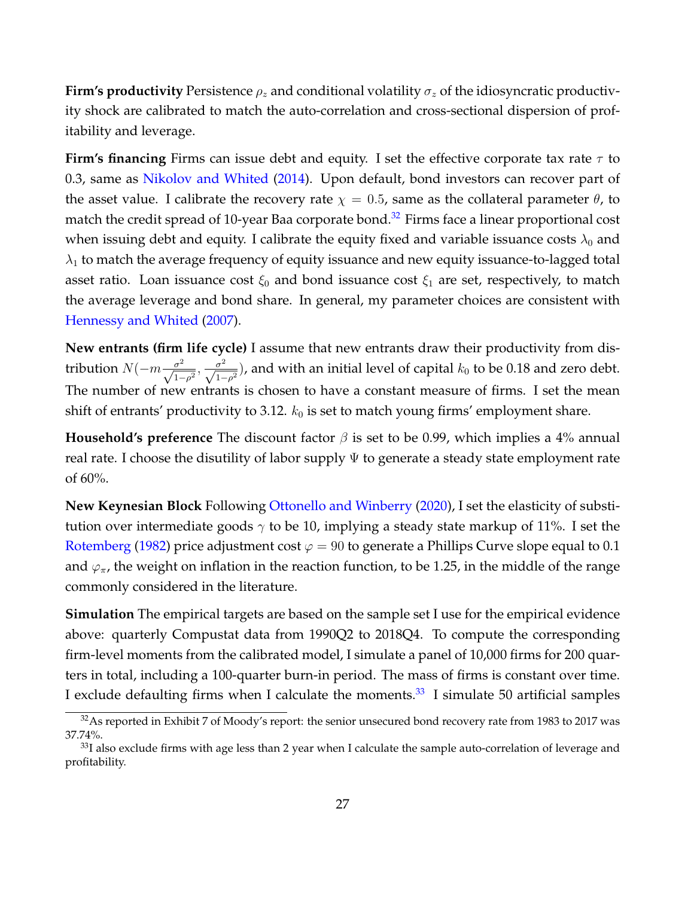**Firm's productivity** Persistence $\rho_z$ and conditional volatility $\sigma_z$ of the idiosyncratic productivity shock are calibrated to match the auto-correlation and cross-sectional dispersion of profitability and leverage.

**Firm's financing** Firms can issue debt and equity. I set the effective corporate tax rate $\tau$ to 0.3, same as Nikolov and Whited (2014). Upon default, bond investors can recover part of the asset value. I calibrate the recovery rate $\chi = 0.5$, same as the collateral parameter $\theta$, to match the credit spread of 10-year Baa corporate bond.[32] Firms face a linear proportional cost when issuing debt and equity. I calibrate the equity fixed and variable issuance costs $\lambda_0$ and $\lambda_1$ to match the average frequency of equity issuance and new equity issuance-to-lagged total asset ratio. Loan issuance cost $\xi_0$ and bond issuance cost $\xi_1$ are set, respectively, to match the average leverage and bond share. In general, my parameter choices are consistent with Hennessy and Whited (2007).

**New entrants (firm life cycle)** I assume that new entrants draw their productivity from distribution $N(-m\frac{\sigma^2}{\sqrt{1-\rho^2}}, \frac{\sigma^2}{\sqrt{1-\rho^2}})$, and with an initial level of capital $k_0$ to be 0.18 and zero debt. The number of new entrants is chosen to have a constant measure of firms. I set the mean shift of entrants' productivity to 3.12. $k_0$ is set to match young firms' employment share.

**Household's preference** The discount factor $\beta$ is set to be 0.99, which implies a 4% annual real rate. I choose the disutility of labor supply $\Psi$ to generate a steady state employment rate of 60%.

**New Keynesian Block** Following Ottonello and Winberry (2020), I set the elasticity of substitution over intermediate goods $\gamma$ to be 10, implying a steady state markup of 11%. I set the Rotemberg (1982) price adjustment cost $\varphi = 90$ to generate a Phillips Curve slope equal to 0.1 and $\varphi_\pi$, the weight on inflation in the reaction function, to be 1.25, in the middle of the range commonly considered in the literature.

**Simulation** The empirical targets are based on the sample set I use for the empirical evidence above: quarterly Compustat data from 1990Q2 to 2018Q4. To compute the corresponding firm-level moments from the calibrated model, I simulate a panel of 10,000 firms for 200 quarters in total, including a 100-quarter burn-in period. The mass of firms is constant over time. I exclude defaulting firms when I calculate the moments.[33] I simulate 50 artificial samples

[32] As reported in Exhibit 7 of Moody's report: the senior unsecured bond recovery rate from 1983 to 2017 was 37.74%.

[33] I also exclude firms with age less than 2 year when I calculate the sample auto-correlation of leverage and profitability.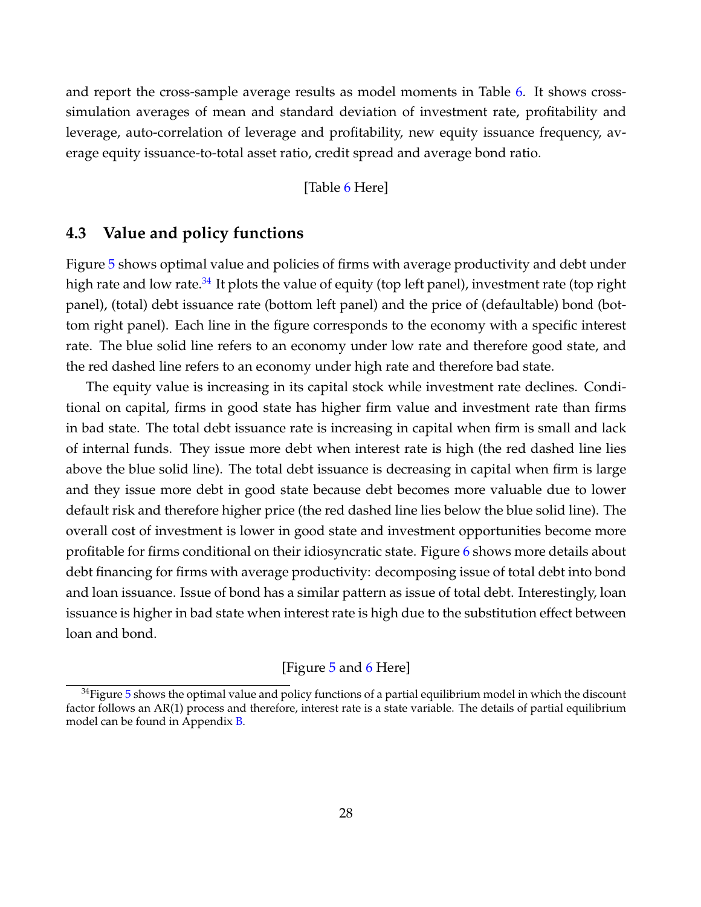and report the cross-sample average results as model moments in Table 6. It shows cross-simulation averages of mean and standard deviation of investment rate, profitability and leverage, auto-correlation of leverage and profitability, new equity issuance frequency, average equity issuance-to-total asset ratio, credit spread and average bond ratio.

[Table 6 Here]

### 4.3 Value and policy functions

Figure 5 shows optimal value and policies of firms with average productivity and debt under high rate and low rate.[34] It plots the value of equity (top left panel), investment rate (top right panel), (total) debt issuance rate (bottom left panel) and the price of (defaultable) bond (bottom right panel). Each line in the figure corresponds to the economy with a specific interest rate. The blue solid line refers to an economy under low rate and therefore good state, and the red dashed line refers to an economy under high rate and therefore bad state.

The equity value is increasing in its capital stock while investment rate declines. Conditional on capital, firms in good state has higher firm value and investment rate than firms in bad state. The total debt issuance rate is increasing in capital when firm is small and lack of internal funds. They issue more debt when interest rate is high (the red dashed line lies above the blue solid line). The total debt issuance is decreasing in capital when firm is large and they issue more debt in good state because debt becomes more valuable due to lower default risk and therefore higher price (the red dashed line lies below the blue solid line). The overall cost of investment is lower in good state and investment opportunities become more profitable for firms conditional on their idiosyncratic state. Figure 6 shows more details about debt financing for firms with average productivity: decomposing issue of total debt into bond and loan issuance. Issue of bond has a similar pattern as issue of total debt. Interestingly, loan issuance is higher in bad state when interest rate is high due to the substitution effect between loan and bond.

[Figure 5 and 6 Here]

[34] Figure 5 shows the optimal value and policy functions of a partial equilibrium model in which the discount factor follows an AR(1) process and therefore, interest rate is a state variable. The details of partial equilibrium model can be found in Appendix B.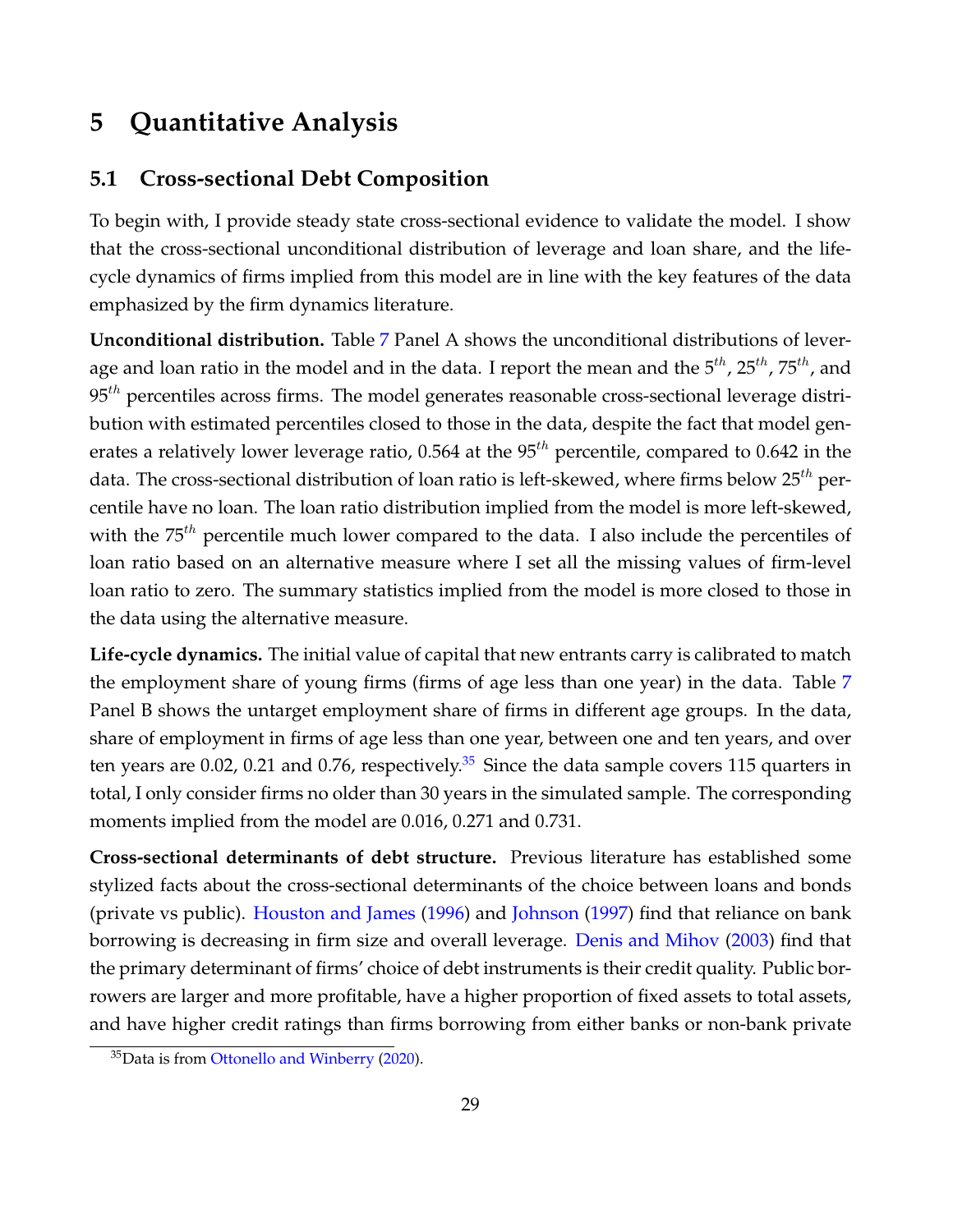# 5 Quantitative Analysis

## 5.1 Cross-sectional Debt Composition

To begin with, I provide steady state cross-sectional evidence to validate the model. I show that the cross-sectional unconditional distribution of leverage and loan share, and the life-cycle dynamics of firms implied from this model are in line with the key features of the data emphasized by the firm dynamics literature.

**Unconditional distribution.** Table 7 Panel A shows the unconditional distributions of leverage and loan ratio in the model and in the data. I report the mean and the $5^{th}$, $25^{th}$, $75^{th}$, and $95^{th}$ percentiles across firms. The model generates reasonable cross-sectional leverage distribution with estimated percentiles closed to those in the data, despite the fact that model generates a relatively lower leverage ratio, 0.564 at the $95^{th}$ percentile, compared to 0.642 in the data. The cross-sectional distribution of loan ratio is left-skewed, where firms below $25^{th}$ percentile have no loan. The loan ratio distribution implied from the model is more left-skewed, with the $75^{th}$ percentile much lower compared to the data. I also include the percentiles of loan ratio based on an alternative measure where I set all the missing values of firm-level loan ratio to zero. The summary statistics implied from the model is more closed to those in the data using the alternative measure.

**Life-cycle dynamics.** The initial value of capital that new entrants carry is calibrated to match the employment share of young firms (firms of age less than one year) in the data. Table 7 Panel B shows the untarget employment share of firms in different age groups. In the data, share of employment in firms of age less than one year, between one and ten years, and over ten years are 0.02, 0.21 and 0.76, respectively.[35] Since the data sample covers 115 quarters in total, I only consider firms no older than 30 years in the simulated sample. The corresponding moments implied from the model are 0.016, 0.271 and 0.731.

**Cross-sectional determinants of debt structure.** Previous literature has established some stylized facts about the cross-sectional determinants of the choice between loans and bonds (private vs public). Houston and James (1996) and Johnson (1997) find that reliance on bank borrowing is decreasing in firm size and overall leverage. Denis and Mihov (2003) find that the primary determinant of firms' choice of debt instruments is their credit quality. Public borrowers are larger and more profitable, have a higher proportion of fixed assets to total assets, and have higher credit ratings than firms borrowing from either banks or non-bank private

[35] Data is from Ottonello and Winberry (2020).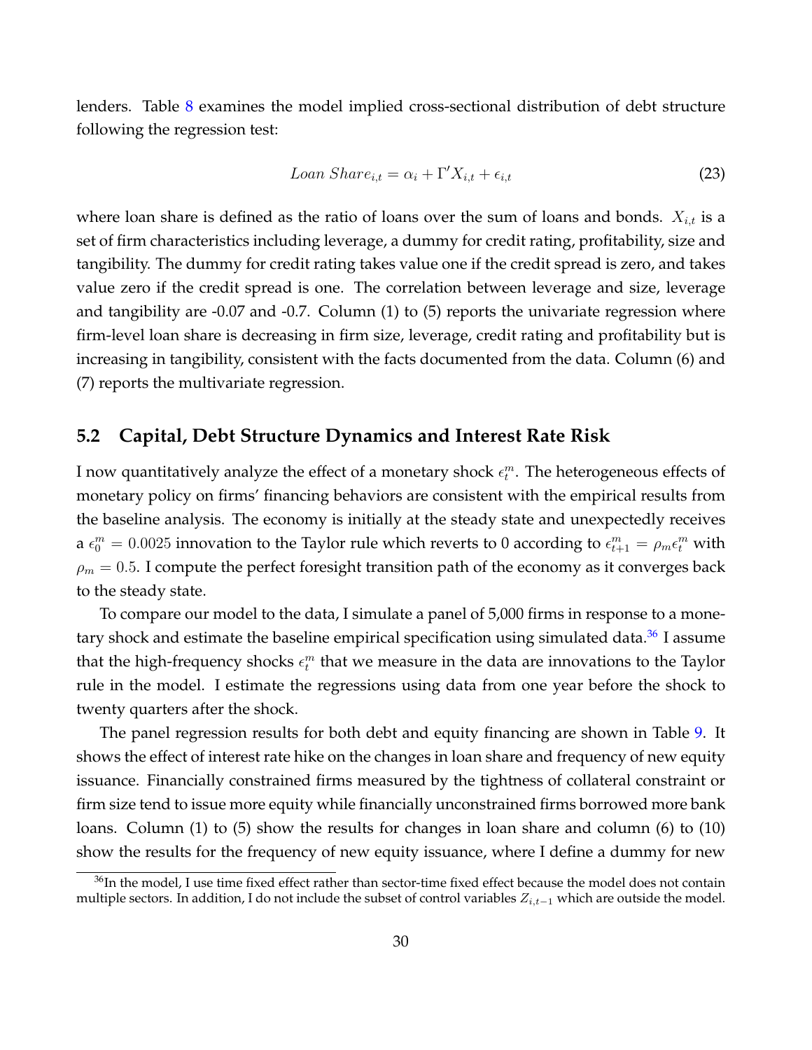lenders. Table 8 examines the model implied cross-sectional distribution of debt structure following the regression test:

$$Loan\ Share_{i,t} = \alpha_i + \Gamma' X_{i,t} + \epsilon_{i,t} \tag{23}$$

where loan share is defined as the ratio of loans over the sum of loans and bonds. $X_{i,t}$ is a set of firm characteristics including leverage, a dummy for credit rating, profitability, size and tangibility. The dummy for credit rating takes value one if the credit spread is zero, and takes value zero if the credit spread is one. The correlation between leverage and size, leverage and tangibility are -0.07 and -0.7. Column (1) to (5) reports the univariate regression where firm-level loan share is decreasing in firm size, leverage, credit rating and profitability but is increasing in tangibility, consistent with the facts documented from the data. Column (6) and (7) reports the multivariate regression.

## 5.2 Capital, Debt Structure Dynamics and Interest Rate Risk

I now quantitatively analyze the effect of a monetary shock $\epsilon_t^m$. The heterogeneous effects of monetary policy on firms' financing behaviors are consistent with the empirical results from the baseline analysis. The economy is initially at the steady state and unexpectedly receives a $\epsilon_0^m = 0.0025$ innovation to the Taylor rule which reverts to 0 according to $\epsilon_{t+1}^m = \rho_m \epsilon_t^m$ with $\rho_m = 0.5$. I compute the perfect foresight transition path of the economy as it converges back to the steady state.

To compare our model to the data, I simulate a panel of 5,000 firms in response to a monetary shock and estimate the baseline empirical specification using simulated data.[36] I assume that the high-frequency shocks $\epsilon_t^m$ that we measure in the data are innovations to the Taylor rule in the model. I estimate the regressions using data from one year before the shock to twenty quarters after the shock.

The panel regression results for both debt and equity financing are shown in Table 9. It shows the effect of interest rate hike on the changes in loan share and frequency of new equity issuance. Financially constrained firms measured by the tightness of collateral constraint or firm size tend to issue more equity while financially unconstrained firms borrowed more bank loans. Column (1) to (5) show the results for changes in loan share and column (6) to (10) show the results for the frequency of new equity issuance, where I define a dummy for new

[36] In the model, I use time fixed effect rather than sector-time fixed effect because the model does not contain multiple sectors. In addition, I do not include the subset of control variables $Z_{i,t-1}$ which are outside the model.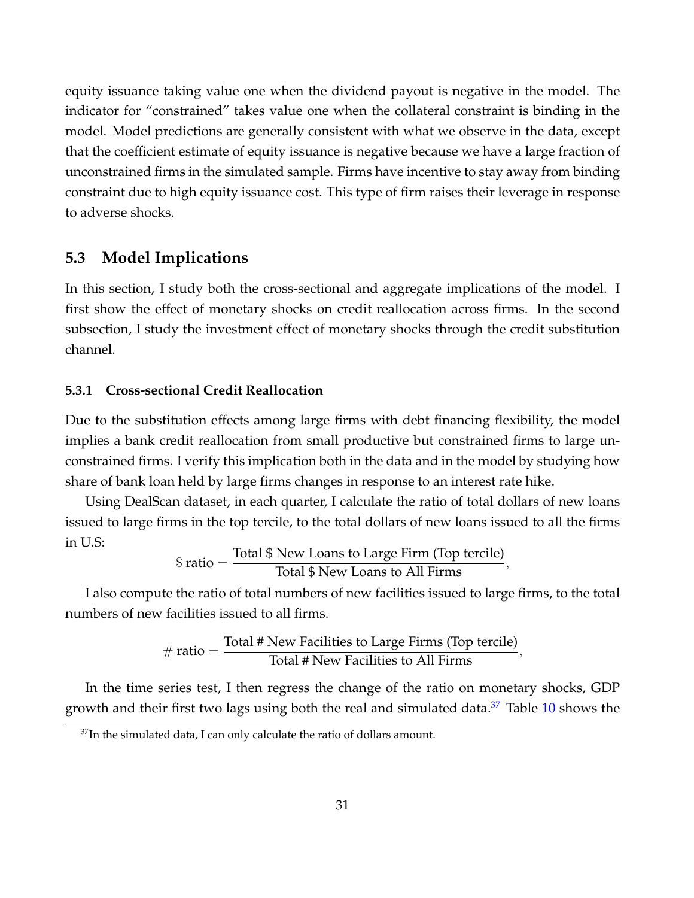equity issuance taking value one when the dividend payout is negative in the model. The indicator for "constrained" takes value one when the collateral constraint is binding in the model. Model predictions are generally consistent with what we observe in the data, except that the coefficient estimate of equity issuance is negative because we have a large fraction of unconstrained firms in the simulated sample. Firms have incentive to stay away from binding constraint due to high equity issuance cost. This type of firm raises their leverage in response to adverse shocks.

## 5.3 Model Implications

In this section, I study both the cross-sectional and aggregate implications of the model. I first show the effect of monetary shocks on credit reallocation across firms. In the second subsection, I study the investment effect of monetary shocks through the credit substitution channel.

### 5.3.1 Cross-sectional Credit Reallocation

Due to the substitution effects among large firms with debt financing flexibility, the model implies a bank credit reallocation from small productive but constrained firms to large unconstrained firms. I verify this implication both in the data and in the model by studying how share of bank loan held by large firms changes in response to an interest rate hike.

Using DealScan dataset, in each quarter, I calculate the ratio of total dollars of new loans issued to large firms in the top tercile, to the total dollars of new loans issued to all the firms in U.S:

$$\$ \text{ ratio} = \frac{\text{Total \$ New Loans to Large Firm (Top tercile)}}{\text{Total \$ New Loans to All Firms}},$$

I also compute the ratio of total numbers of new facilities issued to large firms, to the total numbers of new facilities issued to all firms.

$$\# \text{ ratio} = \frac{\text{Total \# New Facilities to Large Firms (Top tercile)}}{\text{Total \# New Facilities to All Firms}},$$

In the time series test, I then regress the change of the ratio on monetary shocks, GDP growth and their first two lags using both the real and simulated data.[37] Table 10 shows the

[37] In the simulated data, I can only calculate the ratio of dollars amount.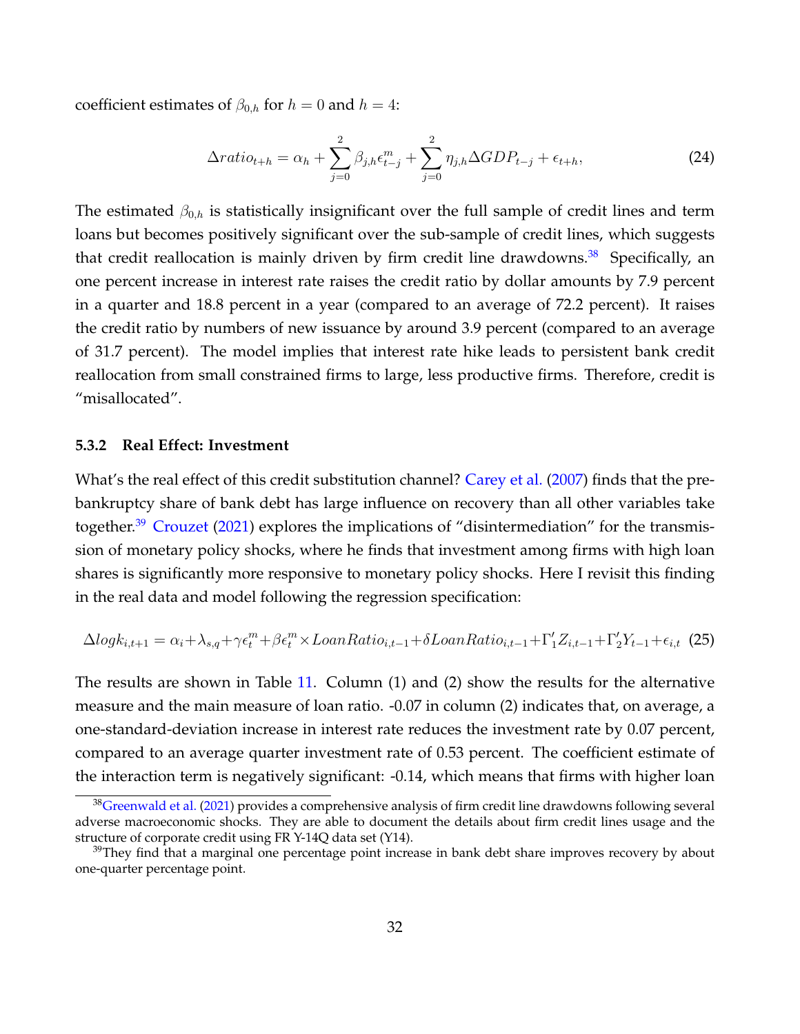coefficient estimates of $\beta_{0,h}$ for $h = 0$ and $h = 4$:

$$\Delta ratio_{t+h} = \alpha_h + \sum_{j=0}^{2} \beta_{j,h} \epsilon^m_{t-j} + \sum_{j=0}^{2} \eta_{j,h} \Delta GDP_{t-j} + \epsilon_{t+h}, \tag{24}$$

The estimated $\beta_{0,h}$ is statistically insignificant over the full sample of credit lines and term loans but becomes positively significant over the sub-sample of credit lines, which suggests that credit reallocation is mainly driven by firm credit line drawdowns.[38] Specifically, an one percent increase in interest rate raises the credit ratio by dollar amounts by 7.9 percent in a quarter and 18.8 percent in a year (compared to an average of 72.2 percent). It raises the credit ratio by numbers of new issuance by around 3.9 percent (compared to an average of 31.7 percent). The model implies that interest rate hike leads to persistent bank credit reallocation from small constrained firms to large, less productive firms. Therefore, credit is "misallocated".

### 5.3.2 Real Effect: Investment

What's the real effect of this credit substitution channel? Carey et al. (2007) finds that the pre-bankruptcy share of bank debt has large influence on recovery than all other variables take together.[39] Crouzet (2021) explores the implications of "disintermediation" for the transmission of monetary policy shocks, where he finds that investment among firms with high loan shares is significantly more responsive to monetary policy shocks. Here I revisit this finding in the real data and model following the regression specification:

$$\Delta log k_{i,t+1} = \alpha_i + \lambda_{s,q} + \gamma \epsilon^m_t + \beta \epsilon^m_t \times LoanRatio_{i,t-1} + \delta LoanRatio_{i,t-1} + \Gamma'_1 Z_{i,t-1} + \Gamma'_2 Y_{t-1} + \epsilon_{i,t} \tag{25}$$

The results are shown in Table 11. Column (1) and (2) show the results for the alternative measure and the main measure of loan ratio. -0.07 in column (2) indicates that, on average, a one-standard-deviation increase in interest rate reduces the investment rate by 0.07 percent, compared to an average quarter investment rate of 0.53 percent. The coefficient estimate of the interaction term is negatively significant: -0.14, which means that firms with higher loan

[38] Greenwald et al. (2021) provides a comprehensive analysis of firm credit line drawdowns following several adverse macroeconomic shocks. They are able to document the details about firm credit lines usage and the structure of corporate credit using FR Y-14Q data set (Y14).

[39] They find that a marginal one percentage point increase in bank debt share improves recovery by about one-quarter percentage point.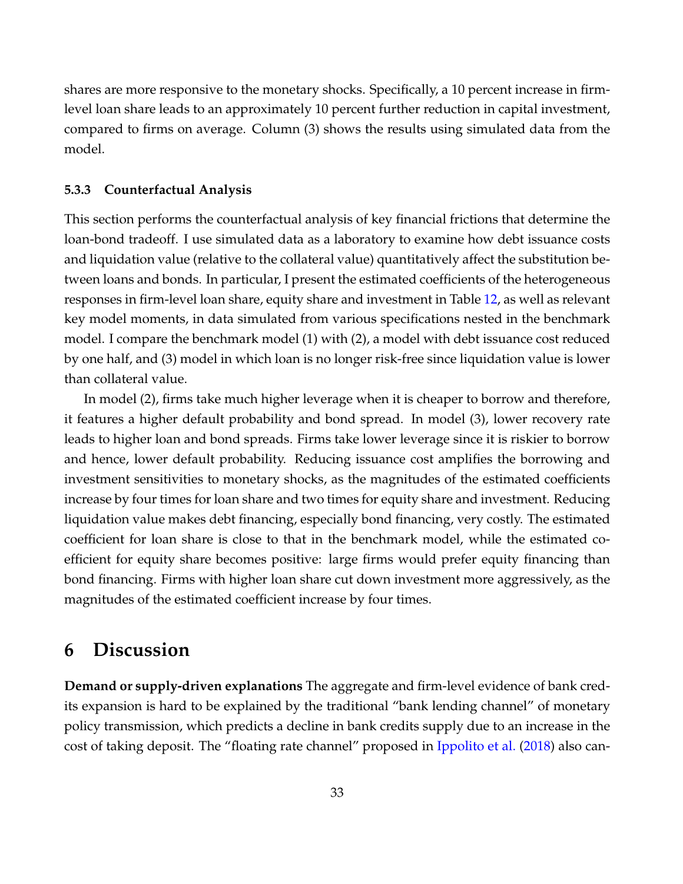shares are more responsive to the monetary shocks. Specifically, a 10 percent increase in firm-level loan share leads to an approximately 10 percent further reduction in capital investment, compared to firms on average. Column (3) shows the results using simulated data from the model.

### 5.3.3 Counterfactual Analysis

This section performs the counterfactual analysis of key financial frictions that determine the loan-bond tradeoff. I use simulated data as a laboratory to examine how debt issuance costs and liquidation value (relative to the collateral value) quantitatively affect the substitution between loans and bonds. In particular, I present the estimated coefficients of the heterogeneous responses in firm-level loan share, equity share and investment in Table 12, as well as relevant key model moments, in data simulated from various specifications nested in the benchmark model. I compare the benchmark model (1) with (2), a model with debt issuance cost reduced by one half, and (3) model in which loan is no longer risk-free since liquidation value is lower than collateral value.

In model (2), firms take much higher leverage when it is cheaper to borrow and therefore, it features a higher default probability and bond spread. In model (3), lower recovery rate leads to higher loan and bond spreads. Firms take lower leverage since it is riskier to borrow and hence, lower default probability. Reducing issuance cost amplifies the borrowing and investment sensitivities to monetary shocks, as the magnitudes of the estimated coefficients increase by four times for loan share and two times for equity share and investment. Reducing liquidation value makes debt financing, especially bond financing, very costly. The estimated coefficient for loan share is close to that in the benchmark model, while the estimated coefficient for equity share becomes positive: large firms would prefer equity financing than bond financing. Firms with higher loan share cut down investment more aggressively, as the magnitudes of the estimated coefficient increase by four times.

# 6 Discussion

**Demand or supply-driven explanations** The aggregate and firm-level evidence of bank credits expansion is hard to be explained by the traditional "bank lending channel" of monetary policy transmission, which predicts a decline in bank credits supply due to an increase in the cost of taking deposit. The "floating rate channel" proposed in Ippolito et al. (2018) also can-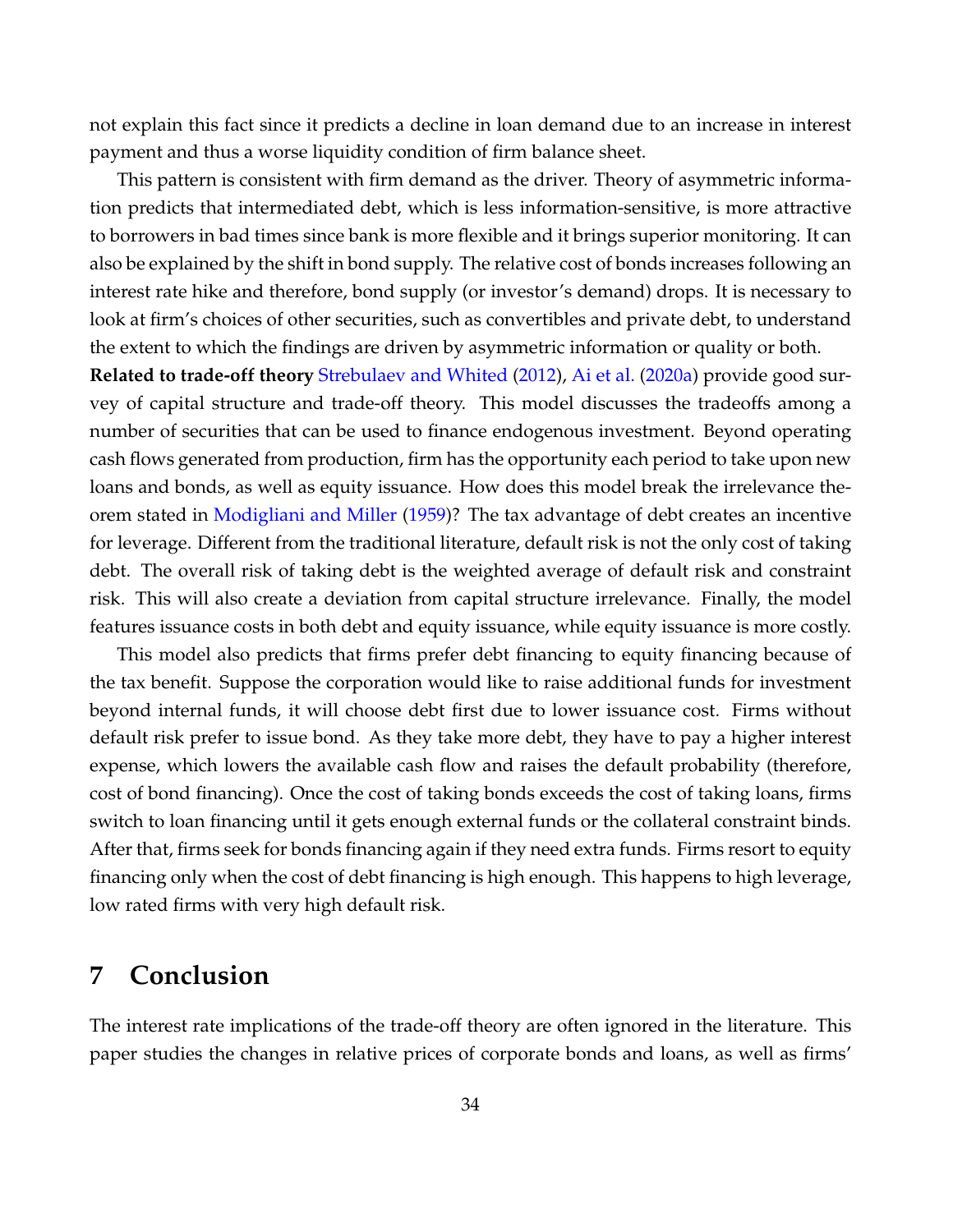not explain this fact since it predicts a decline in loan demand due to an increase in interest payment and thus a worse liquidity condition of firm balance sheet.

This pattern is consistent with firm demand as the driver. Theory of asymmetric information predicts that intermediated debt, which is less information-sensitive, is more attractive to borrowers in bad times since bank is more flexible and it brings superior monitoring. It can also be explained by the shift in bond supply. The relative cost of bonds increases following an interest rate hike and therefore, bond supply (or investor's demand) drops. It is necessary to look at firm's choices of other securities, such as convertibles and private debt, to understand the extent to which the findings are driven by asymmetric information or quality or both.

**Related to trade-off theory** Strebulaev and Whited (2012), Ai et al. (2020a) provide good survey of capital structure and trade-off theory. This model discusses the tradeoffs among a number of securities that can be used to finance endogenous investment. Beyond operating cash flows generated from production, firm has the opportunity each period to take upon new loans and bonds, as well as equity issuance. How does this model break the irrelevance theorem stated in Modigliani and Miller (1959)? The tax advantage of debt creates an incentive for leverage. Different from the traditional literature, default risk is not the only cost of taking debt. The overall risk of taking debt is the weighted average of default risk and constraint risk. This will also create a deviation from capital structure irrelevance. Finally, the model features issuance costs in both debt and equity issuance, while equity issuance is more costly.

This model also predicts that firms prefer debt financing to equity financing because of the tax benefit. Suppose the corporation would like to raise additional funds for investment beyond internal funds, it will choose debt first due to lower issuance cost. Firms without default risk prefer to issue bond. As they take more debt, they have to pay a higher interest expense, which lowers the available cash flow and raises the default probability (therefore, cost of bond financing). Once the cost of taking bonds exceeds the cost of taking loans, firms switch to loan financing until it gets enough external funds or the collateral constraint binds. After that, firms seek for bonds financing again if they need extra funds. Firms resort to equity financing only when the cost of debt financing is high enough. This happens to high leverage, low rated firms with very high default risk.

# 7 Conclusion

The interest rate implications of the trade-off theory are often ignored in the literature. This paper studies the changes in relative prices of corporate bonds and loans, as well as firms'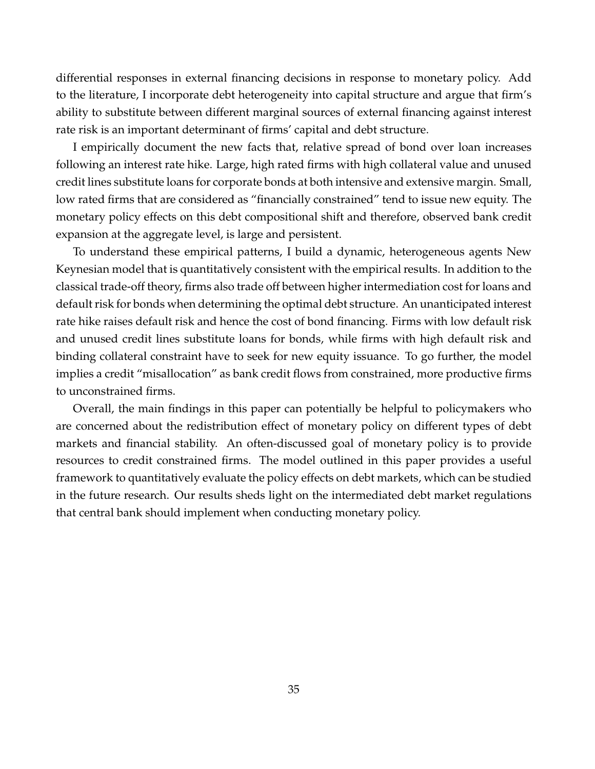differential responses in external financing decisions in response to monetary policy. Add to the literature, I incorporate debt heterogeneity into capital structure and argue that firm's ability to substitute between different marginal sources of external financing against interest rate risk is an important determinant of firms' capital and debt structure.

I empirically document the new facts that, relative spread of bond over loan increases following an interest rate hike. Large, high rated firms with high collateral value and unused credit lines substitute loans for corporate bonds at both intensive and extensive margin. Small, low rated firms that are considered as "financially constrained" tend to issue new equity. The monetary policy effects on this debt compositional shift and therefore, observed bank credit expansion at the aggregate level, is large and persistent.

To understand these empirical patterns, I build a dynamic, heterogeneous agents New Keynesian model that is quantitatively consistent with the empirical results. In addition to the classical trade-off theory, firms also trade off between higher intermediation cost for loans and default risk for bonds when determining the optimal debt structure. An unanticipated interest rate hike raises default risk and hence the cost of bond financing. Firms with low default risk and unused credit lines substitute loans for bonds, while firms with high default risk and binding collateral constraint have to seek for new equity issuance. To go further, the model implies a credit "misallocation" as bank credit flows from constrained, more productive firms to unconstrained firms.

Overall, the main findings in this paper can potentially be helpful to policymakers who are concerned about the redistribution effect of monetary policy on different types of debt markets and financial stability. An often-discussed goal of monetary policy is to provide resources to credit constrained firms. The model outlined in this paper provides a useful framework to quantitatively evaluate the policy effects on debt markets, which can be studied in the future research. Our results sheds light on the intermediated debt market regulations that central bank should implement when conducting monetary policy.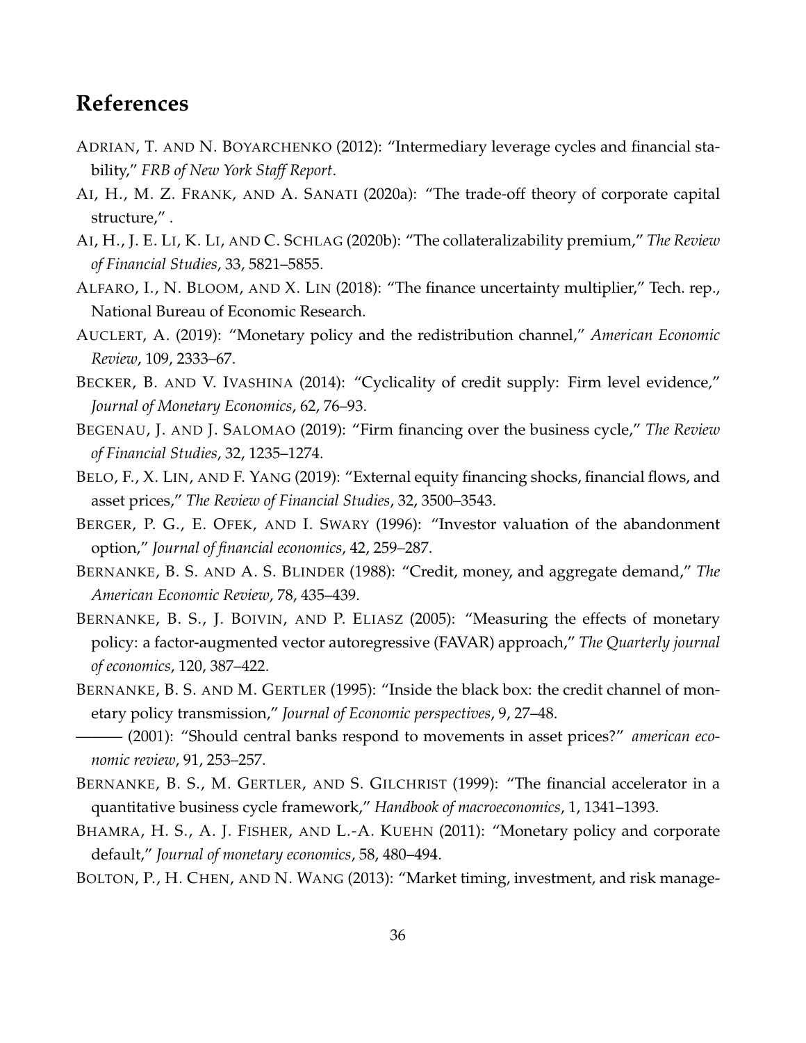# References

Adrian, T. and N. Boyarchenko (2012): "Intermediary leverage cycles and financial stability," *FRB of New York Staff Report*.

Ai, H., M. Z. Frank, and A. Sanati (2020a): "The trade-off theory of corporate capital structure," .

Ai, H., J. E. Li, K. Li, and C. Schlag (2020b): "The collateralizability premium," *The Review of Financial Studies*, 33, 5821–5855.

Alfaro, I., N. Bloom, and X. Lin (2018): "The finance uncertainty multiplier," Tech. rep., National Bureau of Economic Research.

Auclert, A. (2019): "Monetary policy and the redistribution channel," *American Economic Review*, 109, 2333–67.

Becker, B. and V. Ivashina (2014): "Cyclicality of credit supply: Firm level evidence," *Journal of Monetary Economics*, 62, 76–93.

Begenau, J. and J. Salomao (2019): "Firm financing over the business cycle," *The Review of Financial Studies*, 32, 1235–1274.

Belo, F., X. Lin, and F. Yang (2019): "External equity financing shocks, financial flows, and asset prices," *The Review of Financial Studies*, 32, 3500–3543.

Berger, P. G., E. Ofek, and I. Swary (1996): "Investor valuation of the abandonment option," *Journal of financial economics*, 42, 259–287.

Bernanke, B. S. and A. S. Blinder (1988): "Credit, money, and aggregate demand," *The American Economic Review*, 78, 435–439.

Bernanke, B. S., J. Boivin, and P. Eliasz (2005): "Measuring the effects of monetary policy: a factor-augmented vector autoregressive (FAVAR) approach," *The Quarterly journal of economics*, 120, 387–422.

Bernanke, B. S. and M. Gertler (1995): "Inside the black box: the credit channel of monetary policy transmission," *Journal of Economic perspectives*, 9, 27–48.

——— (2001): "Should central banks respond to movements in asset prices?" *american economic review*, 91, 253–257.

Bernanke, B. S., M. Gertler, and S. Gilchrist (1999): "The financial accelerator in a quantitative business cycle framework," *Handbook of macroeconomics*, 1, 1341–1393.

Bhamra, H. S., A. J. Fisher, and L.-A. Kuehn (2011): "Monetary policy and corporate default," *Journal of monetary economics*, 58, 480–494.

Bolton, P., H. Chen, and N. Wang (2013): "Market timing, investment, and risk manage-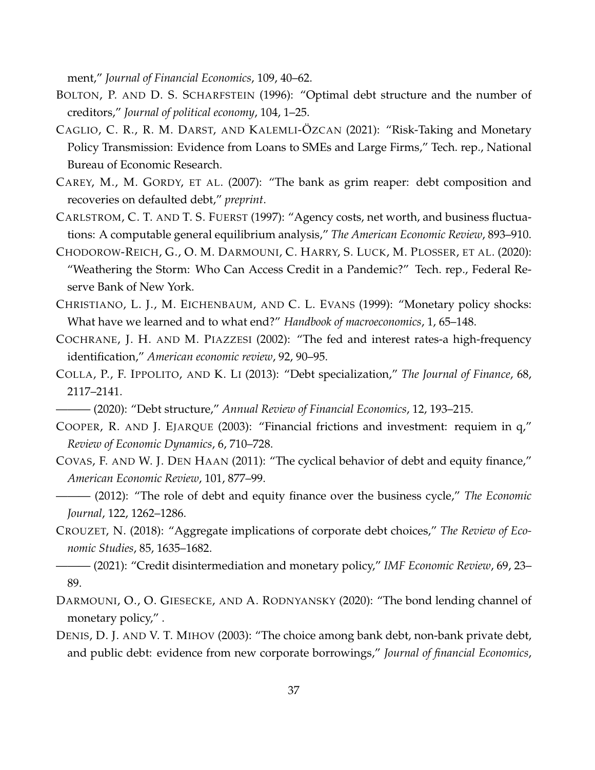ment," *Journal of Financial Economics*, 109, 40–62.

BOLTON, P. AND D. S. SCHARFSTEIN (1996): "Optimal debt structure and the number of creditors," *Journal of political economy*, 104, 1–25.

CAGLIO, C. R., R. M. DARST, AND KALEMLI-ÖZCAN (2021): "Risk-Taking and Monetary Policy Transmission: Evidence from Loans to SMEs and Large Firms," Tech. rep., National Bureau of Economic Research.

CAREY, M., M. GORDY, ET AL. (2007): "The bank as grim reaper: debt composition and recoveries on defaulted debt," *preprint*.

CARLSTROM, C. T. AND T. S. FUERST (1997): "Agency costs, net worth, and business fluctuations: A computable general equilibrium analysis," *The American Economic Review*, 893–910.

CHODOROW-REICH, G., O. M. DARMOUNI, C. HARRY, S. LUCK, M. PLOSSER, ET AL. (2020): "Weathering the Storm: Who Can Access Credit in a Pandemic?" Tech. rep., Federal Reserve Bank of New York.

CHRISTIANO, L. J., M. EICHENBAUM, AND C. L. EVANS (1999): "Monetary policy shocks: What have we learned and to what end?" *Handbook of macroeconomics*, 1, 65–148.

COCHRANE, J. H. AND M. PIAZZESI (2002): "The fed and interest rates-a high-frequency identification," *American economic review*, 92, 90–95.

COLLA, P., F. IPPOLITO, AND K. LI (2013): "Debt specialization," *The Journal of Finance*, 68, 2117–2141.

——— (2020): "Debt structure," *Annual Review of Financial Economics*, 12, 193–215.

COOPER, R. AND J. EJARQUE (2003): "Financial frictions and investment: requiem in q," *Review of Economic Dynamics*, 6, 710–728.

COVAS, F. AND W. J. DEN HAAN (2011): "The cyclical behavior of debt and equity finance," *American Economic Review*, 101, 877–99.

——— (2012): "The role of debt and equity finance over the business cycle," *The Economic Journal*, 122, 1262–1286.

CROUZET, N. (2018): "Aggregate implications of corporate debt choices," *The Review of Economic Studies*, 85, 1635–1682.

——— (2021): "Credit disintermediation and monetary policy," *IMF Economic Review*, 69, 23–89.

DARMOUNI, O., O. GIESECKE, AND A. RODNYANSKY (2020): "The bond lending channel of monetary policy," .

DENIS, D. J. AND V. T. MIHOV (2003): "The choice among bank debt, non-bank private debt, and public debt: evidence from new corporate borrowings," *Journal of financial Economics*,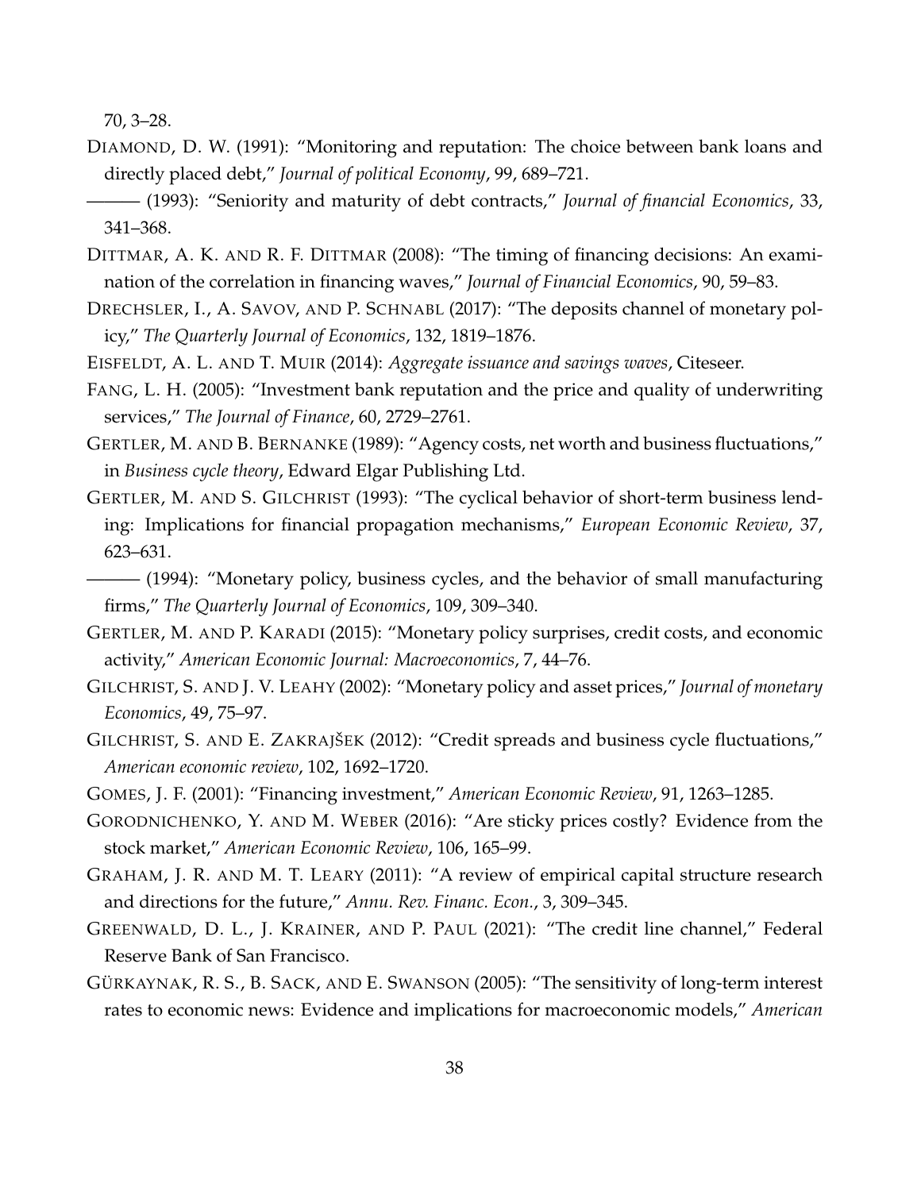70, 3–28.

DIAMOND, D. W. (1991): "Monitoring and reputation: The choice between bank loans and directly placed debt," *Journal of political Economy*, 99, 689–721.

——— (1993): "Seniority and maturity of debt contracts," *Journal of financial Economics*, 33, 341–368.

DITTMAR, A. K. AND R. F. DITTMAR (2008): "The timing of financing decisions: An examination of the correlation in financing waves," *Journal of Financial Economics*, 90, 59–83.

DRECHSLER, I., A. SAVOV, AND P. SCHNABL (2017): "The deposits channel of monetary policy," *The Quarterly Journal of Economics*, 132, 1819–1876.

EISFELDT, A. L. AND T. MUIR (2014): *Aggregate issuance and savings waves*, Citeseer.

FANG, L. H. (2005): "Investment bank reputation and the price and quality of underwriting services," *The Journal of Finance*, 60, 2729–2761.

GERTLER, M. AND B. BERNANKE (1989): "Agency costs, net worth and business fluctuations," in *Business cycle theory*, Edward Elgar Publishing Ltd.

GERTLER, M. AND S. GILCHRIST (1993): "The cyclical behavior of short-term business lending: Implications for financial propagation mechanisms," *European Economic Review*, 37, 623–631.

——— (1994): "Monetary policy, business cycles, and the behavior of small manufacturing firms," *The Quarterly Journal of Economics*, 109, 309–340.

GERTLER, M. AND P. KARADI (2015): "Monetary policy surprises, credit costs, and economic activity," *American Economic Journal: Macroeconomics*, 7, 44–76.

GILCHRIST, S. AND J. V. LEAHY (2002): "Monetary policy and asset prices," *Journal of monetary Economics*, 49, 75–97.

GILCHRIST, S. AND E. ZAKRAJŠEK (2012): "Credit spreads and business cycle fluctuations," *American economic review*, 102, 1692–1720.

GOMES, J. F. (2001): "Financing investment," *American Economic Review*, 91, 1263–1285.

GORODNICHENKO, Y. AND M. WEBER (2016): "Are sticky prices costly? Evidence from the stock market," *American Economic Review*, 106, 165–99.

GRAHAM, J. R. AND M. T. LEARY (2011): "A review of empirical capital structure research and directions for the future," *Annu. Rev. Financ. Econ.*, 3, 309–345.

GREENWALD, D. L., J. KRAINER, AND P. PAUL (2021): "The credit line channel," Federal Reserve Bank of San Francisco.

GÜRKAYNAK, R. S., B. SACK, AND E. SWANSON (2005): "The sensitivity of long-term interest rates to economic news: Evidence and implications for macroeconomic models," *American*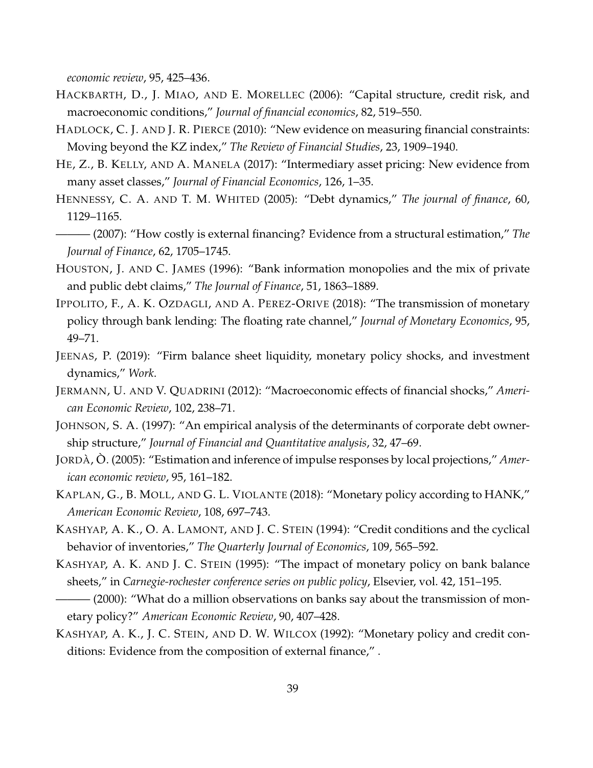*economic review*, 95, 425–436.

Hackbarth, D., J. Miao, and E. Morellec (2006): "Capital structure, credit risk, and macroeconomic conditions," *Journal of financial economics*, 82, 519–550.

Hadlock, C. J. and J. R. Pierce (2010): "New evidence on measuring financial constraints: Moving beyond the KZ index," *The Review of Financial Studies*, 23, 1909–1940.

He, Z., B. Kelly, and A. Manela (2017): "Intermediary asset pricing: New evidence from many asset classes," *Journal of Financial Economics*, 126, 1–35.

Hennessy, C. A. and T. M. Whited (2005): "Debt dynamics," *The journal of finance*, 60, 1129–1165.

——— (2007): "How costly is external financing? Evidence from a structural estimation," *The Journal of Finance*, 62, 1705–1745.

Houston, J. and C. James (1996): "Bank information monopolies and the mix of private and public debt claims," *The Journal of Finance*, 51, 1863–1889.

Ippolito, F., A. K. Ozdagli, and A. Perez-Orive (2018): "The transmission of monetary policy through bank lending: The floating rate channel," *Journal of Monetary Economics*, 95, 49–71.

Jeenas, P. (2019): "Firm balance sheet liquidity, monetary policy shocks, and investment dynamics," *Work*.

Jermann, U. and V. Quadrini (2012): "Macroeconomic effects of financial shocks," *American Economic Review*, 102, 238–71.

Johnson, S. A. (1997): "An empirical analysis of the determinants of corporate debt ownership structure," *Journal of Financial and Quantitative analysis*, 32, 47–69.

Jordà, Ò. (2005): "Estimation and inference of impulse responses by local projections," *American economic review*, 95, 161–182.

Kaplan, G., B. Moll, and G. L. Violante (2018): "Monetary policy according to HANK," *American Economic Review*, 108, 697–743.

Kashyap, A. K., O. A. Lamont, and J. C. Stein (1994): "Credit conditions and the cyclical behavior of inventories," *The Quarterly Journal of Economics*, 109, 565–592.

Kashyap, A. K. and J. C. Stein (1995): "The impact of monetary policy on bank balance sheets," in *Carnegie-rochester conference series on public policy*, Elsevier, vol. 42, 151–195.

——— (2000): "What do a million observations on banks say about the transmission of monetary policy?" *American Economic Review*, 90, 407–428.

Kashyap, A. K., J. C. Stein, and D. W. Wilcox (1992): "Monetary policy and credit conditions: Evidence from the composition of external finance," .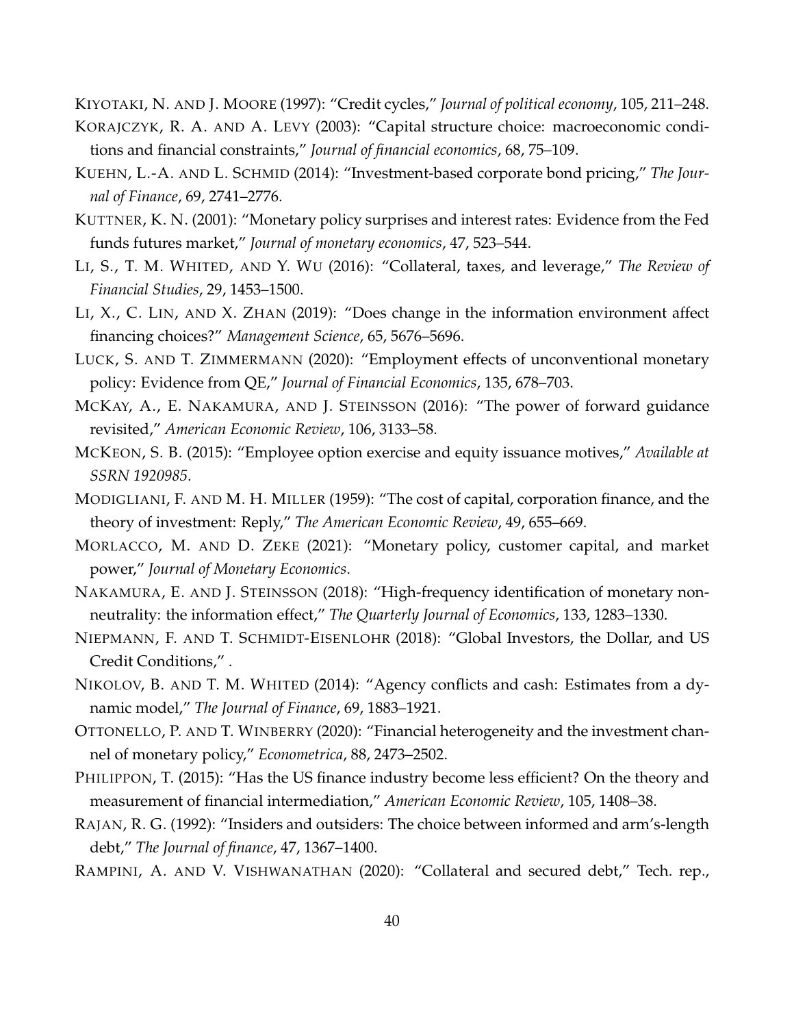KIYOTAKI, N. AND J. MOORE (1997): "Credit cycles," *Journal of political economy*, 105, 211–248.

KORAJCZYK, R. A. AND A. LEVY (2003): "Capital structure choice: macroeconomic conditions and financial constraints," *Journal of financial economics*, 68, 75–109.

KUEHN, L.-A. AND L. SCHMID (2014): "Investment-based corporate bond pricing," *The Journal of Finance*, 69, 2741–2776.

KUTTNER, K. N. (2001): "Monetary policy surprises and interest rates: Evidence from the Fed funds futures market," *Journal of monetary economics*, 47, 523–544.

LI, S., T. M. WHITED, AND Y. WU (2016): "Collateral, taxes, and leverage," *The Review of Financial Studies*, 29, 1453–1500.

LI, X., C. LIN, AND X. ZHAN (2019): "Does change in the information environment affect financing choices?" *Management Science*, 65, 5676–5696.

LUCK, S. AND T. ZIMMERMANN (2020): "Employment effects of unconventional monetary policy: Evidence from QE," *Journal of Financial Economics*, 135, 678–703.

MCKAY, A., E. NAKAMURA, AND J. STEINSSON (2016): "The power of forward guidance revisited," *American Economic Review*, 106, 3133–58.

MCKEON, S. B. (2015): "Employee option exercise and equity issuance motives," *Available at SSRN 1920985*.

MODIGLIANI, F. AND M. H. MILLER (1959): "The cost of capital, corporation finance, and the theory of investment: Reply," *The American Economic Review*, 49, 655–669.

MORLACCO, M. AND D. ZEKE (2021): "Monetary policy, customer capital, and market power," *Journal of Monetary Economics*.

NAKAMURA, E. AND J. STEINSSON (2018): "High-frequency identification of monetary non-neutrality: the information effect," *The Quarterly Journal of Economics*, 133, 1283–1330.

NIEPMANN, F. AND T. SCHMIDT-EISENLOHR (2018): "Global Investors, the Dollar, and US Credit Conditions," .

NIKOLOV, B. AND T. M. WHITED (2014): "Agency conflicts and cash: Estimates from a dynamic model," *The Journal of Finance*, 69, 1883–1921.

OTTONELLO, P. AND T. WINBERRY (2020): "Financial heterogeneity and the investment channel of monetary policy," *Econometrica*, 88, 2473–2502.

PHILIPPON, T. (2015): "Has the US finance industry become less efficient? On the theory and measurement of financial intermediation," *American Economic Review*, 105, 1408–38.

RAJAN, R. G. (1992): "Insiders and outsiders: The choice between informed and arm's-length debt," *The Journal of finance*, 47, 1367–1400.

RAMPINI, A. AND V. VISHWANATHAN (2020): "Collateral and secured debt," Tech. rep.,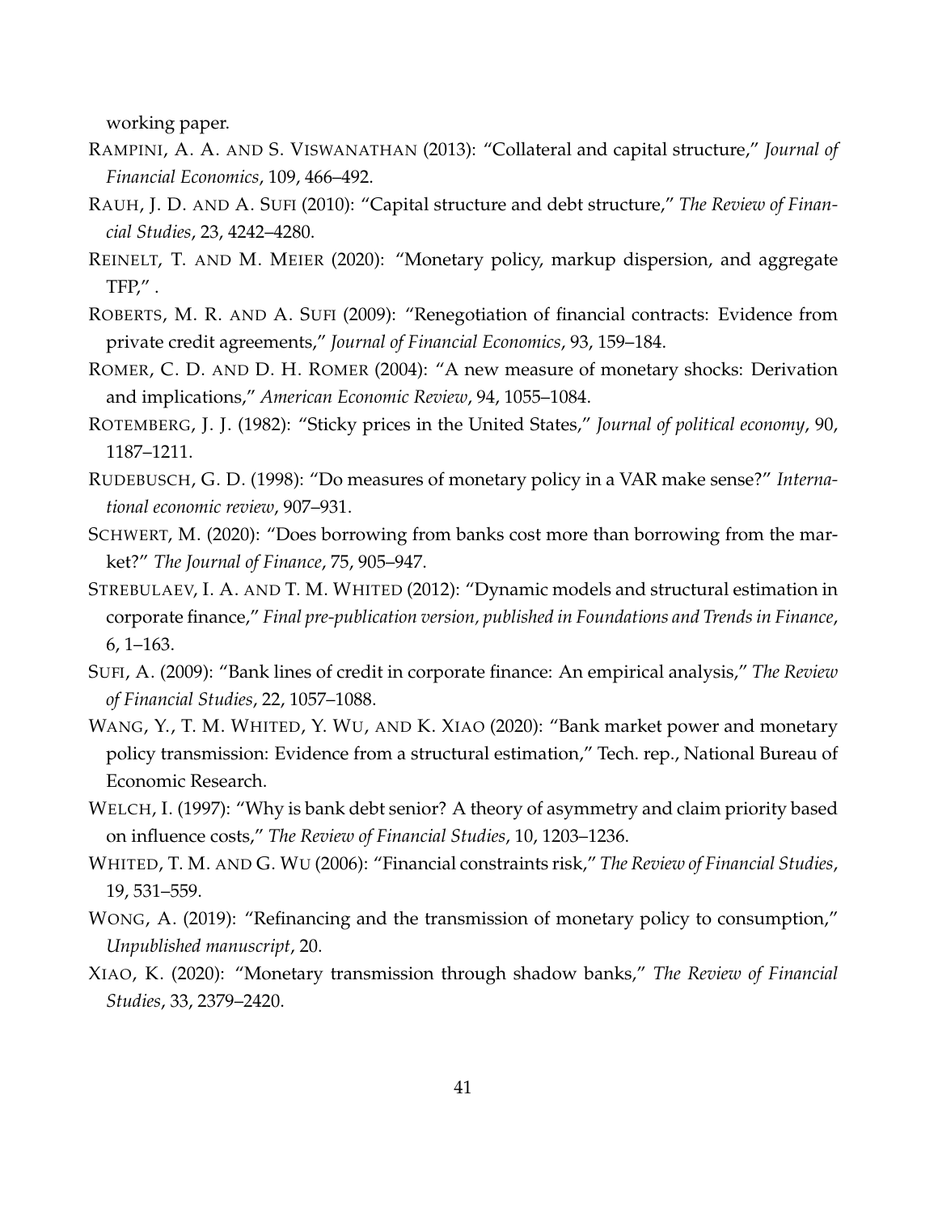working paper.

RAMPINI, A. A. AND S. VISWANATHAN (2013): "Collateral and capital structure," *Journal of Financial Economics*, 109, 466–492.

RAUH, J. D. AND A. SUFI (2010): "Capital structure and debt structure," *The Review of Financial Studies*, 23, 4242–4280.

REINELT, T. AND M. MEIER (2020): "Monetary policy, markup dispersion, and aggregate TFP," .

ROBERTS, M. R. AND A. SUFI (2009): "Renegotiation of financial contracts: Evidence from private credit agreements," *Journal of Financial Economics*, 93, 159–184.

ROMER, C. D. AND D. H. ROMER (2004): "A new measure of monetary shocks: Derivation and implications," *American Economic Review*, 94, 1055–1084.

ROTEMBERG, J. J. (1982): "Sticky prices in the United States," *Journal of political economy*, 90, 1187–1211.

RUDEBUSCH, G. D. (1998): "Do measures of monetary policy in a VAR make sense?" *International economic review*, 907–931.

SCHWERT, M. (2020): "Does borrowing from banks cost more than borrowing from the market?" *The Journal of Finance*, 75, 905–947.

STREBULAEV, I. A. AND T. M. WHITED (2012): "Dynamic models and structural estimation in corporate finance," *Final pre-publication version, published in Foundations and Trends in Finance*, 6, 1–163.

SUFI, A. (2009): "Bank lines of credit in corporate finance: An empirical analysis," *The Review of Financial Studies*, 22, 1057–1088.

WANG, Y., T. M. WHITED, Y. WU, AND K. XIAO (2020): "Bank market power and monetary policy transmission: Evidence from a structural estimation," Tech. rep., National Bureau of Economic Research.

WELCH, I. (1997): "Why is bank debt senior? A theory of asymmetry and claim priority based on influence costs," *The Review of Financial Studies*, 10, 1203–1236.

WHITED, T. M. AND G. WU (2006): "Financial constraints risk," *The Review of Financial Studies*, 19, 531–559.

WONG, A. (2019): "Refinancing and the transmission of monetary policy to consumption," *Unpublished manuscript*, 20.

XIAO, K. (2020): "Monetary transmission through shadow banks," *The Review of Financial Studies*, 33, 2379–2420.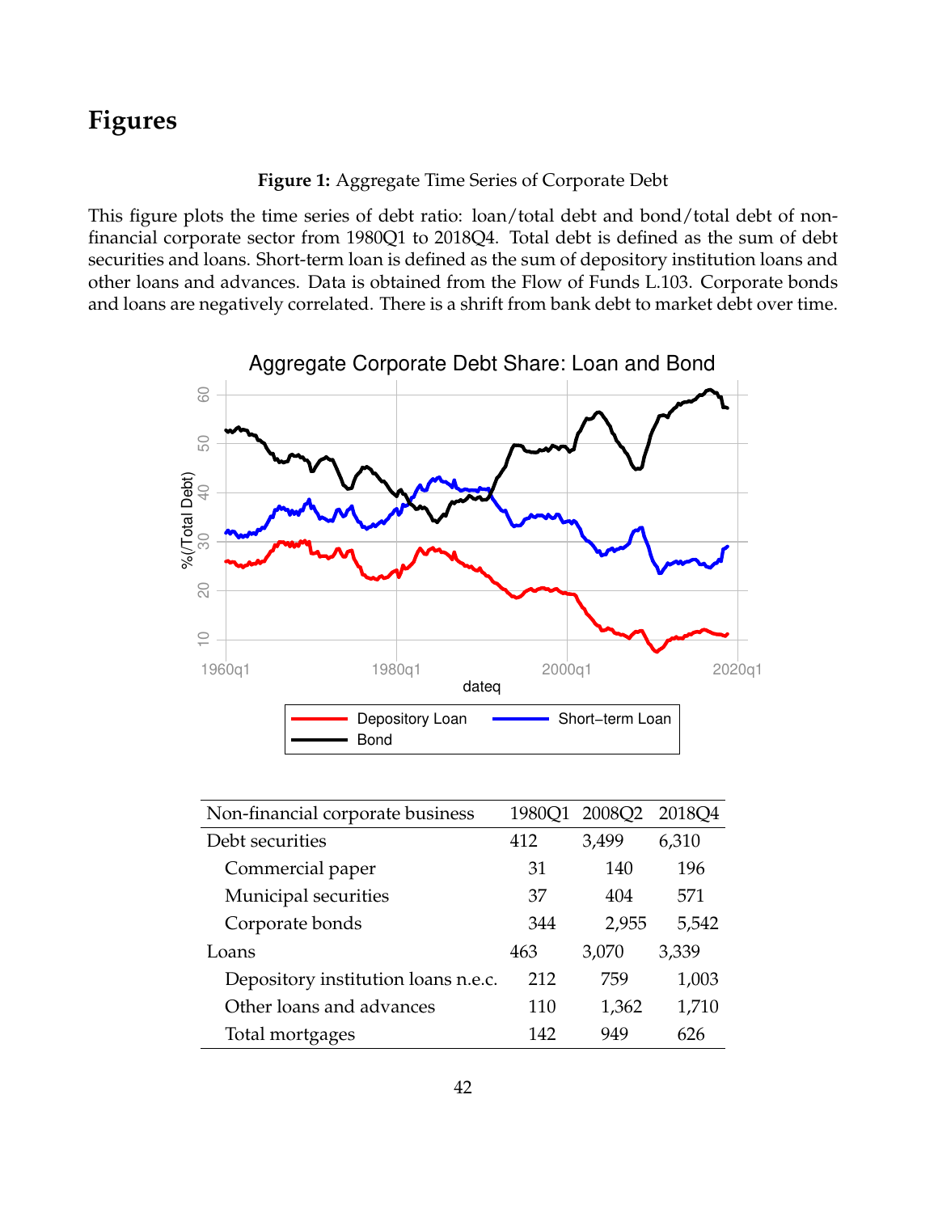# Figures

**Figure 1:** Aggregate Time Series of Corporate Debt

This figure plots the time series of debt ratio: loan/total debt and bond/total debt of non-financial corporate sector from 1980Q1 to 2018Q4. Total debt is defined as the sum of debt securities and loans. Short-term loan is defined as the sum of depository institution loans and other loans and advances. Data is obtained from the Flow of Funds L.103. Corporate bonds and loans are negatively correlated. There is a shrift from bank debt to market debt over time.

| Non-financial corporate business | 1980Q1 | 2008Q2 | 2018Q4 |
|---|---|---|---|
| Debt securities | 412 | 3,499 | 6,310 |
| Commercial paper | 31 | 140 | 196 |
| Municipal securities | 37 | 404 | 571 |
| Corporate bonds | 344 | 2,955 | 5,542 |
| Loans | 463 | 3,070 | 3,339 |
| Depository institution loans n.e.c. | 212 | 759 | 1,003 |
| Other loans and advances | 110 | 1,362 | 1,710 |
| Total mortgages | 142 | 949 | 626 |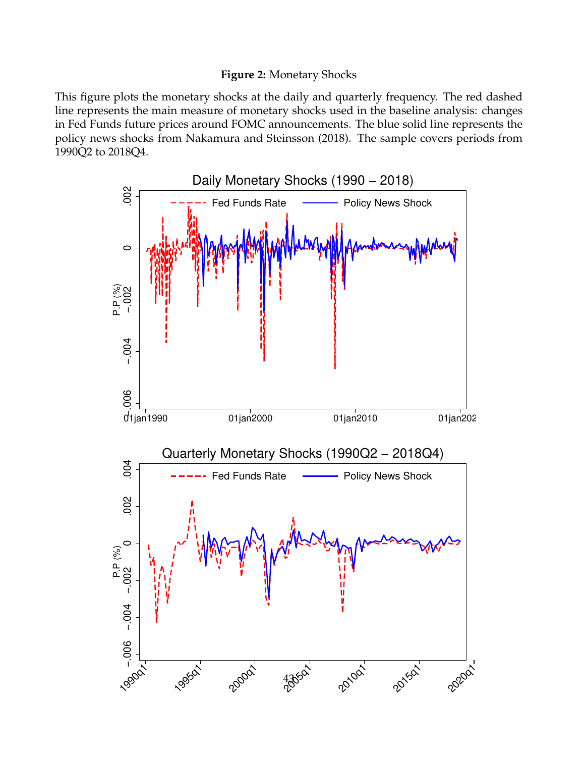**Figure 2:** Monetary Shocks

This figure plots the monetary shocks at the daily and quarterly frequency. The red dashed line represents the main measure of monetary shocks used in the baseline analysis: changes in Fed Funds future prices around FOMC announcements. The blue solid line represents the policy news shocks from Nakamura and Steinsson (2018). The sample covers periods from 1990Q2 to 2018Q4.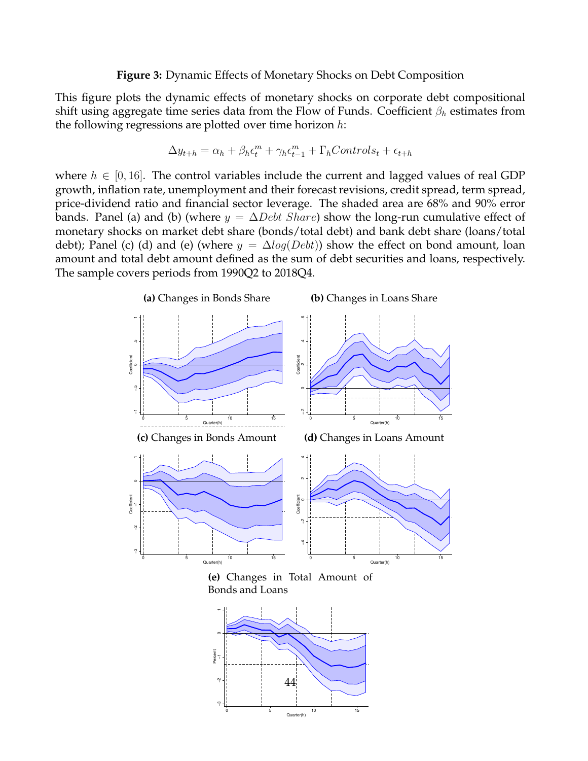**Figure 3:** Dynamic Effects of Monetary Shocks on Debt Composition

This figure plots the dynamic effects of monetary shocks on corporate debt compositional shift using aggregate time series data from the Flow of Funds. Coefficient $\beta_h$ estimates from the following regressions are plotted over time horizon $h$:

$$\Delta y_{t+h} = \alpha_h + \beta_h \epsilon_t^m + \gamma_h \epsilon_{t-1}^m + \Gamma_h Controls_t + \epsilon_{t+h}$$

where $h \in [0, 16]$. The control variables include the current and lagged values of real GDP growth, inflation rate, unemployment and their forecast revisions, credit spread, term spread, price-dividend ratio and financial sector leverage. The shaded area are 68% and 90% error bands. Panel (a) and (b) (where $y = \Delta Debt\ Share$) show the long-run cumulative effect of monetary shocks on market debt share (bonds/total debt) and bank debt share (loans/total debt); Panel (c) (d) and (e) (where $y = \Delta log(Debt)$) show the effect on bond amount, loan amount and total debt amount defined as the sum of debt securities and loans, respectively. The sample covers periods from 1990Q2 to 2018Q4.

**(a)** Changes in Bonds Share

**(b)** Changes in Loans Share

**(c)** Changes in Bonds Amount

**(d)** Changes in Loans Amount

**(e)** Changes in Total Amount of Bonds and Loans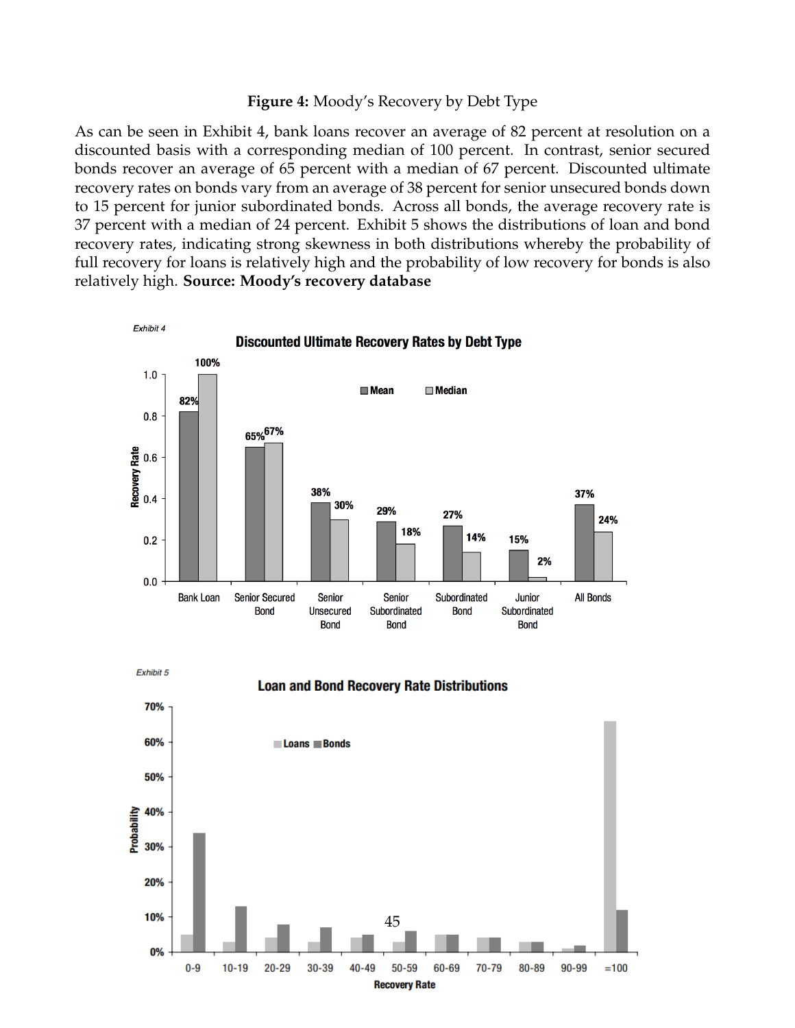**Figure 4:** Moody's Recovery by Debt Type

As can be seen in Exhibit 4, bank loans recover an average of 82 percent at resolution on a discounted basis with a corresponding median of 100 percent. In contrast, senior secured bonds recover an average of 65 percent with a median of 67 percent. Discounted ultimate recovery rates on bonds vary from an average of 38 percent for senior unsecured bonds down to 15 percent for junior subordinated bonds. Across all bonds, the average recovery rate is 37 percent with a median of 24 percent. Exhibit 5 shows the distributions of loan and bond recovery rates, indicating strong skewness in both distributions whereby the probability of full recovery for loans is relatively high and the probability of low recovery for bonds is also relatively high. **Source: Moody's recovery database**

*Exhibit 4*

**Discounted Ultimate Recovery Rates by Debt Type**

| Debt Type | Mean | Median |
|---|---|---|
| Bank Loan | 82% | 100% |
| Senior Secured Bond | 65% | 67% |
| Senior Unsecured Bond | 38% | 30% |
| Senior Subordinated Bond | 29% | 18% |
| Subordinated Bond | 27% | 14% |
| Junior Subordinated Bond | 15% | 2% |
| All Bonds | 37% | 24% |

*Exhibit 5*

**Loan and Bond Recovery Rate Distributions**

Probability by Recovery Rate (Loans, Bonds): 0-9, 10-19, 20-29, 30-39, 40-49, 50-59, 60-69, 70-79, 80-89, 90-99, =100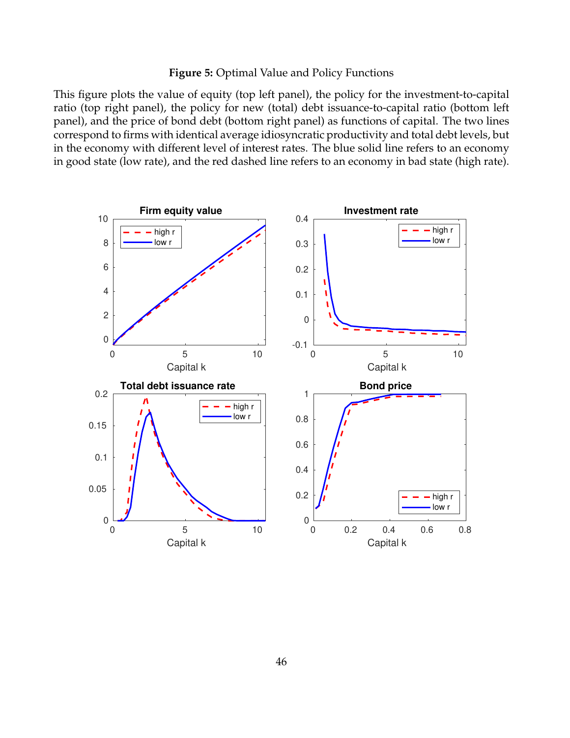**Figure 5:** Optimal Value and Policy Functions

This figure plots the value of equity (top left panel), the policy for the investment-to-capital ratio (top right panel), the policy for new (total) debt issuance-to-capital ratio (bottom left panel), and the price of bond debt (bottom right panel) as functions of capital. The two lines correspond to firms with identical average idiosyncratic productivity and total debt levels, but in the economy with different level of interest rates. The blue solid line refers to an economy in good state (low rate), and the red dashed line refers to an economy in bad state (high rate).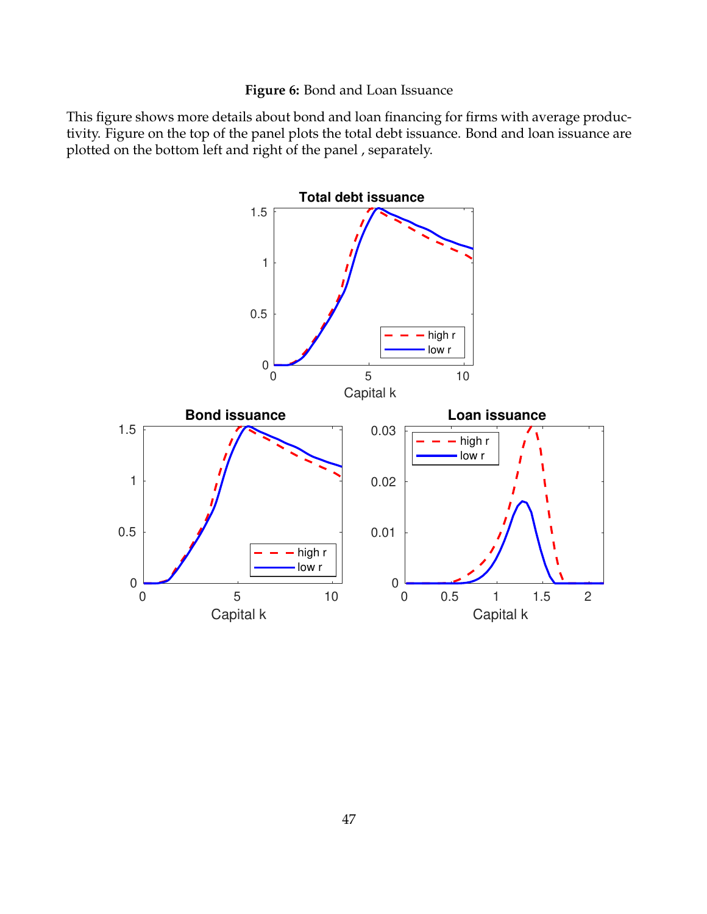**Figure 6:** Bond and Loan Issuance

This figure shows more details about bond and loan financing for firms with average productivity. Figure on the top of the panel plots the total debt issuance. Bond and loan issuance are plotted on the bottom left and right of the panel , separately.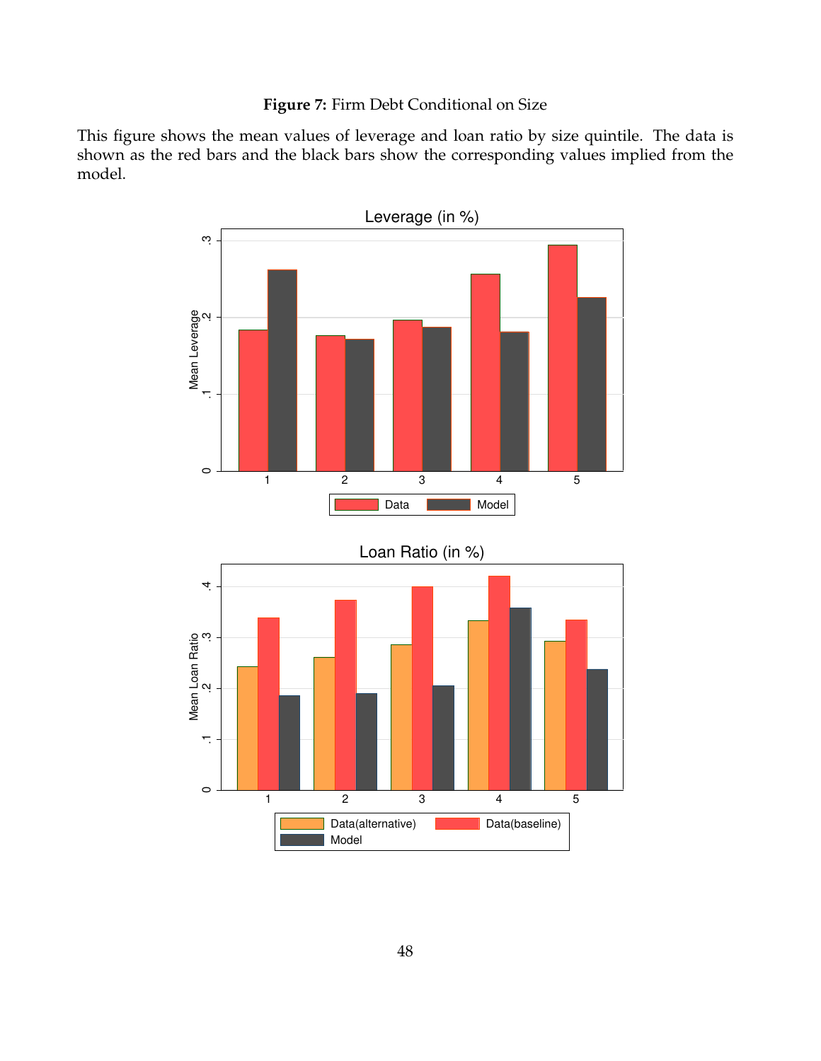**Figure 7:** Firm Debt Conditional on Size

This figure shows the mean values of leverage and loan ratio by size quintile. The data is shown as the red bars and the black bars show the corresponding values implied from the model.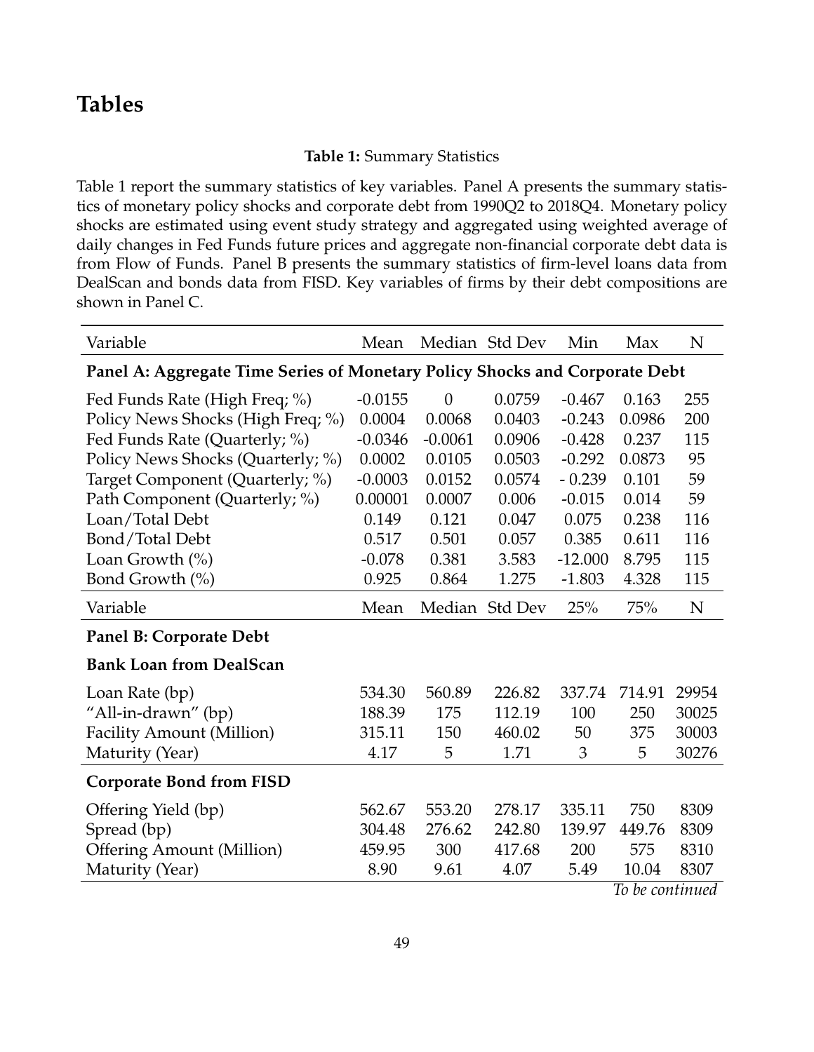# Tables

**Table 1:** Summary Statistics

Table 1 report the summary statistics of key variables. Panel A presents the summary statistics of monetary policy shocks and corporate debt from 1990Q2 to 2018Q4. Monetary policy shocks are estimated using event study strategy and aggregated using weighted average of daily changes in Fed Funds future prices and aggregate non-financial corporate debt data is from Flow of Funds. Panel B presents the summary statistics of firm-level loans data from DealScan and bonds data from FISD. Key variables of firms by their debt compositions are shown in Panel C.

| Variable | Mean | Median | Std Dev | Min | Max | N |
|---|---|---|---|---|---|---|
| **Panel A: Aggregate Time Series of Monetary Policy Shocks and Corporate Debt** | | | | | | |
| Fed Funds Rate (High Freq; %) | -0.0155 | 0 | 0.0759 | -0.467 | 0.163 | 255 |
| Policy News Shocks (High Freq; %) | 0.0004 | 0.0068 | 0.0403 | -0.243 | 0.0986 | 200 |
| Fed Funds Rate (Quarterly; %) | -0.0346 | -0.0061 | 0.0906 | -0.428 | 0.237 | 115 |
| Policy News Shocks (Quarterly; %) | 0.0002 | 0.0105 | 0.0503 | -0.292 | 0.0873 | 95 |
| Target Component (Quarterly; %) | -0.0003 | 0.0152 | 0.0574 | - 0.239 | 0.101 | 59 |
| Path Component (Quarterly; %) | 0.00001 | 0.0007 | 0.006 | -0.015 | 0.014 | 59 |
| Loan/Total Debt | 0.149 | 0.121 | 0.047 | 0.075 | 0.238 | 116 |
| Bond/Total Debt | 0.517 | 0.501 | 0.057 | 0.385 | 0.611 | 116 |
| Loan Growth (%) | -0.078 | 0.381 | 3.583 | -12.000 | 8.795 | 115 |
| Bond Growth (%) | 0.925 | 0.864 | 1.275 | -1.803 | 4.328 | 115 |
| Variable | Mean | Median | Std Dev | 25% | 75% | N |
| **Panel B: Corporate Debt** | | | | | | |
| **Bank Loan from DealScan** | | | | | | |
| Loan Rate (bp) | 534.30 | 560.89 | 226.82 | 337.74 | 714.91 | 29954 |
| "All-in-drawn" (bp) | 188.39 | 175 | 112.19 | 100 | 250 | 30025 |
| Facility Amount (Million) | 315.11 | 150 | 460.02 | 50 | 375 | 30003 |
| Maturity (Year) | 4.17 | 5 | 1.71 | 3 | 5 | 30276 |
| **Corporate Bond from FISD** | | | | | | |
| Offering Yield (bp) | 562.67 | 553.20 | 278.17 | 335.11 | 750 | 8309 |
| Spread (bp) | 304.48 | 276.62 | 242.80 | 139.97 | 449.76 | 8309 |
| Offering Amount (Million) | 459.95 | 300 | 417.68 | 200 | 575 | 8310 |
| Maturity (Year) | 8.90 | 9.61 | 4.07 | 5.49 | 10.04 | 8307 |

*To be continued*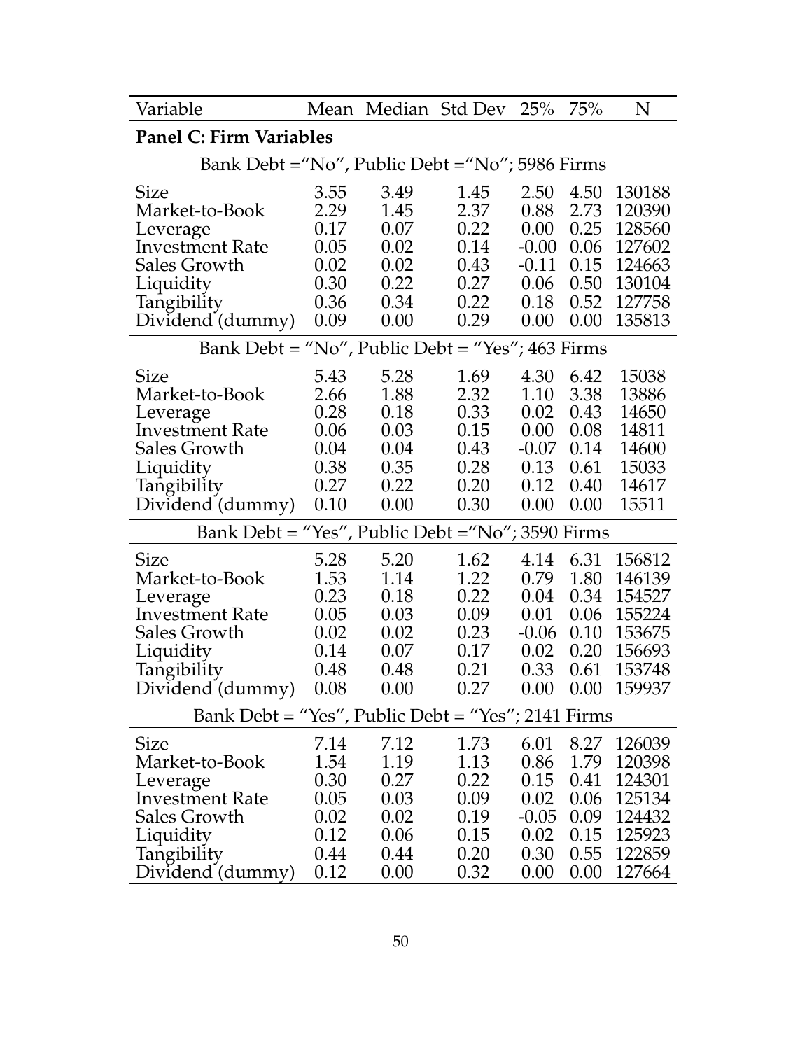| Variable | Mean | Median | Std Dev | 25% | 75% | N |
|---|---|---|---|---|---|---|
| **Panel C: Firm Variables** | | | | | | |
| Bank Debt ="No", Public Debt ="No"; 5986 Firms | | | | | | |
| Size | 3.55 | 3.49 | 1.45 | 2.50 | 4.50 | 130188 |
| Market-to-Book | 2.29 | 1.45 | 2.37 | 0.88 | 2.73 | 120390 |
| Leverage | 0.17 | 0.07 | 0.22 | 0.00 | 0.25 | 128560 |
| Investment Rate | 0.05 | 0.02 | 0.14 | -0.00 | 0.06 | 127602 |
| Sales Growth | 0.02 | 0.02 | 0.43 | -0.11 | 0.15 | 124663 |
| Liquidity | 0.30 | 0.22 | 0.27 | 0.06 | 0.50 | 130104 |
| Tangibility | 0.36 | 0.34 | 0.22 | 0.18 | 0.52 | 127758 |
| Dividend (dummy) | 0.09 | 0.00 | 0.29 | 0.00 | 0.00 | 135813 |
| Bank Debt = "No", Public Debt = "Yes"; 463 Firms | | | | | | |
| Size | 5.43 | 5.28 | 1.69 | 4.30 | 6.42 | 15038 |
| Market-to-Book | 2.66 | 1.88 | 2.32 | 1.10 | 3.38 | 13886 |
| Leverage | 0.28 | 0.18 | 0.33 | 0.02 | 0.43 | 14650 |
| Investment Rate | 0.06 | 0.03 | 0.15 | 0.00 | 0.08 | 14811 |
| Sales Growth | 0.04 | 0.04 | 0.43 | -0.07 | 0.14 | 14600 |
| Liquidity | 0.38 | 0.35 | 0.28 | 0.13 | 0.61 | 15033 |
| Tangibility | 0.27 | 0.22 | 0.20 | 0.12 | 0.40 | 14617 |
| Dividend (dummy) | 0.10 | 0.00 | 0.30 | 0.00 | 0.00 | 15511 |
| Bank Debt = "Yes", Public Debt ="No"; 3590 Firms | | | | | | |
| Size | 5.28 | 5.20 | 1.62 | 4.14 | 6.31 | 156812 |
| Market-to-Book | 1.53 | 1.14 | 1.22 | 0.79 | 1.80 | 146139 |
| Leverage | 0.23 | 0.18 | 0.22 | 0.04 | 0.34 | 154527 |
| Investment Rate | 0.05 | 0.03 | 0.09 | 0.01 | 0.06 | 155224 |
| Sales Growth | 0.02 | 0.02 | 0.23 | -0.06 | 0.10 | 153675 |
| Liquidity | 0.14 | 0.07 | 0.17 | 0.02 | 0.20 | 156693 |
| Tangibility | 0.48 | 0.48 | 0.21 | 0.33 | 0.61 | 153748 |
| Dividend (dummy) | 0.08 | 0.00 | 0.27 | 0.00 | 0.00 | 159937 |
| Bank Debt = "Yes", Public Debt = "Yes"; 2141 Firms | | | | | | |
| Size | 7.14 | 7.12 | 1.73 | 6.01 | 8.27 | 126039 |
| Market-to-Book | 1.54 | 1.19 | 1.13 | 0.86 | 1.79 | 120398 |
| Leverage | 0.30 | 0.27 | 0.22 | 0.15 | 0.41 | 124301 |
| Investment Rate | 0.05 | 0.03 | 0.09 | 0.02 | 0.06 | 125134 |
| Sales Growth | 0.02 | 0.02 | 0.19 | -0.05 | 0.09 | 124432 |
| Liquidity | 0.12 | 0.06 | 0.15 | 0.02 | 0.15 | 125923 |
| Tangibility | 0.44 | 0.44 | 0.20 | 0.30 | 0.55 | 122859 |
| Dividend (dummy) | 0.12 | 0.00 | 0.32 | 0.00 | 0.00 | 127664 |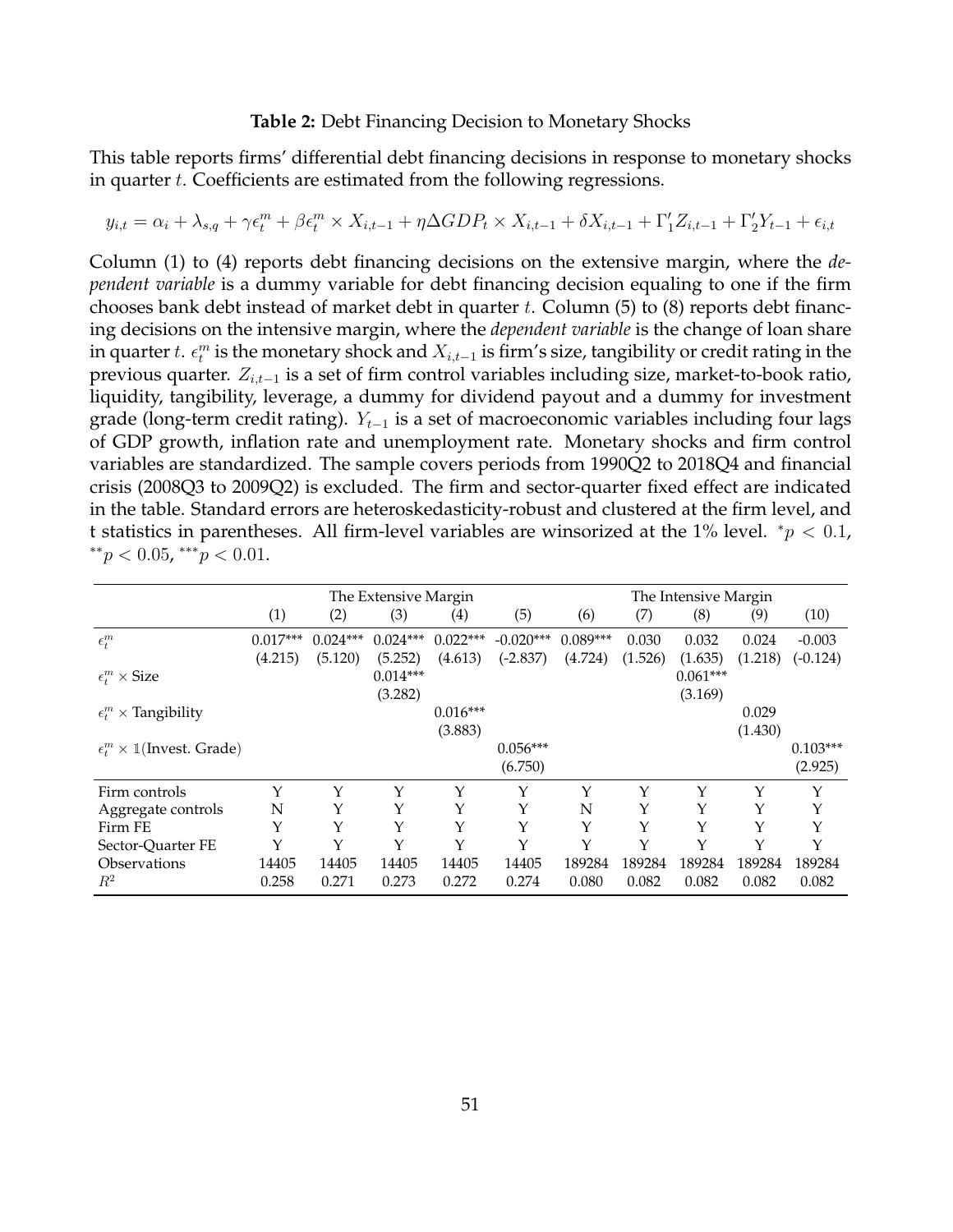**Table 2:** Debt Financing Decision to Monetary Shocks

This table reports firms' differential debt financing decisions in response to monetary shocks in quarter $t$. Coefficients are estimated from the following regressions.

$$y_{i,t} = \alpha_i + \lambda_{s,q} + \gamma\epsilon_t^m + \beta\epsilon_t^m \times X_{i,t-1} + \eta\Delta GDP_t \times X_{i,t-1} + \delta X_{i,t-1} + \Gamma_1' Z_{i,t-1} + \Gamma_2' Y_{t-1} + \epsilon_{i,t}$$

Column (1) to (4) reports debt financing decisions on the extensive margin, where the *dependent variable* is a dummy variable for debt financing decision equaling to one if the firm chooses bank debt instead of market debt in quarter $t$. Column (5) to (8) reports debt financing decisions on the intensive margin, where the *dependent variable* is the change of loan share in quarter $t$. $\epsilon_t^m$ is the monetary shock and $X_{i,t-1}$ is firm's size, tangibility or credit rating in the previous quarter. $Z_{i,t-1}$ is a set of firm control variables including size, market-to-book ratio, liquidity, tangibility, leverage, a dummy for dividend payout and a dummy for investment grade (long-term credit rating). $Y_{t-1}$ is a set of macroeconomic variables including four lags of GDP growth, inflation rate and unemployment rate. Monetary shocks and firm control variables are standardized. The sample covers periods from 1990Q2 to 2018Q4 and financial crisis (2008Q3 to 2009Q2) is excluded. The firm and sector-quarter fixed effect are indicated in the table. Standard errors are heteroskedasticity-robust and clustered at the firm level, and t statistics in parentheses. All firm-level variables are winsorized at the 1% level. $^*p < 0.1$, $^{**}p < 0.05$, $^{***}p < 0.01$.

| | The Extensive Margin | | | | | The Intensive Margin | | | | |
|---|---|---|---|---|---|---|---|---|---|---|
| | (1) | (2) | (3) | (4) | (5) | (6) | (7) | (8) | (9) | (10) |
| $\epsilon_t^m$ | 0.017*** | 0.024*** | 0.024*** | 0.022*** | -0.020*** | 0.089*** | 0.030 | 0.032 | 0.024 | -0.003 |
| | (4.215) | (5.120) | (5.252) | (4.613) | (-2.837) | (4.724) | (1.526) | (1.635) | (1.218) | (-0.124) |
| $\epsilon_t^m \times$ Size | | | 0.014*** | | | | | 0.061*** | | |
| | | | (3.282) | | | | | (3.169) | | |
| $\epsilon_t^m \times$ Tangibility | | | | 0.016*** | | | | | 0.029 | |
| | | | | (3.883) | | | | | (1.430) | |
| $\epsilon_t^m \times \mathbb{1}$(Invest. Grade) | | | | | 0.056*** | | | | | 0.103*** |
| | | | | | (6.750) | | | | | (2.925) |
| Firm controls | Y | Y | Y | Y | Y | Y | Y | Y | Y | Y |
| Aggregate controls | N | Y | Y | Y | Y | N | Y | Y | Y | Y |
| Firm FE | Y | Y | Y | Y | Y | Y | Y | Y | Y | Y |
| Sector-Quarter FE | Y | Y | Y | Y | Y | Y | Y | Y | Y | Y |
| Observations | 14405 | 14405 | 14405 | 14405 | 14405 | 189284 | 189284 | 189284 | 189284 | 189284 |
| $R^2$ | 0.258 | 0.271 | 0.273 | 0.272 | 0.274 | 0.080 | 0.082 | 0.082 | 0.082 | 0.082 |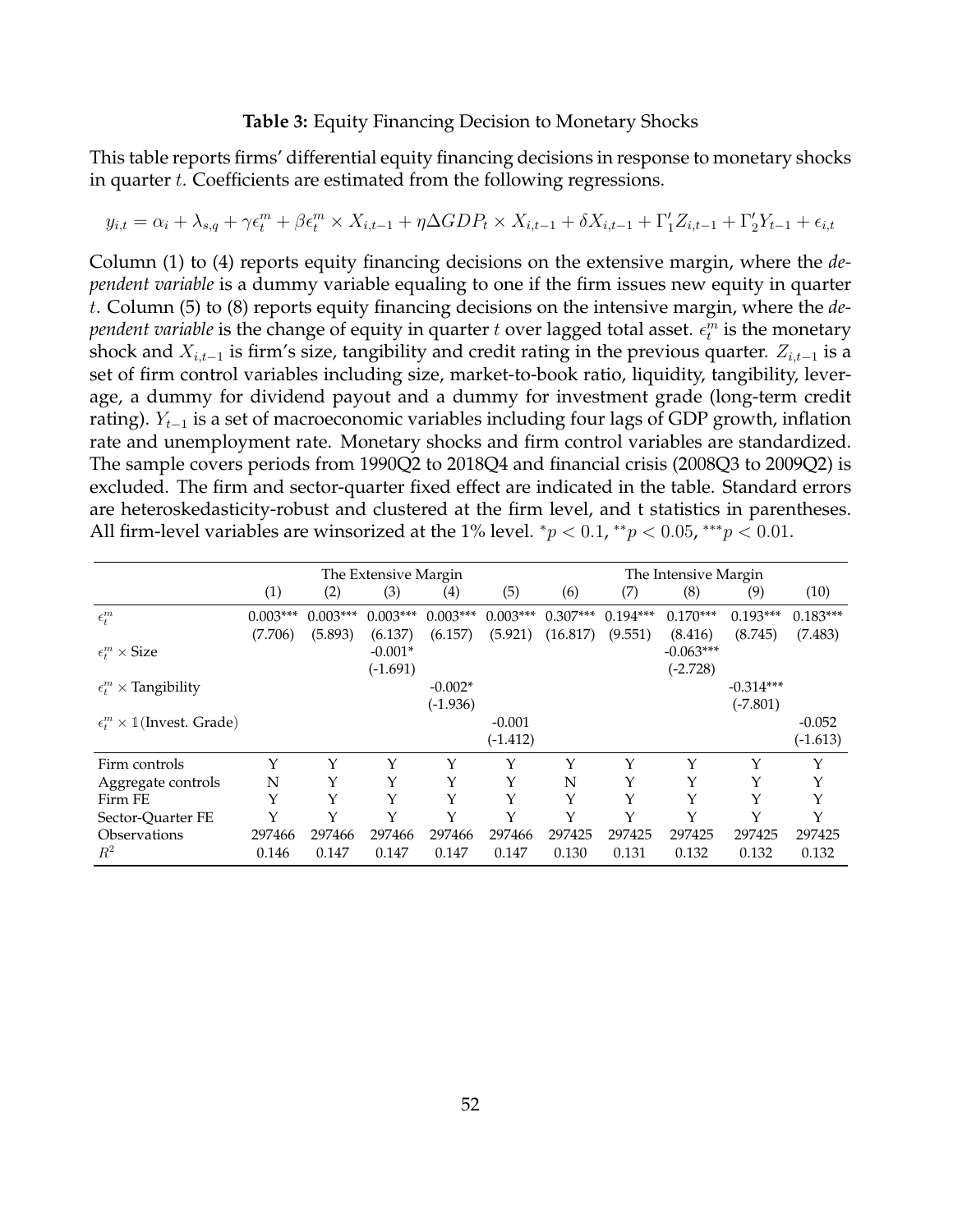**Table 3:** Equity Financing Decision to Monetary Shocks

This table reports firms' differential equity financing decisions in response to monetary shocks in quarter $t$. Coefficients are estimated from the following regressions.

$$y_{i,t} = \alpha_i + \lambda_{s,q} + \gamma \epsilon_t^m + \beta \epsilon_t^m \times X_{i,t-1} + \eta \Delta GDP_t \times X_{i,t-1} + \delta X_{i,t-1} + \Gamma_1' Z_{i,t-1} + \Gamma_2' Y_{t-1} + \epsilon_{i,t}$$

Column (1) to (4) reports equity financing decisions on the extensive margin, where the *dependent variable* is a dummy variable equaling to one if the firm issues new equity in quarter $t$. Column (5) to (8) reports equity financing decisions on the intensive margin, where the *dependent variable* is the change of equity in quarter $t$ over lagged total asset. $\epsilon_t^m$ is the monetary shock and $X_{i,t-1}$ is firm's size, tangibility and credit rating in the previous quarter. $Z_{i,t-1}$ is a set of firm control variables including size, market-to-book ratio, liquidity, tangibility, leverage, a dummy for dividend payout and a dummy for investment grade (long-term credit rating). $Y_{t-1}$ is a set of macroeconomic variables including four lags of GDP growth, inflation rate and unemployment rate. Monetary shocks and firm control variables are standardized. The sample covers periods from 1990Q2 to 2018Q4 and financial crisis (2008Q3 to 2009Q2) is excluded. The firm and sector-quarter fixed effect are indicated in the table. Standard errors are heteroskedasticity-robust and clustered at the firm level, and t statistics in parentheses. All firm-level variables are winsorized at the 1% level. $^{*}p < 0.1$, $^{**}p < 0.05$, $^{***}p < 0.01$.

| | The Extensive Margin | | | | | The Intensive Margin | | | | |
|---|---|---|---|---|---|---|---|---|---|---|
| | (1) | (2) | (3) | (4) | (5) | (6) | (7) | (8) | (9) | (10) |
| $\epsilon_t^m$ | 0.003*** | 0.003*** | 0.003*** | 0.003*** | 0.003*** | 0.307*** | 0.194*** | 0.170*** | 0.193*** | 0.183*** |
| | (7.706) | (5.893) | (6.137) | (6.157) | (5.921) | (16.817) | (9.551) | (8.416) | (8.745) | (7.483) |
| $\epsilon_t^m \times$ Size | | | -0.001* | | | | | -0.063*** | | |
| | | | (-1.691) | | | | | (-2.728) | | |
| $\epsilon_t^m \times$ Tangibility | | | | -0.002* | | | | | -0.314*** | |
| | | | | (-1.936) | | | | | (-7.801) | |
| $\epsilon_t^m \times \mathbb{1}$(Invest. Grade) | | | | | -0.001 | | | | | -0.052 |
| | | | | | (-1.412) | | | | | (-1.613) |
| Firm controls | Y | Y | Y | Y | Y | Y | Y | Y | Y | Y |
| Aggregate controls | N | Y | Y | Y | Y | N | Y | Y | Y | Y |
| Firm FE | Y | Y | Y | Y | Y | Y | Y | Y | Y | Y |
| Sector-Quarter FE | Y | Y | Y | Y | Y | Y | Y | Y | Y | Y |
| Observations | 297466 | 297466 | 297466 | 297466 | 297466 | 297425 | 297425 | 297425 | 297425 | 297425 |
| $R^2$ | 0.146 | 0.147 | 0.147 | 0.147 | 0.147 | 0.130 | 0.131 | 0.132 | 0.132 | 0.132 |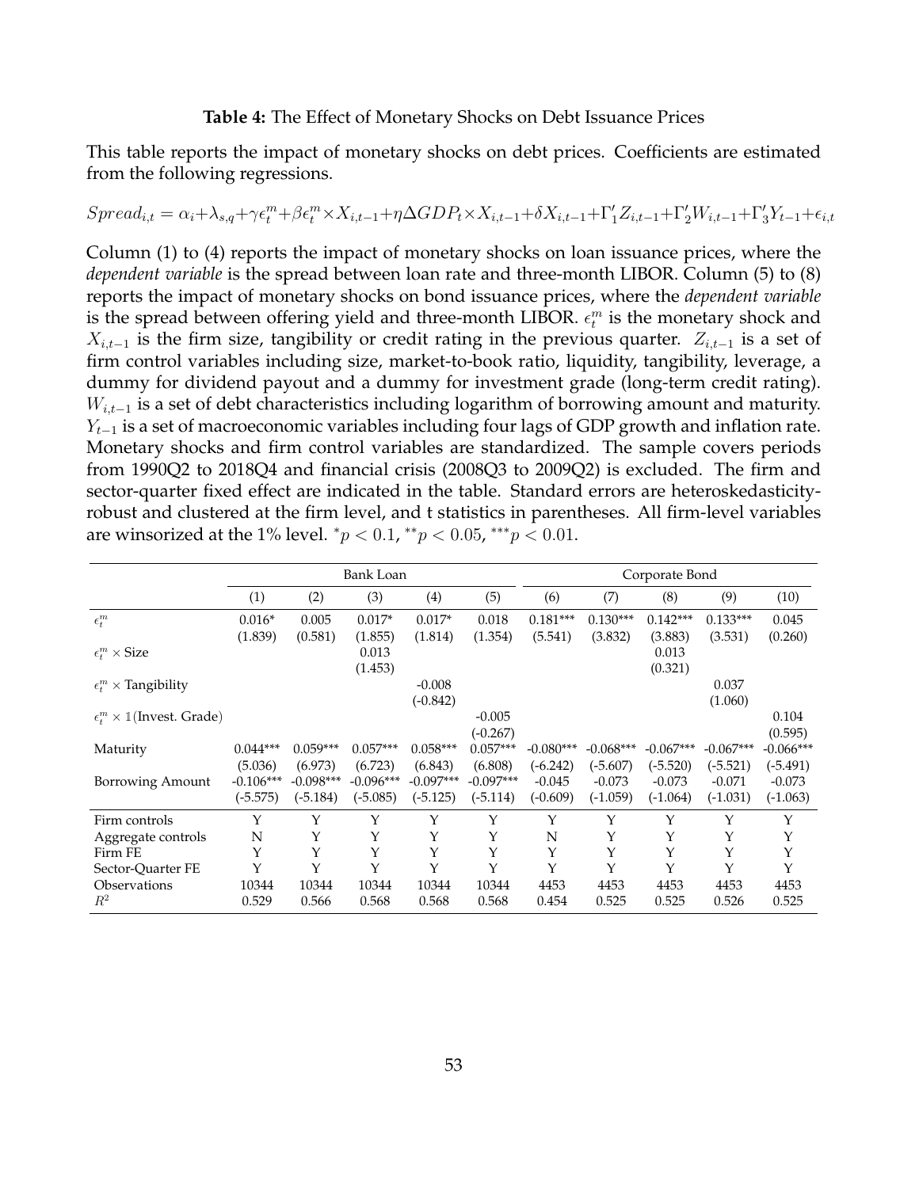**Table 4:** The Effect of Monetary Shocks on Debt Issuance Prices

This table reports the impact of monetary shocks on debt prices. Coefficients are estimated from the following regressions.

$$Spread_{i,t} = \alpha_i + \lambda_{s,q} + \gamma\epsilon_t^m + \beta\epsilon_t^m \times X_{i,t-1} + \eta\Delta GDP_t \times X_{i,t-1} + \delta X_{i,t-1} + \Gamma_1' Z_{i,t-1} + \Gamma_2' W_{i,t-1} + \Gamma_3' Y_{t-1} + \epsilon_{i,t}$$

Column (1) to (4) reports the impact of monetary shocks on loan issuance prices, where the *dependent variable* is the spread between loan rate and three-month LIBOR. Column (5) to (8) reports the impact of monetary shocks on bond issuance prices, where the *dependent variable* is the spread between offering yield and three-month LIBOR. $\epsilon_t^m$ is the monetary shock and $X_{i,t-1}$ is the firm size, tangibility or credit rating in the previous quarter. $Z_{i,t-1}$ is a set of firm control variables including size, market-to-book ratio, liquidity, tangibility, leverage, a dummy for dividend payout and a dummy for investment grade (long-term credit rating). $W_{i,t-1}$ is a set of debt characteristics including logarithm of borrowing amount and maturity. $Y_{t-1}$ is a set of macroeconomic variables including four lags of GDP growth and inflation rate. Monetary shocks and firm control variables are standardized. The sample covers periods from 1990Q2 to 2018Q4 and financial crisis (2008Q3 to 2009Q2) is excluded. The firm and sector-quarter fixed effect are indicated in the table. Standard errors are heteroskedasticity-robust and clustered at the firm level, and t statistics in parentheses. All firm-level variables are winsorized at the 1% level. $^{*}p < 0.1$, $^{**}p < 0.05$, $^{***}p < 0.01$.

| | Bank Loan | | | | | Corporate Bond | | | | |
|---|---|---|---|---|---|---|---|---|---|---|
| | (1) | (2) | (3) | (4) | (5) | (6) | (7) | (8) | (9) | (10) |
| $\epsilon_t^m$ | 0.016* | 0.005 | 0.017* | 0.017* | 0.018 | 0.181*** | 0.130*** | 0.142*** | 0.133*** | 0.045 |
| | (1.839) | (0.581) | (1.855) | (1.814) | (1.354) | (5.541) | (3.832) | (3.883) | (3.531) | (0.260) |
| $\epsilon_t^m \times$ Size | | | 0.013 | | | | | 0.013 | | |
| | | | (1.453) | | | | | (0.321) | | |
| $\epsilon_t^m \times$ Tangibility | | | | -0.008 | | | | | 0.037 | |
| | | | | (-0.842) | | | | | (1.060) | |
| $\epsilon_t^m \times \mathbb{1}$(Invest. Grade) | | | | | -0.005 | | | | | 0.104 |
| | | | | | (-0.267) | | | | | (0.595) |
| Maturity | 0.044*** | 0.059*** | 0.057*** | 0.058*** | 0.057*** | -0.080*** | -0.068*** | -0.067*** | -0.067*** | -0.066*** |
| | (5.036) | (6.973) | (6.723) | (6.843) | (6.808) | (-6.242) | (-5.607) | (-5.520) | (-5.521) | (-5.491) |
| Borrowing Amount | -0.106*** | -0.098*** | -0.096*** | -0.097*** | -0.097*** | -0.045 | -0.073 | -0.073 | -0.071 | -0.073 |
| | (-5.575) | (-5.184) | (-5.085) | (-5.125) | (-5.114) | (-0.609) | (-1.059) | (-1.064) | (-1.031) | (-1.063) |
| Firm controls | Y | Y | Y | Y | Y | Y | Y | Y | Y | Y |
| Aggregate controls | N | Y | Y | Y | Y | N | Y | Y | Y | Y |
| Firm FE | Y | Y | Y | Y | Y | Y | Y | Y | Y | Y |
| Sector-Quarter FE | Y | Y | Y | Y | Y | Y | Y | Y | Y | Y |
| Observations | 10344 | 10344 | 10344 | 10344 | 10344 | 4453 | 4453 | 4453 | 4453 | 4453 |
| $R^2$ | 0.529 | 0.566 | 0.568 | 0.568 | 0.568 | 0.454 | 0.525 | 0.525 | 0.526 | 0.525 |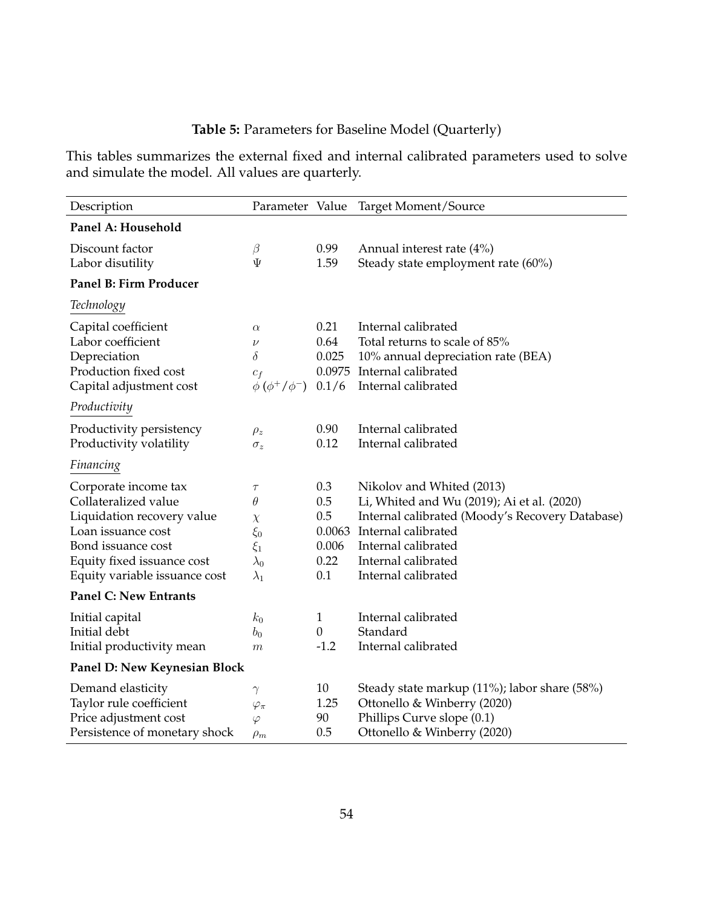**Table 5:** Parameters for Baseline Model (Quarterly)

This tables summarizes the external fixed and internal calibrated parameters used to solve and simulate the model. All values are quarterly.

| Description | Parameter | Value | Target Moment/Source |
|---|---|---|---|
| **Panel A: Household** | | | |
| Discount factor | $\beta$ | 0.99 | Annual interest rate (4%) |
| Labor disutility | $\Psi$ | 1.59 | Steady state employment rate (60%) |
| **Panel B: Firm Producer** | | | |
| *Technology* | | | |
| Capital coefficient | $\alpha$ | 0.21 | Internal calibrated |
| Labor coefficient | $\nu$ | 0.64 | Total returns to scale of 85% |
| Depreciation | $\delta$ | 0.025 | 10% annual depreciation rate (BEA) |
| Production fixed cost | $c_f$ | 0.0975 | Internal calibrated |
| Capital adjustment cost | $\phi\,(\phi^+/\phi^-)$ | 0.1/6 | Internal calibrated |
| *Productivity* | | | |
| Productivity persistency | $\rho_z$ | 0.90 | Internal calibrated |
| Productivity volatility | $\sigma_z$ | 0.12 | Internal calibrated |
| *Financing* | | | |
| Corporate income tax | $\tau$ | 0.3 | Nikolov and Whited (2013) |
| Collateralized value | $\theta$ | 0.5 | Li, Whited and Wu (2019); Ai et al. (2020) |
| Liquidation recovery value | $\chi$ | 0.5 | Internal calibrated (Moody's Recovery Database) |
| Loan issuance cost | $\xi_0$ | 0.0063 | Internal calibrated |
| Bond issuance cost | $\xi_1$ | 0.006 | Internal calibrated |
| Equity fixed issuance cost | $\lambda_0$ | 0.22 | Internal calibrated |
| Equity variable issuance cost | $\lambda_1$ | 0.1 | Internal calibrated |
| **Panel C: New Entrants** | | | |
| Initial capital | $k_0$ | 1 | Internal calibrated |
| Initial debt | $b_0$ | 0 | Standard |
| Initial productivity mean | $m$ | -1.2 | Internal calibrated |
| **Panel D: New Keynesian Block** | | | |
| Demand elasticity | $\gamma$ | 10 | Steady state markup (11%); labor share (58%) |
| Taylor rule coefficient | $\varphi_\pi$ | 1.25 | Ottonello & Winberry (2020) |
| Price adjustment cost | $\varphi$ | 90 | Phillips Curve slope (0.1) |
| Persistence of monetary shock | $\rho_m$ | 0.5 | Ottonello & Winberry (2020) |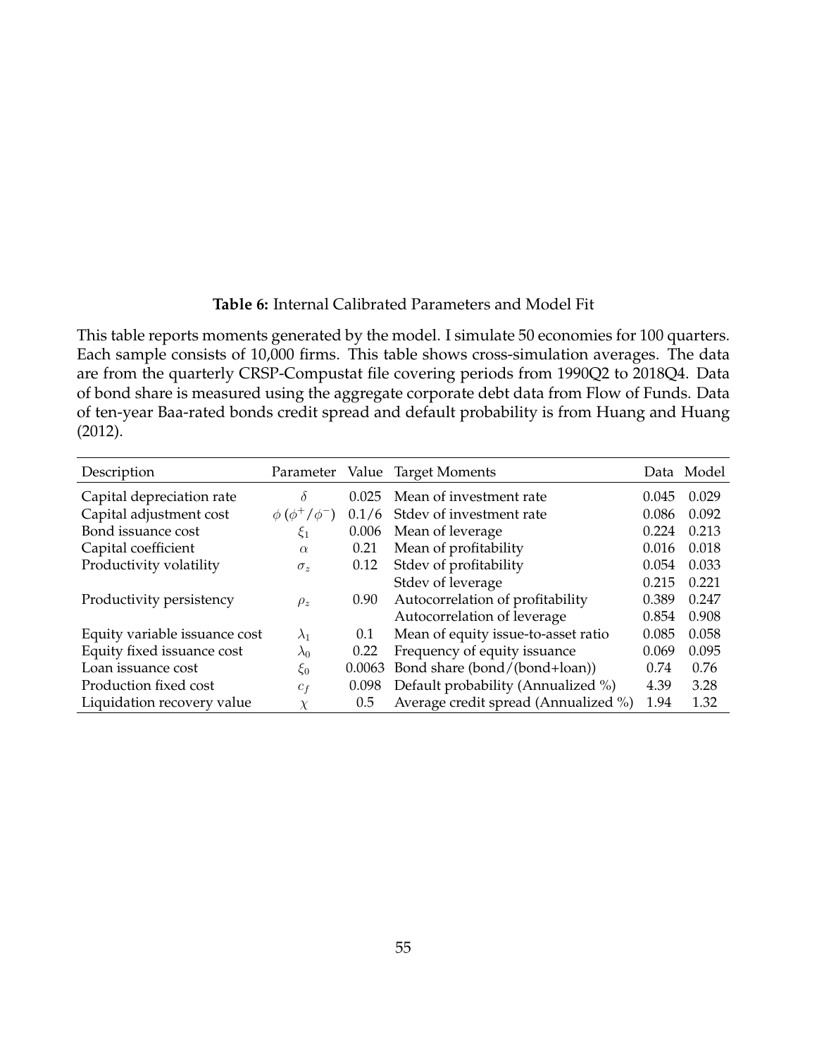**Table 6:** Internal Calibrated Parameters and Model Fit

This table reports moments generated by the model. I simulate 50 economies for 100 quarters. Each sample consists of 10,000 firms. This table shows cross-simulation averages. The data are from the quarterly CRSP-Compustat file covering periods from 1990Q2 to 2018Q4. Data of bond share is measured using the aggregate corporate debt data from Flow of Funds. Data of ten-year Baa-rated bonds credit spread and default probability is from Huang and Huang (2012).

| Description | Parameter | Value | Target Moments | Data | Model |
|---|---|---|---|---|---|
| Capital depreciation rate | $\delta$ | 0.025 | Mean of investment rate | 0.045 | 0.029 |
| Capital adjustment cost | $\phi\ (\phi^{+}/\phi^{-})$ | 0.1/6 | Stdev of investment rate | 0.086 | 0.092 |
| Bond issuance cost | $\xi_1$ | 0.006 | Mean of leverage | 0.224 | 0.213 |
| Capital coefficient | $\alpha$ | 0.21 | Mean of profitability | 0.016 | 0.018 |
| Productivity volatility | $\sigma_z$ | 0.12 | Stdev of profitability | 0.054 | 0.033 |
| | | | Stdev of leverage | 0.215 | 0.221 |
| Productivity persistency | $\rho_z$ | 0.90 | Autocorrelation of profitability | 0.389 | 0.247 |
| | | | Autocorrelation of leverage | 0.854 | 0.908 |
| Equity variable issuance cost | $\lambda_1$ | 0.1 | Mean of equity issue-to-asset ratio | 0.085 | 0.058 |
| Equity fixed issuance cost | $\lambda_0$ | 0.22 | Frequency of equity issuance | 0.069 | 0.095 |
| Loan issuance cost | $\xi_0$ | 0.0063 | Bond share (bond/(bond+loan)) | 0.74 | 0.76 |
| Production fixed cost | $c_f$ | 0.098 | Default probability (Annualized %) | 4.39 | 3.28 |
| Liquidation recovery value | $\chi$ | 0.5 | Average credit spread (Annualized %) | 1.94 | 1.32 |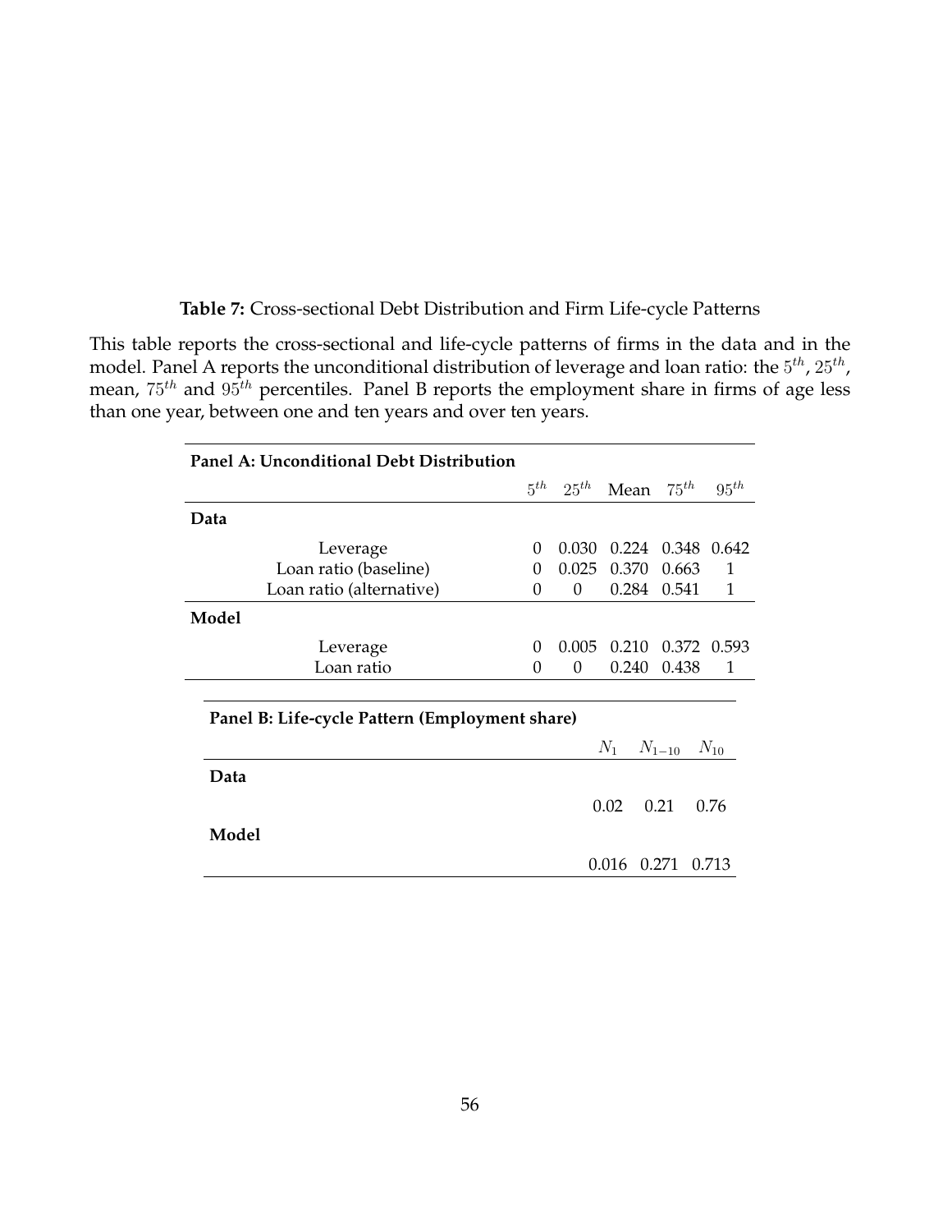**Table 7:** Cross-sectional Debt Distribution and Firm Life-cycle Patterns

This table reports the cross-sectional and life-cycle patterns of firms in the data and in the model. Panel A reports the unconditional distribution of leverage and loan ratio: the $5^{th}$, $25^{th}$, mean, $75^{th}$ and $95^{th}$ percentiles. Panel B reports the employment share in firms of age less than one year, between one and ten years and over ten years.

| **Panel A: Unconditional Debt Distribution** | $5^{th}$ | $25^{th}$ | Mean | $75^{th}$ | $95^{th}$ |
|---|---|---|---|---|---|
| **Data** | | | | | |
| Leverage | 0 | 0.030 | 0.224 | 0.348 | 0.642 |
| Loan ratio (baseline) | 0 | 0.025 | 0.370 | 0.663 | 1 |
| Loan ratio (alternative) | 0 | 0 | 0.284 | 0.541 | 1 |
| **Model** | | | | | |
| Leverage | 0 | 0.005 | 0.210 | 0.372 | 0.593 |
| Loan ratio | 0 | 0 | 0.240 | 0.438 | 1 |

| **Panel B: Life-cycle Pattern (Employment share)** | $N_1$ | $N_{1-10}$ | $N_{10}$ |
|---|---|---|---|
| **Data** | | | |
| | 0.02 | 0.21 | 0.76 |
| **Model** | | | |
| | 0.016 | 0.271 | 0.713 |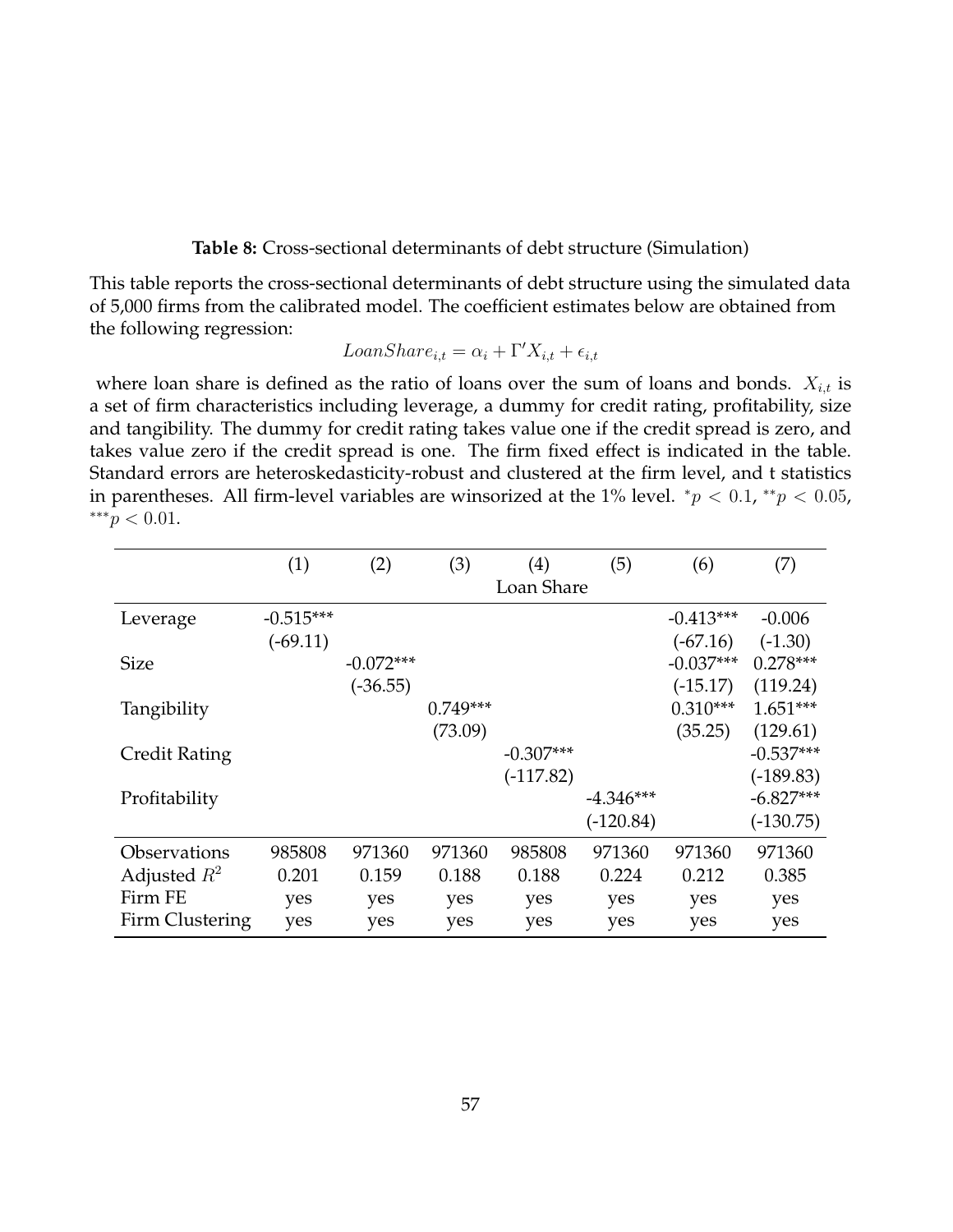**Table 8:** Cross-sectional determinants of debt structure (Simulation)

This table reports the cross-sectional determinants of debt structure using the simulated data of 5,000 firms from the calibrated model. The coefficient estimates below are obtained from the following regression:

$$LoanShare_{i,t} = \alpha_i + \Gamma' X_{i,t} + \epsilon_{i,t}$$

where loan share is defined as the ratio of loans over the sum of loans and bonds. $X_{i,t}$ is a set of firm characteristics including leverage, a dummy for credit rating, profitability, size and tangibility. The dummy for credit rating takes value one if the credit spread is zero, and takes value zero if the credit spread is one. The firm fixed effect is indicated in the table. Standard errors are heteroskedasticity-robust and clustered at the firm level, and t statistics in parentheses. All firm-level variables are winsorized at the 1% level. $^{*}p < 0.1$, $^{**}p < 0.05$, $^{***}p < 0.01$.

| | (1) | (2) | (3) | (4) | (5) | (6) | (7) |
|---|---|---|---|---|---|---|---|
| | | | | Loan Share | | | |
| Leverage | -0.515*** | | | | | -0.413*** | -0.006 |
| | (-69.11) | | | | | (-67.16) | (-1.30) |
| Size | | -0.072*** | | | | -0.037*** | 0.278*** |
| | | (-36.55) | | | | (-15.17) | (119.24) |
| Tangibility | | | 0.749*** | | | 0.310*** | 1.651*** |
| | | | (73.09) | | | (35.25) | (129.61) |
| Credit Rating | | | | -0.307*** | | | -0.537*** |
| | | | | (-117.82) | | | (-189.83) |
| Profitability | | | | | -4.346*** | | -6.827*** |
| | | | | | (-120.84) | | (-130.75) |
| Observations | 985808 | 971360 | 971360 | 985808 | 971360 | 971360 | 971360 |
| Adjusted $R^2$ | 0.201 | 0.159 | 0.188 | 0.188 | 0.224 | 0.212 | 0.385 |
| Firm FE | yes | yes | yes | yes | yes | yes | yes |
| Firm Clustering | yes | yes | yes | yes | yes | yes | yes |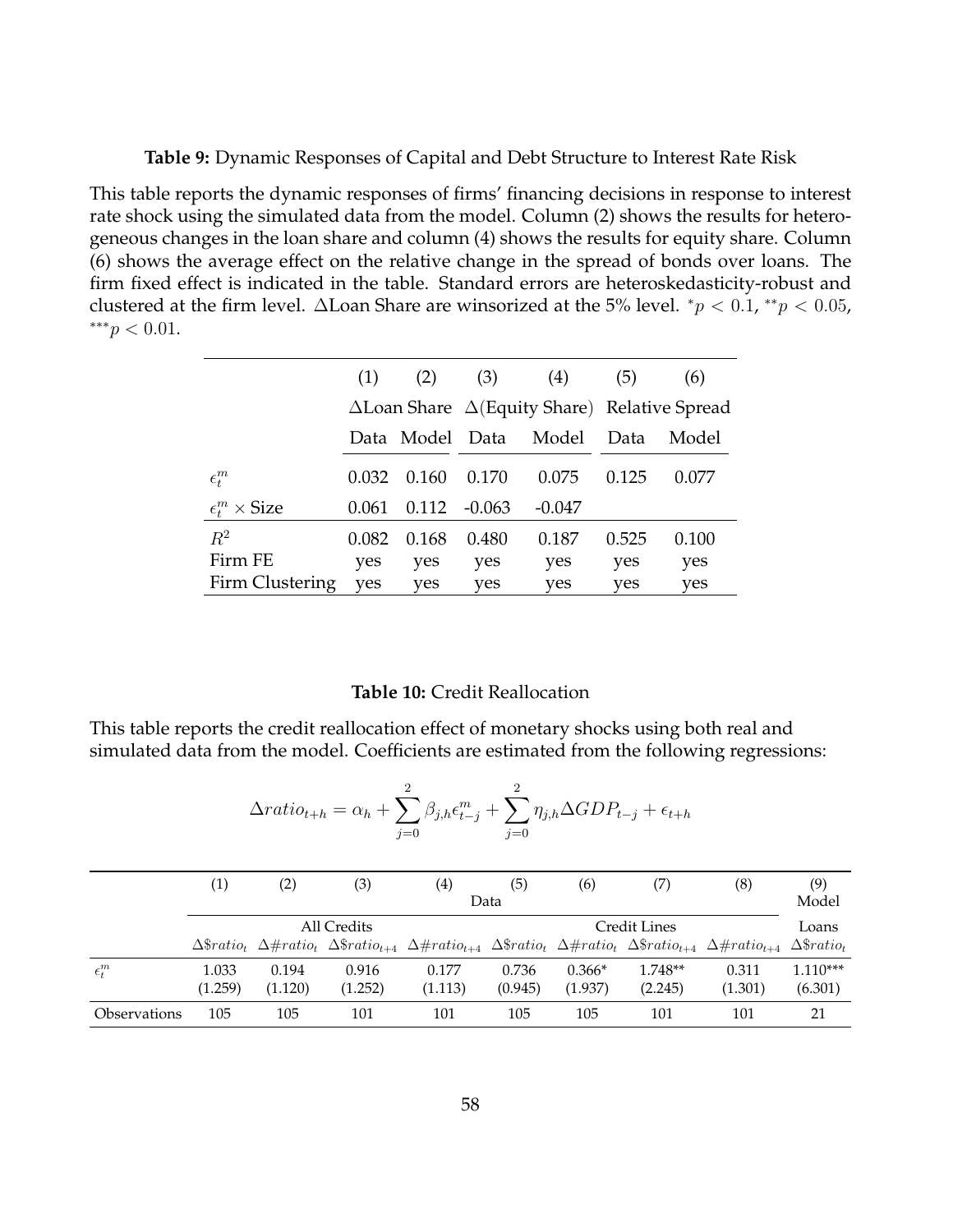**Table 9:** Dynamic Responses of Capital and Debt Structure to Interest Rate Risk

This table reports the dynamic responses of firms' financing decisions in response to interest rate shock using the simulated data from the model. Column (2) shows the results for heterogeneous changes in the loan share and column (4) shows the results for equity share. Column (6) shows the average effect on the relative change in the spread of bonds over loans. The firm fixed effect is indicated in the table. Standard errors are heteroskedasticity-robust and clustered at the firm level. ΔLoan Share are winsorized at the 5% level. $^{*}p < 0.1$, $^{**}p < 0.05$, $^{***}p < 0.01$.

| | (1) | (2) | (3) | (4) | (5) | (6) |
|---|---|---|---|---|---|---|
| | ΔLoan Share | | Δ(Equity Share) | | Relative Spread | |
| | Data | Model | Data | Model | Data | Model |
| $\epsilon_t^m$ | 0.032 | 0.160 | 0.170 | 0.075 | 0.125 | 0.077 |
| $\epsilon_t^m \times$ Size | 0.061 | 0.112 | -0.063 | -0.047 | | |
| $R^2$ | 0.082 | 0.168 | 0.480 | 0.187 | 0.525 | 0.100 |
| Firm FE | yes | yes | yes | yes | yes | yes |
| Firm Clustering | yes | yes | yes | yes | yes | yes |

**Table 10:** Credit Reallocation

This table reports the credit reallocation effect of monetary shocks using both real and simulated data from the model. Coefficients are estimated from the following regressions:

$$\Delta ratio_{t+h} = \alpha_h + \sum_{j=0}^{2} \beta_{j,h} \epsilon_{t-j}^m + \sum_{j=0}^{2} \eta_{j,h} \Delta GDP_{t-j} + \epsilon_{t+h}$$

| | (1) | (2) | (3) | (4) | (5) | (6) | (7) | (8) | (9) |
|---|---|---|---|---|---|---|---|---|---|
| | Data | | | | | | | | Model |
| | All Credits | | | | Credit Lines | | | | Loans |
| | $\Delta\$ratio_t$ | $\Delta\#ratio_t$ | $\Delta\$ratio_{t+4}$ | $\Delta\#ratio_{t+4}$ | $\Delta\$ratio_t$ | $\Delta\#ratio_t$ | $\Delta\$ratio_{t+4}$ | $\Delta\#ratio_{t+4}$ | $\Delta\$ratio_t$ |
| $\epsilon_t^m$ | 1.033 | 0.194 | 0.916 | 0.177 | 0.736 | 0.366* | 1.748** | 0.311 | 1.110*** |
| | (1.259) | (1.120) | (1.252) | (1.113) | (0.945) | (1.937) | (2.245) | (1.301) | (6.301) |
| Observations | 105 | 105 | 101 | 101 | 105 | 105 | 101 | 101 | 21 |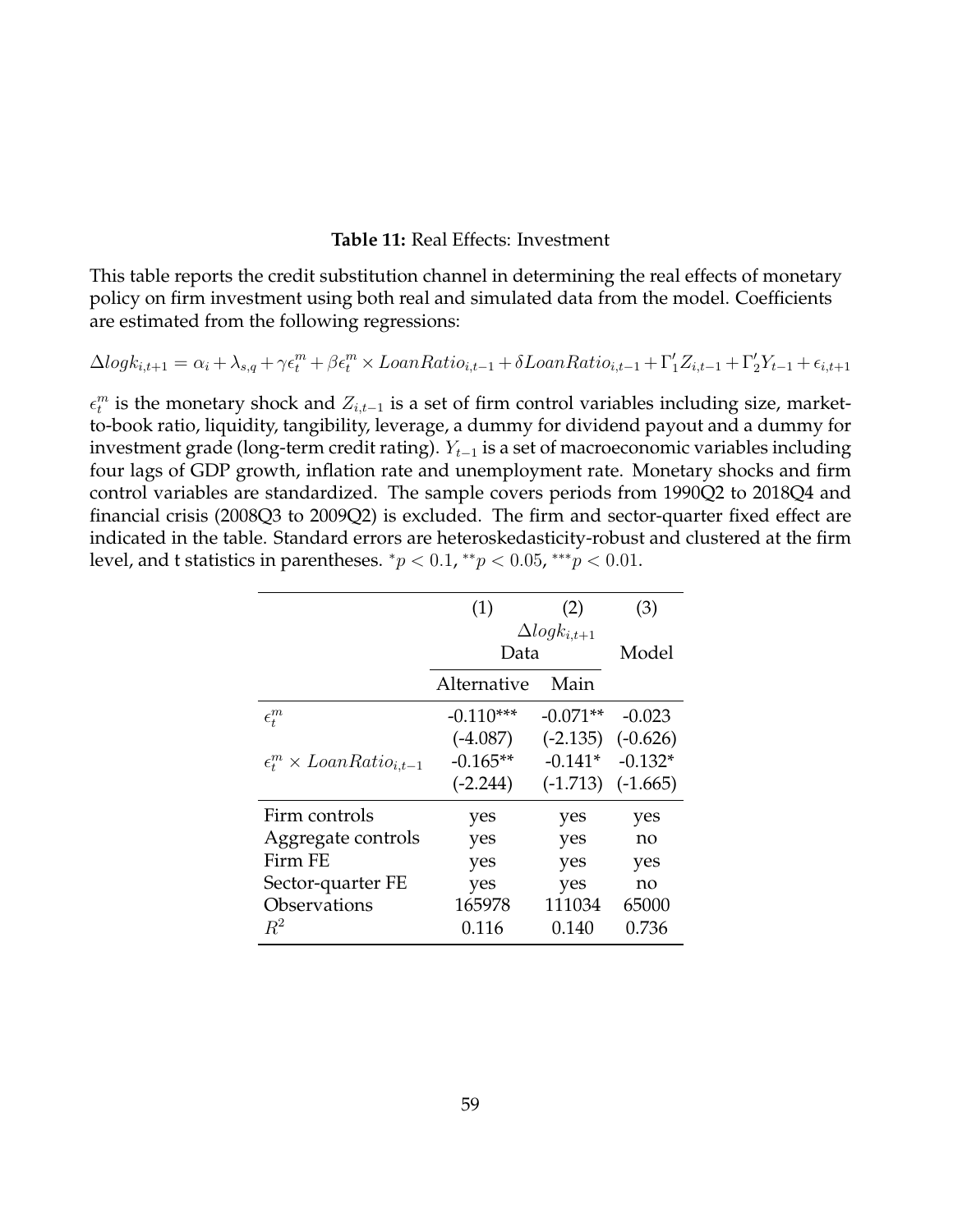**Table 11:** Real Effects: Investment

This table reports the credit substitution channel in determining the real effects of monetary policy on firm investment using both real and simulated data from the model. Coefficients are estimated from the following regressions:

$$\Delta logk_{i,t+1} = \alpha_i + \lambda_{s,q} + \gamma \epsilon_t^m + \beta \epsilon_t^m \times LoanRatio_{i,t-1} + \delta LoanRatio_{i,t-1} + \Gamma_1' Z_{i,t-1} + \Gamma_2' Y_{t-1} + \epsilon_{i,t+1}$$

$\epsilon_t^m$ is the monetary shock and $Z_{i,t-1}$ is a set of firm control variables including size, market-to-book ratio, liquidity, tangibility, leverage, a dummy for dividend payout and a dummy for investment grade (long-term credit rating). $Y_{t-1}$ is a set of macroeconomic variables including four lags of GDP growth, inflation rate and unemployment rate. Monetary shocks and firm control variables are standardized. The sample covers periods from 1990Q2 to 2018Q4 and financial crisis (2008Q3 to 2009Q2) is excluded. The firm and sector-quarter fixed effect are indicated in the table. Standard errors are heteroskedasticity-robust and clustered at the firm level, and t statistics in parentheses. $^{*}p < 0.1$, $^{**}p < 0.05$, $^{***}p < 0.01$.

| | (1) | (2) | (3) |
|---|---|---|---|
| | $\Delta logk_{i,t+1}$ | | |
| | Data | | Model |
| | Alternative | Main | |
| $\epsilon_t^m$ | -0.110*** | -0.071** | -0.023 |
| | (-4.087) | (-2.135) | (-0.626) |
| $\epsilon_t^m \times LoanRatio_{i,t-1}$ | -0.165** | -0.141* | -0.132* |
| | (-2.244) | (-1.713) | (-1.665) |
| Firm controls | yes | yes | yes |
| Aggregate controls | yes | yes | no |
| Firm FE | yes | yes | yes |
| Sector-quarter FE | yes | yes | no |
| Observations | 165978 | 111034 | 65000 |
| $R^2$ | 0.116 | 0.140 | 0.736 |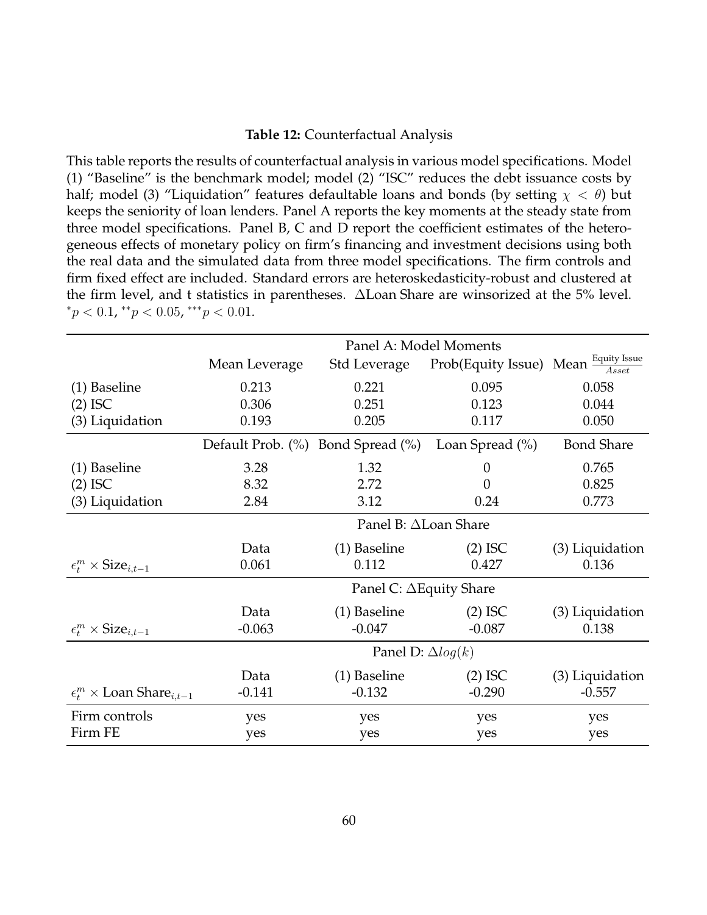**Table 12:** Counterfactual Analysis

This table reports the results of counterfactual analysis in various model specifications. Model (1) "Baseline" is the benchmark model; model (2) "ISC" reduces the debt issuance costs by half; model (3) "Liquidation" features defaultable loans and bonds (by setting $\chi < \theta$) but keeps the seniority of loan lenders. Panel A reports the key moments at the steady state from three model specifications. Panel B, C and D report the coefficient estimates of the heterogeneous effects of monetary policy on firm's financing and investment decisions using both the real data and the simulated data from three model specifications. The firm controls and firm fixed effect are included. Standard errors are heteroskedasticity-robust and clustered at the firm level, and t statistics in parentheses. $\Delta$Loan Share are winsorized at the 5% level. $^{*}p < 0.1$, $^{**}p < 0.05$, $^{***}p < 0.01$.

| | Panel A: Model Moments | | | |
|---|---|---|---|---|
| | Mean Leverage | Std Leverage | Prob(Equity Issue) | Mean $\frac{\text{Equity Issue}}{Asset}$ |
| (1) Baseline | 0.213 | 0.221 | 0.095 | 0.058 |
| (2) ISC | 0.306 | 0.251 | 0.123 | 0.044 |
| (3) Liquidation | 0.193 | 0.205 | 0.117 | 0.050 |
| | Default Prob. (%) | Bond Spread (%) | Loan Spread (%) | Bond Share |
| (1) Baseline | 3.28 | 1.32 | 0 | 0.765 |
| (2) ISC | 8.32 | 2.72 | 0 | 0.825 |
| (3) Liquidation | 2.84 | 3.12 | 0.24 | 0.773 |
| | Panel B: $\Delta$Loan Share | | | |
| | Data | (1) Baseline | (2) ISC | (3) Liquidation |
| $\epsilon_t^m \times \text{Size}_{i,t-1}$ | 0.061 | 0.112 | 0.427 | 0.136 |
| | Panel C: $\Delta$Equity Share | | | |
| | Data | (1) Baseline | (2) ISC | (3) Liquidation |
| $\epsilon_t^m \times \text{Size}_{i,t-1}$ | -0.063 | -0.047 | -0.087 | 0.138 |
| | Panel D: $\Delta log(k)$ | | | |
| | Data | (1) Baseline | (2) ISC | (3) Liquidation |
| $\epsilon_t^m \times \text{Loan Share}_{i,t-1}$ | -0.141 | -0.132 | -0.290 | -0.557 |
| Firm controls | yes | yes | yes | yes |
| Firm FE | yes | yes | yes | yes |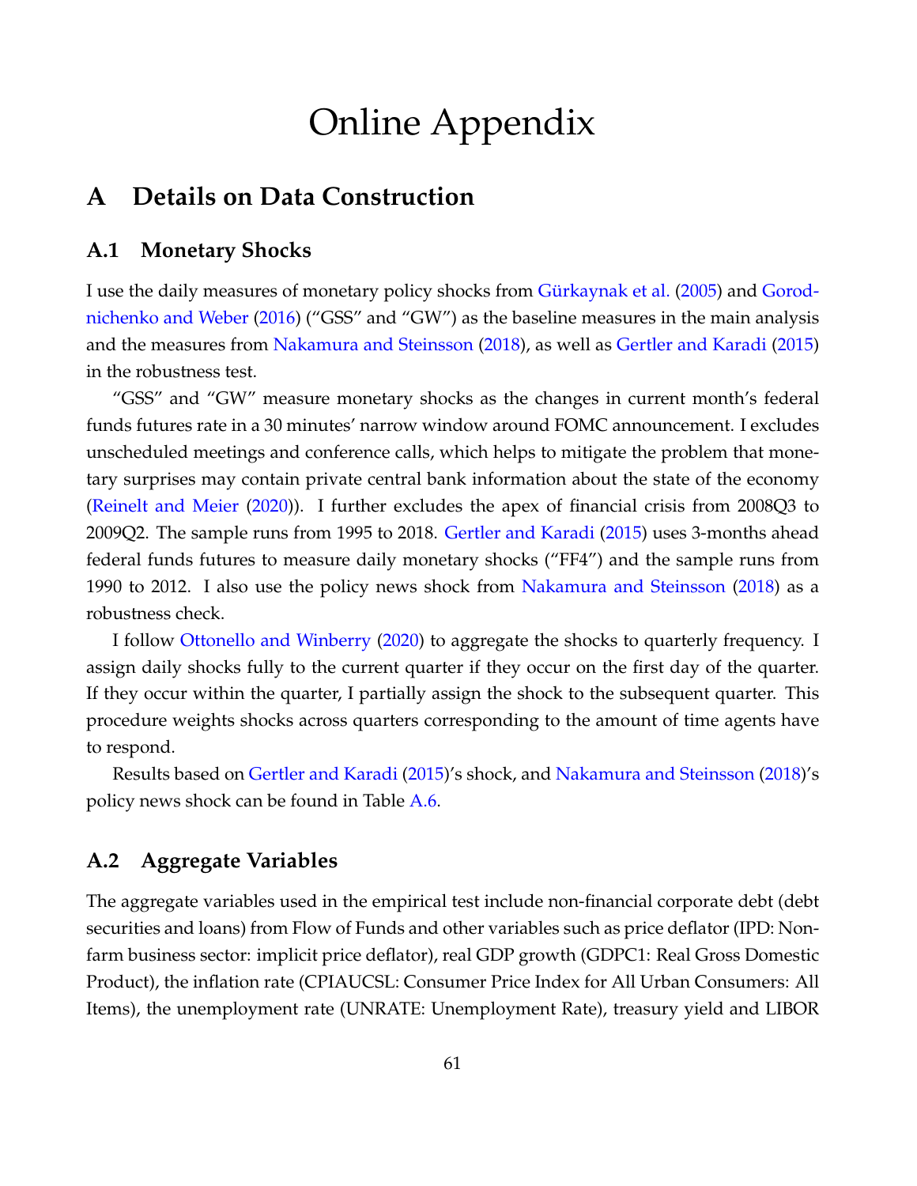# Online Appendix

## A Details on Data Construction

### A.1 Monetary Shocks

I use the daily measures of monetary policy shocks from Gürkaynak et al. (2005) and Gorodnichenko and Weber (2016) ("GSS" and "GW") as the baseline measures in the main analysis and the measures from Nakamura and Steinsson (2018), as well as Gertler and Karadi (2015) in the robustness test.

"GSS" and "GW" measure monetary shocks as the changes in current month's federal funds futures rate in a 30 minutes' narrow window around FOMC announcement. I excludes unscheduled meetings and conference calls, which helps to mitigate the problem that monetary surprises may contain private central bank information about the state of the economy (Reinelt and Meier (2020)). I further excludes the apex of financial crisis from 2008Q3 to 2009Q2. The sample runs from 1995 to 2018. Gertler and Karadi (2015) uses 3-months ahead federal funds futures to measure daily monetary shocks ("FF4") and the sample runs from 1990 to 2012. I also use the policy news shock from Nakamura and Steinsson (2018) as a robustness check.

I follow Ottonello and Winberry (2020) to aggregate the shocks to quarterly frequency. I assign daily shocks fully to the current quarter if they occur on the first day of the quarter. If they occur within the quarter, I partially assign the shock to the subsequent quarter. This procedure weights shocks across quarters corresponding to the amount of time agents have to respond.

Results based on Gertler and Karadi (2015)'s shock, and Nakamura and Steinsson (2018)'s policy news shock can be found in Table A.6.

### A.2 Aggregate Variables

The aggregate variables used in the empirical test include non-financial corporate debt (debt securities and loans) from Flow of Funds and other variables such as price deflator (IPD: Nonfarm business sector: implicit price deflator), real GDP growth (GDPC1: Real Gross Domestic Product), the inflation rate (CPIAUCSL: Consumer Price Index for All Urban Consumers: All Items), the unemployment rate (UNRATE: Unemployment Rate), treasury yield and LIBOR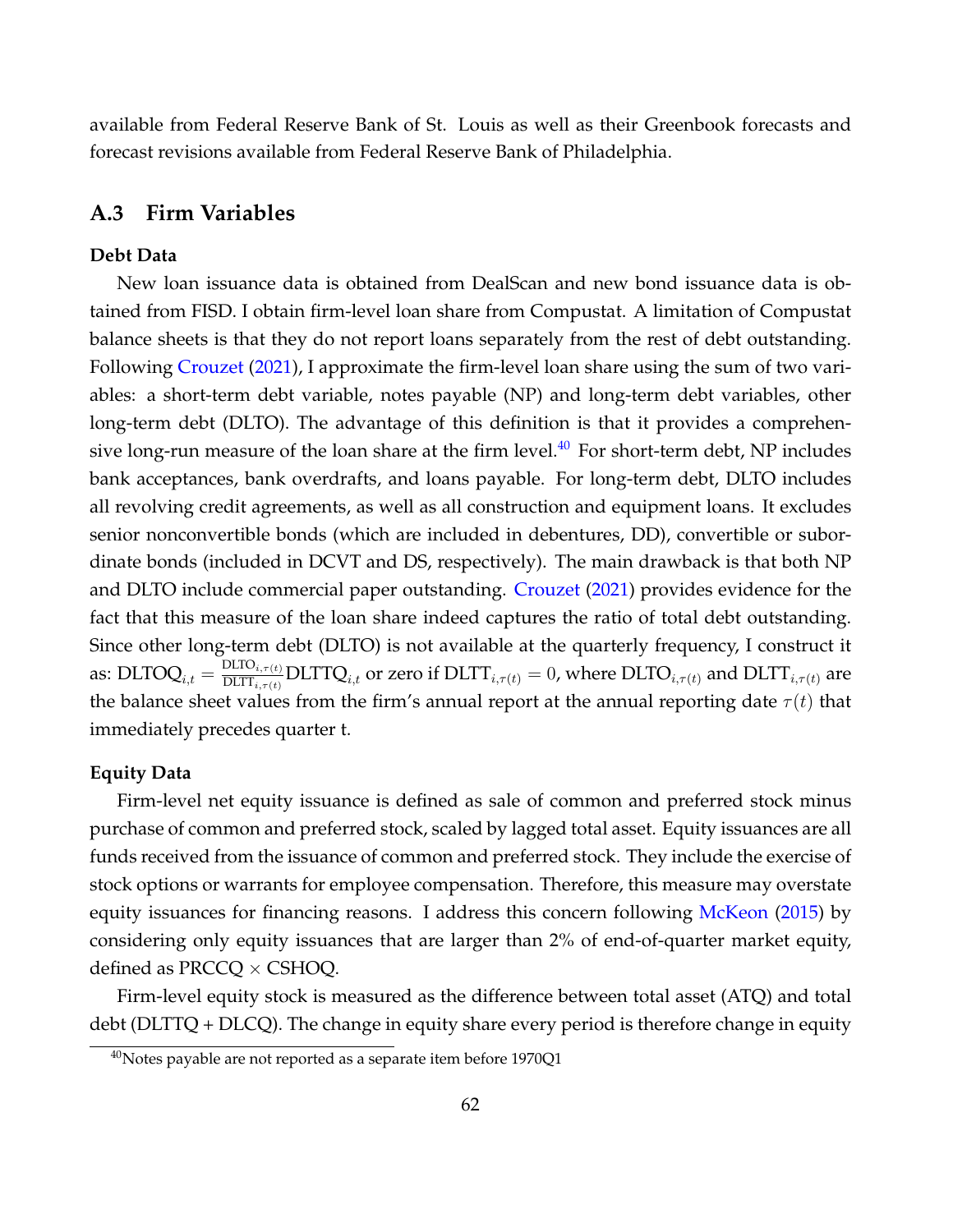available from Federal Reserve Bank of St. Louis as well as their Greenbook forecasts and forecast revisions available from Federal Reserve Bank of Philadelphia.

## A.3 Firm Variables

**Debt Data**

New loan issuance data is obtained from DealScan and new bond issuance data is obtained from FISD. I obtain firm-level loan share from Compustat. A limitation of Compustat balance sheets is that they do not report loans separately from the rest of debt outstanding. Following Crouzet (2021), I approximate the firm-level loan share using the sum of two variables: a short-term debt variable, notes payable (NP) and long-term debt variables, other long-term debt (DLTO). The advantage of this definition is that it provides a comprehensive long-run measure of the loan share at the firm level.[40] For short-term debt, NP includes bank acceptances, bank overdrafts, and loans payable. For long-term debt, DLTO includes all revolving credit agreements, as well as all construction and equipment loans. It excludes senior nonconvertible bonds (which are included in debentures, DD), convertible or subordinate bonds (included in DCVT and DS, respectively). The main drawback is that both NP and DLTO include commercial paper outstanding. Crouzet (2021) provides evidence for the fact that this measure of the loan share indeed captures the ratio of total debt outstanding. Since other long-term debt (DLTO) is not available at the quarterly frequency, I construct it as: $\text{DLTOQ}_{i,t} = \frac{\text{DLTO}_{i,\tau(t)}}{\text{DLTT}_{i,\tau(t)}}\text{DLTTQ}_{i,t}$ or zero if $\text{DLTT}_{i,\tau(t)} = 0$, where $\text{DLTO}_{i,\tau(t)}$ and $\text{DLTT}_{i,\tau(t)}$ are the balance sheet values from the firm's annual report at the annual reporting date $\tau(t)$ that immediately precedes quarter t.

**Equity Data**

Firm-level net equity issuance is defined as sale of common and preferred stock minus purchase of common and preferred stock, scaled by lagged total asset. Equity issuances are all funds received from the issuance of common and preferred stock. They include the exercise of stock options or warrants for employee compensation. Therefore, this measure may overstate equity issuances for financing reasons. I address this concern following McKeon (2015) by considering only equity issuances that are larger than 2% of end-of-quarter market equity, defined as PRCCQ $\times$ CSHOQ.

Firm-level equity stock is measured as the difference between total asset (ATQ) and total debt (DLTTQ + DLCQ). The change in equity share every period is therefore change in equity

[40] Notes payable are not reported as a separate item before 1970Q1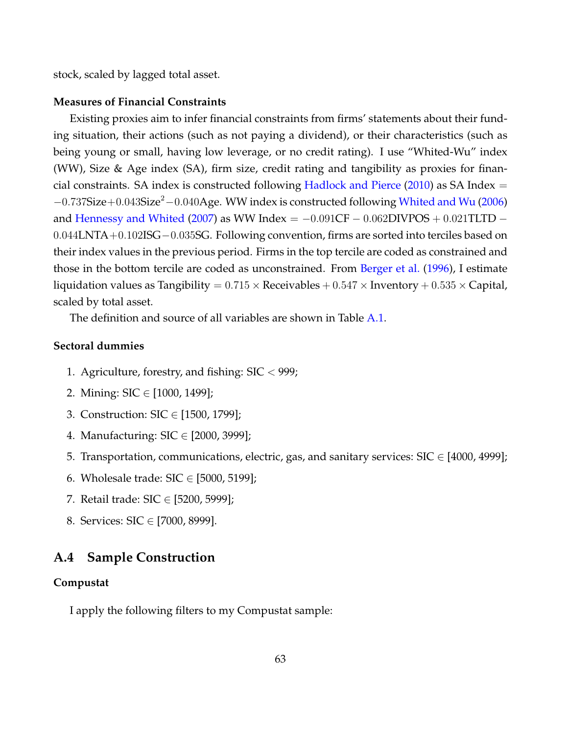stock, scaled by lagged total asset.

**Measures of Financial Constraints**

Existing proxies aim to infer financial constraints from firms' statements about their funding situation, their actions (such as not paying a dividend), or their characteristics (such as being young or small, having low leverage, or no credit rating). I use "Whited-Wu" index (WW), Size & Age index (SA), firm size, credit rating and tangibility as proxies for financial constraints. SA index is constructed following Hadlock and Pierce (2010) as SA Index $= -0.737\text{Size} + 0.043\text{Size}^2 - 0.040\text{Age}$. WW index is constructed following Whited and Wu (2006) and Hennessy and Whited (2007) as WW Index $= -0.091\text{CF} - 0.062\text{DIVPOS} + 0.021\text{TLTD} - 0.044\text{LNTA} + 0.102\text{ISG} - 0.035\text{SG}$. Following convention, firms are sorted into terciles based on their index values in the previous period. Firms in the top tercile are coded as constrained and those in the bottom tercile are coded as unconstrained. From Berger et al. (1996), I estimate liquidation values as Tangibility $= 0.715 \times$ Receivables $+ 0.547 \times$ Inventory $+ 0.535 \times$ Capital, scaled by total asset.

The definition and source of all variables are shown in Table A.1.

**Sectoral dummies**

1. Agriculture, forestry, and fishing: SIC $< 999$;
2. Mining: SIC $\in [1000, 1499]$;
3. Construction: SIC $\in [1500, 1799]$;
4. Manufacturing: SIC $\in [2000, 3999]$;
5. Transportation, communications, electric, gas, and sanitary services: SIC $\in [4000, 4999]$;
6. Wholesale trade: SIC $\in [5000, 5199]$;
7. Retail trade: SIC $\in [5200, 5999]$;
8. Services: SIC $\in [7000, 8999]$.

## A.4 Sample Construction

**Compustat**

I apply the following filters to my Compustat sample: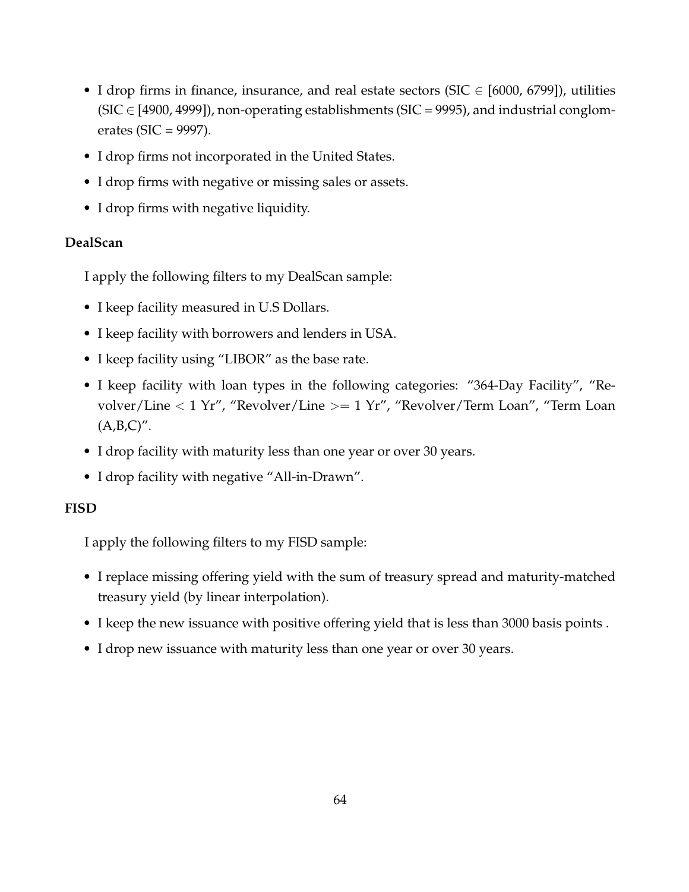- I drop firms in finance, insurance, and real estate sectors (SIC $\in$ [6000, 6799]), utilities (SIC $\in$ [4900, 4999]), non-operating establishments (SIC = 9995), and industrial conglomerates (SIC = 9997).
- I drop firms not incorporated in the United States.
- I drop firms with negative or missing sales or assets.
- I drop firms with negative liquidity.

**DealScan**

I apply the following filters to my DealScan sample:

- I keep facility measured in U.S Dollars.
- I keep facility with borrowers and lenders in USA.
- I keep facility using "LIBOR" as the base rate.
- I keep facility with loan types in the following categories: "364-Day Facility", "Revolver/Line $<$ 1 Yr", "Revolver/Line $>=$ 1 Yr", "Revolver/Term Loan", "Term Loan (A,B,C)".
- I drop facility with maturity less than one year or over 30 years.
- I drop facility with negative "All-in-Drawn".

**FISD**

I apply the following filters to my FISD sample:

- I replace missing offering yield with the sum of treasury spread and maturity-matched treasury yield (by linear interpolation).
- I keep the new issuance with positive offering yield that is less than 3000 basis points .
- I drop new issuance with maturity less than one year or over 30 years.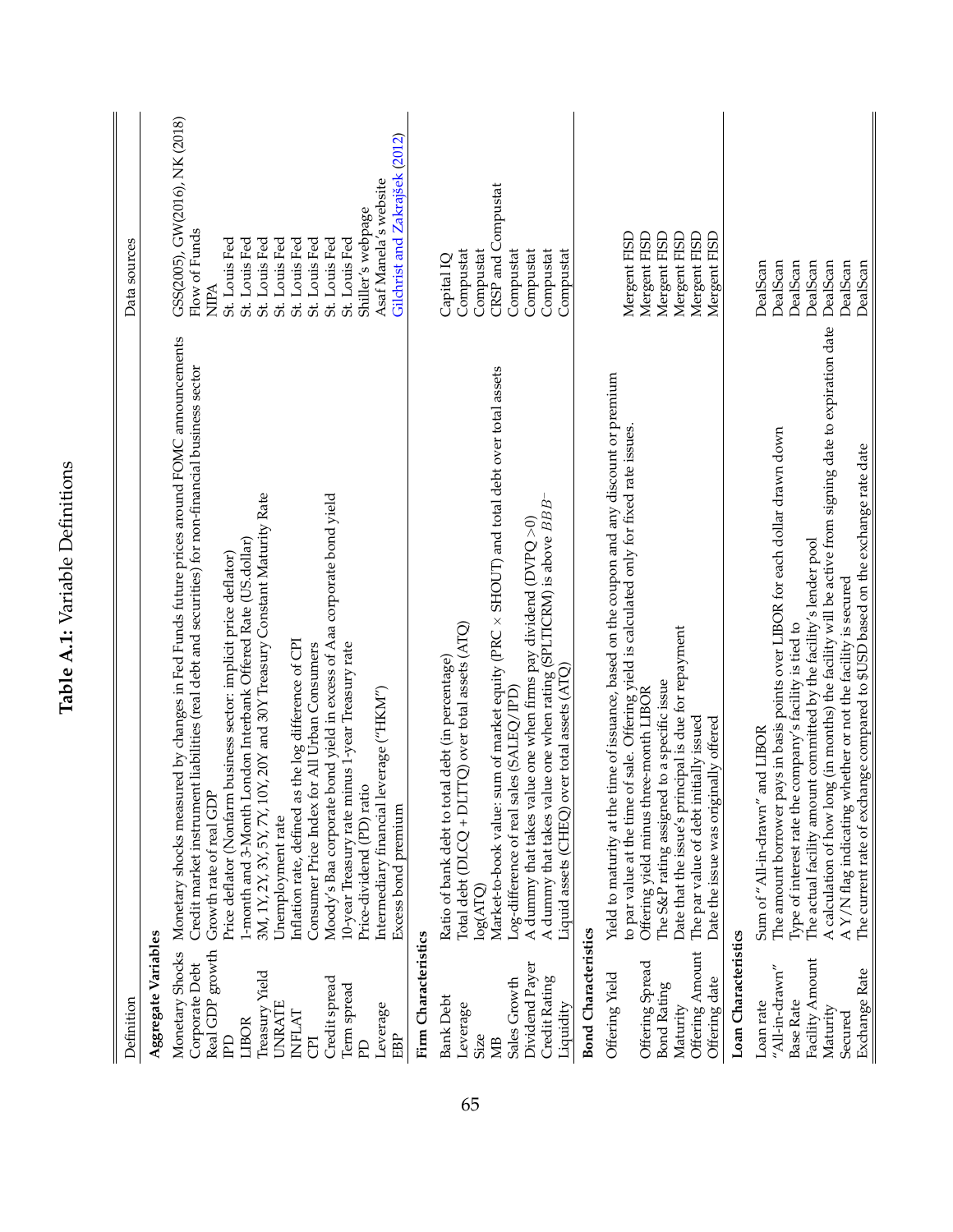# Table A.1: Variable Definitions

| Definition | | Data sources |
|---|---|---|
| **Aggregate Variables** | | |
| Monetary Shocks | Monetary shocks measured by changes in Fed Funds future prices around FOMC announcements | GSS(2005), GW(2016), NK (2018) |
| Corporate Debt | Credit market instrument liabilities (real debt and securities) for non-financial business sector | Flow of Funds |
| Real GDP growth | Growth rate of real GDP | NIPA |
| IPD | Price deflator (Nonfarm business sector: implicit price deflator) | St. Louis Fed |
| LIBOR | 1-month and 3-Month London Interbank Offered Rate (US dollar) | St. Louis Fed |
| Treasury Yield | 3M, 1Y, 2Y, 3Y, 5Y, 7Y, 10Y, 20Y and 30Y Treasury Constant Maturity Rate | St. Louis Fed |
| UNRATE | Unemployment rate | St. Louis Fed |
| INFLAT | Inflation rate, defined as the log difference of CPI | St. Louis Fed |
| CPI | Consumer Price Index for All Urban Consumers | St. Louis Fed |
| Credit spread | Moody's Baa corporate bond yield in excess of Aaa corporate bond yield | St. Louis Fed |
| Term spread | 10-year Treasury rate minus 1-year Treasury rate | St. Louis Fed |
| PD | Price-dividend (PD) ratio | Shiller's webpage |
| Leverage | Intermediary financial leverage ("HKM") | Asaf Manela's website |
| EBP | Excess bond premium | Gilchrist and Zakrajšek (2012) |
| **Firm Characteristics** | | |
| Bank Debt | Ratio of bank debt to total debt (in percentage) | Capital IQ |
| Leverage | Total debt (DLCQ + DLTTQ) over total assets (ATQ) | Compustat |
| Size | log(ATQ) | Compustat |
| MB | Market-to-book value: sum of market equity (PRC × SHOUT) and total debt over total assets | CRSP and Compustat |
| Sales Growth | Log-difference of real sales (SALEQ/IPD) | Compustat |
| Dividend Payer | A dummy that takes value one when firms pay dividend (DVPQ >0) | Compustat |
| Credit Rating | A dummy that takes value one when rating (SPLTICRM) is above $BBB^-$ | Compustat |
| Liquidity | Liquid assets (CHEQ) over total assets (ATQ) | Compustat |
| **Bond Characteristics** | | |
| Offering Yield | Yield to maturity at the time of issuance, based on the coupon and any discount or premium to par value at the time of sale. Offering yield is calculated only for fixed rate issues. | Mergent FISD |
| Offering Spread | Offering yield minus three-month LIBOR | Mergent FISD |
| Bond Rating | The S&P rating assigned to a specific issue | Mergent FISD |
| Maturity | Date that the issue's principal is due for repayment | Mergent FISD |
| Offering Amount | The par value of debt initially issued | Mergent FISD |
| Offering date | Date the issue was originally offered | Mergent FISD |
| **Loan Characteristics** | | |
| Loan rate | Sum of "All-in-drawn" and LIBOR | DealScan |
| "All-in-drawn" | The amount borrower pays in basis points over LIBOR for each dollar drawn down | DealScan |
| Base Rate | Type of interest rate the company's facility is tied to | DealScan |
| Facility Amount | The actual facility amount committed by the facility's lender pool | DealScan |
| Maturity | A calculation of how long (in months) the facility will be active from signing date to expiration date | DealScan |
| Secured | A Y/N flag indicating whether or not the facility is secured | DealScan |
| Exchange Rate | The current rate of exchange compared to $USD based on the exchange rate date | DealScan |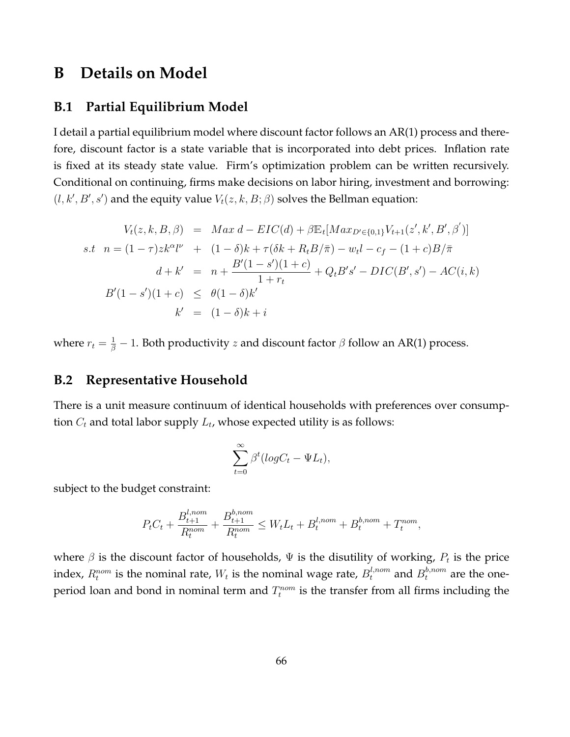# B Details on Model

## B.1 Partial Equilibrium Model

I detail a partial equilibrium model where discount factor follows an AR(1) process and therefore, discount factor is a state variable that is incorporated into debt prices. Inflation rate is fixed at its steady state value. Firm's optimization problem can be written recursively. Conditional on continuing, firms make decisions on labor hiring, investment and borrowing: $(l, k', B', s')$ and the equity value $V_t(z, k, B; \beta)$ solves the Bellman equation:

$$
\begin{aligned}
V_t(z, k, B, \beta) &= Max\ d - EIC(d) + \beta \mathbb{E}_t[Max_{D' \in \{0,1\}} V_{t+1}(z', k', B', \beta')] \\
s.t \quad n = (1-\tau) z k^{\alpha} l^{\nu} &+ (1-\delta)k + \tau(\delta k + R_t B/\bar{\pi}) - w_t l - c_f - (1+c)B/\bar{\pi} \\
d + k' &= n + \frac{B'(1-s')(1+c)}{1+r_t} + Q_t B' s' - DIC(B', s') - AC(i, k) \\
B'(1-s')(1+c) &\leq \theta(1-\delta)k' \\
k' &= (1-\delta)k + i
\end{aligned}
$$

where $r_t = \frac{1}{\beta} - 1$. Both productivity $z$ and discount factor $\beta$ follow an AR(1) process.

## B.2 Representative Household

There is a unit measure continuum of identical households with preferences over consumption $C_t$ and total labor supply $L_t$, whose expected utility is as follows:

$$
\sum_{t=0}^{\infty} \beta^t (log C_t - \Psi L_t),
$$

subject to the budget constraint:

$$
P_t C_t + \frac{B_{t+1}^{l,nom}}{R_t^{nom}} + \frac{B_{t+1}^{b,nom}}{R_t^{nom}} \leq W_t L_t + B_t^{l,nom} + B_t^{b,nom} + T_t^{nom},
$$

where $\beta$ is the discount factor of households, $\Psi$ is the disutility of working, $P_t$ is the price index, $R_t^{nom}$ is the nominal rate, $W_t$ is the nominal wage rate, $B_t^{l,nom}$ and $B_t^{b,nom}$ are the one-period loan and bond in nominal term and $T_t^{nom}$ is the transfer from all firms including the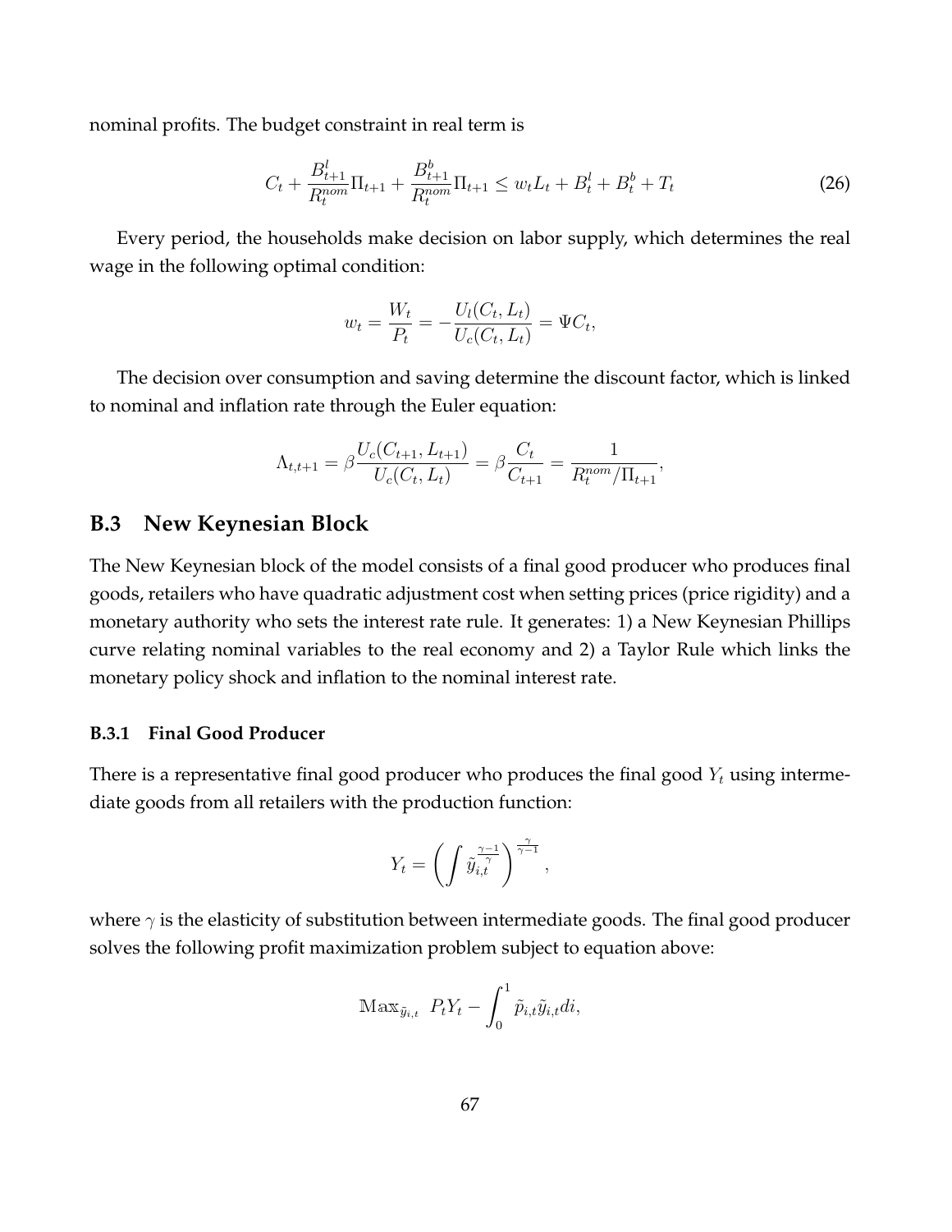nominal profits. The budget constraint in real term is

$$C_t + \frac{B^l_{t+1}}{R^{nom}_t}\Pi_{t+1} + \frac{B^b_{t+1}}{R^{nom}_t}\Pi_{t+1} \leq w_t L_t + B^l_t + B^b_t + T_t \tag{26}$$

Every period, the households make decision on labor supply, which determines the real wage in the following optimal condition:

$$w_t = \frac{W_t}{P_t} = -\frac{U_l(C_t, L_t)}{U_c(C_t, L_t)} = \Psi C_t,$$

The decision over consumption and saving determine the discount factor, which is linked to nominal and inflation rate through the Euler equation:

$$\Lambda_{t,t+1} = \beta \frac{U_c(C_{t+1}, L_{t+1})}{U_c(C_t, L_t)} = \beta \frac{C_t}{C_{t+1}} = \frac{1}{R^{nom}_t / \Pi_{t+1}},$$

## B.3 New Keynesian Block

The New Keynesian block of the model consists of a final good producer who produces final goods, retailers who have quadratic adjustment cost when setting prices (price rigidity) and a monetary authority who sets the interest rate rule. It generates: 1) a New Keynesian Phillips curve relating nominal variables to the real economy and 2) a Taylor Rule which links the monetary policy shock and inflation to the nominal interest rate.

### B.3.1 Final Good Producer

There is a representative final good producer who produces the final good $Y_t$ using intermediate goods from all retailers with the production function:

$$Y_t = \left( \int \tilde{y}_{i,t}^{\frac{\gamma-1}{\gamma}} \right)^{\frac{\gamma}{\gamma-1}},$$

where $\gamma$ is the elasticity of substitution between intermediate goods. The final good producer solves the following profit maximization problem subject to equation above:

$$\mathbb{M}\text{ax}_{\tilde{y}_{i,t}} \ P_t Y_t - \int_0^1 \tilde{p}_{i,t} \tilde{y}_{i,t} di,$$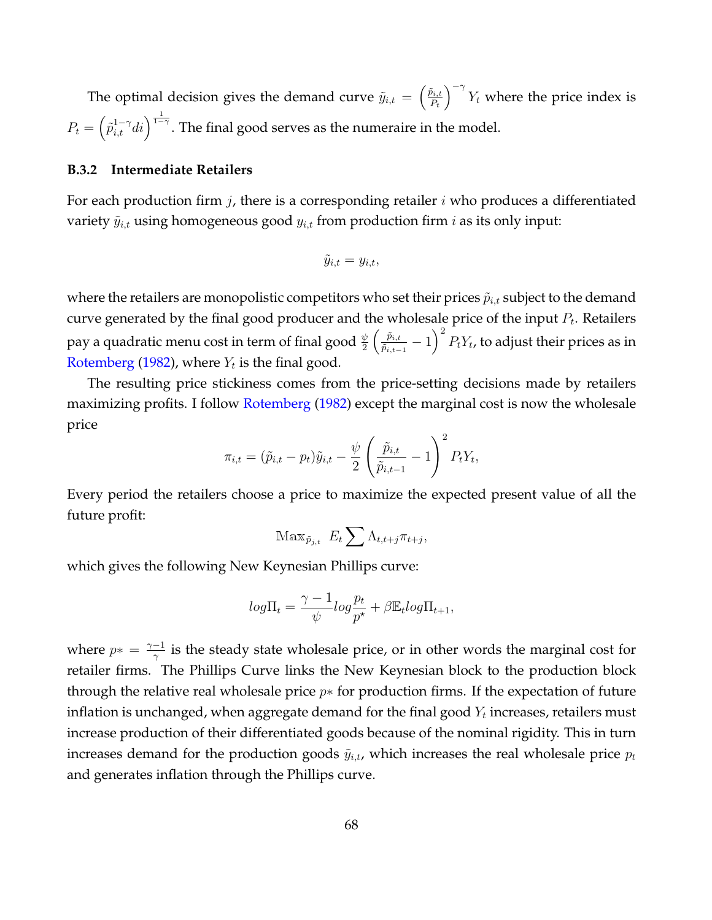The optimal decision gives the demand curve $\tilde{y}_{i,t} = \left(\frac{\tilde{p}_{i,t}}{P_t}\right)^{-\gamma} Y_t$ where the price index is $P_t = \left(\tilde{p}_{i,t}^{1-\gamma} di\right)^{\frac{1}{1-\gamma}}$. The final good serves as the numeraire in the model.

### B.3.2 Intermediate Retailers

For each production firm $j$, there is a corresponding retailer $i$ who produces a differentiated variety $\tilde{y}_{i,t}$ using homogeneous good $y_{i,t}$ from production firm $i$ as its only input:

$$\tilde{y}_{i,t} = y_{i,t},$$

where the retailers are monopolistic competitors who set their prices $\tilde{p}_{i,t}$ subject to the demand curve generated by the final good producer and the wholesale price of the input $P_t$. Retailers pay a quadratic menu cost in term of final good $\frac{\psi}{2}\left(\frac{\tilde{p}_{i,t}}{\tilde{p}_{i,t-1}} - 1\right)^2 P_t Y_t$, to adjust their prices as in Rotemberg (1982), where $Y_t$ is the final good.

The resulting price stickiness comes from the price-setting decisions made by retailers maximizing profits. I follow Rotemberg (1982) except the marginal cost is now the wholesale price

$$\pi_{i,t} = (\tilde{p}_{i,t} - p_t)\tilde{y}_{i,t} - \frac{\psi}{2}\left(\frac{\tilde{p}_{i,t}}{\tilde{p}_{i,t-1}} - 1\right)^2 P_t Y_t,$$

Every period the retailers choose a price to maximize the expected present value of all the future profit:

$$\mathbb{M}\text{ax}_{\tilde{p}_{j,t}} \;\; E_t \sum \Lambda_{t,t+j}\pi_{t+j},$$

which gives the following New Keynesian Phillips curve:

$$log\Pi_t = \frac{\gamma - 1}{\psi} log\frac{p_t}{p^\star} + \beta \mathbb{E}_t log\Pi_{t+1},$$

where $p* = \frac{\gamma-1}{\gamma}$ is the steady state wholesale price, or in other words the marginal cost for retailer firms. The Phillips Curve links the New Keynesian block to the production block through the relative real wholesale price $p*$ for production firms. If the expectation of future inflation is unchanged, when aggregate demand for the final good $Y_t$ increases, retailers must increase production of their differentiated goods because of the nominal rigidity. This in turn increases demand for the production goods $\tilde{y}_{i,t}$, which increases the real wholesale price $p_t$ and generates inflation through the Phillips curve.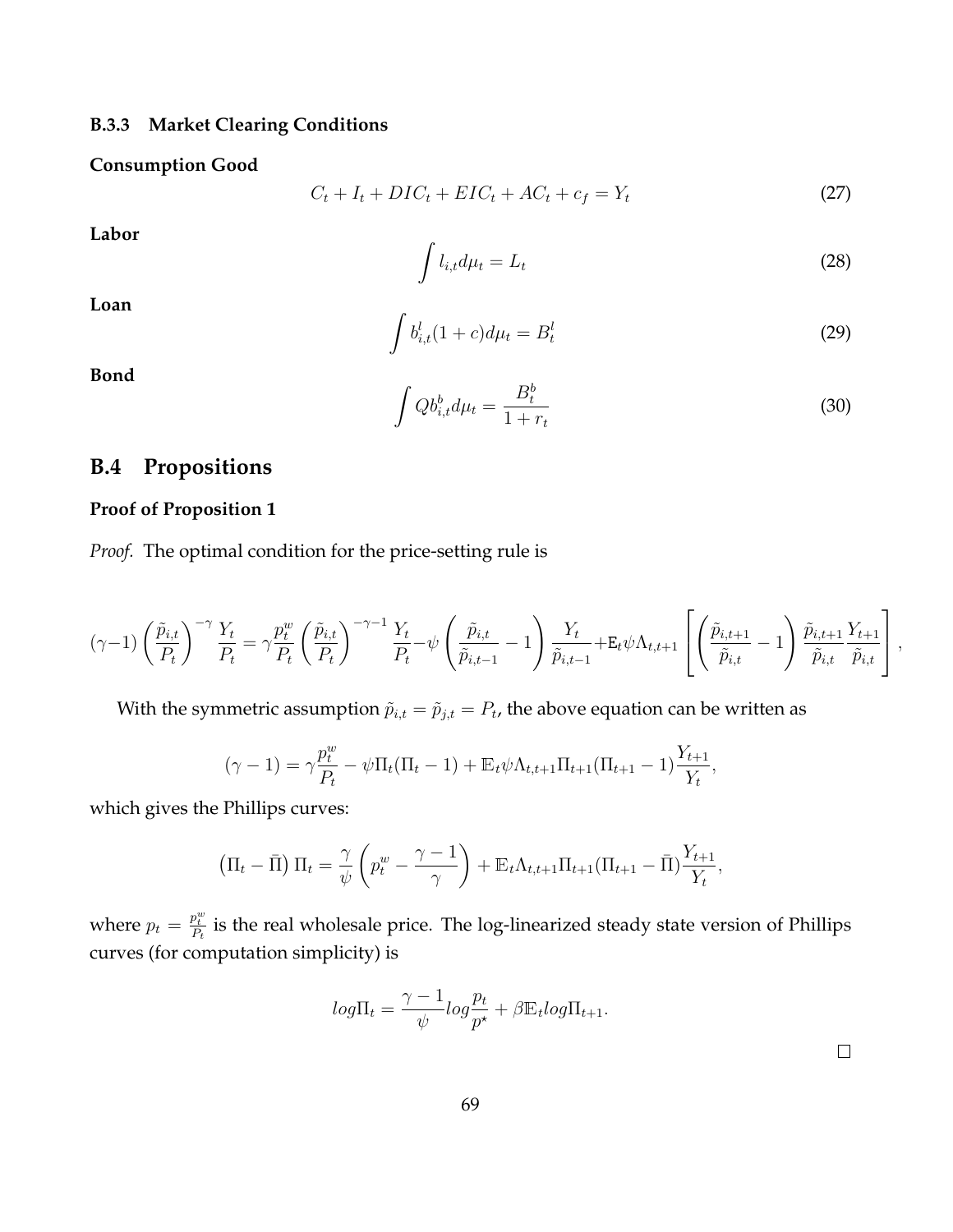### B.3.3 Market Clearing Conditions

**Consumption Good**

$$C_t + I_t + DIC_t + EIC_t + AC_t + c_f = Y_t \tag{27}$$

**Labor**

$$\int l_{i,t} d\mu_t = L_t \tag{28}$$

**Loan**

$$\int b^l_{i,t}(1+c) d\mu_t = B^l_t \tag{29}$$

**Bond**

$$\int Q b^b_{i,t} d\mu_t = \frac{B^b_t}{1+r_t} \tag{30}$$

## B.4 Propositions

**Proof of Proposition 1**

*Proof.* The optimal condition for the price-setting rule is

$$(\gamma - 1)\left(\frac{\tilde{p}_{i,t}}{P_t}\right)^{-\gamma}\frac{Y_t}{P_t} = \gamma \frac{p^w_t}{P_t}\left(\frac{\tilde{p}_{i,t}}{P_t}\right)^{-\gamma-1}\frac{Y_t}{P_t} - \psi\left(\frac{\tilde{p}_{i,t}}{\tilde{p}_{i,t-1}} - 1\right)\frac{Y_t}{\tilde{p}_{i,t-1}} + \mathbb{E}_t \psi \Lambda_{t,t+1}\left[\left(\frac{\tilde{p}_{i,t+1}}{\tilde{p}_{i,t}} - 1\right)\frac{\tilde{p}_{i,t+1}}{\tilde{p}_{i,t}}\frac{Y_{t+1}}{\tilde{p}_{i,t}}\right],$$

With the symmetric assumption $\tilde{p}_{i,t} = \tilde{p}_{j,t} = P_t$, the above equation can be written as

$$(\gamma - 1) = \gamma \frac{p^w_t}{P_t} - \psi \Pi_t(\Pi_t - 1) + \mathbb{E}_t \psi \Lambda_{t,t+1} \Pi_{t+1}(\Pi_{t+1} - 1)\frac{Y_{t+1}}{Y_t},$$

which gives the Phillips curves:

$$\left(\Pi_t - \bar{\Pi}\right)\Pi_t = \frac{\gamma}{\psi}\left(p^w_t - \frac{\gamma - 1}{\gamma}\right) + \mathbb{E}_t \Lambda_{t,t+1}\Pi_{t+1}(\Pi_{t+1} - \bar{\Pi})\frac{Y_{t+1}}{Y_t},$$

where $p_t = \frac{p^w_t}{P_t}$ is the real wholesale price. The log-linearized steady state version of Phillips curves (for computation simplicity) is

$$log\Pi_t = \frac{\gamma - 1}{\psi} log\frac{p_t}{p^\star} + \beta \mathbb{E}_t log\Pi_{t+1}.$$

□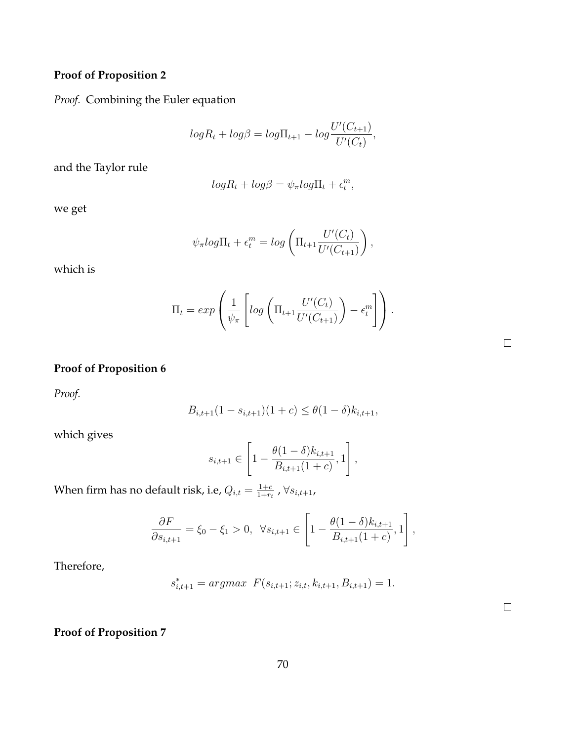**Proof of Proposition 2**

*Proof.* Combining the Euler equation

$$logR_t + log\beta = log\Pi_{t+1} - log\frac{U'(C_{t+1})}{U'(C_t)},$$

and the Taylor rule

$$logR_t + log\beta = \psi_\pi log\Pi_t + \epsilon_t^m,$$

we get

$$\psi_\pi log\Pi_t + \epsilon_t^m = log\left(\Pi_{t+1}\frac{U'(C_t)}{U'(C_{t+1})}\right),$$

which is

$$\Pi_t = exp\left(\frac{1}{\psi_\pi}\left[log\left(\Pi_{t+1}\frac{U'(C_t)}{U'(C_{t+1})}\right) - \epsilon_t^m\right]\right).$$

□

**Proof of Proposition 6**

*Proof.*

$$B_{i,t+1}(1 - s_{i,t+1})(1 + c) \leq \theta(1 - \delta)k_{i,t+1},$$

which gives

$$s_{i,t+1} \in \left[1 - \frac{\theta(1 - \delta)k_{i,t+1}}{B_{i,t+1}(1 + c)}, 1\right],$$

When firm has no default risk, i.e, $Q_{i,t} = \frac{1+c}{1+r_t}$ , $\forall s_{i,t+1}$,

$$\frac{\partial F}{\partial s_{i,t+1}} = \xi_0 - \xi_1 > 0, \ \ \forall s_{i,t+1} \in \left[1 - \frac{\theta(1 - \delta)k_{i,t+1}}{B_{i,t+1}(1 + c)}, 1\right],$$

Therefore,

$$s_{i,t+1}^* = argmax \ \ F(s_{i,t+1}; z_{i,t}, k_{i,t+1}, B_{i,t+1}) = 1.$$

□

**Proof of Proposition 7**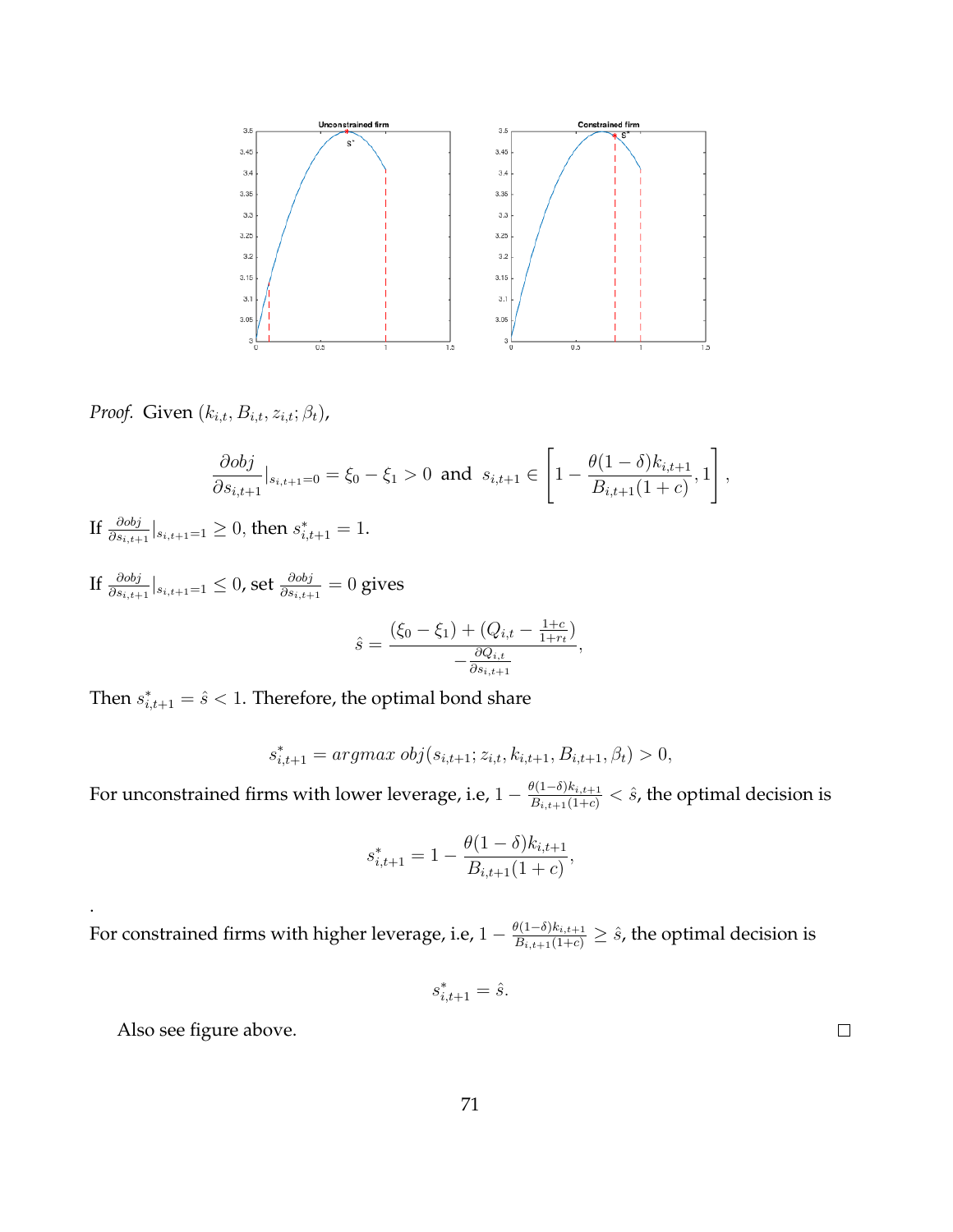*Proof.* Given $(k_{i,t}, B_{i,t}, z_{i,t}; \beta_t)$,

$$\frac{\partial obj}{\partial s_{i,t+1}}|_{s_{i,t+1}=0} = \xi_0 - \xi_1 > 0 \text{ and } s_{i,t+1} \in \left[1 - \frac{\theta(1-\delta)k_{i,t+1}}{B_{i,t+1}(1+c)}, 1\right],$$

If $\frac{\partial obj}{\partial s_{i,t+1}}|_{s_{i,t+1}=1} \geq 0$, then $s^*_{i,t+1} = 1$.

If $\frac{\partial obj}{\partial s_{i,t+1}}|_{s_{i,t+1}=1} \leq 0$, set $\frac{\partial obj}{\partial s_{i,t+1}} = 0$ gives

$$\hat{s} = \frac{(\xi_0 - \xi_1) + (Q_{i,t} - \frac{1+c}{1+r_t})}{-\frac{\partial Q_{i,t}}{\partial s_{i,t+1}}},$$

Then $s^*_{i,t+1} = \hat{s} < 1$. Therefore, the optimal bond share

$$s^*_{i,t+1} = argmax\ obj(s_{i,t+1}; z_{i,t}, k_{i,t+1}, B_{i,t+1}, \beta_t) > 0,$$

For unconstrained firms with lower leverage, i.e, $1 - \frac{\theta(1-\delta)k_{i,t+1}}{B_{i,t+1}(1+c)} < \hat{s}$, the optimal decision is

$$s^*_{i,t+1} = 1 - \frac{\theta(1-\delta)k_{i,t+1}}{B_{i,t+1}(1+c)},$$

.

For constrained firms with higher leverage, i.e, $1 - \frac{\theta(1-\delta)k_{i,t+1}}{B_{i,t+1}(1+c)} \geq \hat{s}$, the optimal decision is

$$s^*_{i,t+1} = \hat{s}.$$

Also see figure above. □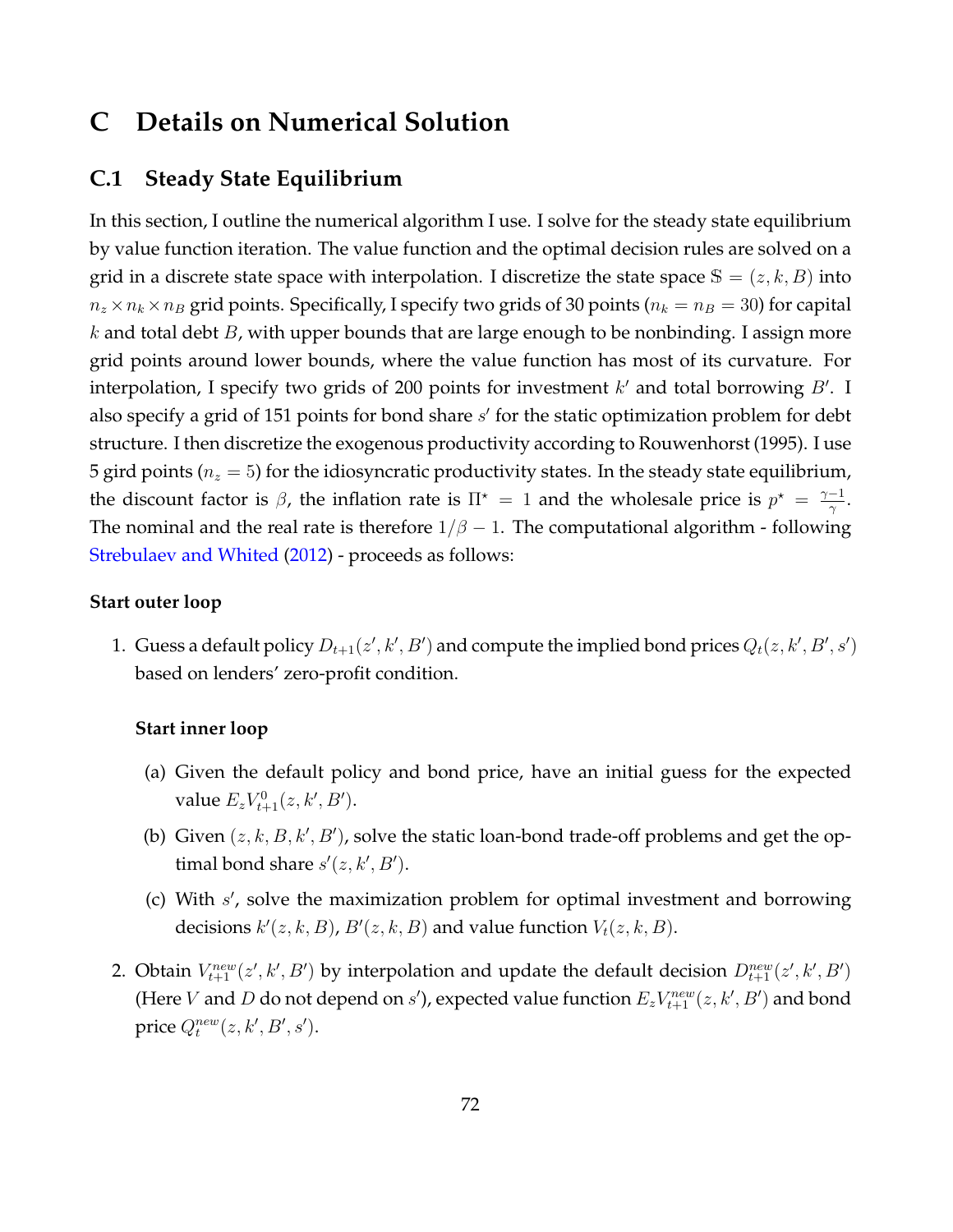# C Details on Numerical Solution

## C.1 Steady State Equilibrium

In this section, I outline the numerical algorithm I use. I solve for the steady state equilibrium by value function iteration. The value function and the optimal decision rules are solved on a grid in a discrete state space with interpolation. I discretize the state space $\mathbb{S} = (z, k, B)$ into $n_z \times n_k \times n_B$ grid points. Specifically, I specify two grids of 30 points ($n_k = n_B = 30$) for capital $k$ and total debt $B$, with upper bounds that are large enough to be nonbinding. I assign more grid points around lower bounds, where the value function has most of its curvature. For interpolation, I specify two grids of 200 points for investment $k'$ and total borrowing $B'$. I also specify a grid of 151 points for bond share $s'$ for the static optimization problem for debt structure. I then discretize the exogenous productivity according to Rouwenhorst (1995). I use 5 gird points ($n_z = 5$) for the idiosyncratic productivity states. In the steady state equilibrium, the discount factor is $\beta$, the inflation rate is $\Pi^\star = 1$ and the wholesale price is $p^\star = \frac{\gamma - 1}{\gamma}$. The nominal and the real rate is therefore $1/\beta - 1$. The computational algorithm - following Strebulaev and Whited (2012) - proceeds as follows:

**Start outer loop**

1. Guess a default policy $D_{t+1}(z', k', B')$ and compute the implied bond prices $Q_t(z, k', B', s')$ based on lenders' zero-profit condition.

   **Start inner loop**

   (a) Given the default policy and bond price, have an initial guess for the expected value $E_z V^0_{t+1}(z, k', B')$.

   (b) Given $(z, k, B, k', B')$, solve the static loan-bond trade-off problems and get the optimal bond share $s'(z, k', B')$.

   (c) With $s'$, solve the maximization problem for optimal investment and borrowing decisions $k'(z, k, B)$, $B'(z, k, B)$ and value function $V_t(z, k, B)$.

2. Obtain $V^{new}_{t+1}(z', k', B')$ by interpolation and update the default decision $D^{new}_{t+1}(z', k', B')$ (Here $V$ and $D$ do not depend on $s'$), expected value function $E_z V^{new}_{t+1}(z, k', B')$ and bond price $Q^{new}_t(z, k', B', s')$.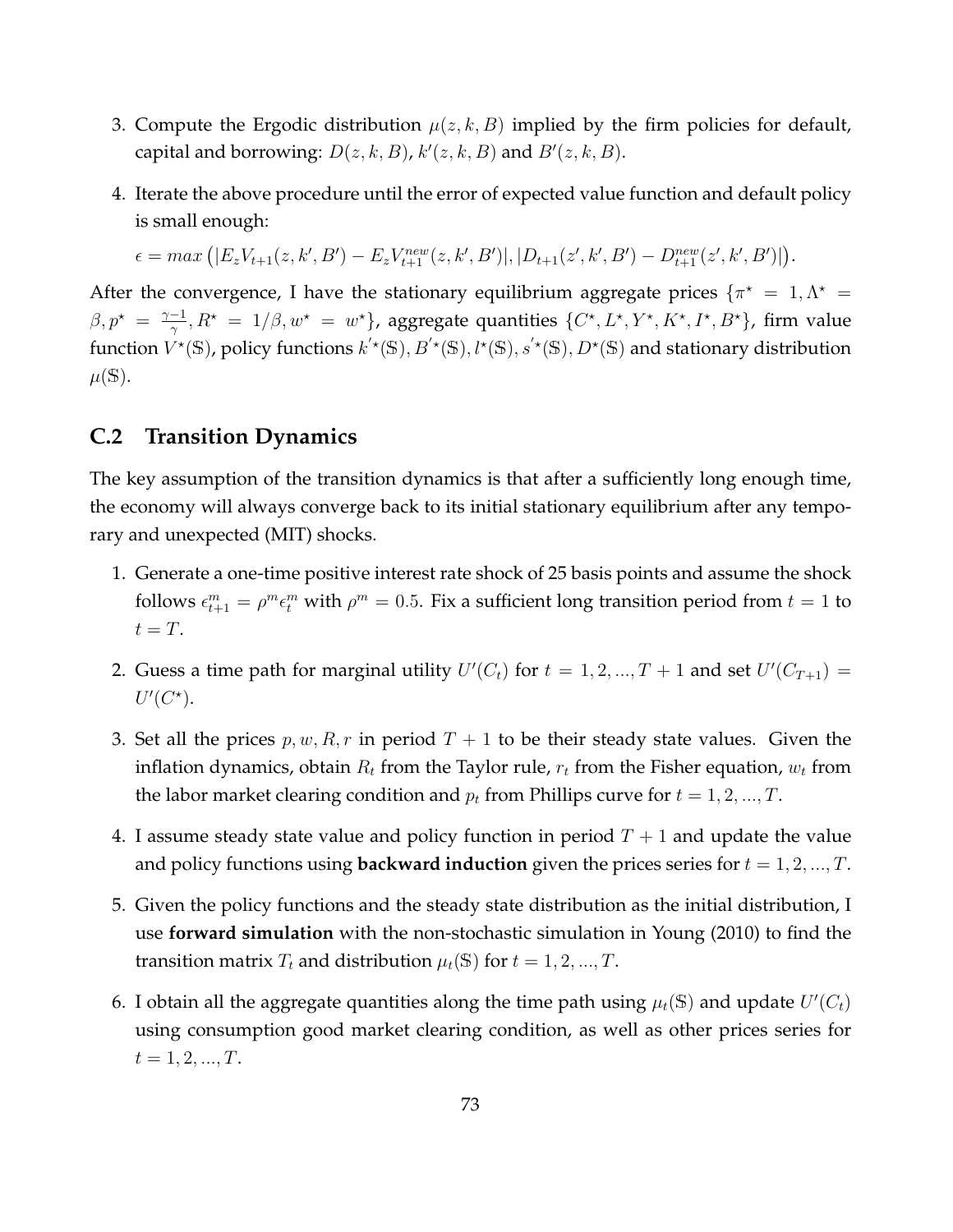3. Compute the Ergodic distribution $\mu(z, k, B)$ implied by the firm policies for default, capital and borrowing: $D(z, k, B)$, $k'(z, k, B)$ and $B'(z, k, B)$.

4. Iterate the above procedure until the error of expected value function and default policy is small enough:

   $\epsilon = max\left(|E_z V_{t+1}(z, k', B') - E_z V^{new}_{t+1}(z, k', B')|, |D_{t+1}(z', k', B') - D^{new}_{t+1}(z', k', B')|\right)$.

After the convergence, I have the stationary equilibrium aggregate prices $\{\pi^\star = 1, \Lambda^\star = \beta, p^\star = \frac{\gamma-1}{\gamma}, R^\star = 1/\beta, w^\star = w^\star\}$, aggregate quantities $\{C^\star, L^\star, Y^\star, K^\star, I^\star, B^\star\}$, firm value function $V^\star(\mathbb{S})$, policy functions $k^{'\star}(\mathbb{S}), B^{'\star}(\mathbb{S}), l^\star(\mathbb{S}), s^{'\star}(\mathbb{S}), D^\star(\mathbb{S})$ and stationary distribution $\mu(\mathbb{S})$.

## C.2 Transition Dynamics

The key assumption of the transition dynamics is that after a sufficiently long enough time, the economy will always converge back to its initial stationary equilibrium after any temporary and unexpected (MIT) shocks.

1. Generate a one-time positive interest rate shock of 25 basis points and assume the shock follows $\epsilon^m_{t+1} = \rho^m \epsilon^m_t$ with $\rho^m = 0.5$. Fix a sufficient long transition period from $t = 1$ to $t = T$.

2. Guess a time path for marginal utility $U'(C_t)$ for $t = 1, 2, ..., T + 1$ and set $U'(C_{T+1}) = U'(C^\star)$.

3. Set all the prices $p, w, R, r$ in period $T + 1$ to be their steady state values. Given the inflation dynamics, obtain $R_t$ from the Taylor rule, $r_t$ from the Fisher equation, $w_t$ from the labor market clearing condition and $p_t$ from Phillips curve for $t = 1, 2, ..., T$.

4. I assume steady state value and policy function in period $T + 1$ and update the value and policy functions using **backward induction** given the prices series for $t = 1, 2, ..., T$.

5. Given the policy functions and the steady state distribution as the initial distribution, I use **forward simulation** with the non-stochastic simulation in Young (2010) to find the transition matrix $T_t$ and distribution $\mu_t(\mathbb{S})$ for $t = 1, 2, ..., T$.

6. I obtain all the aggregate quantities along the time path using $\mu_t(\mathbb{S})$ and update $U'(C_t)$ using consumption good market clearing condition, as well as other prices series for $t = 1, 2, ..., T$.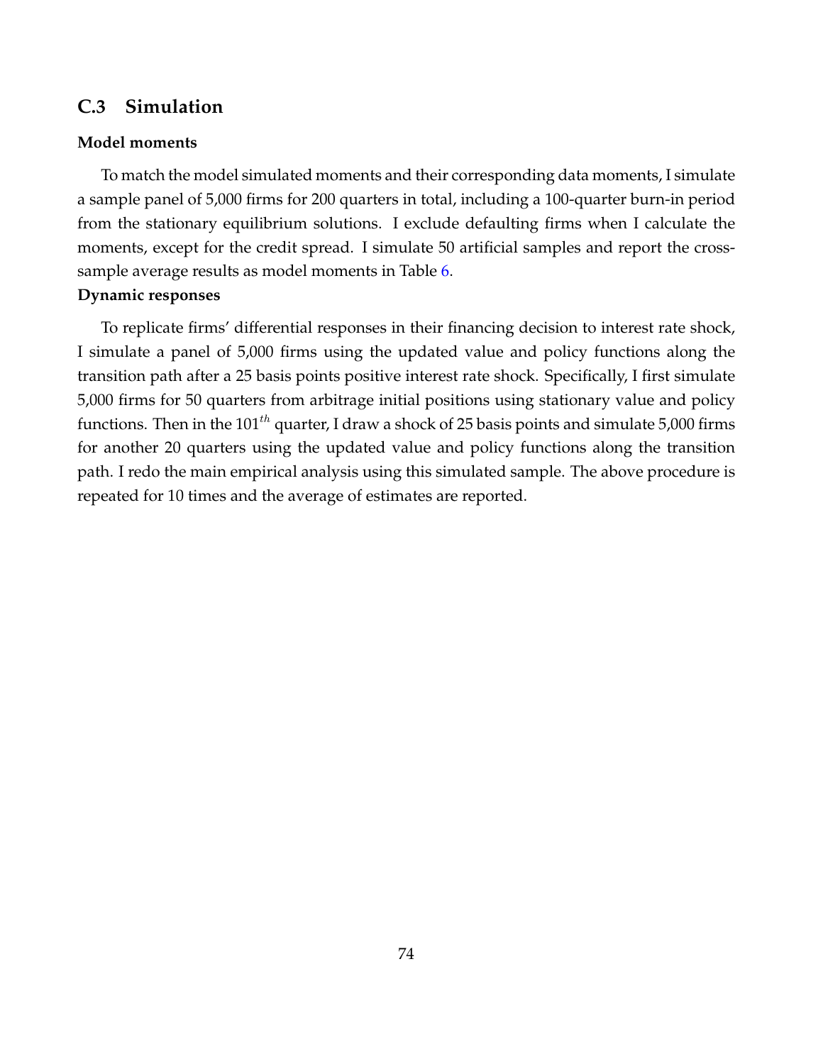## C.3 Simulation

**Model moments**

To match the model simulated moments and their corresponding data moments, I simulate a sample panel of 5,000 firms for 200 quarters in total, including a 100-quarter burn-in period from the stationary equilibrium solutions. I exclude defaulting firms when I calculate the moments, except for the credit spread. I simulate 50 artificial samples and report the cross-sample average results as model moments in Table 6.

**Dynamic responses**

To replicate firms' differential responses in their financing decision to interest rate shock, I simulate a panel of 5,000 firms using the updated value and policy functions along the transition path after a 25 basis points positive interest rate shock. Specifically, I first simulate 5,000 firms for 50 quarters from arbitrage initial positions using stationary value and policy functions. Then in the $101^{th}$ quarter, I draw a shock of 25 basis points and simulate 5,000 firms for another 20 quarters using the updated value and policy functions along the transition path. I redo the main empirical analysis using this simulated sample. The above procedure is repeated for 10 times and the average of estimates are reported.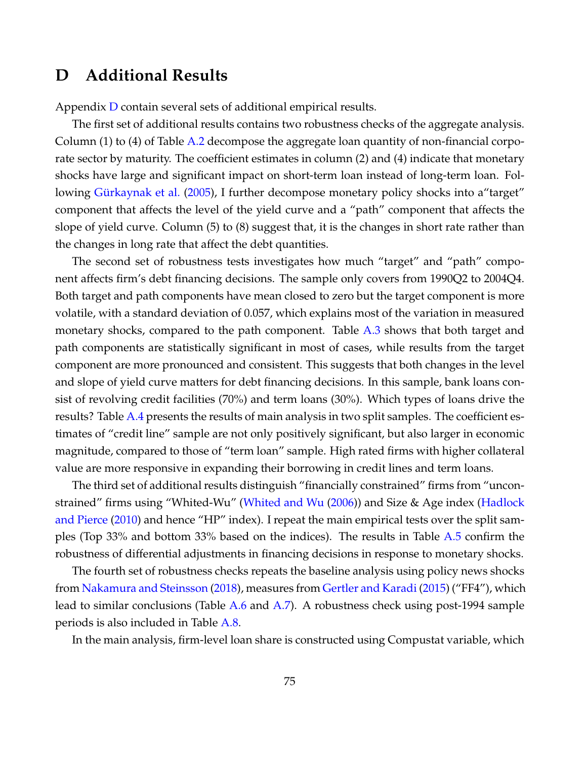# D Additional Results

Appendix D contain several sets of additional empirical results.

The first set of additional results contains two robustness checks of the aggregate analysis. Column (1) to (4) of Table A.2 decompose the aggregate loan quantity of non-financial corporate sector by maturity. The coefficient estimates in column (2) and (4) indicate that monetary shocks have large and significant impact on short-term loan instead of long-term loan. Following Gürkaynak et al. (2005), I further decompose monetary policy shocks into a"target" component that affects the level of the yield curve and a "path" component that affects the slope of yield curve. Column (5) to (8) suggest that, it is the changes in short rate rather than the changes in long rate that affect the debt quantities.

The second set of robustness tests investigates how much "target" and "path" component affects firm's debt financing decisions. The sample only covers from 1990Q2 to 2004Q4. Both target and path components have mean closed to zero but the target component is more volatile, with a standard deviation of 0.057, which explains most of the variation in measured monetary shocks, compared to the path component. Table A.3 shows that both target and path components are statistically significant in most of cases, while results from the target component are more pronounced and consistent. This suggests that both changes in the level and slope of yield curve matters for debt financing decisions. In this sample, bank loans consist of revolving credit facilities (70%) and term loans (30%). Which types of loans drive the results? Table A.4 presents the results of main analysis in two split samples. The coefficient estimates of "credit line" sample are not only positively significant, but also larger in economic magnitude, compared to those of "term loan" sample. High rated firms with higher collateral value are more responsive in expanding their borrowing in credit lines and term loans.

The third set of additional results distinguish "financially constrained" firms from "unconstrained" firms using "Whited-Wu" (Whited and Wu (2006)) and Size & Age index (Hadlock and Pierce (2010) and hence "HP" index). I repeat the main empirical tests over the split samples (Top 33% and bottom 33% based on the indices). The results in Table A.5 confirm the robustness of differential adjustments in financing decisions in response to monetary shocks.

The fourth set of robustness checks repeats the baseline analysis using policy news shocks from Nakamura and Steinsson (2018), measures from Gertler and Karadi (2015) ("FF4"), which lead to similar conclusions (Table A.6 and A.7). A robustness check using post-1994 sample periods is also included in Table A.8.

In the main analysis, firm-level loan share is constructed using Compustat variable, which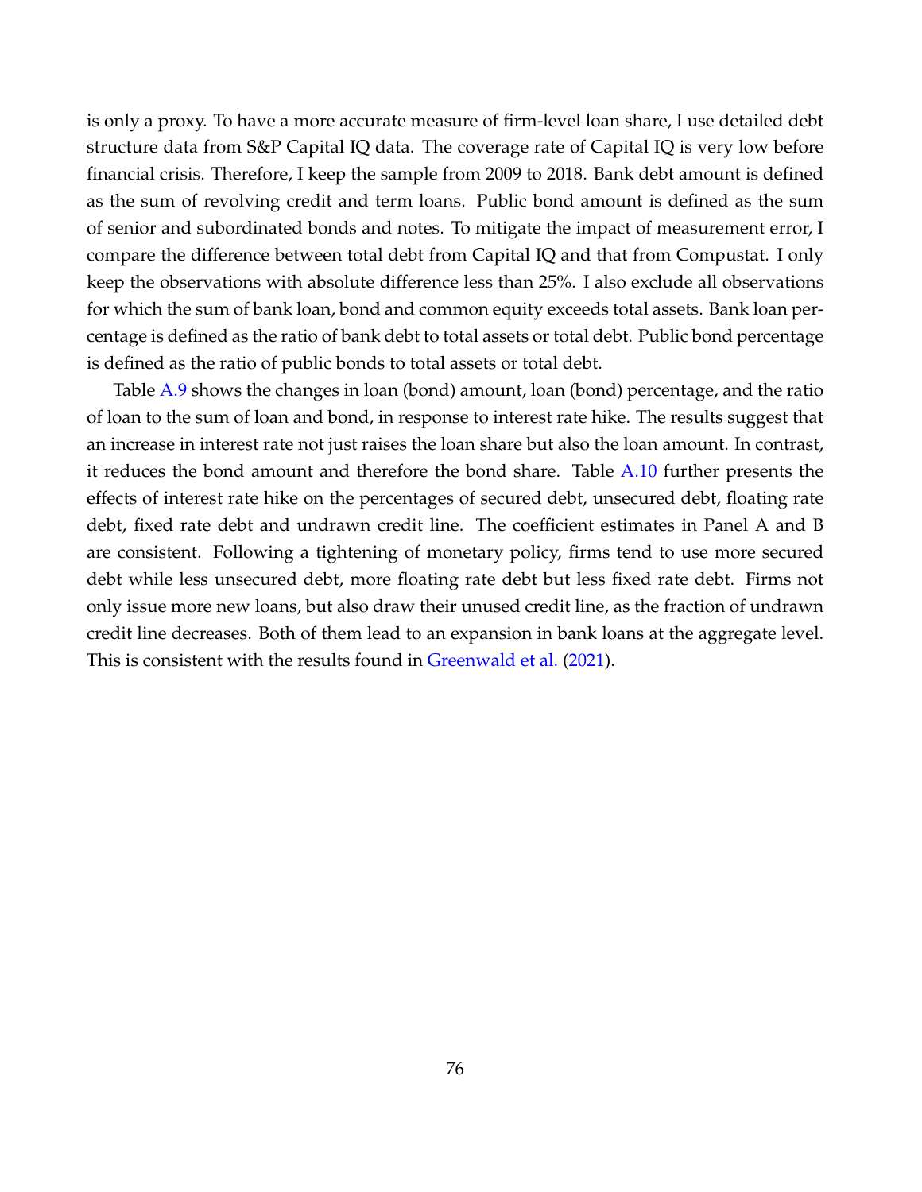is only a proxy. To have a more accurate measure of firm-level loan share, I use detailed debt structure data from S&P Capital IQ data. The coverage rate of Capital IQ is very low before financial crisis. Therefore, I keep the sample from 2009 to 2018. Bank debt amount is defined as the sum of revolving credit and term loans. Public bond amount is defined as the sum of senior and subordinated bonds and notes. To mitigate the impact of measurement error, I compare the difference between total debt from Capital IQ and that from Compustat. I only keep the observations with absolute difference less than 25%. I also exclude all observations for which the sum of bank loan, bond and common equity exceeds total assets. Bank loan percentage is defined as the ratio of bank debt to total assets or total debt. Public bond percentage is defined as the ratio of public bonds to total assets or total debt.

Table A.9 shows the changes in loan (bond) amount, loan (bond) percentage, and the ratio of loan to the sum of loan and bond, in response to interest rate hike. The results suggest that an increase in interest rate not just raises the loan share but also the loan amount. In contrast, it reduces the bond amount and therefore the bond share. Table A.10 further presents the effects of interest rate hike on the percentages of secured debt, unsecured debt, floating rate debt, fixed rate debt and undrawn credit line. The coefficient estimates in Panel A and B are consistent. Following a tightening of monetary policy, firms tend to use more secured debt while less unsecured debt, more floating rate debt but less fixed rate debt. Firms not only issue more new loans, but also draw their unused credit line, as the fraction of undrawn credit line decreases. Both of them lead to an expansion in bank loans at the aggregate level. This is consistent with the results found in Greenwald et al. (2021).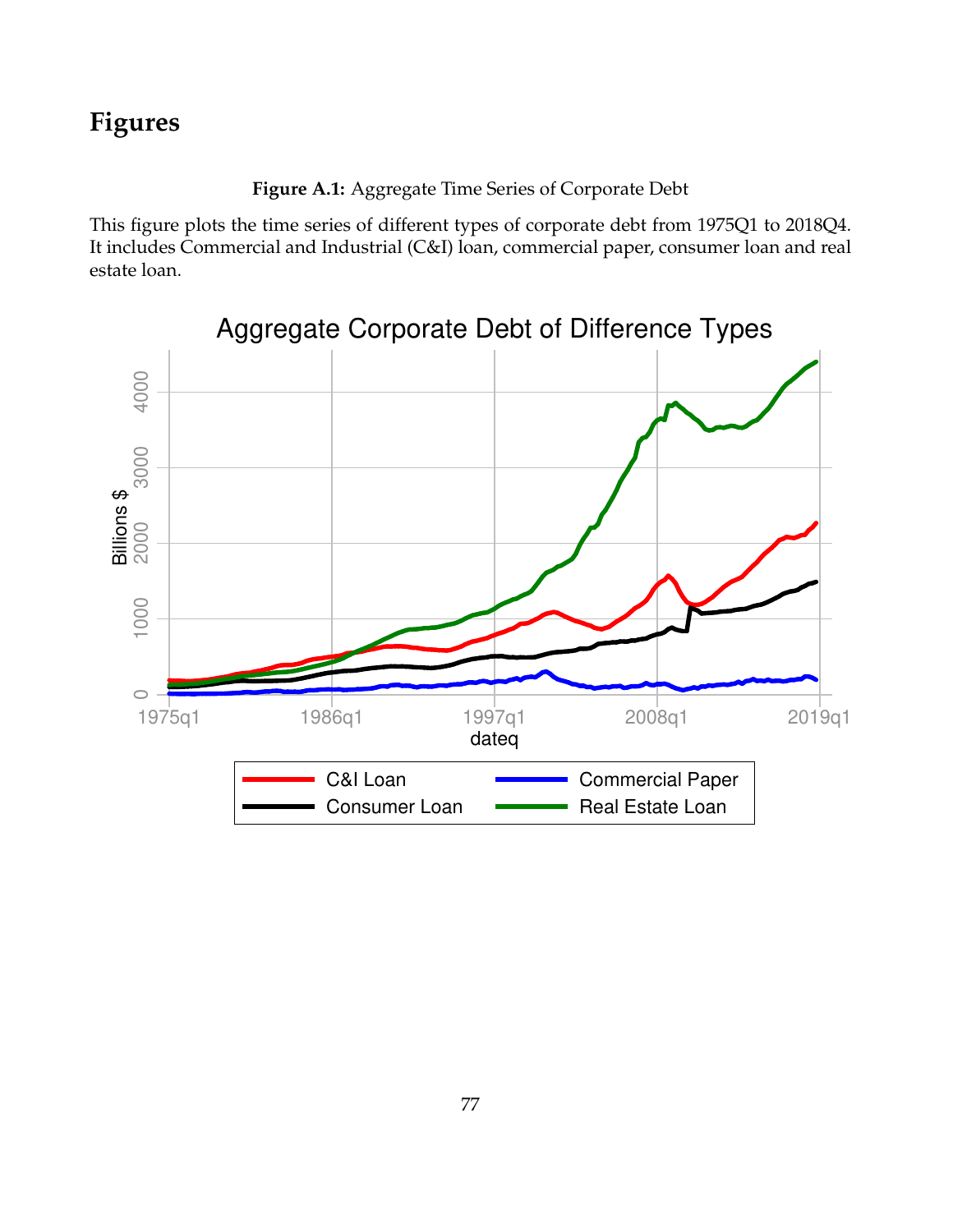# Figures

**Figure A.1:** Aggregate Time Series of Corporate Debt

This figure plots the time series of different types of corporate debt from 1975Q1 to 2018Q4. It includes Commercial and Industrial (C&I) loan, commercial paper, consumer loan and real estate loan.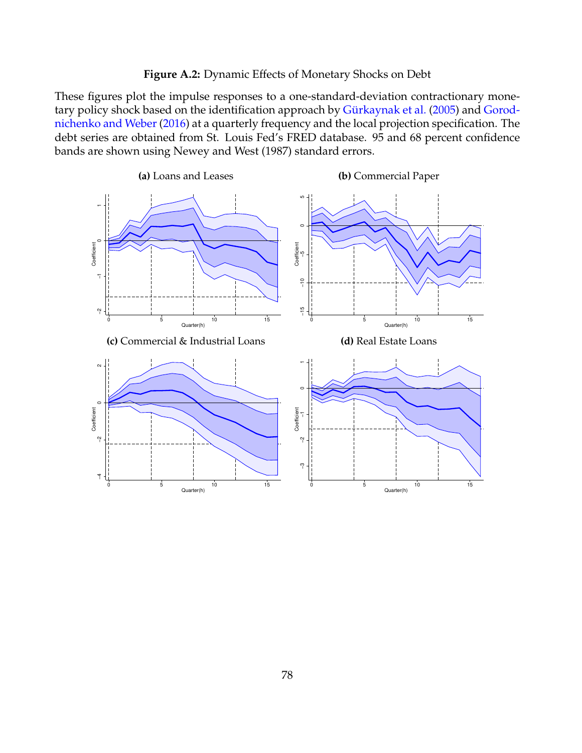**Figure A.2:** Dynamic Effects of Monetary Shocks on Debt

These figures plot the impulse responses to a one-standard-deviation contractionary monetary policy shock based on the identification approach by Gürkaynak et al. (2005) and Gorodnichenko and Weber (2016) at a quarterly frequency and the local projection specification. The debt series are obtained from St. Louis Fed's FRED database. 95 and 68 percent confidence bands are shown using Newey and West (1987) standard errors.

**(a)** Loans and Leases

**(b)** Commercial Paper

**(c)** Commercial & Industrial Loans

**(d)** Real Estate Loans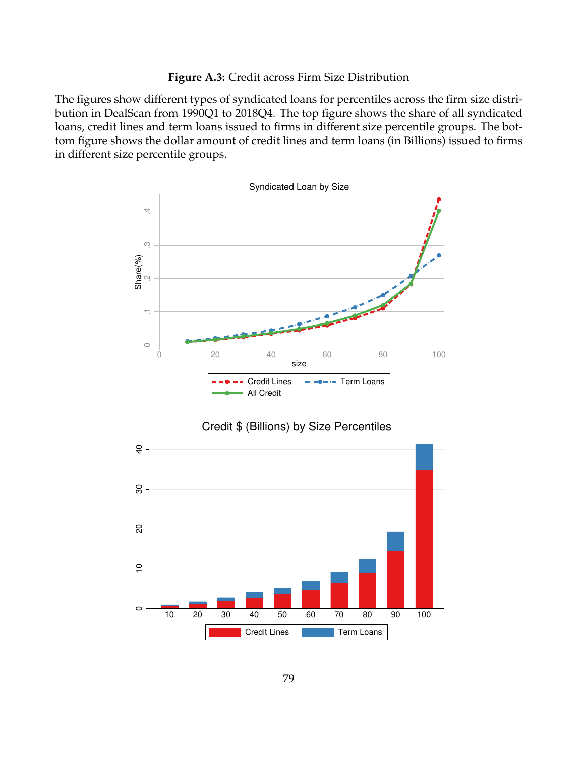**Figure A.3:** Credit across Firm Size Distribution

The figures show different types of syndicated loans for percentiles across the firm size distribution in DealScan from 1990Q1 to 2018Q4. The top figure shows the share of all syndicated loans, credit lines and term loans issued to firms in different size percentile groups. The bottom figure shows the dollar amount of credit lines and term loans (in Billions) issued to firms in different size percentile groups.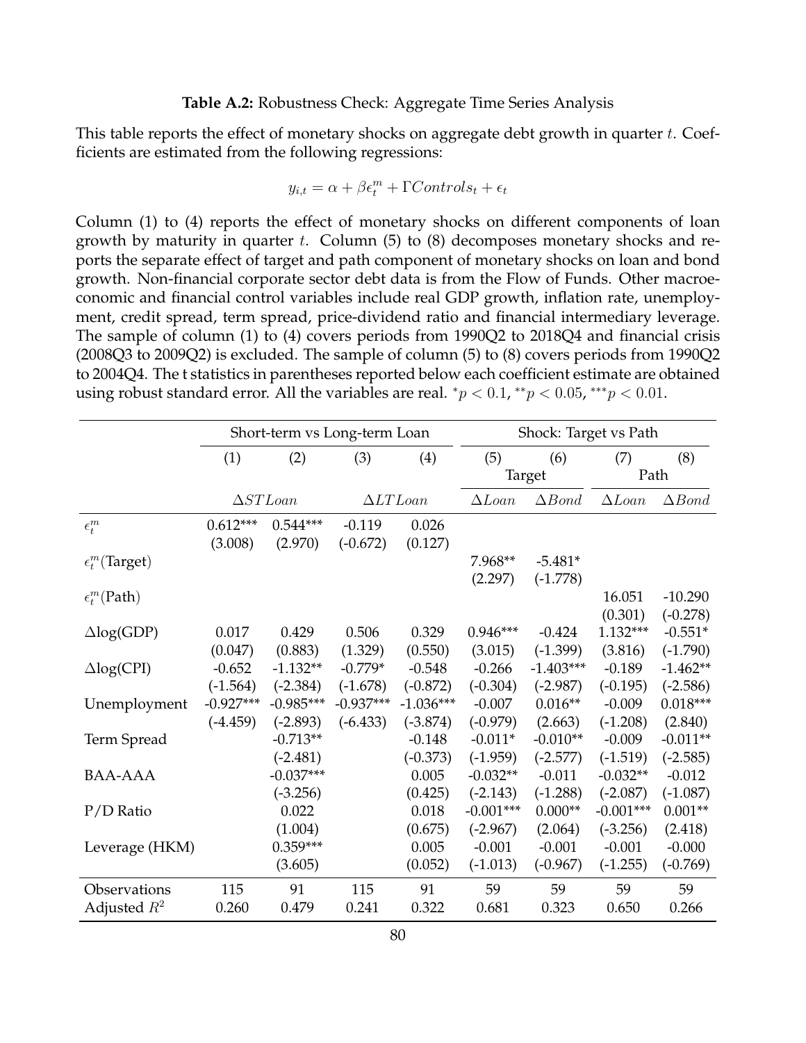**Table A.2:** Robustness Check: Aggregate Time Series Analysis

This table reports the effect of monetary shocks on aggregate debt growth in quarter $t$. Coefficients are estimated from the following regressions:

$$y_{i,t} = \alpha + \beta \epsilon_t^m + \Gamma Controls_t + \epsilon_t$$

Column (1) to (4) reports the effect of monetary shocks on different components of loan growth by maturity in quarter $t$. Column (5) to (8) decomposes monetary shocks and reports the separate effect of target and path component of monetary shocks on loan and bond growth. Non-financial corporate sector debt data is from the Flow of Funds. Other macroeconomic and financial control variables include real GDP growth, inflation rate, unemployment, credit spread, term spread, price-dividend ratio and financial intermediary leverage. The sample of column (1) to (4) covers periods from 1990Q2 to 2018Q4 and financial crisis (2008Q3 to 2009Q2) is excluded. The sample of column (5) to (8) covers periods from 1990Q2 to 2004Q4. The t statistics in parentheses reported below each coefficient estimate are obtained using robust standard error. All the variables are real. $^{*}p < 0.1$, $^{**}p < 0.05$, $^{***}p < 0.01$.

| | Short-term vs Long-term Loan | | | | Shock: Target vs Path | | | |
|---|---|---|---|---|---|---|---|---|
| | (1) | (2) | (3) | (4) | (5) | (6) | (7) | (8) |
| | | | | | Target | | Path | |
| | $\Delta STLoan$ | | $\Delta LTLoan$ | | $\Delta Loan$ | $\Delta Bond$ | $\Delta Loan$ | $\Delta Bond$ |
| $\epsilon_t^m$ | 0.612*** | 0.544*** | -0.119 | 0.026 | | | | |
| | (3.008) | (2.970) | (-0.672) | (0.127) | | | | |
| $\epsilon_t^m$(Target) | | | | | 7.968** | -5.481* | | |
| | | | | | (2.297) | (-1.778) | | |
| $\epsilon_t^m$(Path) | | | | | | | 16.051 | -10.290 |
| | | | | | | | (0.301) | (-0.278) |
| $\Delta$log(GDP) | 0.017 | 0.429 | 0.506 | 0.329 | 0.946*** | -0.424 | 1.132*** | -0.551* |
| | (0.047) | (0.883) | (1.329) | (0.550) | (3.015) | (-1.399) | (3.816) | (-1.790) |
| $\Delta$log(CPI) | -0.652 | -1.132** | -0.779* | -0.548 | -0.266 | -1.403*** | -0.189 | -1.462** |
| | (-1.564) | (-2.384) | (-1.678) | (-0.872) | (-0.304) | (-2.987) | (-0.195) | (-2.586) |
| Unemployment | -0.927*** | -0.985*** | -0.937*** | -1.036*** | -0.007 | 0.016** | -0.009 | 0.018*** |
| | (-4.459) | (-2.893) | (-6.433) | (-3.874) | (-0.979) | (2.663) | (-1.208) | (2.840) |
| Term Spread | | -0.713** | | -0.148 | -0.011* | -0.010** | -0.009 | -0.011** |
| | | (-2.481) | | (-0.373) | (-1.959) | (-2.577) | (-1.519) | (-2.585) |
| BAA-AAA | | -0.037*** | | 0.005 | -0.032** | -0.011 | -0.032** | -0.012 |
| | | (-3.256) | | (0.425) | (-2.143) | (-1.288) | (-2.087) | (-1.087) |
| P/D Ratio | | 0.022 | | 0.018 | -0.001*** | 0.000** | -0.001*** | 0.001** |
| | | (1.004) | | (0.675) | (-2.967) | (2.064) | (-3.256) | (2.418) |
| Leverage (HKM) | | 0.359*** | | 0.005 | -0.001 | -0.001 | -0.001 | -0.000 |
| | | (3.605) | | (0.052) | (-1.013) | (-0.967) | (-1.255) | (-0.769) |
| Observations | 115 | 91 | 115 | 91 | 59 | 59 | 59 | 59 |
| Adjusted $R^2$ | 0.260 | 0.479 | 0.241 | 0.322 | 0.681 | 0.323 | 0.650 | 0.266 |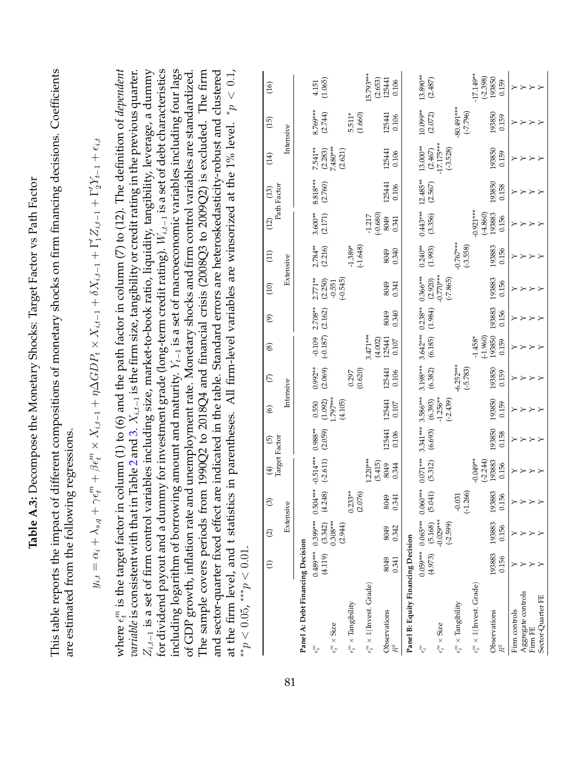**Table A.3:** Decompose the Monetary Shocks: Target Factor vs Path Factor

This table reports the impact of different compositions of monetary shocks on firm financing decisions. Coefficients are estimated from the following regressions.

$$y_{i,t} = \alpha_i + \lambda_{s,q} + \gamma\epsilon_t^m + \beta\epsilon_t^m \times X_{i,t-1} + \eta\Delta GDP_t \times X_{i,t-1} + \delta X_{i,t-1} + \Gamma_1' Z_{i,t-1} + \Gamma_2' Y_{t-1} + \epsilon_{i,t}$$

where $\epsilon_t^m$ is the target factor in column (1) to (6) and the path factor in column (7) to (12). The definition of *dependent variable* is consistent with that in Table 2 and 3. $X_{i,t-1}$ is the firm size, tangibility or credit rating in the previous quarter. $Z_{i,t-1}$ is a set of firm control variables including size, market-to-book ratio, liquidity, tangibility, leverage, a dummy for dividend payout and a dummy for investment grade (long-term credit rating). $W_{i,t-1}$ is a set of debt characteristics including logarithm of borrowing amount and maturity. $Y_{t-1}$ is a set of macroeconomic variables including four lags of GDP growth, inflation rate and unemployment rate. Monetary shocks and firm control variables are standardized. The sample covers periods from 1990Q2 to 2018Q4 and financial crisis (2008Q3 to 2009Q2) is excluded. The firm and sector-quarter fixed effect are indicated in the table. Standard errors are heteroskedasticity-robust and clustered at the firm level, and t statistics in parentheses. All firm-level variables are winsorized at the 1% level. $^{*}p < 0.1$, $^{**}p < 0.05$, $^{***}p < 0.01$.

| | (1) | (2) | (3) | (4) | (5) | (6) | (7) | (8) | (9) | (10) | (11) | (12) | (13) | (14) | (15) | (16) |
|---|---|---|---|---|---|---|---|---|---|---|---|---|---|---|---|---|
| | Target Factor | | | | | | | | Path Factor | | | | | | | |
| | Extensive | | | | Intensive | | | | Extensive | | | | Intensive | | | |
| **Panel A: Debt Financing Decision** | | | | | | | | | | | | | | | | |
| $\epsilon_t^m$ | 0.489*** | 0.399*** | 0.504*** | -0.514*** | 0.988** | 0.550 | 0.992** | -0.109 | 2.708** | 2.771** | 2.784** | 3.600** | 8.818*** | 7.541** | 8.769*** | 4.151 |
| | (4.119) | (3.342) | (4.248) | (-2.611) | (2.059) | (1.092) | (2.069) | (-0.187) | (2.162) | (2.250) | (2.216) | (2.171) | (2.760) | (2.283) | (2.744) | (1.065) |
| $\epsilon_t^m \times$ Size | | 0.308*** | | | | 1.797*** | | | | -0.551 | | | | 7.480*** | | |
| | | (2.944) | | | | (4.105) | | | | (-0.545) | | | | (2.621) | | |
| $\epsilon_t^m \times$ Tangibility | | | 0.233** | | | | 0.297 | | | | -1.389* | | | | 5.511* | |
| | | | (2.076) | | | | (0.620) | | | | (-1.648) | | | | (1.660) | |
| $\epsilon_t^m \times$ 1(Invest. Grade) | | | | 1.220*** | | | | 3.471*** | | | | -1.217 | | | | 15.793*** |
| | | | | (5.415) | | | | (4.002) | | | | (-0.680) | | | | (2.653) |
| Observations | 8049 | 8049 | 8049 | 8049 | 125441 | 125441 | 125441 | 125441 | 8049 | 8049 | 8049 | 8049 | 125441 | 125441 | 125441 | 125441 |
| $R^2$ | 0.341 | 0.342 | 0.341 | 0.344 | 0.106 | 0.107 | 0.106 | 0.107 | 0.340 | 0.341 | 0.340 | 0.341 | 0.106 | 0.106 | 0.106 | 0.106 |
| **Panel B: Equity Financing Decision** | | | | | | | | | | | | | | | | |
| $\epsilon_t^m$ | 0.059*** | 0.065*** | 0.060*** | 0.071*** | 3.341*** | 3.586*** | 3.198*** | 3.642*** | 0.238** | 0.366*** | 0.240** | 0.443*** | 12.485** | 13.000** | 10.099** | 13.890** |
| | (4.973) | (5.168) | (5.041) | (5.312) | (6.693) | (6.393) | (6.382) | (6.185) | (1.984) | (2.920) | (1.993) | (3.356) | (2.567) | (2.467) | (2.072) | (2.487) |
| $\epsilon_t^m \times$ Size | | -0.029*** | | | | -1.256** | | | | -0.770*** | | | | -17.175*** | | |
| | | (-2.599) | | | | (-2.439) | | | | (-7.865) | | | | (-3.528) | | |
| $\epsilon_t^m \times$ Tangibility | | | -0.031 | | | | -6.252*** | | | | -0.767*** | | | | -80.491*** | |
| | | | (-1.266) | | | | (-5.783) | | | | (-3.558) | | | | (-7.796) | |
| $\epsilon_t^m \times$ 1(Invest. Grade) | | | | -0.049** | | | | -1.458* | | | | -0.921*** | | | | -17.149** |
| | | | | (-2.244) | | | | (-1.960) | | | | (-4.860) | | | | (-2.398) |
| Observations | 193883 | 193883 | 193883 | 193883 | 193850 | 193850 | 193850 | 193850 | 193883 | 193883 | 193883 | 193883 | 193850 | 193850 | 193850 | 193850 |
| $R^2$ | 0.156 | 0.156 | 0.156 | 0.156 | 0.158 | 0.159 | 0.159 | 0.159 | 0.156 | 0.156 | 0.156 | 0.156 | 0.158 | 0.159 | 0.159 | 0.159 |
| Firm controls | Y | Y | Y | Y | Y | Y | Y | Y | Y | Y | Y | Y | Y | Y | Y | Y |
| Aggregate controls | Y | Y | Y | Y | Y | Y | Y | Y | Y | Y | Y | Y | Y | Y | Y | Y |
| Firm FE | Y | Y | Y | Y | Y | Y | Y | Y | Y | Y | Y | Y | Y | Y | Y | Y |
| Sector-Quarter FE | Y | Y | Y | Y | Y | Y | Y | Y | Y | Y | Y | Y | Y | Y | Y | Y |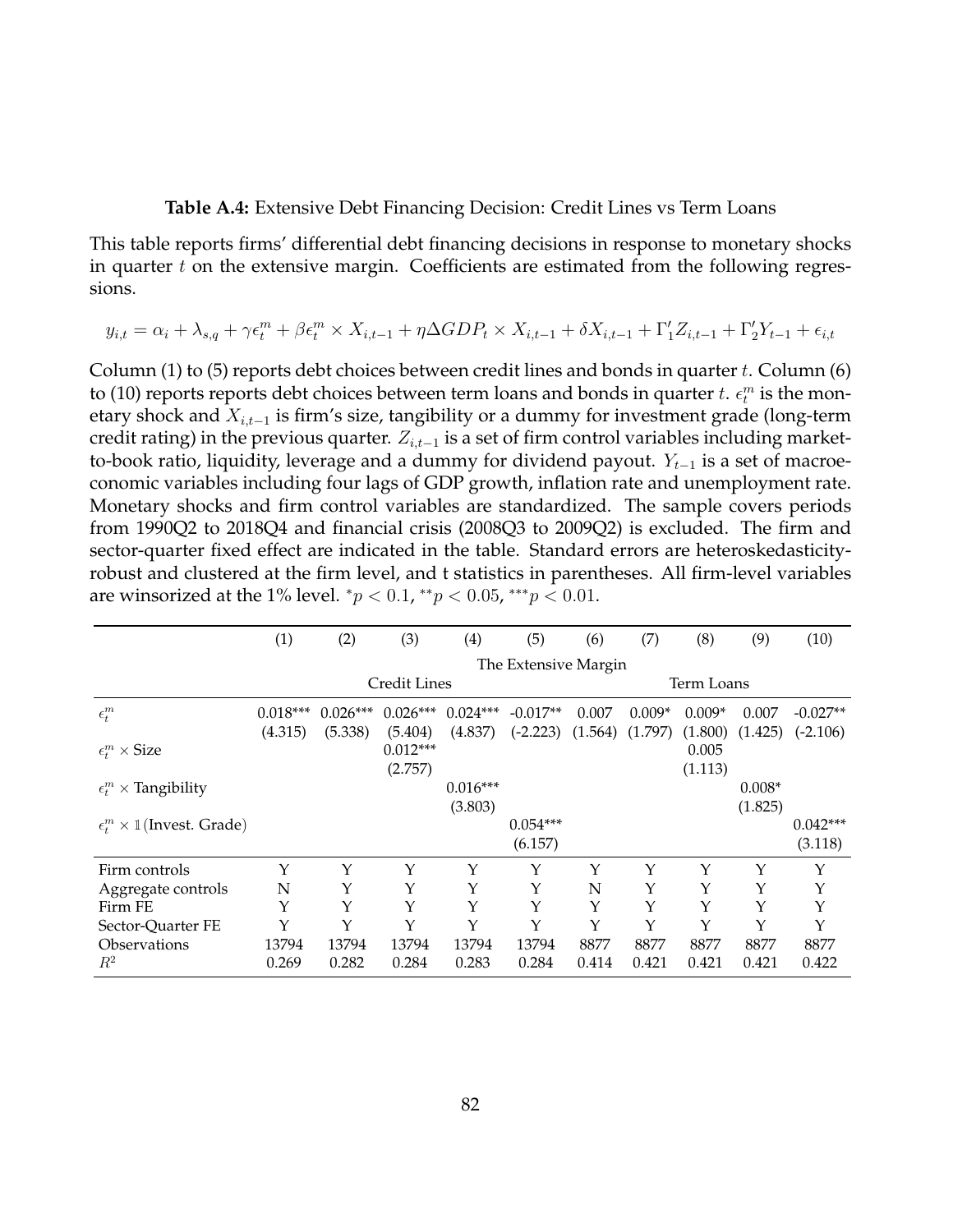**Table A.4:** Extensive Debt Financing Decision: Credit Lines vs Term Loans

This table reports firms' differential debt financing decisions in response to monetary shocks in quarter $t$ on the extensive margin. Coefficients are estimated from the following regressions.

$$y_{i,t} = \alpha_i + \lambda_{s,q} + \gamma\epsilon_t^m + \beta\epsilon_t^m \times X_{i,t-1} + \eta\Delta GDP_t \times X_{i,t-1} + \delta X_{i,t-1} + \Gamma_1' Z_{i,t-1} + \Gamma_2' Y_{t-1} + \epsilon_{i,t}$$

Column (1) to (5) reports debt choices between credit lines and bonds in quarter $t$. Column (6) to (10) reports reports debt choices between term loans and bonds in quarter $t$. $\epsilon_t^m$ is the monetary shock and $X_{i,t-1}$ is firm's size, tangibility or a dummy for investment grade (long-term credit rating) in the previous quarter. $Z_{i,t-1}$ is a set of firm control variables including market-to-book ratio, liquidity, leverage and a dummy for dividend payout. $Y_{t-1}$ is a set of macroeconomic variables including four lags of GDP growth, inflation rate and unemployment rate. Monetary shocks and firm control variables are standardized. The sample covers periods from 1990Q2 to 2018Q4 and financial crisis (2008Q3 to 2009Q2) is excluded. The firm and sector-quarter fixed effect are indicated in the table. Standard errors are heteroskedasticity-robust and clustered at the firm level, and t statistics in parentheses. All firm-level variables are winsorized at the 1% level. $^*p < 0.1$, $^{**}p < 0.05$, $^{***}p < 0.01$.

| | (1) | (2) | (3) | (4) | (5) | (6) | (7) | (8) | (9) | (10) |
|---|---|---|---|---|---|---|---|---|---|---|
| | The Extensive Margin | | | | | | | | | |
| | Credit Lines | | | | | Term Loans | | | | |
| $\epsilon_t^m$ | 0.018*** | 0.026*** | 0.026*** | 0.024*** | -0.017** | 0.007 | 0.009* | 0.009* | 0.007 | -0.027** |
| | (4.315) | (5.338) | (5.404) | (4.837) | (-2.223) | (1.564) | (1.797) | (1.800) | (1.425) | (-2.106) |
| $\epsilon_t^m \times$ Size | | | 0.012*** | | | | | 0.005 | | |
| | | | (2.757) | | | | | (1.113) | | |
| $\epsilon_t^m \times$ Tangibility | | | | 0.016*** | | | | | 0.008* | |
| | | | | (3.803) | | | | | (1.825) | |
| $\epsilon_t^m \times \mathbb{1}$(Invest. Grade) | | | | | 0.054*** | | | | | 0.042*** |
| | | | | | (6.157) | | | | | (3.118) |
| Firm controls | Y | Y | Y | Y | Y | Y | Y | Y | Y | Y |
| Aggregate controls | N | Y | Y | Y | Y | N | Y | Y | Y | Y |
| Firm FE | Y | Y | Y | Y | Y | Y | Y | Y | Y | Y |
| Sector-Quarter FE | Y | Y | Y | Y | Y | Y | Y | Y | Y | Y |
| Observations | 13794 | 13794 | 13794 | 13794 | 13794 | 8877 | 8877 | 8877 | 8877 | 8877 |
| $R^2$ | 0.269 | 0.282 | 0.284 | 0.283 | 0.284 | 0.414 | 0.421 | 0.421 | 0.421 | 0.422 |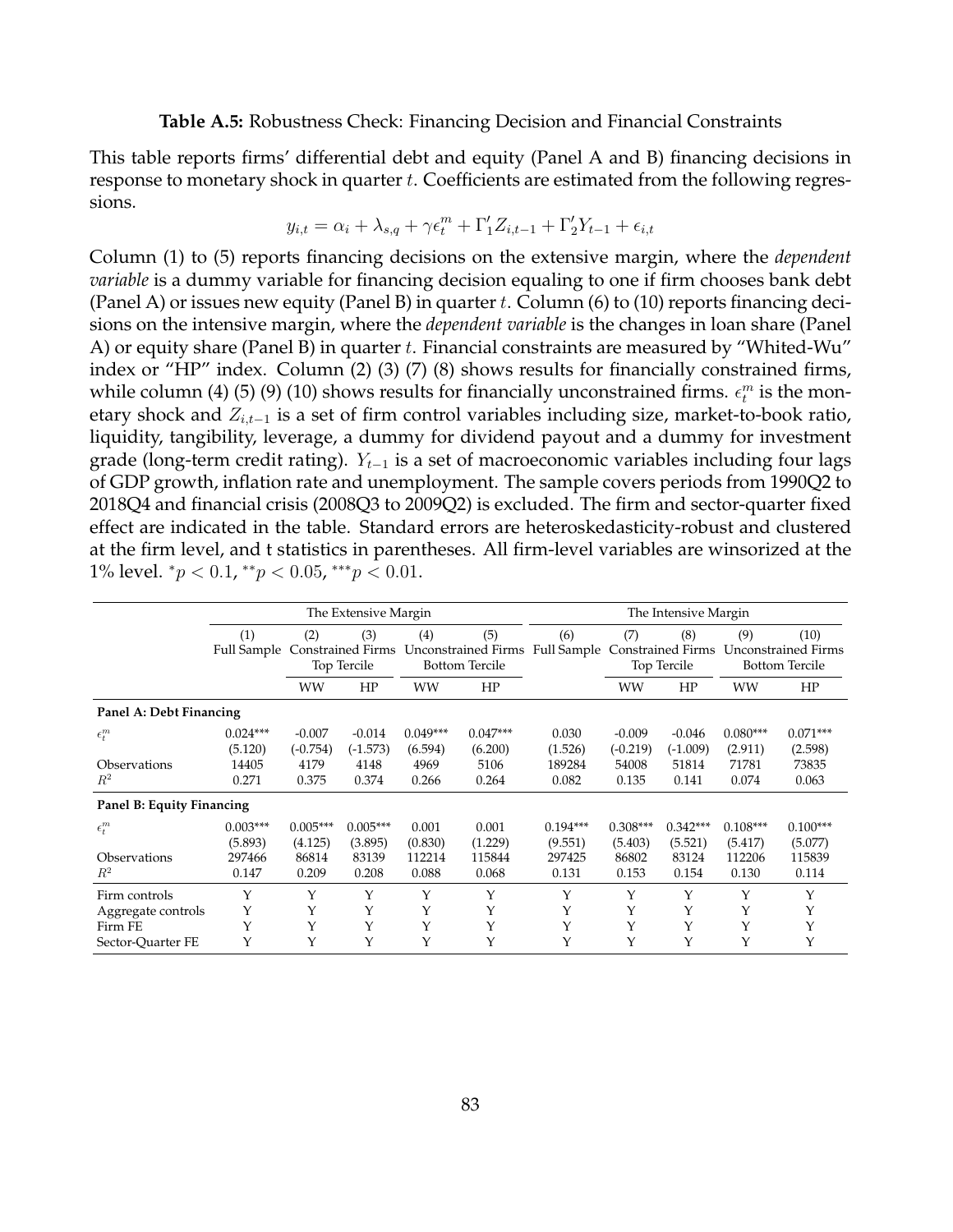**Table A.5:** Robustness Check: Financing Decision and Financial Constraints

This table reports firms' differential debt and equity (Panel A and B) financing decisions in response to monetary shock in quarter $t$. Coefficients are estimated from the following regressions.

$$y_{i,t} = \alpha_i + \lambda_{s,q} + \gamma \epsilon_t^m + \Gamma_1' Z_{i,t-1} + \Gamma_2' Y_{t-1} + \epsilon_{i,t}$$

Column (1) to (5) reports financing decisions on the extensive margin, where the *dependent variable* is a dummy variable for financing decision equaling to one if firm chooses bank debt (Panel A) or issues new equity (Panel B) in quarter $t$. Column (6) to (10) reports financing decisions on the intensive margin, where the *dependent variable* is the changes in loan share (Panel A) or equity share (Panel B) in quarter $t$. Financial constraints are measured by "Whited-Wu" index or "HP" index. Column (2) (3) (7) (8) shows results for financially constrained firms, while column (4) (5) (9) (10) shows results for financially unconstrained firms. $\epsilon_t^m$ is the monetary shock and $Z_{i,t-1}$ is a set of firm control variables including size, market-to-book ratio, liquidity, tangibility, leverage, a dummy for dividend payout and a dummy for investment grade (long-term credit rating). $Y_{t-1}$ is a set of macroeconomic variables including four lags of GDP growth, inflation rate and unemployment. The sample covers periods from 1990Q2 to 2018Q4 and financial crisis (2008Q3 to 2009Q2) is excluded. The firm and sector-quarter fixed effect are indicated in the table. Standard errors are heteroskedasticity-robust and clustered at the firm level, and t statistics in parentheses. All firm-level variables are winsorized at the 1% level. $^{*}p < 0.1$, $^{**}p < 0.05$, $^{***}p < 0.01$.

| | The Extensive Margin | | | | | The Intensive Margin | | | | |
|---|---|---|---|---|---|---|---|---|---|---|
| | (1) | (2) | (3) | (4) | (5) | (6) | (7) | (8) | (9) | (10) |
| | Full Sample | Constrained Firms Top Tercile | | Unconstrained Firms Bottom Tercile | | Full Sample | Constrained Firms Top Tercile | | Unconstrained Firms Bottom Tercile | |
| | | WW | HP | WW | HP | | WW | HP | WW | HP |
| **Panel A: Debt Financing** | | | | | | | | | | |
| $\epsilon_t^m$ | 0.024*** | -0.007 | -0.014 | 0.049*** | 0.047*** | 0.030 | -0.009 | -0.046 | 0.080*** | 0.071*** |
| | (5.120) | (-0.754) | (-1.573) | (6.594) | (6.200) | (1.526) | (-0.219) | (-1.009) | (2.911) | (2.598) |
| Observations | 14405 | 4179 | 4148 | 4969 | 5106 | 189284 | 54008 | 51814 | 71781 | 73835 |
| $R^2$ | 0.271 | 0.375 | 0.374 | 0.266 | 0.264 | 0.082 | 0.135 | 0.141 | 0.074 | 0.063 |
| **Panel B: Equity Financing** | | | | | | | | | | |
| $\epsilon_t^m$ | 0.003*** | 0.005*** | 0.005*** | 0.001 | 0.001 | 0.194*** | 0.308*** | 0.342*** | 0.108*** | 0.100*** |
| | (5.893) | (4.125) | (3.895) | (0.830) | (1.229) | (9.551) | (5.403) | (5.521) | (5.417) | (5.077) |
| Observations | 297466 | 86814 | 83139 | 112214 | 115844 | 297425 | 86802 | 83124 | 112206 | 115839 |
| $R^2$ | 0.147 | 0.209 | 0.208 | 0.088 | 0.068 | 0.131 | 0.153 | 0.154 | 0.130 | 0.114 |
| Firm controls | Y | Y | Y | Y | Y | Y | Y | Y | Y | Y |
| Aggregate controls | Y | Y | Y | Y | Y | Y | Y | Y | Y | Y |
| Firm FE | Y | Y | Y | Y | Y | Y | Y | Y | Y | Y |
| Sector-Quarter FE | Y | Y | Y | Y | Y | Y | Y | Y | Y | Y |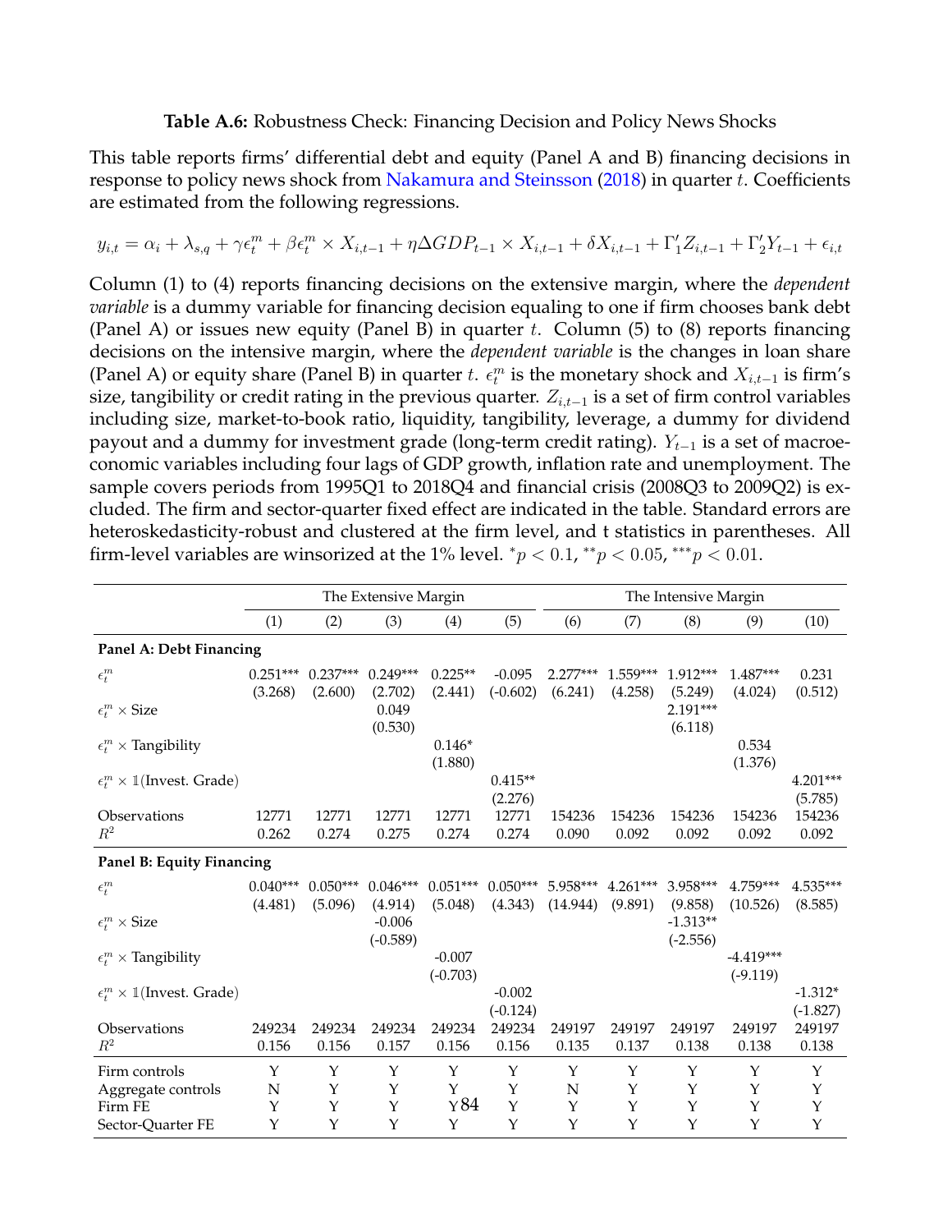**Table A.6:** Robustness Check: Financing Decision and Policy News Shocks

This table reports firms' differential debt and equity (Panel A and B) financing decisions in response to policy news shock from Nakamura and Steinsson (2018) in quarter $t$. Coefficients are estimated from the following regressions.

$$y_{i,t} = \alpha_i + \lambda_{s,q} + \gamma\epsilon_t^m + \beta\epsilon_t^m \times X_{i,t-1} + \eta\Delta GDP_{t-1} \times X_{i,t-1} + \delta X_{i,t-1} + \Gamma_1' Z_{i,t-1} + \Gamma_2' Y_{t-1} + \epsilon_{i,t}$$

Column (1) to (4) reports financing decisions on the extensive margin, where the *dependent variable* is a dummy variable for financing decision equaling to one if firm chooses bank debt (Panel A) or issues new equity (Panel B) in quarter $t$. Column (5) to (8) reports financing decisions on the intensive margin, where the *dependent variable* is the changes in loan share (Panel A) or equity share (Panel B) in quarter $t$. $\epsilon_t^m$ is the monetary shock and $X_{i,t-1}$ is firm's size, tangibility or credit rating in the previous quarter. $Z_{i,t-1}$ is a set of firm control variables including size, market-to-book ratio, liquidity, tangibility, leverage, a dummy for dividend payout and a dummy for investment grade (long-term credit rating). $Y_{t-1}$ is a set of macroeconomic variables including four lags of GDP growth, inflation rate and unemployment. The sample covers periods from 1995Q1 to 2018Q4 and financial crisis (2008Q3 to 2009Q2) is excluded. The firm and sector-quarter fixed effect are indicated in the table. Standard errors are heteroskedasticity-robust and clustered at the firm level, and t statistics in parentheses. All firm-level variables are winsorized at the 1% level. $^{*}p < 0.1$, $^{**}p < 0.05$, $^{***}p < 0.01$.

| | The Extensive Margin | | | | | The Intensive Margin | | | | |
|---|---|---|---|---|---|---|---|---|---|---|
| | (1) | (2) | (3) | (4) | (5) | (6) | (7) | (8) | (9) | (10) |
| **Panel A: Debt Financing** | | | | | | | | | | |
| $\epsilon_t^m$ | 0.251*** | 0.237*** | 0.249*** | 0.225** | -0.095 | 2.277*** | 1.559*** | 1.912*** | 1.487*** | 0.231 |
| | (3.268) | (2.600) | (2.702) | (2.441) | (-0.602) | (6.241) | (4.258) | (5.249) | (4.024) | (0.512) |
| $\epsilon_t^m \times$ Size | | | 0.049 | | | | | 2.191*** | | |
| | | | (0.530) | | | | | (6.118) | | |
| $\epsilon_t^m \times$ Tangibility | | | | 0.146* | | | | | 0.534 | |
| | | | | (1.880) | | | | | (1.376) | |
| $\epsilon_t^m \times \mathbb{1}$(Invest. Grade) | | | | | 0.415** | | | | | 4.201*** |
| | | | | | (2.276) | | | | | (5.785) |
| Observations | 12771 | 12771 | 12771 | 12771 | 12771 | 154236 | 154236 | 154236 | 154236 | 154236 |
| $R^2$ | 0.262 | 0.274 | 0.275 | 0.274 | 0.274 | 0.090 | 0.092 | 0.092 | 0.092 | 0.092 |
| **Panel B: Equity Financing** | | | | | | | | | | |
| $\epsilon_t^m$ | 0.040*** | 0.050*** | 0.046*** | 0.051*** | 0.050*** | 5.958*** | 4.261*** | 3.958*** | 4.759*** | 4.535*** |
| | (4.481) | (5.096) | (4.914) | (5.048) | (4.343) | (14.944) | (9.891) | (9.858) | (10.526) | (8.585) |
| $\epsilon_t^m \times$ Size | | | -0.006 | | | | | -1.313** | | |
| | | | (-0.589) | | | | | (-2.556) | | |
| $\epsilon_t^m \times$ Tangibility | | | | -0.007 | | | | | -4.419*** | |
| | | | | (-0.703) | | | | | (-9.119) | |
| $\epsilon_t^m \times \mathbb{1}$(Invest. Grade) | | | | | -0.002 | | | | | -1.312* |
| | | | | | (-0.124) | | | | | (-1.827) |
| Observations | 249234 | 249234 | 249234 | 249234 | 249234 | 249197 | 249197 | 249197 | 249197 | 249197 |
| $R^2$ | 0.156 | 0.156 | 0.157 | 0.156 | 0.156 | 0.135 | 0.137 | 0.138 | 0.138 | 0.138 |
| Firm controls | Y | Y | Y | Y | Y | Y | Y | Y | Y | Y |
| Aggregate controls | N | Y | Y | Y | Y | N | Y | Y | Y | Y |
| Firm FE | Y | Y | Y | Y | Y | Y | Y | Y | Y | Y |
| Sector-Quarter FE | Y | Y | Y | Y | Y | Y | Y | Y | Y | Y |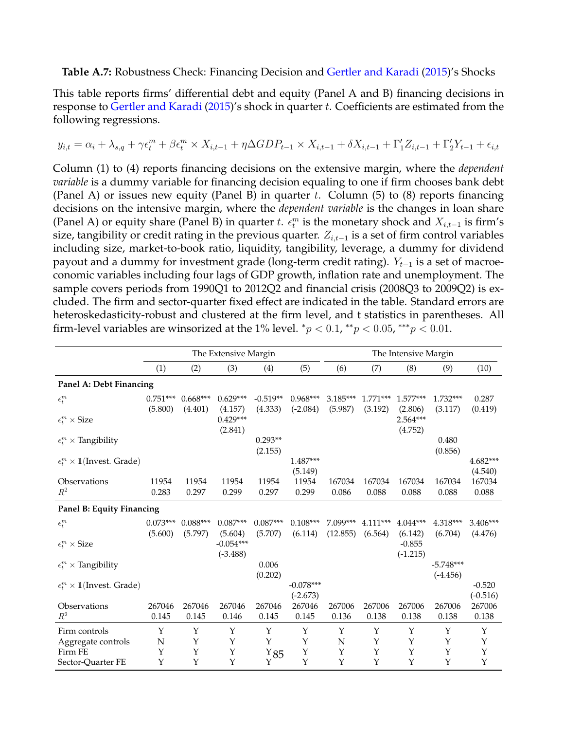**Table A.7:** Robustness Check: Financing Decision and Gertler and Karadi (2015)'s Shocks

This table reports firms' differential debt and equity (Panel A and B) financing decisions in response to Gertler and Karadi (2015)'s shock in quarter $t$. Coefficients are estimated from the following regressions.

$$y_{i,t} = \alpha_i + \lambda_{s,q} + \gamma\epsilon_t^m + \beta\epsilon_t^m \times X_{i,t-1} + \eta\Delta GDP_{t-1} \times X_{i,t-1} + \delta X_{i,t-1} + \Gamma_1' Z_{i,t-1} + \Gamma_2' Y_{t-1} + \epsilon_{i,t}$$

Column (1) to (4) reports financing decisions on the extensive margin, where the *dependent variable* is a dummy variable for financing decision equaling to one if firm chooses bank debt (Panel A) or issues new equity (Panel B) in quarter $t$. Column (5) to (8) reports financing decisions on the intensive margin, where the *dependent variable* is the changes in loan share (Panel A) or equity share (Panel B) in quarter $t$. $\epsilon_t^m$ is the monetary shock and $X_{i,t-1}$ is firm's size, tangibility or credit rating in the previous quarter. $Z_{i,t-1}$ is a set of firm control variables including size, market-to-book ratio, liquidity, tangibility, leverage, a dummy for dividend payout and a dummy for investment grade (long-term credit rating). $Y_{t-1}$ is a set of macroeconomic variables including four lags of GDP growth, inflation rate and unemployment. The sample covers periods from 1990Q1 to 2012Q2 and financial crisis (2008Q3 to 2009Q2) is excluded. The firm and sector-quarter fixed effect are indicated in the table. Standard errors are heteroskedasticity-robust and clustered at the firm level, and t statistics in parentheses. All firm-level variables are winsorized at the 1% level. $^{*}p < 0.1$, $^{**}p < 0.05$, $^{***}p < 0.01$.

| | The Extensive Margin | | | | | The Intensive Margin | | | | |
|---|---|---|---|---|---|---|---|---|---|---|
| | (1) | (2) | (3) | (4) | (5) | (6) | (7) | (8) | (9) | (10) |
| **Panel A: Debt Financing** | | | | | | | | | | |
| $\epsilon_t^m$ | 0.751*** | 0.668*** | 0.629*** | -0.519** | 0.968*** | 3.185*** | 1.771*** | 1.577*** | 1.732*** | 0.287 |
| | (5.800) | (4.401) | (4.157) | (4.333) | (-2.084) | (5.987) | (3.192) | (2.806) | (3.117) | (0.419) |
| $\epsilon_t^m \times$ Size | | | 0.429*** | | | | | 2.564*** | | |
| | | | (2.841) | | | | | (4.752) | | |
| $\epsilon_t^m \times$ Tangibility | | | | 0.293** | | | | | 0.480 | |
| | | | | (2.155) | | | | | (0.856) | |
| $\epsilon_t^m \times \mathbb{1}$(Invest. Grade) | | | | | 1.487*** | | | | | 4.682*** |
| | | | | | (5.149) | | | | | (4.540) |
| Observations | 11954 | 11954 | 11954 | 11954 | 11954 | 167034 | 167034 | 167034 | 167034 | 167034 |
| $R^2$ | 0.283 | 0.297 | 0.299 | 0.297 | 0.299 | 0.086 | 0.088 | 0.088 | 0.088 | 0.088 |
| **Panel B: Equity Financing** | | | | | | | | | | |
| $\epsilon_t^m$ | 0.073*** | 0.088*** | 0.087*** | 0.087*** | 0.108*** | 7.099*** | 4.111*** | 4.044*** | 4.318*** | 3.406*** |
| | (5.600) | (5.797) | (5.604) | (5.707) | (6.114) | (12.855) | (6.564) | (6.142) | (6.704) | (4.476) |
| $\epsilon_t^m \times$ Size | | | -0.054*** | | | | | -0.855 | | |
| | | | (-3.488) | | | | | (-1.215) | | |
| $\epsilon_t^m \times$ Tangibility | | | | 0.006 | | | | | -5.748*** | |
| | | | | (0.202) | | | | | (-4.456) | |
| $\epsilon_t^m \times \mathbb{1}$(Invest. Grade) | | | | | -0.078*** | | | | | -0.520 |
| | | | | | (-2.673) | | | | | (-0.516) |
| Observations | 267046 | 267046 | 267046 | 267046 | 267046 | 267006 | 267006 | 267006 | 267006 | 267006 |
| $R^2$ | 0.145 | 0.145 | 0.146 | 0.145 | 0.145 | 0.136 | 0.138 | 0.138 | 0.138 | 0.138 |
| Firm controls | Y | Y | Y | Y | Y | Y | Y | Y | Y | Y |
| Aggregate controls | N | Y | Y | Y | Y | N | Y | Y | Y | Y |
| Firm FE | Y | Y | Y | Y | Y | Y | Y | Y | Y | Y |
| Sector-Quarter FE | Y | Y | Y | Y | Y | Y | Y | Y | Y | Y |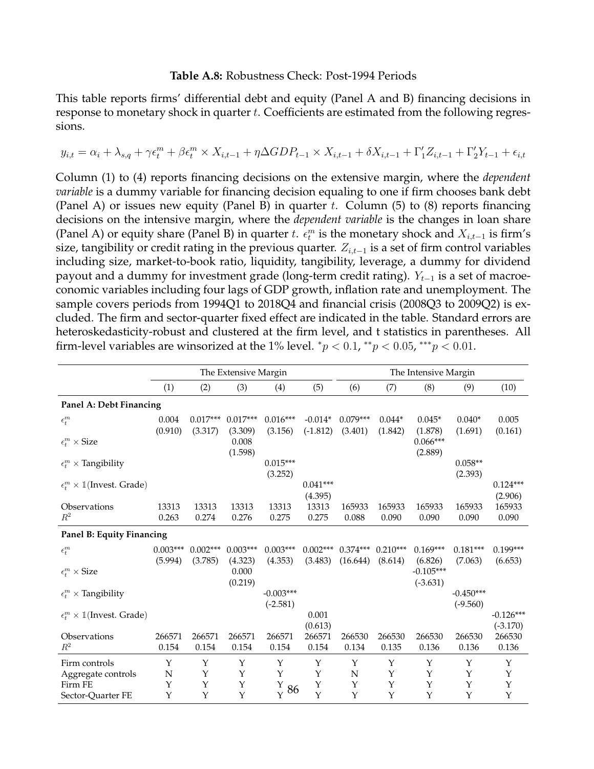**Table A.8:** Robustness Check: Post-1994 Periods

This table reports firms' differential debt and equity (Panel A and B) financing decisions in response to monetary shock in quarter $t$. Coefficients are estimated from the following regressions.

$$y_{i,t} = \alpha_i + \lambda_{s,q} + \gamma\epsilon_t^m + \beta\epsilon_t^m \times X_{i,t-1} + \eta\Delta GDP_{t-1} \times X_{i,t-1} + \delta X_{i,t-1} + \Gamma_1' Z_{i,t-1} + \Gamma_2' Y_{t-1} + \epsilon_{i,t}$$

Column (1) to (4) reports financing decisions on the extensive margin, where the *dependent variable* is a dummy variable for financing decision equaling to one if firm chooses bank debt (Panel A) or issues new equity (Panel B) in quarter $t$. Column (5) to (8) reports financing decisions on the intensive margin, where the *dependent variable* is the changes in loan share (Panel A) or equity share (Panel B) in quarter $t$. $\epsilon_t^m$ is the monetary shock and $X_{i,t-1}$ is firm's size, tangibility or credit rating in the previous quarter. $Z_{i,t-1}$ is a set of firm control variables including size, market-to-book ratio, liquidity, tangibility, leverage, a dummy for dividend payout and a dummy for investment grade (long-term credit rating). $Y_{t-1}$ is a set of macroeconomic variables including four lags of GDP growth, inflation rate and unemployment. The sample covers periods from 1994Q1 to 2018Q4 and financial crisis (2008Q3 to 2009Q2) is excluded. The firm and sector-quarter fixed effect are indicated in the table. Standard errors are heteroskedasticity-robust and clustered at the firm level, and t statistics in parentheses. All firm-level variables are winsorized at the 1% level. $^{*}p < 0.1$, $^{**}p < 0.05$, $^{***}p < 0.01$.

| | The Extensive Margin | | | | | The Intensive Margin | | | | |
|---|---|---|---|---|---|---|---|---|---|---|
| | (1) | (2) | (3) | (4) | (5) | (6) | (7) | (8) | (9) | (10) |
| **Panel A: Debt Financing** | | | | | | | | | | |
| $\epsilon_t^m$ | 0.004 | 0.017*** | 0.017*** | 0.016*** | -0.014* | 0.079*** | 0.044* | 0.045* | 0.040* | 0.005 |
| | (0.910) | (3.317) | (3.309) | (3.156) | (-1.812) | (3.401) | (1.842) | (1.878) | (1.691) | (0.161) |
| $\epsilon_t^m \times$ Size | | | 0.008 | | | | | 0.066*** | | |
| | | | (1.598) | | | | | (2.889) | | |
| $\epsilon_t^m \times$ Tangibility | | | | 0.015*** | | | | | 0.058** | |
| | | | | (3.252) | | | | | (2.393) | |
| $\epsilon_t^m \times \mathbb{1}$(Invest. Grade) | | | | | 0.041*** | | | | | 0.124*** |
| | | | | | (4.395) | | | | | (2.906) |
| Observations | 13313 | 13313 | 13313 | 13313 | 13313 | 165933 | 165933 | 165933 | 165933 | 165933 |
| $R^2$ | 0.263 | 0.274 | 0.276 | 0.275 | 0.275 | 0.088 | 0.090 | 0.090 | 0.090 | 0.090 |
| **Panel B: Equity Financing** | | | | | | | | | | |
| $\epsilon_t^m$ | 0.003*** | 0.002*** | 0.003*** | 0.003*** | 0.002*** | 0.374*** | 0.210*** | 0.169*** | 0.181*** | 0.199*** |
| | (5.994) | (3.785) | (4.323) | (4.353) | (3.483) | (16.644) | (8.614) | (6.826) | (7.063) | (6.653) |
| $\epsilon_t^m \times$ Size | | | 0.000 | | | | | -0.105*** | | |
| | | | (0.219) | | | | | (-3.631) | | |
| $\epsilon_t^m \times$ Tangibility | | | | -0.003*** | | | | | -0.450*** | |
| | | | | (-2.581) | | | | | (-9.560) | |
| $\epsilon_t^m \times \mathbb{1}$(Invest. Grade) | | | | | 0.001 | | | | | -0.126*** |
| | | | | | (0.613) | | | | | (-3.170) |
| Observations | 266571 | 266571 | 266571 | 266571 | 266571 | 266530 | 266530 | 266530 | 266530 | 266530 |
| $R^2$ | 0.154 | 0.154 | 0.154 | 0.154 | 0.154 | 0.134 | 0.135 | 0.136 | 0.136 | 0.136 |
| Firm controls | Y | Y | Y | Y | Y | Y | Y | Y | Y | Y |
| Aggregate controls | N | Y | Y | Y | Y | N | Y | Y | Y | Y |
| Firm FE | Y | Y | Y | Y | Y | Y | Y | Y | Y | Y |
| Sector-Quarter FE | Y | Y | Y | Y | Y | Y | Y | Y | Y | Y |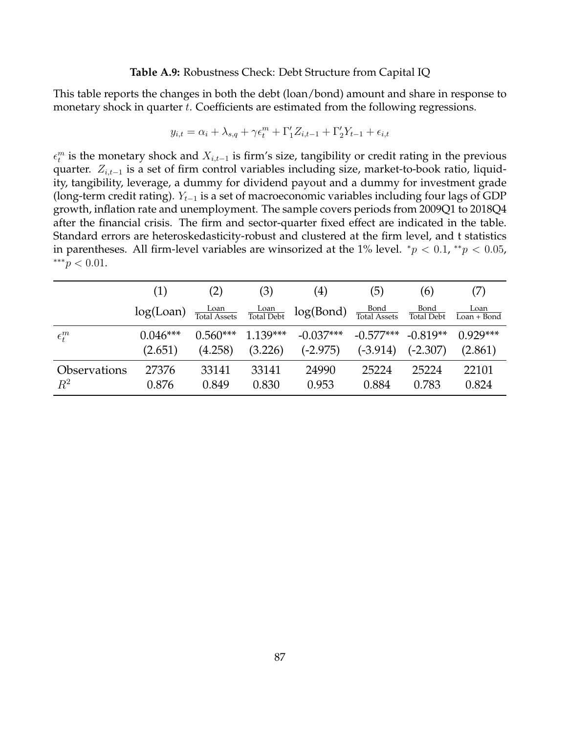**Table A.9:** Robustness Check: Debt Structure from Capital IQ

This table reports the changes in both the debt (loan/bond) amount and share in response to monetary shock in quarter $t$. Coefficients are estimated from the following regressions.

$$y_{i,t} = \alpha_i + \lambda_{s,q} + \gamma \epsilon_t^m + \Gamma_1' Z_{i,t-1} + \Gamma_2' Y_{t-1} + \epsilon_{i,t}$$

$\epsilon_t^m$ is the monetary shock and $X_{i,t-1}$ is firm's size, tangibility or credit rating in the previous quarter. $Z_{i,t-1}$ is a set of firm control variables including size, market-to-book ratio, liquidity, tangibility, leverage, a dummy for dividend payout and a dummy for investment grade (long-term credit rating). $Y_{t-1}$ is a set of macroeconomic variables including four lags of GDP growth, inflation rate and unemployment. The sample covers periods from 2009Q1 to 2018Q4 after the financial crisis. The firm and sector-quarter fixed effect are indicated in the table. Standard errors are heteroskedasticity-robust and clustered at the firm level, and t statistics in parentheses. All firm-level variables are winsorized at the 1% level. $^{*}p < 0.1$, $^{**}p < 0.05$, $^{***}p < 0.01$.

| | (1) | (2) | (3) | (4) | (5) | (6) | (7) |
|---|---|---|---|---|---|---|---|
| | log(Loan) | $\frac{\text{Loan}}{\text{Total Assets}}$ | $\frac{\text{Loan}}{\text{Total Debt}}$ | log(Bond) | $\frac{\text{Bond}}{\text{Total Assets}}$ | $\frac{\text{Bond}}{\text{Total Debt}}$ | $\frac{\text{Loan}}{\text{Loan + Bond}}$ |
| $\epsilon_t^m$ | 0.046*** | 0.560*** | 1.139*** | -0.037*** | -0.577*** | -0.819** | 0.929*** |
| | (2.651) | (4.258) | (3.226) | (-2.975) | (-3.914) | (-2.307) | (2.861) |
| Observations | 27376 | 33141 | 33141 | 24990 | 25224 | 25224 | 22101 |
| $R^2$ | 0.876 | 0.849 | 0.830 | 0.953 | 0.884 | 0.783 | 0.824 |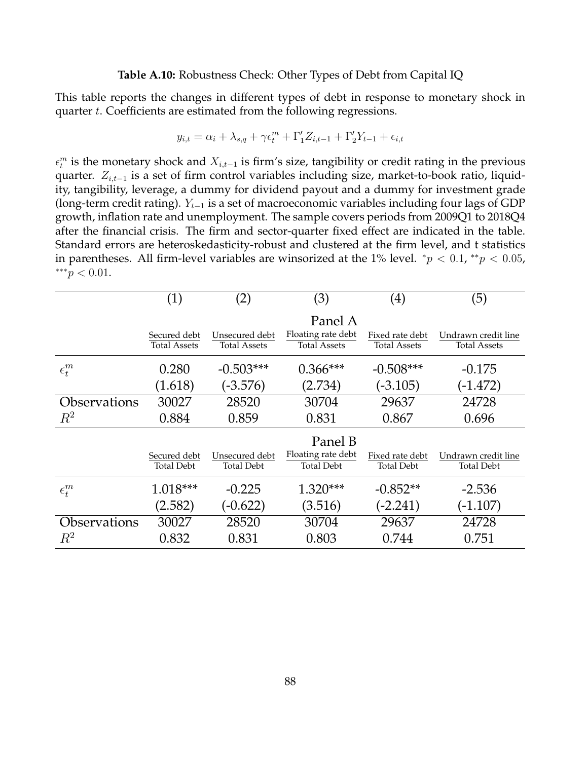**Table A.10:** Robustness Check: Other Types of Debt from Capital IQ

This table reports the changes in different types of debt in response to monetary shock in quarter $t$. Coefficients are estimated from the following regressions.

$$y_{i,t} = \alpha_i + \lambda_{s,q} + \gamma \epsilon_t^m + \Gamma_1' Z_{i,t-1} + \Gamma_2' Y_{t-1} + \epsilon_{i,t}$$

$\epsilon_t^m$ is the monetary shock and $X_{i,t-1}$ is firm's size, tangibility or credit rating in the previous quarter. $Z_{i,t-1}$ is a set of firm control variables including size, market-to-book ratio, liquidity, tangibility, leverage, a dummy for dividend payout and a dummy for investment grade (long-term credit rating). $Y_{t-1}$ is a set of macroeconomic variables including four lags of GDP growth, inflation rate and unemployment. The sample covers periods from 2009Q1 to 2018Q4 after the financial crisis. The firm and sector-quarter fixed effect are indicated in the table. Standard errors are heteroskedasticity-robust and clustered at the firm level, and t statistics in parentheses. All firm-level variables are winsorized at the 1% level. $^{*}p < 0.1$, $^{**}p < 0.05$, $^{***}p < 0.01$.

| | (1) | (2) | (3) | (4) | (5) |
|---|---|---|---|---|---|
| | | | Panel A | | |
| | Secured debt / Total Assets | Unsecured debt / Total Assets | Floating rate debt / Total Assets | Fixed rate debt / Total Assets | Undrawn credit line / Total Assets |
| $\epsilon_t^m$ | 0.280 | -0.503*** | 0.366*** | -0.508*** | -0.175 |
| | (1.618) | (-3.576) | (2.734) | (-3.105) | (-1.472) |
| Observations | 30027 | 28520 | 30704 | 29637 | 24728 |
| $R^2$ | 0.884 | 0.859 | 0.831 | 0.867 | 0.696 |
| | | | Panel B | | |
| | Secured debt / Total Debt | Unsecured debt / Total Debt | Floating rate debt / Total Debt | Fixed rate debt / Total Debt | Undrawn credit line / Total Debt |
| $\epsilon_t^m$ | 1.018*** | -0.225 | 1.320*** | -0.852** | -2.536 |
| | (2.582) | (-0.622) | (3.516) | (-2.241) | (-1.107) |
| Observations | 30027 | 28520 | 30704 | 29637 | 24728 |
| $R^2$ | 0.832 | 0.831 | 0.803 | 0.744 | 0.751 |